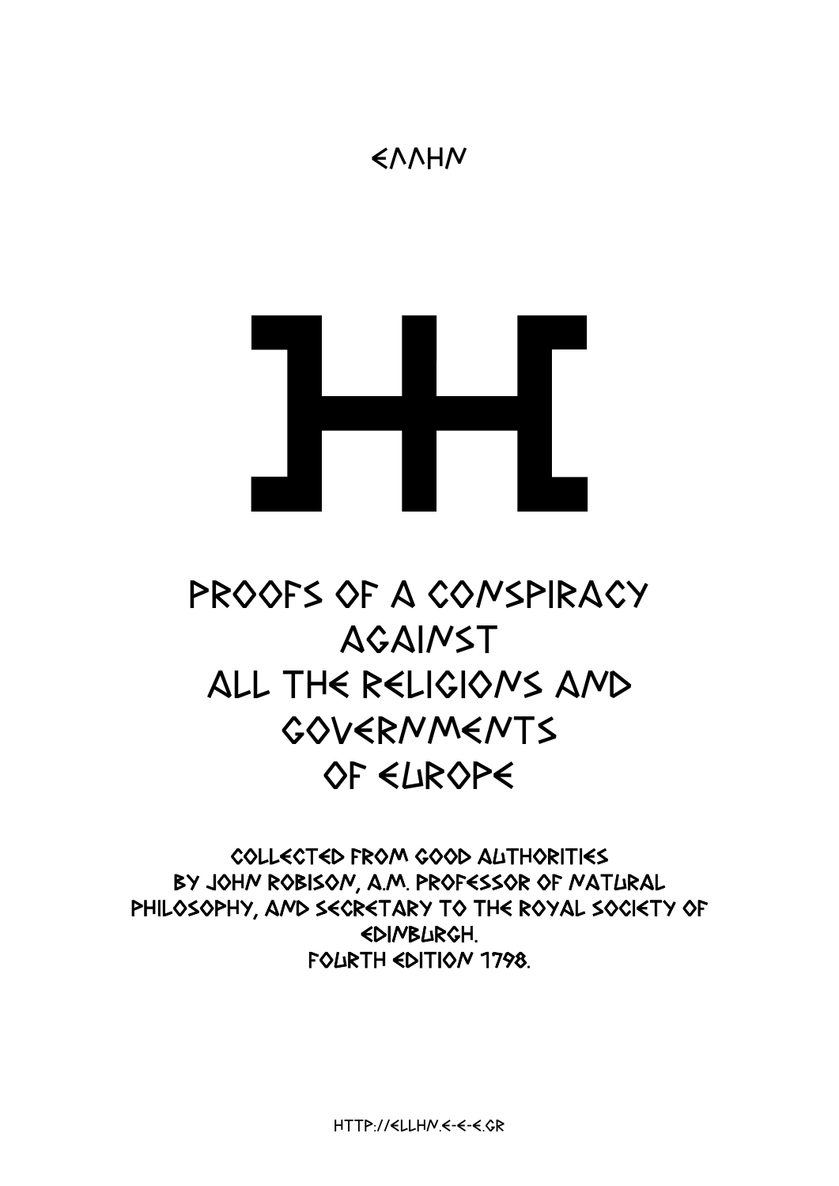ΕΛΛΗΝ

# PROOFS OF A CONSPIRACY AGAINST ALL THE RELIGIONS AND GOVERNMENTS OF EUROPE

COLLECTED FROM GOOD AUTHORITIES
BY JOHN ROBISON, A.M. PROFESSOR OF NATURAL PHILOSOPHY, AND SECRETARY TO THE ROYAL SOCIETY OF EDINBURGH.
FOURTH EDITION 1798.

HTTP://ELLHN.E-E-E.GR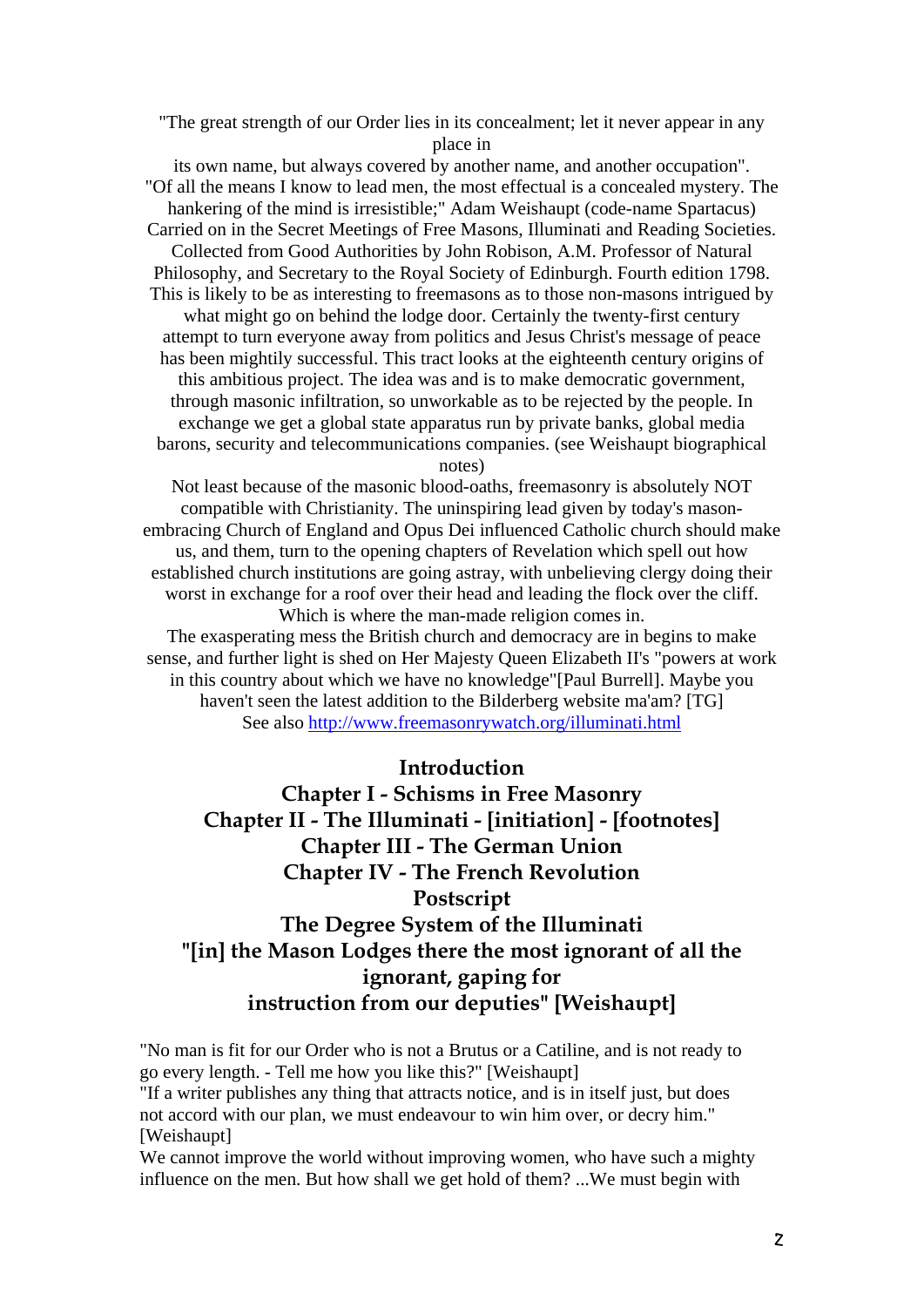"The great strength of our Order lies in its concealment; let it never appear in any place in

its own name, but always covered by another name, and another occupation". "Of all the means I know to lead men, the most effectual is a concealed mystery. The hankering of the mind is irresistible;" Adam Weishaupt (code-name Spartacus) Carried on in the Secret Meetings of Free Masons, Illuminati and Reading Societies. Collected from Good Authorities by John Robison, A.M. Professor of Natural Philosophy, and Secretary to the Royal Society of Edinburgh. Fourth edition 1798. This is likely to be as interesting to freemasons as to those non-masons intrigued by what might go on behind the lodge door. Certainly the twenty-first century attempt to turn everyone away from politics and Jesus Christ's message of peace has been mightily successful. This tract looks at the eighteenth century origins of this ambitious project. The idea was and is to make democratic government, through masonic infiltration, so unworkable as to be rejected by the people. In exchange we get a global state apparatus run by private banks, global media barons, security and telecommunications companies. (see Weishaupt biographical notes)

Not least because of the masonic blood-oaths, freemasonry is absolutely NOT compatible with Christianity. The uninspiring lead given by today's mason-embracing Church of England and Opus Dei influenced Catholic church should make us, and them, turn to the opening chapters of Revelation which spell out how established church institutions are going astray, with unbelieving clergy doing their worst in exchange for a roof over their head and leading the flock over the cliff. Which is where the man-made religion comes in.

The exasperating mess the British church and democracy are in begins to make sense, and further light is shed on Her Majesty Queen Elizabeth II's "powers at work in this country about which we have no knowledge"[Paul Burrell]. Maybe you haven't seen the latest addition to the Bilderberg website ma'am? [TG]

See also http://www.freemasonrywatch.org/illuminati.html

**Introduction**

**Chapter I - Schisms in Free Masonry**

**Chapter II - The Illuminati - [initiation] - [footnotes]**

**Chapter III - The German Union**

**Chapter IV - The French Revolution**

**Postscript**

**The Degree System of the Illuminati**

**"[in] the Mason Lodges there the most ignorant of all the ignorant, gaping for instruction from our deputies" [Weishaupt]**

"No man is fit for our Order who is not a Brutus or a Catiline, and is not ready to go every length. - Tell me how you like this?" [Weishaupt]

"If a writer publishes any thing that attracts notice, and is in itself just, but does not accord with our plan, we must endeavour to win him over, or decry him." [Weishaupt]

We cannot improve the world without improving women, who have such a mighty influence on the men. But how shall we get hold of them? ...We must begin with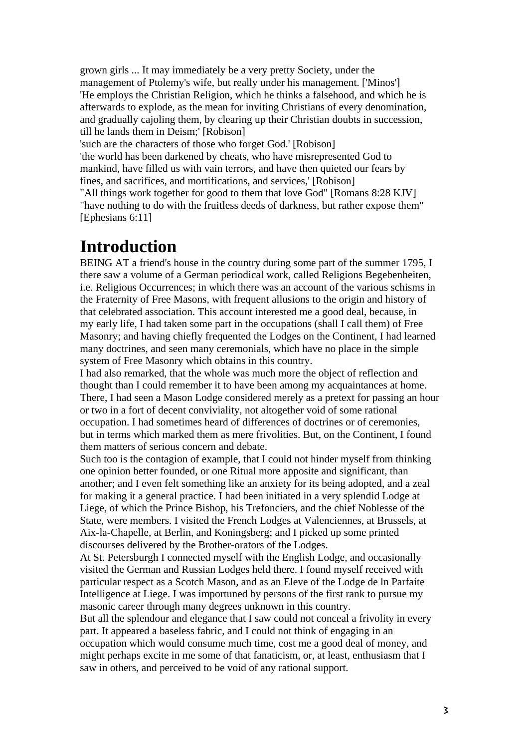grown girls ... It may immediately be a very pretty Society, under the management of Ptolemy's wife, but really under his management. ['Minos']
'He employs the Christian Religion, which he thinks a falsehood, and which he is afterwards to explode, as the mean for inviting Christians of every denomination, and gradually cajoling them, by clearing up their Christian doubts in succession, till he lands them in Deism;' [Robison]
'such are the characters of those who forget God.' [Robison]
'the world has been darkened by cheats, who have misrepresented God to mankind, have filled us with vain terrors, and have then quieted our fears by fines, and sacrifices, and mortifications, and services,' [Robison]
"All things work together for good to them that love God" [Romans 8:28 KJV]
"have nothing to do with the fruitless deeds of darkness, but rather expose them" [Ephesians 6:11]

# Introduction

BEING AT a friend's house in the country during some part of the summer 1795, I there saw a volume of a German periodical work, called Religions Begebenheiten, i.e. Religious Occurrences; in which there was an account of the various schisms in the Fraternity of Free Masons, with frequent allusions to the origin and history of that celebrated association. This account interested me a good deal, because, in my early life, I had taken some part in the occupations (shall I call them) of Free Masonry; and having chiefly frequented the Lodges on the Continent, I had learned many doctrines, and seen many ceremonials, which have no place in the simple system of Free Masonry which obtains in this country.

I had also remarked, that the whole was much more the object of reflection and thought than I could remember it to have been among my acquaintances at home. There, I had seen a Mason Lodge considered merely as a pretext for passing an hour or two in a fort of decent conviviality, not altogether void of some rational occupation. I had sometimes heard of differences of doctrines or of ceremonies, but in terms which marked them as mere frivolities. But, on the Continent, I found them matters of serious concern and debate.

Such too is the contagion of example, that I could not hinder myself from thinking one opinion better founded, or one Ritual more apposite and significant, than another; and I even felt something like an anxiety for its being adopted, and a zeal for making it a general practice. I had been initiated in a very splendid Lodge at Liege, of which the Prince Bishop, his Trefonciers, and the chief Noblesse of the State, were members. I visited the French Lodges at Valenciennes, at Brussels, at Aix-la-Chapelle, at Berlin, and Koningsberg; and I picked up some printed discourses delivered by the Brother-orators of the Lodges.

At St. Petersburgh I connected myself with the English Lodge, and occasionally visited the German and Russian Lodges held there. I found myself received with particular respect as a Scotch Mason, and as an Eleve of the Lodge de ln Parfaite Intelligence at Liege. I was importuned by persons of the first rank to pursue my masonic career through many degrees unknown in this country.

But all the splendour and elegance that I saw could not conceal a frivolity in every part. It appeared a baseless fabric, and I could not think of engaging in an occupation which would consume much time, cost me a good deal of money, and might perhaps excite in me some of that fanaticism, or, at least, enthusiasm that I saw in others, and perceived to be void of any rational support.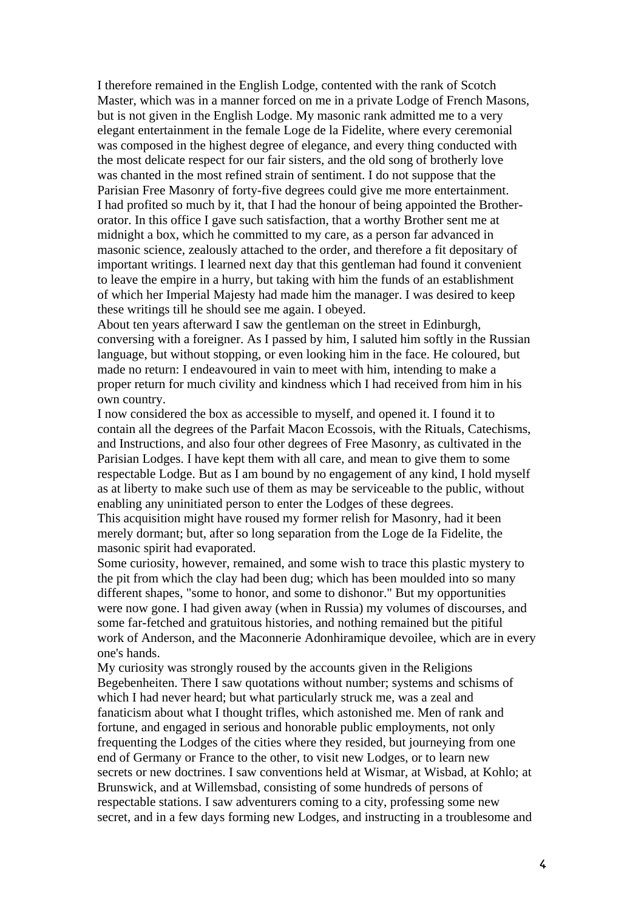I therefore remained in the English Lodge, contented with the rank of Scotch Master, which was in a manner forced on me in a private Lodge of French Masons, but is not given in the English Lodge. My masonic rank admitted me to a very elegant entertainment in the female Loge de la Fidelite, where every ceremonial was composed in the highest degree of elegance, and every thing conducted with the most delicate respect for our fair sisters, and the old song of brotherly love was chanted in the most refined strain of sentiment. I do not suppose that the Parisian Free Masonry of forty-five degrees could give me more entertainment. I had profited so much by it, that I had the honour of being appointed the Brother-orator. In this office I gave such satisfaction, that a worthy Brother sent me at midnight a box, which he committed to my care, as a person far advanced in masonic science, zealously attached to the order, and therefore a fit depositary of important writings. I learned next day that this gentleman had found it convenient to leave the empire in a hurry, but taking with him the funds of an establishment of which her Imperial Majesty had made him the manager. I was desired to keep these writings till he should see me again. I obeyed.

About ten years afterward I saw the gentleman on the street in Edinburgh, conversing with a foreigner. As I passed by him, I saluted him softly in the Russian language, but without stopping, or even looking him in the face. He coloured, but made no return: I endeavoured in vain to meet with him, intending to make a proper return for much civility and kindness which I had received from him in his own country.

I now considered the box as accessible to myself, and opened it. I found it to contain all the degrees of the Parfait Macon Ecossois, with the Rituals, Catechisms, and Instructions, and also four other degrees of Free Masonry, as cultivated in the Parisian Lodges. I have kept them with all care, and mean to give them to some respectable Lodge. But as I am bound by no engagement of any kind, I hold myself as at liberty to make such use of them as may be serviceable to the public, without enabling any uninitiated person to enter the Lodges of these degrees.

This acquisition might have roused my former relish for Masonry, had it been merely dormant; but, after so long separation from the Loge de Ia Fidelite, the masonic spirit had evaporated.

Some curiosity, however, remained, and some wish to trace this plastic mystery to the pit from which the clay had been dug; which has been moulded into so many different shapes, "some to honor, and some to dishonor." But my opportunities were now gone. I had given away (when in Russia) my volumes of discourses, and some far-fetched and gratuitous histories, and nothing remained but the pitiful work of Anderson, and the Maconnerie Adonhiramique devoilee, which are in every one's hands.

My curiosity was strongly roused by the accounts given in the Religions Begebenheiten. There I saw quotations without number; systems and schisms of which I had never heard; but what particularly struck me, was a zeal and fanaticism about what I thought trifles, which astonished me. Men of rank and fortune, and engaged in serious and honorable public employments, not only frequenting the Lodges of the cities where they resided, but journeying from one end of Germany or France to the other, to visit new Lodges, or to learn new secrets or new doctrines. I saw conventions held at Wismar, at Wisbad, at Kohlo; at Brunswick, and at Willemsbad, consisting of some hundreds of persons of respectable stations. I saw adventurers coming to a city, professing some new secret, and in a few days forming new Lodges, and instructing in a troublesome and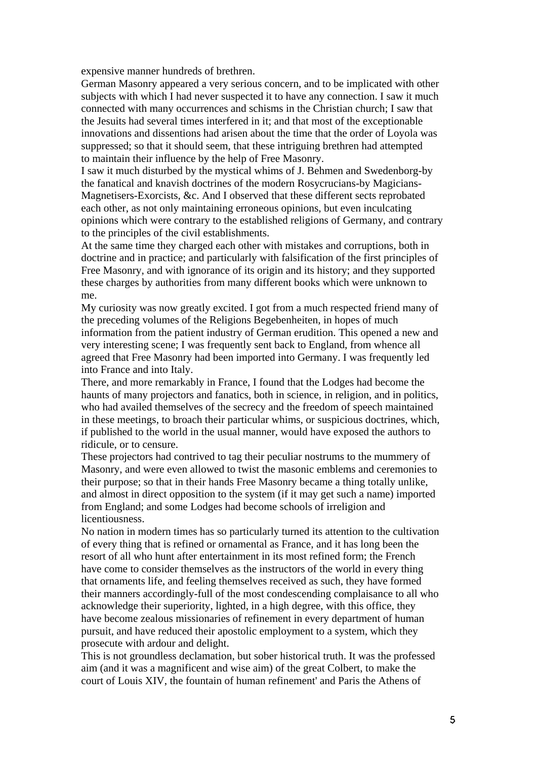expensive manner hundreds of brethren.

German Masonry appeared a very serious concern, and to be implicated with other subjects with which I had never suspected it to have any connection. I saw it much connected with many occurrences and schisms in the Christian church; I saw that the Jesuits had several times interfered in it; and that most of the exceptionable innovations and dissentions had arisen about the time that the order of Loyola was suppressed; so that it should seem, that these intriguing brethren had attempted to maintain their influence by the help of Free Masonry.

I saw it much disturbed by the mystical whims of J. Behmen and Swedenborg-by the fanatical and knavish doctrines of the modern Rosycrucians-by Magicians-Magnetisers-Exorcists, &c. And I observed that these different sects reprobated each other, as not only maintaining erroneous opinions, but even inculcating opinions which were contrary to the established religions of Germany, and contrary to the principles of the civil establishments.

At the same time they charged each other with mistakes and corruptions, both in doctrine and in practice; and particularly with falsification of the first principles of Free Masonry, and with ignorance of its origin and its history; and they supported these charges by authorities from many different books which were unknown to me.

My curiosity was now greatly excited. I got from a much respected friend many of the preceding volumes of the Religions Begebenheiten, in hopes of much information from the patient industry of German erudition. This opened a new and very interesting scene; I was frequently sent back to England, from whence all agreed that Free Masonry had been imported into Germany. I was frequently led into France and into Italy.

There, and more remarkably in France, I found that the Lodges had become the haunts of many projectors and fanatics, both in science, in religion, and in politics, who had availed themselves of the secrecy and the freedom of speech maintained in these meetings, to broach their particular whims, or suspicious doctrines, which, if published to the world in the usual manner, would have exposed the authors to ridicule, or to censure.

These projectors had contrived to tag their peculiar nostrums to the mummery of Masonry, and were even allowed to twist the masonic emblems and ceremonies to their purpose; so that in their hands Free Masonry became a thing totally unlike, and almost in direct opposition to the system (if it may get such a name) imported from England; and some Lodges had become schools of irreligion and licentiousness.

No nation in modern times has so particularly turned its attention to the cultivation of every thing that is refined or ornamental as France, and it has long been the resort of all who hunt after entertainment in its most refined form; the French have come to consider themselves as the instructors of the world in every thing that ornaments life, and feeling themselves received as such, they have formed their manners accordingly-full of the most condescending complaisance to all who acknowledge their superiority, lighted, in a high degree, with this office, they have become zealous missionaries of refinement in every department of human pursuit, and have reduced their apostolic employment to a system, which they prosecute with ardour and delight.

This is not groundless declamation, but sober historical truth. It was the professed aim (and it was a magnificent and wise aim) of the great Colbert, to make the court of Louis XIV, the fountain of human refinement' and Paris the Athens of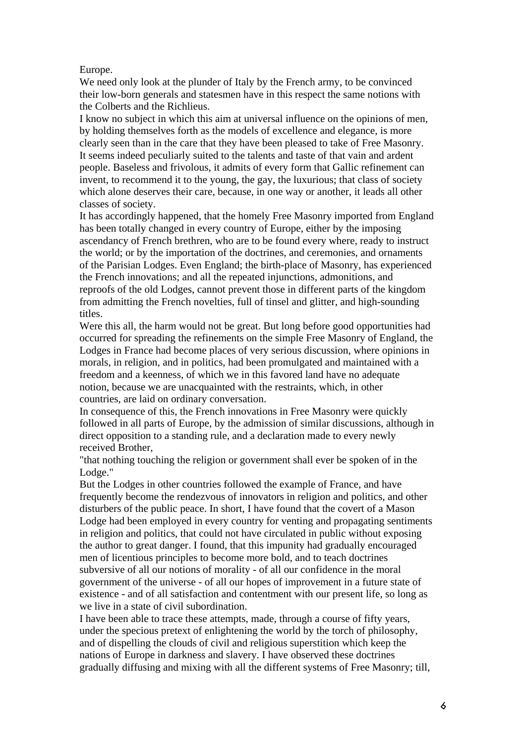Europe.

We need only look at the plunder of Italy by the French army, to be convinced their low-born generals and statesmen have in this respect the same notions with the Colberts and the Richlieus.

I know no subject in which this aim at universal influence on the opinions of men, by holding themselves forth as the models of excellence and elegance, is more clearly seen than in the care that they have been pleased to take of Free Masonry. It seems indeed peculiarly suited to the talents and taste of that vain and ardent people. Baseless and frivolous, it admits of every form that Gallic refinement can invent, to recommend it to the young, the gay, the luxurious; that class of society which alone deserves their care, because, in one way or another, it leads all other classes of society.

It has accordingly happened, that the homely Free Masonry imported from England has been totally changed in every country of Europe, either by the imposing ascendancy of French brethren, who are to be found every where, ready to instruct the world; or by the importation of the doctrines, and ceremonies, and ornaments of the Parisian Lodges. Even England; the birth-place of Masonry, has experienced the French innovations; and all the repeated injunctions, admonitions, and reproofs of the old Lodges, cannot prevent those in different parts of the kingdom from admitting the French novelties, full of tinsel and glitter, and high-sounding titles.

Were this all, the harm would not be great. But long before good opportunities had occurred for spreading the refinements on the simple Free Masonry of England, the Lodges in France had become places of very serious discussion, where opinions in morals, in religion, and in politics, had been promulgated and maintained with a freedom and a keenness, of which we in this favored land have no adequate notion, because we are unacquainted with the restraints, which, in other countries, are laid on ordinary conversation.

In consequence of this, the French innovations in Free Masonry were quickly followed in all parts of Europe, by the admission of similar discussions, although in direct opposition to a standing rule, and a declaration made to every newly received Brother,

"that nothing touching the religion or government shall ever be spoken of in the Lodge."

But the Lodges in other countries followed the example of France, and have frequently become the rendezvous of innovators in religion and politics, and other disturbers of the public peace. In short, I have found that the covert of a Mason Lodge had been employed in every country for venting and propagating sentiments in religion and politics, that could not have circulated in public without exposing the author to great danger. I found, that this impunity had gradually encouraged men of licentious principles to become more bold, and to teach doctrines subversive of all our notions of morality - of all our confidence in the moral government of the universe - of all our hopes of improvement in a future state of existence - and of all satisfaction and contentment with our present life, so long as we live in a state of civil subordination.

I have been able to trace these attempts, made, through a course of fifty years, under the specious pretext of enlightening the world by the torch of philosophy, and of dispelling the clouds of civil and religious superstition which keep the nations of Europe in darkness and slavery. I have observed these doctrines gradually diffusing and mixing with all the different systems of Free Masonry; till,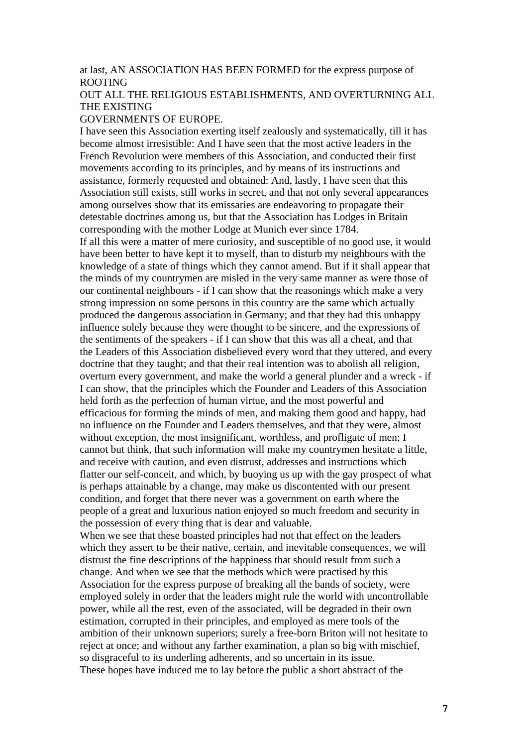at last, AN ASSOCIATION HAS BEEN FORMED for the express purpose of ROOTING OUT ALL THE RELIGIOUS ESTABLISHMENTS, AND OVERTURNING ALL THE EXISTING GOVERNMENTS OF EUROPE.

I have seen this Association exerting itself zealously and systematically, till it has become almost irresistible: And I have seen that the most active leaders in the French Revolution were members of this Association, and conducted their first movements according to its principles, and by means of its instructions and assistance, formerly requested and obtained: And, lastly, I have seen that this Association still exists, still works in secret, and that not only several appearances among ourselves show that its emissaries are endeavoring to propagate their detestable doctrines among us, but that the Association has Lodges in Britain corresponding with the mother Lodge at Munich ever since 1784.

If all this were a matter of mere curiosity, and susceptible of no good use, it would have been better to have kept it to myself, than to disturb my neighbours with the knowledge of a state of things which they cannot amend. But if it shall appear that the minds of my countrymen are misled in the very same manner as were those of our continental neighbours - if I can show that the reasonings which make a very strong impression on some persons in this country are the same which actually produced the dangerous association in Germany; and that they had this unhappy influence solely because they were thought to be sincere, and the expressions of the sentiments of the speakers - if I can show that this was all a cheat, and that the Leaders of this Association disbelieved every word that they uttered, and every doctrine that they taught; and that their real intention was to abolish all religion, overturn every government, and make the world a general plunder and a wreck - if I can show, that the principles which the Founder and Leaders of this Association held forth as the perfection of human virtue, and the most powerful and efficacious for forming the minds of men, and making them good and happy, had no influence on the Founder and Leaders themselves, and that they were, almost without exception, the most insignificant, worthless, and profligate of men; I cannot but think, that such information will make my countrymen hesitate a little, and receive with caution, and even distrust, addresses and instructions which flatter our self-conceit, and which, by buoying us up with the gay prospect of what is perhaps attainable by a change, may make us discontented with our present condition, and forget that there never was a government on earth where the people of a great and luxurious nation enjoyed so much freedom and security in the possession of every thing that is dear and valuable.

When we see that these boasted principles had not that effect on the leaders which they assert to be their native, certain, and inevitable consequences, we will distrust the fine descriptions of the happiness that should result from such a change. And when we see that the methods which were practised by this Association for the express purpose of breaking all the bands of society, were employed solely in order that the leaders might rule the world with uncontrollable power, while all the rest, even of the associated, will be degraded in their own estimation, corrupted in their principles, and employed as mere tools of the ambition of their unknown superiors; surely a free-born Briton will not hesitate to reject at once; and without any farther examination, a plan so big with mischief, so disgraceful to its underling adherents, and so uncertain in its issue.

These hopes have induced me to lay before the public a short abstract of the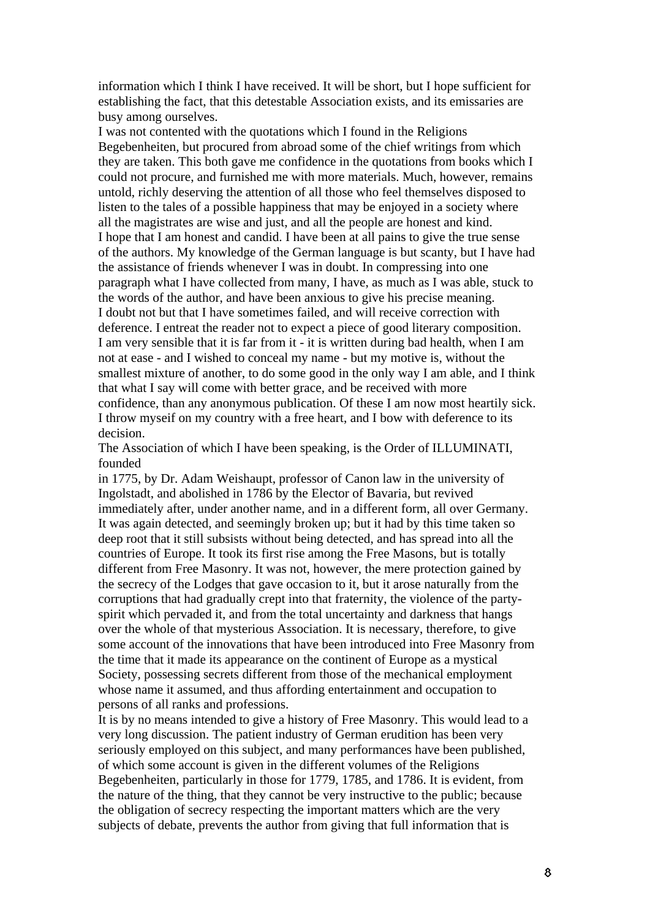information which I think I have received. It will be short, but I hope sufficient for establishing the fact, that this detestable Association exists, and its emissaries are busy among ourselves.

I was not contented with the quotations which I found in the Religions Begebenheiten, but procured from abroad some of the chief writings from which they are taken. This both gave me confidence in the quotations from books which I could not procure, and furnished me with more materials. Much, however, remains untold, richly deserving the attention of all those who feel themselves disposed to listen to the tales of a possible happiness that may be enjoyed in a society where all the magistrates are wise and just, and all the people are honest and kind.

I hope that I am honest and candid. I have been at all pains to give the true sense of the authors. My knowledge of the German language is but scanty, but I have had the assistance of friends whenever I was in doubt. In compressing into one paragraph what I have collected from many, I have, as much as I was able, stuck to the words of the author, and have been anxious to give his precise meaning.

I doubt not but that I have sometimes failed, and will receive correction with deference. I entreat the reader not to expect a piece of good literary composition. I am very sensible that it is far from it - it is written during bad health, when I am not at ease - and I wished to conceal my name - but my motive is, without the smallest mixture of another, to do some good in the only way I am able, and I think that what I say will come with better grace, and be received with more confidence, than any anonymous publication. Of these I am now most heartily sick. I throw myseif on my country with a free heart, and I bow with deference to its decision.

The Association of which I have been speaking, is the Order of ILLUMINATI, founded in 1775, by Dr. Adam Weishaupt, professor of Canon law in the university of Ingolstadt, and abolished in 1786 by the Elector of Bavaria, but revived immediately after, under another name, and in a different form, all over Germany. It was again detected, and seemingly broken up; but it had by this time taken so deep root that it still subsists without being detected, and has spread into all the countries of Europe. It took its first rise among the Free Masons, but is totally different from Free Masonry. It was not, however, the mere protection gained by the secrecy of the Lodges that gave occasion to it, but it arose naturally from the corruptions that had gradually crept into that fraternity, the violence of the party-spirit which pervaded it, and from the total uncertainty and darkness that hangs over the whole of that mysterious Association. It is necessary, therefore, to give some account of the innovations that have been introduced into Free Masonry from the time that it made its appearance on the continent of Europe as a mystical Society, possessing secrets different from those of the mechanical employment whose name it assumed, and thus affording entertainment and occupation to persons of all ranks and professions.

It is by no means intended to give a history of Free Masonry. This would lead to a very long discussion. The patient industry of German erudition has been very seriously employed on this subject, and many performances have been published, of which some account is given in the different volumes of the Religions Begebenheiten, particularly in those for 1779, 1785, and 1786. It is evident, from the nature of the thing, that they cannot be very instructive to the public; because the obligation of secrecy respecting the important matters which are the very subjects of debate, prevents the author from giving that full information that is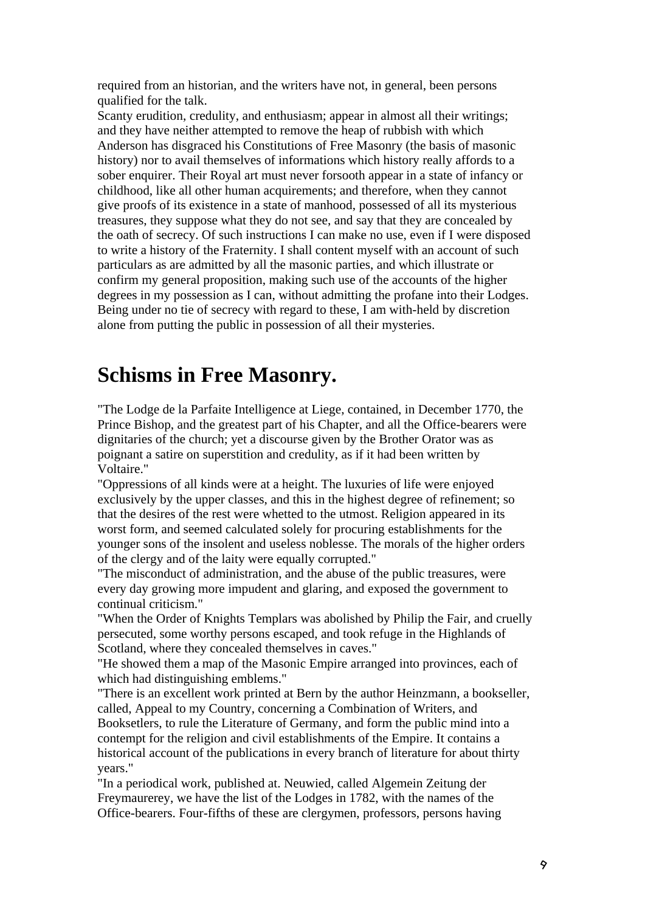required from an historian, and the writers have not, in general, been persons qualified for the talk.

Scanty erudition, credulity, and enthusiasm; appear in almost all their writings; and they have neither attempted to remove the heap of rubbish with which Anderson has disgraced his Constitutions of Free Masonry (the basis of masonic history) nor to avail themselves of informations which history really affords to a sober enquirer. Their Royal art must never forsooth appear in a state of infancy or childhood, like all other human acquirements; and therefore, when they cannot give proofs of its existence in a state of manhood, possessed of all its mysterious treasures, they suppose what they do not see, and say that they are concealed by the oath of secrecy. Of such instructions I can make no use, even if I were disposed to write a history of the Fraternity. I shall content myself with an account of such particulars as are admitted by all the masonic parties, and which illustrate or confirm my general proposition, making such use of the accounts of the higher degrees in my possession as I can, without admitting the profane into their Lodges. Being under no tie of secrecy with regard to these, I am with-held by discretion alone from putting the public in possession of all their mysteries.

# Schisms in Free Masonry.

"The Lodge de la Parfaite Intelligence at Liege, contained, in December 1770, the Prince Bishop, and the greatest part of his Chapter, and all the Office-bearers were dignitaries of the church; yet a discourse given by the Brother Orator was as poignant a satire on superstition and credulity, as if it had been written by Voltaire."

"Oppressions of all kinds were at a height. The luxuries of life were enjoyed exclusively by the upper classes, and this in the highest degree of refinement; so that the desires of the rest were whetted to the utmost. Religion appeared in its worst form, and seemed calculated solely for procuring establishments for the younger sons of the insolent and useless noblesse. The morals of the higher orders of the clergy and of the laity were equally corrupted."

"The misconduct of administration, and the abuse of the public treasures, were every day growing more impudent and glaring, and exposed the government to continual criticism."

"When the Order of Knights Templars was abolished by Philip the Fair, and cruelly persecuted, some worthy persons escaped, and took refuge in the Highlands of Scotland, where they concealed themselves in caves."

"He showed them a map of the Masonic Empire arranged into provinces, each of which had distinguishing emblems."

"There is an excellent work printed at Bern by the author Heinzmann, a bookseller, called, Appeal to my Country, concerning a Combination of Writers, and Booksetlers, to rule the Literature of Germany, and form the public mind into a contempt for the religion and civil establishments of the Empire. It contains a historical account of the publications in every branch of literature for about thirty years."

"In a periodical work, published at. Neuwied, called Algemein Zeitung der Freymaurerey, we have the list of the Lodges in 1782, with the names of the Office-bearers. Four-fifths of these are clergymen, professors, persons having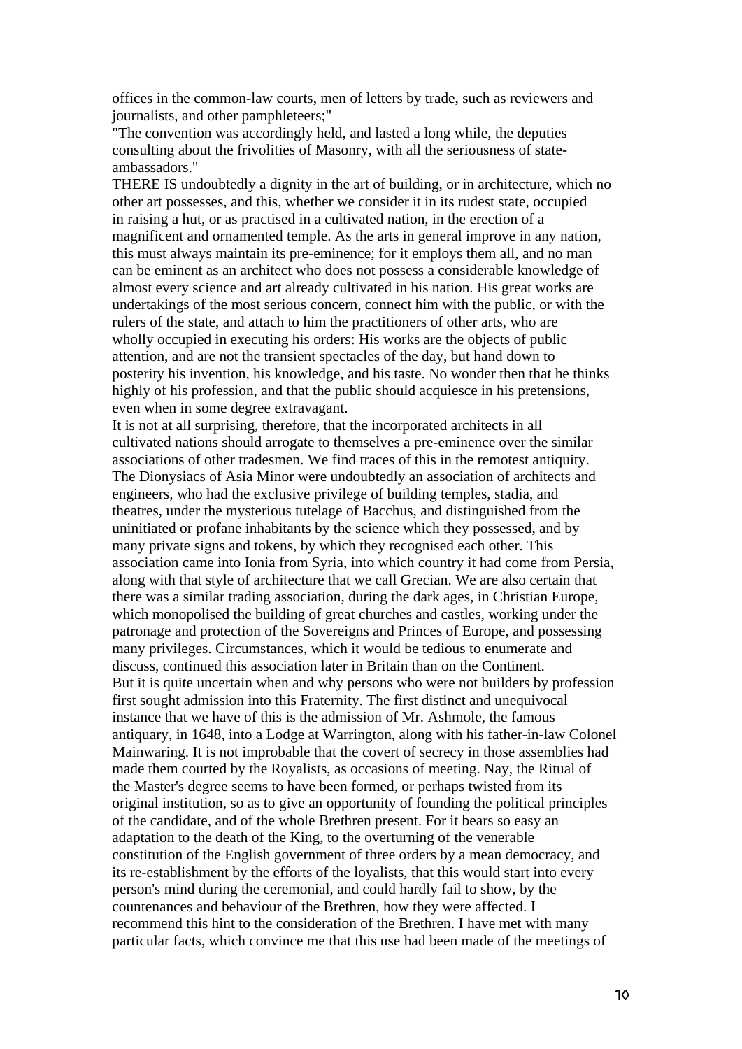offices in the common-law courts, men of letters by trade, such as reviewers and journalists, and other pamphleteers;"

"The convention was accordingly held, and lasted a long while, the deputies consulting about the frivolities of Masonry, with all the seriousness of state-ambassadors."

THERE IS undoubtedly a dignity in the art of building, or in architecture, which no other art possesses, and this, whether we consider it in its rudest state, occupied in raising a hut, or as practised in a cultivated nation, in the erection of a magnificent and ornamented temple. As the arts in general improve in any nation, this must always maintain its pre-eminence; for it employs them all, and no man can be eminent as an architect who does not possess a considerable knowledge of almost every science and art already cultivated in his nation. His great works are undertakings of the most serious concern, connect him with the public, or with the rulers of the state, and attach to him the practitioners of other arts, who are wholly occupied in executing his orders: His works are the objects of public attention, and are not the transient spectacles of the day, but hand down to posterity his invention, his knowledge, and his taste. No wonder then that he thinks highly of his profession, and that the public should acquiesce in his pretensions, even when in some degree extravagant.

It is not at all surprising, therefore, that the incorporated architects in all cultivated nations should arrogate to themselves a pre-eminence over the similar associations of other tradesmen. We find traces of this in the remotest antiquity. The Dionysiacs of Asia Minor were undoubtedly an association of architects and engineers, who had the exclusive privilege of building temples, stadia, and theatres, under the mysterious tutelage of Bacchus, and distinguished from the uninitiated or profane inhabitants by the science which they possessed, and by many private signs and tokens, by which they recognised each other. This association came into Ionia from Syria, into which country it had come from Persia, along with that style of architecture that we call Grecian. We are also certain that there was a similar trading association, during the dark ages, in Christian Europe, which monopolised the building of great churches and castles, working under the patronage and protection of the Sovereigns and Princes of Europe, and possessing many privileges. Circumstances, which it would be tedious to enumerate and discuss, continued this association later in Britain than on the Continent.

But it is quite uncertain when and why persons who were not builders by profession first sought admission into this Fraternity. The first distinct and unequivocal instance that we have of this is the admission of Mr. Ashmole, the famous antiquary, in 1648, into a Lodge at Warrington, along with his father-in-law Colonel Mainwaring. It is not improbable that the covert of secrecy in those assemblies had made them courted by the Royalists, as occasions of meeting. Nay, the Ritual of the Master's degree seems to have been formed, or perhaps twisted from its original institution, so as to give an opportunity of founding the political principles of the candidate, and of the whole Brethren present. For it bears so easy an adaptation to the death of the King, to the overturning of the venerable constitution of the English government of three orders by a mean democracy, and its re-establishment by the efforts of the loyalists, that this would start into every person's mind during the ceremonial, and could hardly fail to show, by the countenances and behaviour of the Brethren, how they were affected. I recommend this hint to the consideration of the Brethren. I have met with many particular facts, which convince me that this use had been made of the meetings of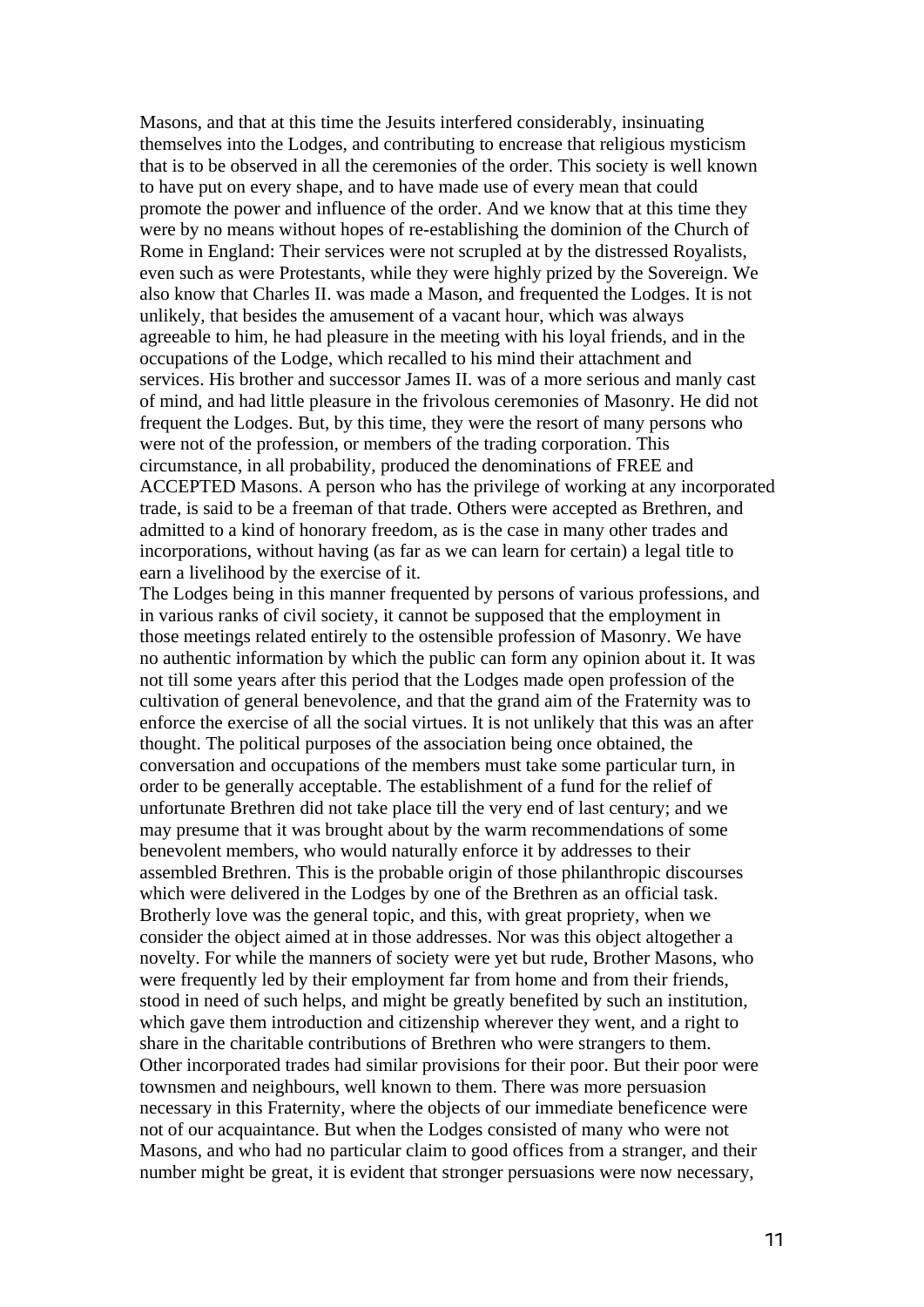Masons, and that at this time the Jesuits interfered considerably, insinuating themselves into the Lodges, and contributing to encrease that religious mysticism that is to be observed in all the ceremonies of the order. This society is well known to have put on every shape, and to have made use of every mean that could promote the power and influence of the order. And we know that at this time they were by no means without hopes of re-establishing the dominion of the Church of Rome in England: Their services were not scrupled at by the distressed Royalists, even such as were Protestants, while they were highly prized by the Sovereign. We also know that Charles II. was made a Mason, and frequented the Lodges. It is not unlikely, that besides the amusement of a vacant hour, which was always agreeable to him, he had pleasure in the meeting with his loyal friends, and in the occupations of the Lodge, which recalled to his mind their attachment and services. His brother and successor James II. was of a more serious and manly cast of mind, and had little pleasure in the frivolous ceremonies of Masonry. He did not frequent the Lodges. But, by this time, they were the resort of many persons who were not of the profession, or members of the trading corporation. This circumstance, in all probability, produced the denominations of FREE and ACCEPTED Masons. A person who has the privilege of working at any incorporated trade, is said to be a freeman of that trade. Others were accepted as Brethren, and admitted to a kind of honorary freedom, as is the case in many other trades and incorporations, without having (as far as we can learn for certain) a legal title to earn a livelihood by the exercise of it.

The Lodges being in this manner frequented by persons of various professions, and in various ranks of civil society, it cannot be supposed that the employment in those meetings related entirely to the ostensible profession of Masonry. We have no authentic information by which the public can form any opinion about it. It was not till some years after this period that the Lodges made open profession of the cultivation of general benevolence, and that the grand aim of the Fraternity was to enforce the exercise of all the social virtues. It is not unlikely that this was an after thought. The political purposes of the association being once obtained, the conversation and occupations of the members must take some particular turn, in order to be generally acceptable. The establishment of a fund for the relief of unfortunate Brethren did not take place till the very end of last century; and we may presume that it was brought about by the warm recommendations of some benevolent members, who would naturally enforce it by addresses to their assembled Brethren. This is the probable origin of those philanthropic discourses which were delivered in the Lodges by one of the Brethren as an official task. Brotherly love was the general topic, and this, with great propriety, when we consider the object aimed at in those addresses. Nor was this object altogether a novelty. For while the manners of society were yet but rude, Brother Masons, who were frequently led by their employment far from home and from their friends, stood in need of such helps, and might be greatly benefited by such an institution, which gave them introduction and citizenship wherever they went, and a right to share in the charitable contributions of Brethren who were strangers to them. Other incorporated trades had similar provisions for their poor. But their poor were townsmen and neighbours, well known to them. There was more persuasion necessary in this Fraternity, where the objects of our immediate beneficence were not of our acquaintance. But when the Lodges consisted of many who were not Masons, and who had no particular claim to good offices from a stranger, and their number might be great, it is evident that stronger persuasions were now necessary,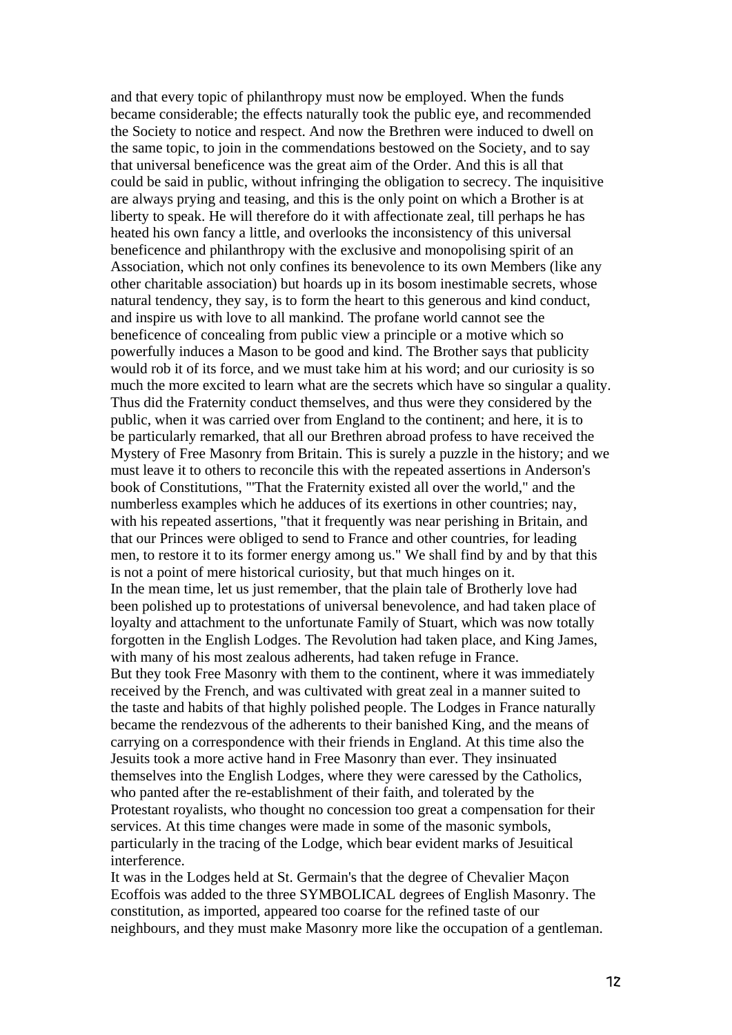and that every topic of philanthropy must now be employed. When the funds became considerable; the effects naturally took the public eye, and recommended the Society to notice and respect. And now the Brethren were induced to dwell on the same topic, to join in the commendations bestowed on the Society, and to say that universal beneficence was the great aim of the Order. And this is all that could be said in public, without infringing the obligation to secrecy. The inquisitive are always prying and teasing, and this is the only point on which a Brother is at liberty to speak. He will therefore do it with affectionate zeal, till perhaps he has heated his own fancy a little, and overlooks the inconsistency of this universal beneficence and philanthropy with the exclusive and monopolising spirit of an Association, which not only confines its benevolence to its own Members (like any other charitable association) but hoards up in its bosom inestimable secrets, whose natural tendency, they say, is to form the heart to this generous and kind conduct, and inspire us with love to all mankind. The profane world cannot see the beneficence of concealing from public view a principle or a motive which so powerfully induces a Mason to be good and kind. The Brother says that publicity would rob it of its force, and we must take him at his word; and our curiosity is so much the more excited to learn what are the secrets which have so singular a quality. Thus did the Fraternity conduct themselves, and thus were they considered by the public, when it was carried over from England to the continent; and here, it is to be particularly remarked, that all our Brethren abroad profess to have received the Mystery of Free Masonry from Britain. This is surely a puzzle in the history; and we must leave it to others to reconcile this with the repeated assertions in Anderson's book of Constitutions, "'That the Fraternity existed all over the world," and the numberless examples which he adduces of its exertions in other countries; nay, with his repeated assertions, "that it frequently was near perishing in Britain, and that our Princes were obliged to send to France and other countries, for leading men, to restore it to its former energy among us." We shall find by and by that this is not a point of mere historical curiosity, but that much hinges on it.

In the mean time, let us just remember, that the plain tale of Brotherly love had been polished up to protestations of universal benevolence, and had taken place of loyalty and attachment to the unfortunate Family of Stuart, which was now totally forgotten in the English Lodges. The Revolution had taken place, and King James, with many of his most zealous adherents, had taken refuge in France.

But they took Free Masonry with them to the continent, where it was immediately received by the French, and was cultivated with great zeal in a manner suited to the taste and habits of that highly polished people. The Lodges in France naturally became the rendezvous of the adherents to their banished King, and the means of carrying on a correspondence with their friends in England. At this time also the Jesuits took a more active hand in Free Masonry than ever. They insinuated themselves into the English Lodges, where they were caressed by the Catholics, who panted after the re-establishment of their faith, and tolerated by the Protestant royalists, who thought no concession too great a compensation for their services. At this time changes were made in some of the masonic symbols, particularly in the tracing of the Lodge, which bear evident marks of Jesuitical interference.

It was in the Lodges held at St. Germain's that the degree of Chevalier Maçon Ecoffois was added to the three SYMBOLICAL degrees of English Masonry. The constitution, as imported, appeared too coarse for the refined taste of our neighbours, and they must make Masonry more like the occupation of a gentleman.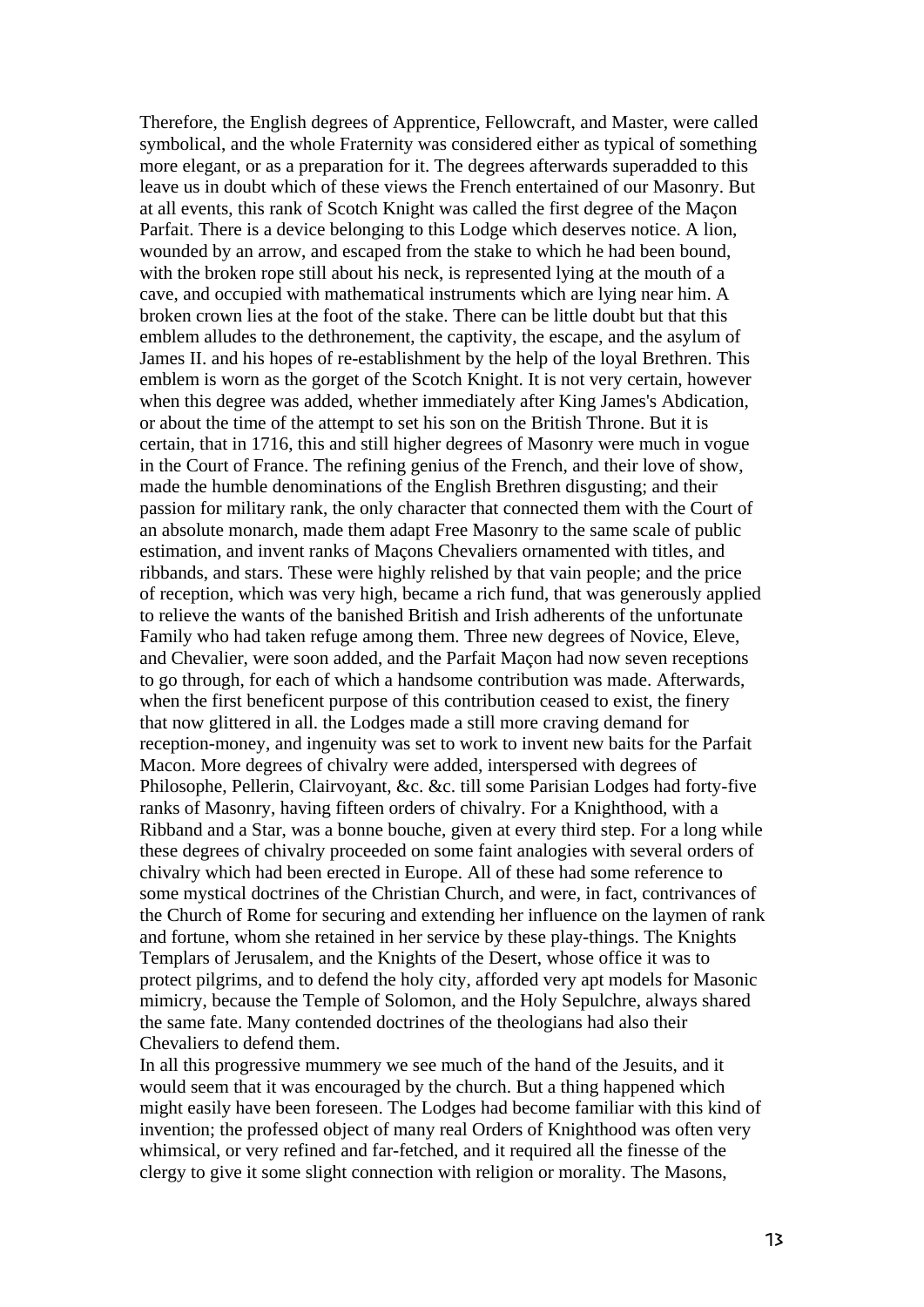Therefore, the English degrees of Apprentice, Fellowcraft, and Master, were called symbolical, and the whole Fraternity was considered either as typical of something more elegant, or as a preparation for it. The degrees afterwards superadded to this leave us in doubt which of these views the French entertained of our Masonry. But at all events, this rank of Scotch Knight was called the first degree of the Maçon Parfait. There is a device belonging to this Lodge which deserves notice. A lion, wounded by an arrow, and escaped from the stake to which he had been bound, with the broken rope still about his neck, is represented lying at the mouth of a cave, and occupied with mathematical instruments which are lying near him. A broken crown lies at the foot of the stake. There can be little doubt but that this emblem alludes to the dethronement, the captivity, the escape, and the asylum of James II. and his hopes of re-establishment by the help of the loyal Brethren. This emblem is worn as the gorget of the Scotch Knight. It is not very certain, however when this degree was added, whether immediately after King James's Abdication, or about the time of the attempt to set his son on the British Throne. But it is certain, that in 1716, this and still higher degrees of Masonry were much in vogue in the Court of France. The refining genius of the French, and their love of show, made the humble denominations of the English Brethren disgusting; and their passion for military rank, the only character that connected them with the Court of an absolute monarch, made them adapt Free Masonry to the same scale of public estimation, and invent ranks of Maçons Chevaliers ornamented with titles, and ribbands, and stars. These were highly relished by that vain people; and the price of reception, which was very high, became a rich fund, that was generously applied to relieve the wants of the banished British and Irish adherents of the unfortunate Family who had taken refuge among them. Three new degrees of Novice, Eleve, and Chevalier, were soon added, and the Parfait Maçon had now seven receptions to go through, for each of which a handsome contribution was made. Afterwards, when the first beneficent purpose of this contribution ceased to exist, the finery that now glittered in all. the Lodges made a still more craving demand for reception-money, and ingenuity was set to work to invent new baits for the Parfait Macon. More degrees of chivalry were added, interspersed with degrees of Philosophe, Pellerin, Clairvoyant, &c. &c. till some Parisian Lodges had forty-five ranks of Masonry, having fifteen orders of chivalry. For a Knighthood, with a Ribband and a Star, was a bonne bouche, given at every third step. For a long while these degrees of chivalry proceeded on some faint analogies with several orders of chivalry which had been erected in Europe. All of these had some reference to some mystical doctrines of the Christian Church, and were, in fact, contrivances of the Church of Rome for securing and extending her influence on the laymen of rank and fortune, whom she retained in her service by these play-things. The Knights Templars of Jerusalem, and the Knights of the Desert, whose office it was to protect pilgrims, and to defend the holy city, afforded very apt models for Masonic mimicry, because the Temple of Solomon, and the Holy Sepulchre, always shared the same fate. Many contended doctrines of the theologians had also their Chevaliers to defend them.

In all this progressive mummery we see much of the hand of the Jesuits, and it would seem that it was encouraged by the church. But a thing happened which might easily have been foreseen. The Lodges had become familiar with this kind of invention; the professed object of many real Orders of Knighthood was often very whimsical, or very refined and far-fetched, and it required all the finesse of the clergy to give it some slight connection with religion or morality. The Masons,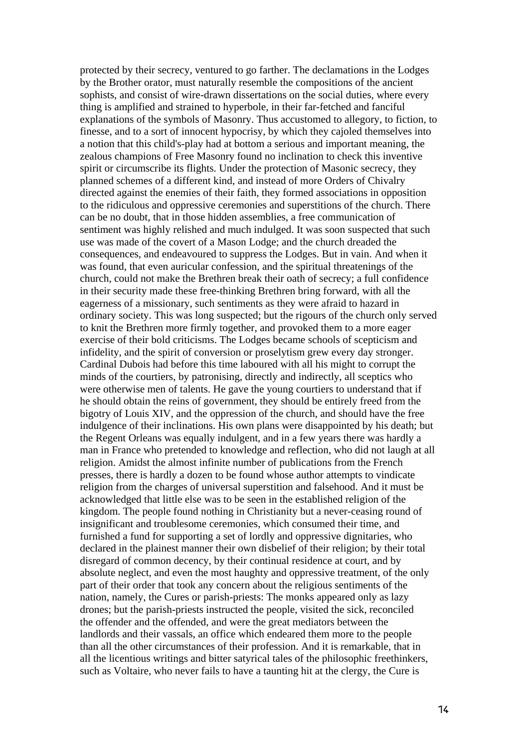protected by their secrecy, ventured to go farther. The declamations in the Lodges by the Brother orator, must naturally resemble the compositions of the ancient sophists, and consist of wire-drawn dissertations on the social duties, where every thing is amplified and strained to hyperbole, in their far-fetched and fanciful explanations of the symbols of Masonry. Thus accustomed to allegory, to fiction, to finesse, and to a sort of innocent hypocrisy, by which they cajoled themselves into a notion that this child's-play had at bottom a serious and important meaning, the zealous champions of Free Masonry found no inclination to check this inventive spirit or circumscribe its flights. Under the protection of Masonic secrecy, they planned schemes of a different kind, and instead of more Orders of Chivalry directed against the enemies of their faith, they formed associations in opposition to the ridiculous and oppressive ceremonies and superstitions of the church. There can be no doubt, that in those hidden assemblies, a free communication of sentiment was highly relished and much indulged. It was soon suspected that such use was made of the covert of a Mason Lodge; and the church dreaded the consequences, and endeavoured to suppress the Lodges. But in vain. And when it was found, that even auricular confession, and the spiritual threatenings of the church, could not make the Brethren break their oath of secrecy; a full confidence in their security made these free-thinking Brethren bring forward, with all the eagerness of a missionary, such sentiments as they were afraid to hazard in ordinary society. This was long suspected; but the rigours of the church only served to knit the Brethren more firmly together, and provoked them to a more eager exercise of their bold criticisms. The Lodges became schools of scepticism and infidelity, and the spirit of conversion or proselytism grew every day stronger. Cardinal Dubois had before this time laboured with all his might to corrupt the minds of the courtiers, by patronising, directly and indirectly, all sceptics who were otherwise men of talents. He gave the young courtiers to understand that if he should obtain the reins of government, they should be entirely freed from the bigotry of Louis XIV, and the oppression of the church, and should have the free indulgence of their inclinations. His own plans were disappointed by his death; but the Regent Orleans was equally indulgent, and in a few years there was hardly a man in France who pretended to knowledge and reflection, who did not laugh at all religion. Amidst the almost infinite number of publications from the French presses, there is hardly a dozen to be found whose author attempts to vindicate religion from the charges of universal superstition and falsehood. And it must be acknowledged that little else was to be seen in the established religion of the kingdom. The people found nothing in Christianity but a never-ceasing round of insignificant and troublesome ceremonies, which consumed their time, and furnished a fund for supporting a set of lordly and oppressive dignitaries, who declared in the plainest manner their own disbelief of their religion; by their total disregard of common decency, by their continual residence at court, and by absolute neglect, and even the most haughty and oppressive treatment, of the only part of their order that took any concern about the religious sentiments of the nation, namely, the Cures or parish-priests: The monks appeared only as lazy drones; but the parish-priests instructed the people, visited the sick, reconciled the offender and the offended, and were the great mediators between the landlords and their vassals, an office which endeared them more to the people than all the other circumstances of their profession. And it is remarkable, that in all the licentious writings and bitter satyrical tales of the philosophic freethinkers, such as Voltaire, who never fails to have a taunting hit at the clergy, the Cure is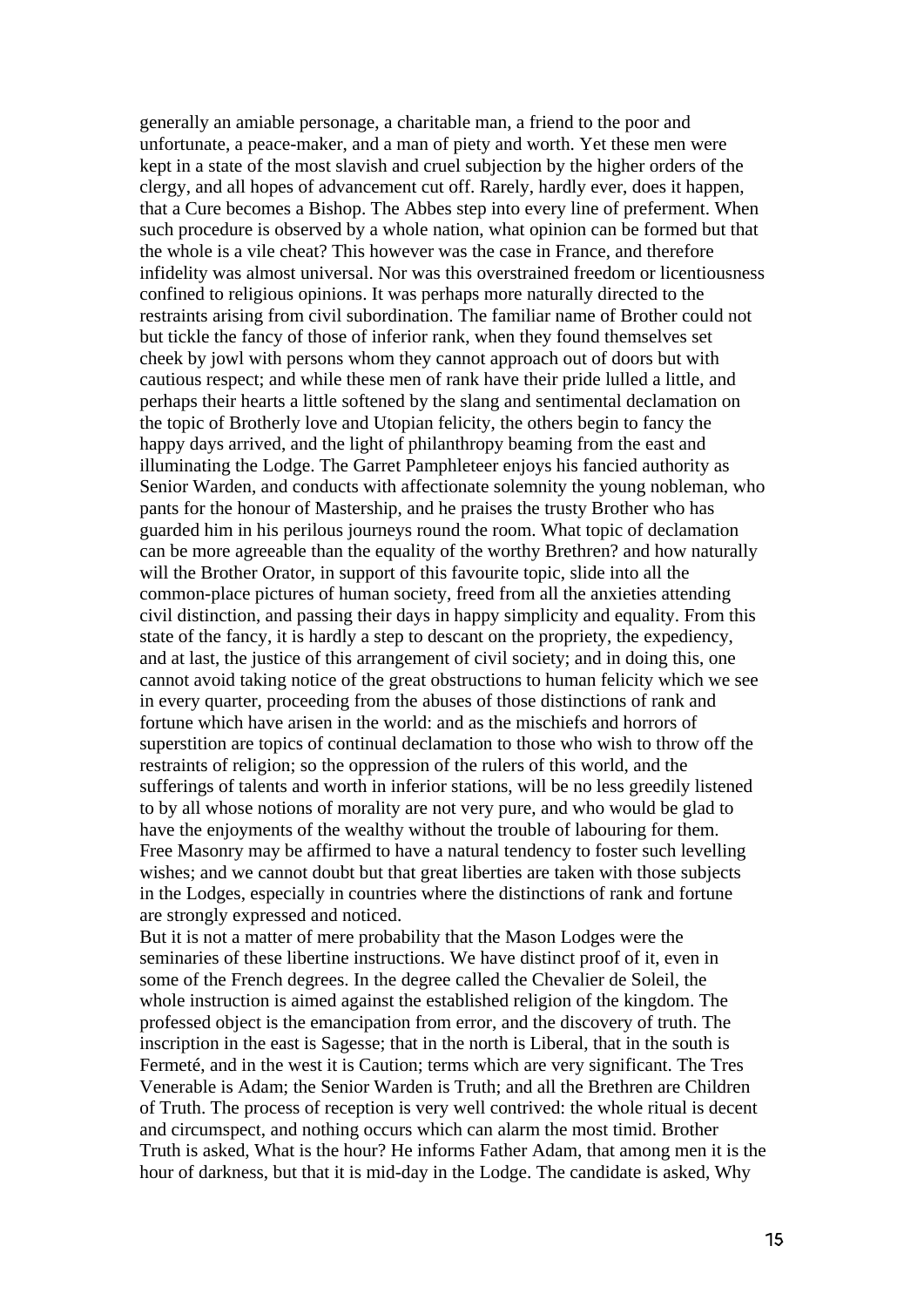generally an amiable personage, a charitable man, a friend to the poor and unfortunate, a peace-maker, and a man of piety and worth. Yet these men were kept in a state of the most slavish and cruel subjection by the higher orders of the clergy, and all hopes of advancement cut off. Rarely, hardly ever, does it happen, that a Cure becomes a Bishop. The Abbes step into every line of preferment. When such procedure is observed by a whole nation, what opinion can be formed but that the whole is a vile cheat? This however was the case in France, and therefore infidelity was almost universal. Nor was this overstrained freedom or licentiousness confined to religious opinions. It was perhaps more naturally directed to the restraints arising from civil subordination. The familiar name of Brother could not but tickle the fancy of those of inferior rank, when they found themselves set cheek by jowl with persons whom they cannot approach out of doors but with cautious respect; and while these men of rank have their pride lulled a little, and perhaps their hearts a little softened by the slang and sentimental declamation on the topic of Brotherly love and Utopian felicity, the others begin to fancy the happy days arrived, and the light of philanthropy beaming from the east and illuminating the Lodge. The Garret Pamphleteer enjoys his fancied authority as Senior Warden, and conducts with affectionate solemnity the young nobleman, who pants for the honour of Mastership, and he praises the trusty Brother who has guarded him in his perilous journeys round the room. What topic of declamation can be more agreeable than the equality of the worthy Brethren? and how naturally will the Brother Orator, in support of this favourite topic, slide into all the common-place pictures of human society, freed from all the anxieties attending civil distinction, and passing their days in happy simplicity and equality. From this state of the fancy, it is hardly a step to descant on the propriety, the expediency, and at last, the justice of this arrangement of civil society; and in doing this, one cannot avoid taking notice of the great obstructions to human felicity which we see in every quarter, proceeding from the abuses of those distinctions of rank and fortune which have arisen in the world: and as the mischiefs and horrors of superstition are topics of continual declamation to those who wish to throw off the restraints of religion; so the oppression of the rulers of this world, and the sufferings of talents and worth in inferior stations, will be no less greedily listened to by all whose notions of morality are not very pure, and who would be glad to have the enjoyments of the wealthy without the trouble of labouring for them. Free Masonry may be affirmed to have a natural tendency to foster such levelling wishes; and we cannot doubt but that great liberties are taken with those subjects in the Lodges, especially in countries where the distinctions of rank and fortune are strongly expressed and noticed.

But it is not a matter of mere probability that the Mason Lodges were the seminaries of these libertine instructions. We have distinct proof of it, even in some of the French degrees. In the degree called the Chevalier de Soleil, the whole instruction is aimed against the established religion of the kingdom. The professed object is the emancipation from error, and the discovery of truth. The inscription in the east is Sagesse; that in the north is Liberal, that in the south is Fermeté, and in the west it is Caution; terms which are very significant. The Tres Venerable is Adam; the Senior Warden is Truth; and all the Brethren are Children of Truth. The process of reception is very well contrived: the whole ritual is decent and circumspect, and nothing occurs which can alarm the most timid. Brother Truth is asked, What is the hour? He informs Father Adam, that among men it is the hour of darkness, but that it is mid-day in the Lodge. The candidate is asked, Why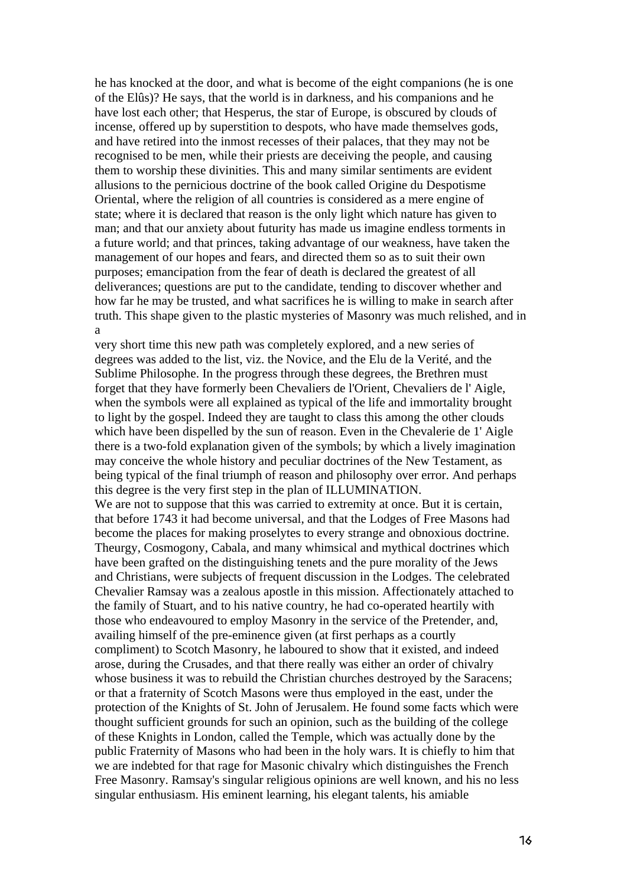he has knocked at the door, and what is become of the eight companions (he is one of the Elûs)? He says, that the world is in darkness, and his companions and he have lost each other; that Hesperus, the star of Europe, is obscured by clouds of incense, offered up by superstition to despots, who have made themselves gods, and have retired into the inmost recesses of their palaces, that they may not be recognised to be men, while their priests are deceiving the people, and causing them to worship these divinities. This and many similar sentiments are evident allusions to the pernicious doctrine of the book called Origine du Despotisme Oriental, where the religion of all countries is considered as a mere engine of state; where it is declared that reason is the only light which nature has given to man; and that our anxiety about futurity has made us imagine endless torments in a future world; and that princes, taking advantage of our weakness, have taken the management of our hopes and fears, and directed them so as to suit their own purposes; emancipation from the fear of death is declared the greatest of all deliverances; questions are put to the candidate, tending to discover whether and how far he may be trusted, and what sacrifices he is willing to make in search after truth. This shape given to the plastic mysteries of Masonry was much relished, and in a very short time this new path was completely explored, and a new series of degrees was added to the list, viz. the Novice, and the Elu de la Verité, and the Sublime Philosophe. In the progress through these degrees, the Brethren must forget that they have formerly been Chevaliers de l'Orient, Chevaliers de l' Aigle, when the symbols were all explained as typical of the life and immortality brought to light by the gospel. Indeed they are taught to class this among the other clouds which have been dispelled by the sun of reason. Even in the Chevalerie de 1' Aigle there is a two-fold explanation given of the symbols; by which a lively imagination may conceive the whole history and peculiar doctrines of the New Testament, as being typical of the final triumph of reason and philosophy over error. And perhaps this degree is the very first step in the plan of ILLUMINATION.

We are not to suppose that this was carried to extremity at once. But it is certain, that before 1743 it had become universal, and that the Lodges of Free Masons had become the places for making proselytes to every strange and obnoxious doctrine. Theurgy, Cosmogony, Cabala, and many whimsical and mythical doctrines which have been grafted on the distinguishing tenets and the pure morality of the Jews and Christians, were subjects of frequent discussion in the Lodges. The celebrated Chevalier Ramsay was a zealous apostle in this mission. Affectionately attached to the family of Stuart, and to his native country, he had co-operated heartily with those who endeavoured to employ Masonry in the service of the Pretender, and, availing himself of the pre-eminence given (at first perhaps as a courtly compliment) to Scotch Masonry, he laboured to show that it existed, and indeed arose, during the Crusades, and that there really was either an order of chivalry whose business it was to rebuild the Christian churches destroyed by the Saracens; or that a fraternity of Scotch Masons were thus employed in the east, under the protection of the Knights of St. John of Jerusalem. He found some facts which were thought sufficient grounds for such an opinion, such as the building of the college of these Knights in London, called the Temple, which was actually done by the public Fraternity of Masons who had been in the holy wars. It is chiefly to him that we are indebted for that rage for Masonic chivalry which distinguishes the French Free Masonry. Ramsay's singular religious opinions are well known, and his no less singular enthusiasm. His eminent learning, his elegant talents, his amiable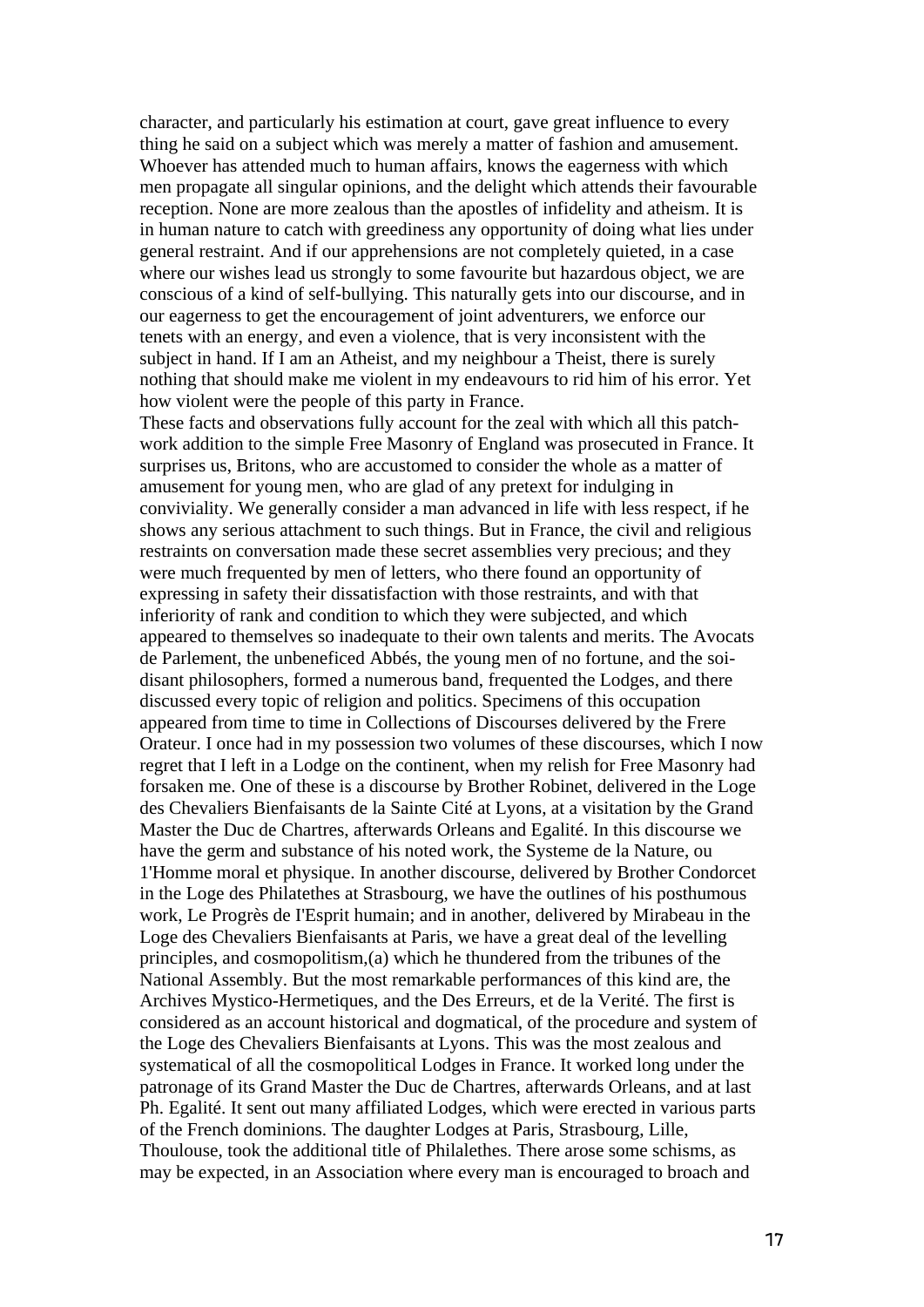character, and particularly his estimation at court, gave great influence to every thing he said on a subject which was merely a matter of fashion and amusement. Whoever has attended much to human affairs, knows the eagerness with which men propagate all singular opinions, and the delight which attends their favourable reception. None are more zealous than the apostles of infidelity and atheism. It is in human nature to catch with greediness any opportunity of doing what lies under general restraint. And if our apprehensions are not completely quieted, in a case where our wishes lead us strongly to some favourite but hazardous object, we are conscious of a kind of self-bullying. This naturally gets into our discourse, and in our eagerness to get the encouragement of joint adventurers, we enforce our tenets with an energy, and even a violence, that is very inconsistent with the subject in hand. If I am an Atheist, and my neighbour a Theist, there is surely nothing that should make me violent in my endeavours to rid him of his error. Yet how violent were the people of this party in France.

These facts and observations fully account for the zeal with which all this patch-work addition to the simple Free Masonry of England was prosecuted in France. It surprises us, Britons, who are accustomed to consider the whole as a matter of amusement for young men, who are glad of any pretext for indulging in conviviality. We generally consider a man advanced in life with less respect, if he shows any serious attachment to such things. But in France, the civil and religious restraints on conversation made these secret assemblies very precious; and they were much frequented by men of letters, who there found an opportunity of expressing in safety their dissatisfaction with those restraints, and with that inferiority of rank and condition to which they were subjected, and which appeared to themselves so inadequate to their own talents and merits. The Avocats de Parlement, the unbeneficed Abbés, the young men of no fortune, and the soi-disant philosophers, formed a numerous band, frequented the Lodges, and there discussed every topic of religion and politics. Specimens of this occupation appeared from time to time in Collections of Discourses delivered by the Frere Orateur. I once had in my possession two volumes of these discourses, which I now regret that I left in a Lodge on the continent, when my relish for Free Masonry had forsaken me. One of these is a discourse by Brother Robinet, delivered in the Loge des Chevaliers Bienfaisants de la Sainte Cité at Lyons, at a visitation by the Grand Master the Duc de Chartres, afterwards Orleans and Egalité. In this discourse we have the germ and substance of his noted work, the Systeme de la Nature, ou 1'Homme moral et physique. In another discourse, delivered by Brother Condorcet in the Loge des Philatethes at Strasbourg, we have the outlines of his posthumous work, Le Progrès de I'Esprit humain; and in another, delivered by Mirabeau in the Loge des Chevaliers Bienfaisants at Paris, we have a great deal of the levelling principles, and cosmopolitism,(a) which he thundered from the tribunes of the National Assembly. But the most remarkable performances of this kind are, the Archives Mystico-Hermetiques, and the Des Erreurs, et de la Verité. The first is considered as an account historical and dogmatical, of the procedure and system of the Loge des Chevaliers Bienfaisants at Lyons. This was the most zealous and systematical of all the cosmopolitical Lodges in France. It worked long under the patronage of its Grand Master the Duc de Chartres, afterwards Orleans, and at last Ph. Egalité. It sent out many affiliated Lodges, which were erected in various parts of the French dominions. The daughter Lodges at Paris, Strasbourg, Lille, Thoulouse, took the additional title of Philalethes. There arose some schisms, as may be expected, in an Association where every man is encouraged to broach and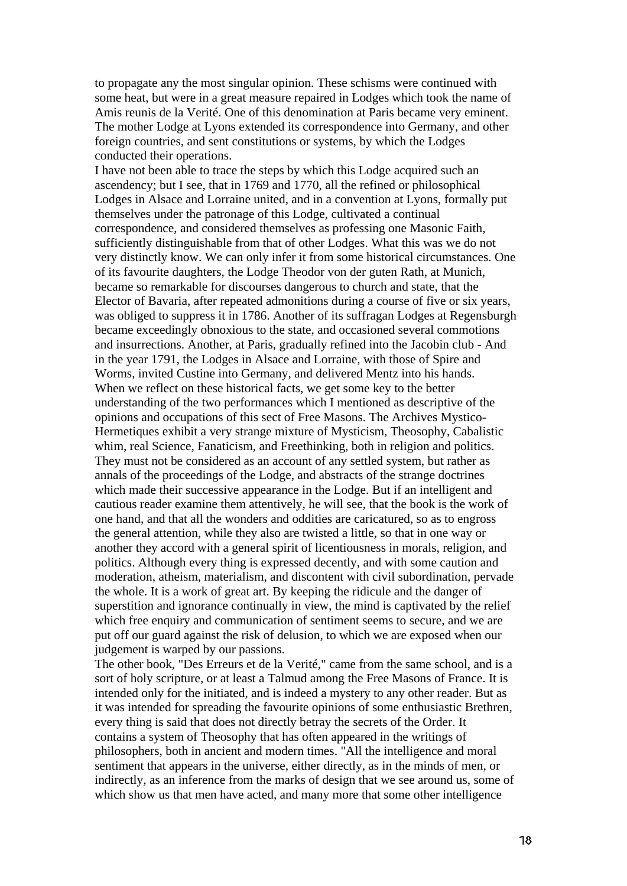to propagate any the most singular opinion. These schisms were continued with some heat, but were in a great measure repaired in Lodges which took the name of Amis reunis de la Verité. One of this denomination at Paris became very eminent. The mother Lodge at Lyons extended its correspondence into Germany, and other foreign countries, and sent constitutions or systems, by which the Lodges conducted their operations.

I have not been able to trace the steps by which this Lodge acquired such an ascendency; but I see, that in 1769 and 1770, all the refined or philosophical Lodges in Alsace and Lorraine united, and in a convention at Lyons, formally put themselves under the patronage of this Lodge, cultivated a continual correspondence, and considered themselves as professing one Masonic Faith, sufficiently distinguishable from that of other Lodges. What this was we do not very distinctly know. We can only infer it from some historical circumstances. One of its favourite daughters, the Lodge Theodor von der guten Rath, at Munich, became so remarkable for discourses dangerous to church and state, that the Elector of Bavaria, after repeated admonitions during a course of five or six years, was obliged to suppress it in 1786. Another of its suffragan Lodges at Regensburgh became exceedingly obnoxious to the state, and occasioned several commotions and insurrections. Another, at Paris, gradually refined into the Jacobin club - And in the year 1791, the Lodges in Alsace and Lorraine, with those of Spire and Worms, invited Custine into Germany, and delivered Mentz into his hands.

When we reflect on these historical facts, we get some key to the better understanding of the two performances which I mentioned as descriptive of the opinions and occupations of this sect of Free Masons. The Archives Mystico-Hermetiques exhibit a very strange mixture of Mysticism, Theosophy, Cabalistic whim, real Science, Fanaticism, and Freethinking, both in religion and politics. They must not be considered as an account of any settled system, but rather as annals of the proceedings of the Lodge, and abstracts of the strange doctrines which made their successive appearance in the Lodge. But if an intelligent and cautious reader examine them attentively, he will see, that the book is the work of one hand, and that all the wonders and oddities are caricatured, so as to engross the general attention, while they also are twisted a little, so that in one way or another they accord with a general spirit of licentiousness in morals, religion, and politics. Although every thing is expressed decently, and with some caution and moderation, atheism, materialism, and discontent with civil subordination, pervade the whole. It is a work of great art. By keeping the ridicule and the danger of superstition and ignorance continually in view, the mind is captivated by the relief which free enquiry and communication of sentiment seems to secure, and we are put off our guard against the risk of delusion, to which we are exposed when our judgement is warped by our passions.

The other book, "Des Erreurs et de la Verité," came from the same school, and is a sort of holy scripture, or at least a Talmud among the Free Masons of France. It is intended only for the initiated, and is indeed a mystery to any other reader. But as it was intended for spreading the favourite opinions of some enthusiastic Brethren, every thing is said that does not directly betray the secrets of the Order. It contains a system of Theosophy that has often appeared in the writings of philosophers, both in ancient and modern times. "All the intelligence and moral sentiment that appears in the universe, either directly, as in the minds of men, or indirectly, as an inference from the marks of design that we see around us, some of which show us that men have acted, and many more that some other intelligence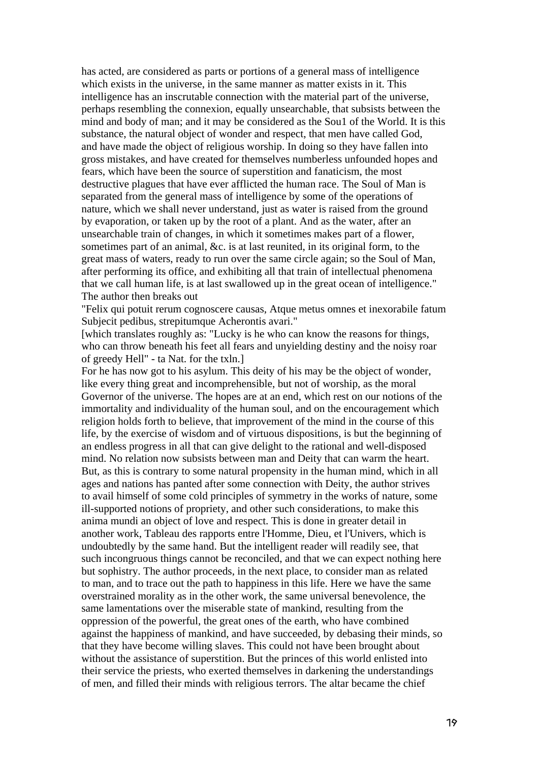has acted, are considered as parts or portions of a general mass of intelligence which exists in the universe, in the same manner as matter exists in it. This intelligence has an inscrutable connection with the material part of the universe, perhaps resembling the connexion, equally unsearchable, that subsists between the mind and body of man; and it may be considered as the Sou1 of the World. It is this substance, the natural object of wonder and respect, that men have called God, and have made the object of religious worship. In doing so they have fallen into gross mistakes, and have created for themselves numberless unfounded hopes and fears, which have been the source of superstition and fanaticism, the most destructive plagues that have ever afflicted the human race. The Soul of Man is separated from the general mass of intelligence by some of the operations of nature, which we shall never understand, just as water is raised from the ground by evaporation, or taken up by the root of a plant. And as the water, after an unsearchable train of changes, in which it sometimes makes part of a flower, sometimes part of an animal, &c. is at last reunited, in its original form, to the great mass of waters, ready to run over the same circle again; so the Soul of Man, after performing its office, and exhibiting all that train of intellectual phenomena that we call human life, is at last swallowed up in the great ocean of intelligence." The author then breaks out

"Felix qui potuit rerum cognoscere causas, Atque metus omnes et inexorabile fatum Subjecit pedibus, strepitumque Acherontis avari."

[which translates roughly as: "Lucky is he who can know the reasons for things, who can throw beneath his feet all fears and unyielding destiny and the noisy roar of greedy Hell" - ta Nat. for the txln.]

For he has now got to his asylum. This deity of his may be the object of wonder, like every thing great and incomprehensible, but not of worship, as the moral Governor of the universe. The hopes are at an end, which rest on our notions of the immortality and individuality of the human soul, and on the encouragement which religion holds forth to believe, that improvement of the mind in the course of this life, by the exercise of wisdom and of virtuous dispositions, is but the beginning of an endless progress in all that can give delight to the rational and well-disposed mind. No relation now subsists between man and Deity that can warm the heart. But, as this is contrary to some natural propensity in the human mind, which in all ages and nations has panted after some connection with Deity, the author strives to avail himself of some cold principles of symmetry in the works of nature, some ill-supported notions of propriety, and other such considerations, to make this anima mundi an object of love and respect. This is done in greater detail in another work, Tableau des rapports entre l'Homme, Dieu, et l'Univers, which is undoubtedly by the same hand. But the intelligent reader will readily see, that such incongruous things cannot be reconciled, and that we can expect nothing here but sophistry. The author proceeds, in the next place, to consider man as related to man, and to trace out the path to happiness in this life. Here we have the same overstrained morality as in the other work, the same universal benevolence, the same lamentations over the miserable state of mankind, resulting from the oppression of the powerful, the great ones of the earth, who have combined against the happiness of mankind, and have succeeded, by debasing their minds, so that they have become willing slaves. This could not have been brought about without the assistance of superstition. But the princes of this world enlisted into their service the priests, who exerted themselves in darkening the understandings of men, and filled their minds with religious terrors. The altar became the chief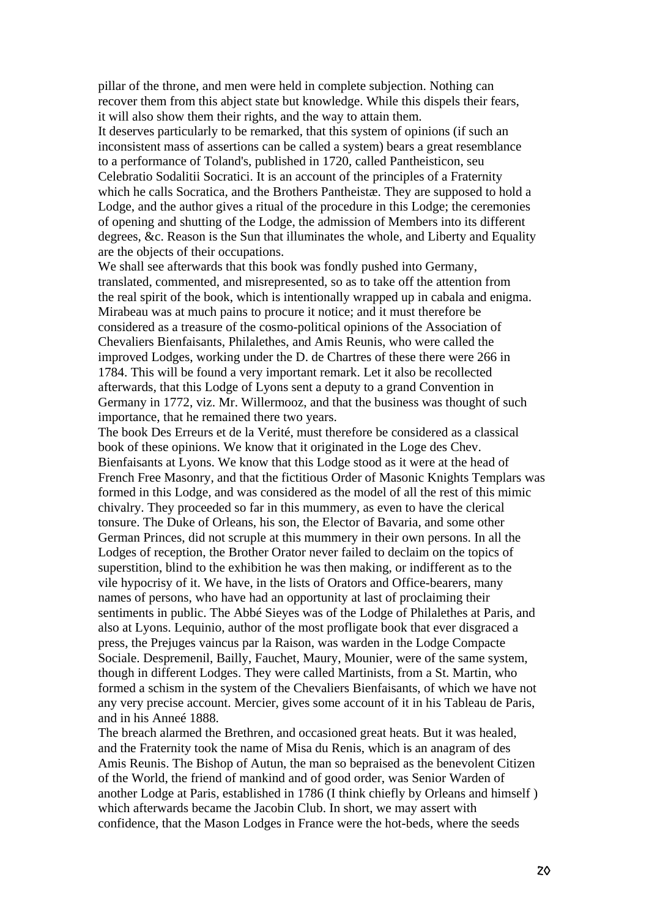pillar of the throne, and men were held in complete subjection. Nothing can recover them from this abject state but knowledge. While this dispels their fears, it will also show them their rights, and the way to attain them.

It deserves particularly to be remarked, that this system of opinions (if such an inconsistent mass of assertions can be called a system) bears a great resemblance to a performance of Toland's, published in 1720, called Pantheisticon, seu Celebratio Sodalitii Socratici. It is an account of the principles of a Fraternity which he calls Socratica, and the Brothers Pantheistæ. They are supposed to hold a Lodge, and the author gives a ritual of the procedure in this Lodge; the ceremonies of opening and shutting of the Lodge, the admission of Members into its different degrees, &c. Reason is the Sun that illuminates the whole, and Liberty and Equality are the objects of their occupations.

We shall see afterwards that this book was fondly pushed into Germany, translated, commented, and misrepresented, so as to take off the attention from the real spirit of the book, which is intentionally wrapped up in cabala and enigma. Mirabeau was at much pains to procure it notice; and it must therefore be considered as a treasure of the cosmo-political opinions of the Association of Chevaliers Bienfaisants, Philalethes, and Amis Reunis, who were called the improved Lodges, working under the D. de Chartres of these there were 266 in 1784. This will be found a very important remark. Let it also be recollected afterwards, that this Lodge of Lyons sent a deputy to a grand Convention in Germany in 1772, viz. Mr. Willermooz, and that the business was thought of such importance, that he remained there two years.

The book Des Erreurs et de la Verité, must therefore be considered as a classical book of these opinions. We know that it originated in the Loge des Chev. Bienfaisants at Lyons. We know that this Lodge stood as it were at the head of French Free Masonry, and that the fictitious Order of Masonic Knights Templars was formed in this Lodge, and was considered as the model of all the rest of this mimic chivalry. They proceeded so far in this mummery, as even to have the clerical tonsure. The Duke of Orleans, his son, the Elector of Bavaria, and some other German Princes, did not scruple at this mummery in their own persons. In all the Lodges of reception, the Brother Orator never failed to declaim on the topics of superstition, blind to the exhibition he was then making, or indifferent as to the vile hypocrisy of it. We have, in the lists of Orators and Office-bearers, many names of persons, who have had an opportunity at last of proclaiming their sentiments in public. The Abbé Sieyes was of the Lodge of Philalethes at Paris, and also at Lyons. Lequinio, author of the most profligate book that ever disgraced a press, the Prejuges vaincus par la Raison, was warden in the Lodge Compacte Sociale. Despremenil, Bailly, Fauchet, Maury, Mounier, were of the same system, though in different Lodges. They were called Martinists, from a St. Martin, who formed a schism in the system of the Chevaliers Bienfaisants, of which we have not any very precise account. Mercier, gives some account of it in his Tableau de Paris, and in his Anneé 1888.

The breach alarmed the Brethren, and occasioned great heats. But it was healed, and the Fraternity took the name of Misa du Renis, which is an anagram of des Amis Reunis. The Bishop of Autun, the man so bepraised as the benevolent Citizen of the World, the friend of mankind and of good order, was Senior Warden of another Lodge at Paris, established in 1786 (I think chiefly by Orleans and himself ) which afterwards became the Jacobin Club. In short, we may assert with confidence, that the Mason Lodges in France were the hot-beds, where the seeds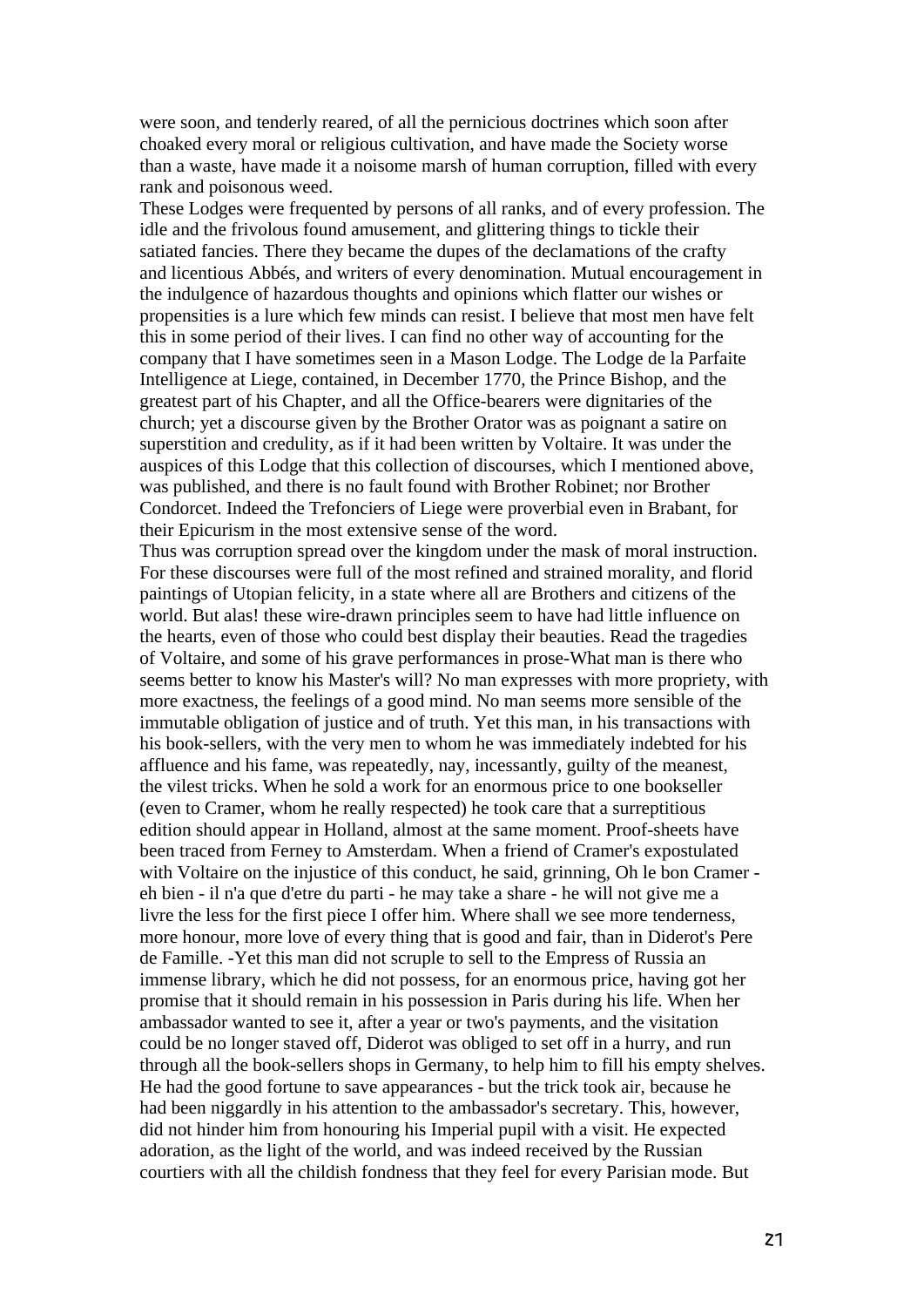were soon, and tenderly reared, of all the pernicious doctrines which soon after choaked every moral or religious cultivation, and have made the Society worse than a waste, have made it a noisome marsh of human corruption, filled with every rank and poisonous weed.

These Lodges were frequented by persons of all ranks, and of every profession. The idle and the frivolous found amusement, and glittering things to tickle their satiated fancies. There they became the dupes of the declamations of the crafty and licentious Abbés, and writers of every denomination. Mutual encouragement in the indulgence of hazardous thoughts and opinions which flatter our wishes or propensities is a lure which few minds can resist. I believe that most men have felt this in some period of their lives. I can find no other way of accounting for the company that I have sometimes seen in a Mason Lodge. The Lodge de la Parfaite Intelligence at Liege, contained, in December 1770, the Prince Bishop, and the greatest part of his Chapter, and all the Office-bearers were dignitaries of the church; yet a discourse given by the Brother Orator was as poignant a satire on superstition and credulity, as if it had been written by Voltaire. It was under the auspices of this Lodge that this collection of discourses, which I mentioned above, was published, and there is no fault found with Brother Robinet; nor Brother Condorcet. Indeed the Trefonciers of Liege were proverbial even in Brabant, for their Epicurism in the most extensive sense of the word.

Thus was corruption spread over the kingdom under the mask of moral instruction. For these discourses were full of the most refined and strained morality, and florid paintings of Utopian felicity, in a state where all are Brothers and citizens of the world. But alas! these wire-drawn principles seem to have had little influence on the hearts, even of those who could best display their beauties. Read the tragedies of Voltaire, and some of his grave performances in prose-What man is there who seems better to know his Master's will? No man expresses with more propriety, with more exactness, the feelings of a good mind. No man seems more sensible of the immutable obligation of justice and of truth. Yet this man, in his transactions with his book-sellers, with the very men to whom he was immediately indebted for his affluence and his fame, was repeatedly, nay, incessantly, guilty of the meanest, the vilest tricks. When he sold a work for an enormous price to one bookseller (even to Cramer, whom he really respected) he took care that a surreptitious edition should appear in Holland, almost at the same moment. Proof-sheets have been traced from Ferney to Amsterdam. When a friend of Cramer's expostulated with Voltaire on the injustice of this conduct, he said, grinning, Oh le bon Cramer - eh bien - il n'a que d'etre du parti - he may take a share - he will not give me a livre the less for the first piece I offer him. Where shall we see more tenderness, more honour, more love of every thing that is good and fair, than in Diderot's Pere de Famille. -Yet this man did not scruple to sell to the Empress of Russia an immense library, which he did not possess, for an enormous price, having got her promise that it should remain in his possession in Paris during his life. When her ambassador wanted to see it, after a year or two's payments, and the visitation could be no longer staved off, Diderot was obliged to set off in a hurry, and run through all the book-sellers shops in Germany, to help him to fill his empty shelves. He had the good fortune to save appearances - but the trick took air, because he had been niggardly in his attention to the ambassador's secretary. This, however, did not hinder him from honouring his Imperial pupil with a visit. He expected adoration, as the light of the world, and was indeed received by the Russian courtiers with all the childish fondness that they feel for every Parisian mode. But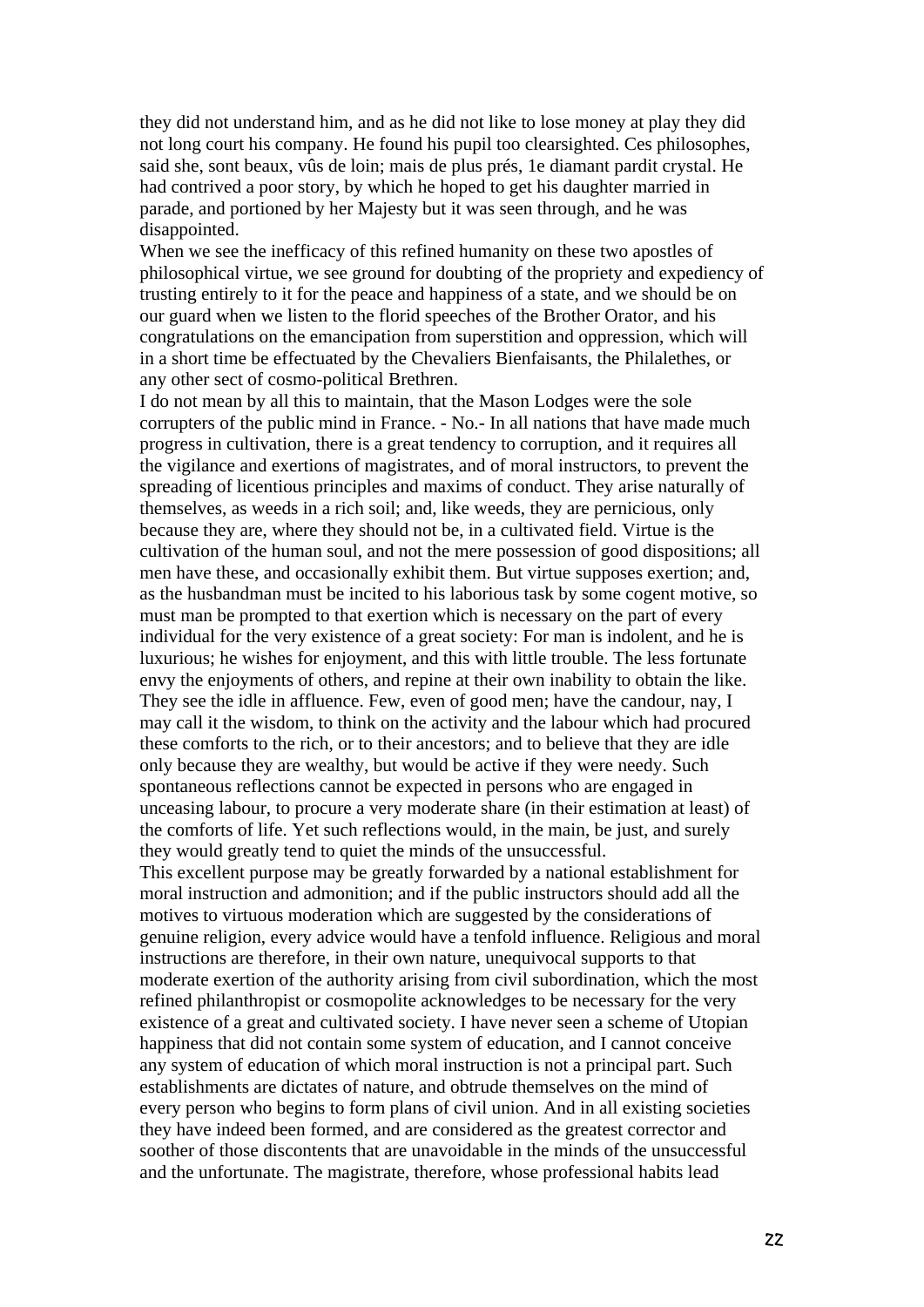they did not understand him, and as he did not like to lose money at play they did not long court his company. He found his pupil too clearsighted. Ces philosophes, said she, sont beaux, vûs de loin; mais de plus prés, 1e diamant pardit crystal. He had contrived a poor story, by which he hoped to get his daughter married in parade, and portioned by her Majesty but it was seen through, and he was disappointed.

When we see the inefficacy of this refined humanity on these two apostles of philosophical virtue, we see ground for doubting of the propriety and expediency of trusting entirely to it for the peace and happiness of a state, and we should be on our guard when we listen to the florid speeches of the Brother Orator, and his congratulations on the emancipation from superstition and oppression, which will in a short time be effectuated by the Chevaliers Bienfaisants, the Philalethes, or any other sect of cosmo-political Brethren.

I do not mean by all this to maintain, that the Mason Lodges were the sole corrupters of the public mind in France. - No.- In all nations that have made much progress in cultivation, there is a great tendency to corruption, and it requires all the vigilance and exertions of magistrates, and of moral instructors, to prevent the spreading of licentious principles and maxims of conduct. They arise naturally of themselves, as weeds in a rich soil; and, like weeds, they are pernicious, only because they are, where they should not be, in a cultivated field. Virtue is the cultivation of the human soul, and not the mere possession of good dispositions; all men have these, and occasionally exhibit them. But virtue supposes exertion; and, as the husbandman must be incited to his laborious task by some cogent motive, so must man be prompted to that exertion which is necessary on the part of every individual for the very existence of a great society: For man is indolent, and he is luxurious; he wishes for enjoyment, and this with little trouble. The less fortunate envy the enjoyments of others, and repine at their own inability to obtain the like. They see the idle in affluence. Few, even of good men; have the candour, nay, I may call it the wisdom, to think on the activity and the labour which had procured these comforts to the rich, or to their ancestors; and to believe that they are idle only because they are wealthy, but would be active if they were needy. Such spontaneous reflections cannot be expected in persons who are engaged in unceasing labour, to procure a very moderate share (in their estimation at least) of the comforts of life. Yet such reflections would, in the main, be just, and surely they would greatly tend to quiet the minds of the unsuccessful.

This excellent purpose may be greatly forwarded by a national establishment for moral instruction and admonition; and if the public instructors should add all the motives to virtuous moderation which are suggested by the considerations of genuine religion, every advice would have a tenfold influence. Religious and moral instructions are therefore, in their own nature, unequivocal supports to that moderate exertion of the authority arising from civil subordination, which the most refined philanthropist or cosmopolite acknowledges to be necessary for the very existence of a great and cultivated society. I have never seen a scheme of Utopian happiness that did not contain some system of education, and I cannot conceive any system of education of which moral instruction is not a principal part. Such establishments are dictates of nature, and obtrude themselves on the mind of every person who begins to form plans of civil union. And in all existing societies they have indeed been formed, and are considered as the greatest corrector and soother of those discontents that are unavoidable in the minds of the unsuccessful and the unfortunate. The magistrate, therefore, whose professional habits lead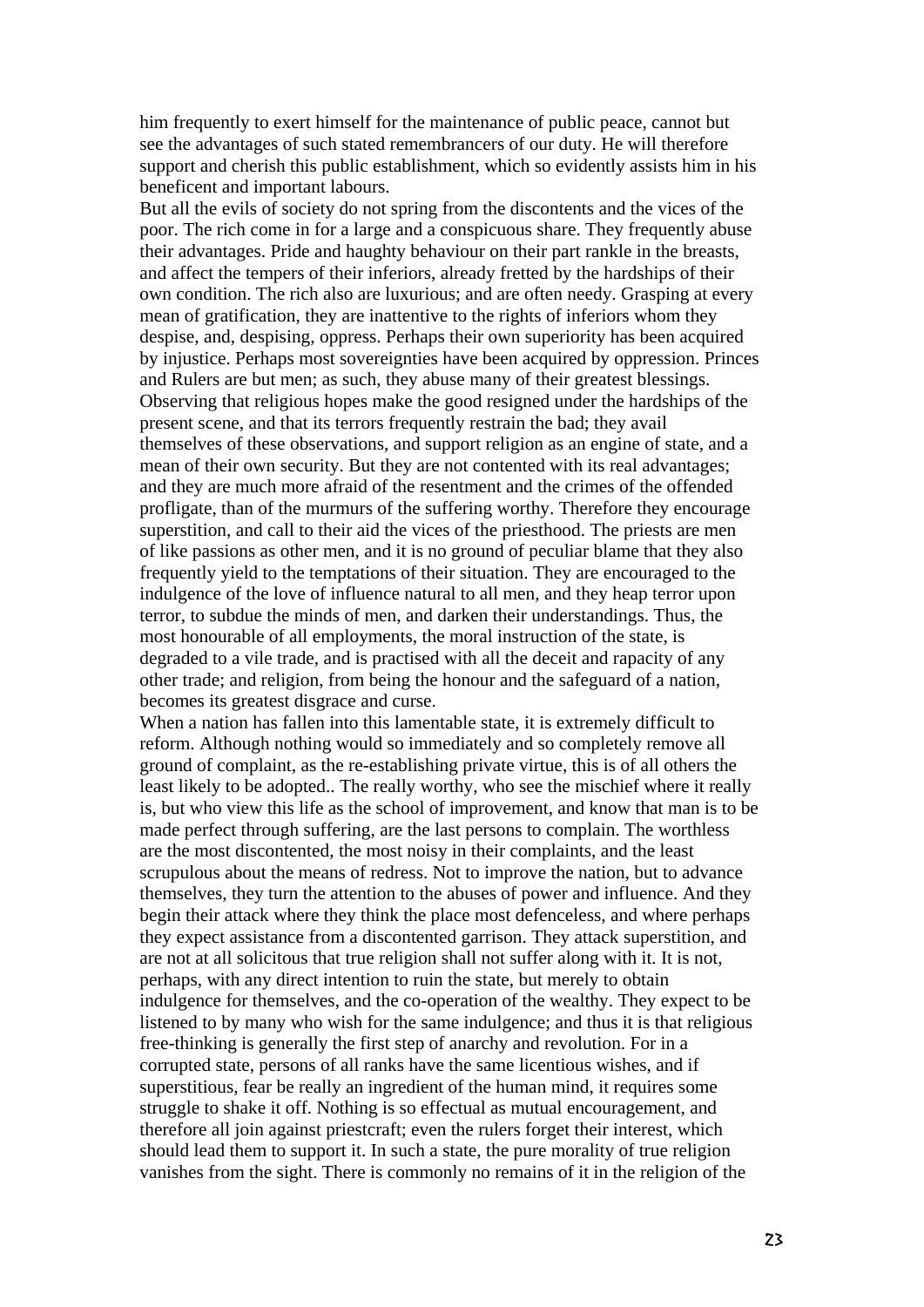him frequently to exert himself for the maintenance of public peace, cannot but see the advantages of such stated remembrancers of our duty. He will therefore support and cherish this public establishment, which so evidently assists him in his beneficent and important labours.

But all the evils of society do not spring from the discontents and the vices of the poor. The rich come in for a large and a conspicuous share. They frequently abuse their advantages. Pride and haughty behaviour on their part rankle in the breasts, and affect the tempers of their inferiors, already fretted by the hardships of their own condition. The rich also are luxurious; and are often needy. Grasping at every mean of gratification, they are inattentive to the rights of inferiors whom they despise, and, despising, oppress. Perhaps their own superiority has been acquired by injustice. Perhaps most sovereignties have been acquired by oppression. Princes and Rulers are but men; as such, they abuse many of their greatest blessings. Observing that religious hopes make the good resigned under the hardships of the present scene, and that its terrors frequently restrain the bad; they avail themselves of these observations, and support religion as an engine of state, and a mean of their own security. But they are not contented with its real advantages; and they are much more afraid of the resentment and the crimes of the offended profligate, than of the murmurs of the suffering worthy. Therefore they encourage superstition, and call to their aid the vices of the priesthood. The priests are men of like passions as other men, and it is no ground of peculiar blame that they also frequently yield to the temptations of their situation. They are encouraged to the indulgence of the love of influence natural to all men, and they heap terror upon terror, to subdue the minds of men, and darken their understandings. Thus, the most honourable of all employments, the moral instruction of the state, is degraded to a vile trade, and is practised with all the deceit and rapacity of any other trade; and religion, from being the honour and the safeguard of a nation, becomes its greatest disgrace and curse.

When a nation has fallen into this lamentable state, it is extremely difficult to reform. Although nothing would so immediately and so completely remove all ground of complaint, as the re-establishing private virtue, this is of all others the least likely to be adopted.. The really worthy, who see the mischief where it really is, but who view this life as the school of improvement, and know that man is to be made perfect through suffering, are the last persons to complain. The worthless are the most discontented, the most noisy in their complaints, and the least scrupulous about the means of redress. Not to improve the nation, but to advance themselves, they turn the attention to the abuses of power and influence. And they begin their attack where they think the place most defenceless, and where perhaps they expect assistance from a discontented garrison. They attack superstition, and are not at all solicitous that true religion shall not suffer along with it. It is not, perhaps, with any direct intention to ruin the state, but merely to obtain indulgence for themselves, and the co-operation of the wealthy. They expect to be listened to by many who wish for the same indulgence; and thus it is that religious free-thinking is generally the first step of anarchy and revolution. For in a corrupted state, persons of all ranks have the same licentious wishes, and if superstitious, fear be really an ingredient of the human mind, it requires some struggle to shake it off. Nothing is so effectual as mutual encouragement, and therefore all join against priestcraft; even the rulers forget their interest, which should lead them to support it. In such a state, the pure morality of true religion vanishes from the sight. There is commonly no remains of it in the religion of the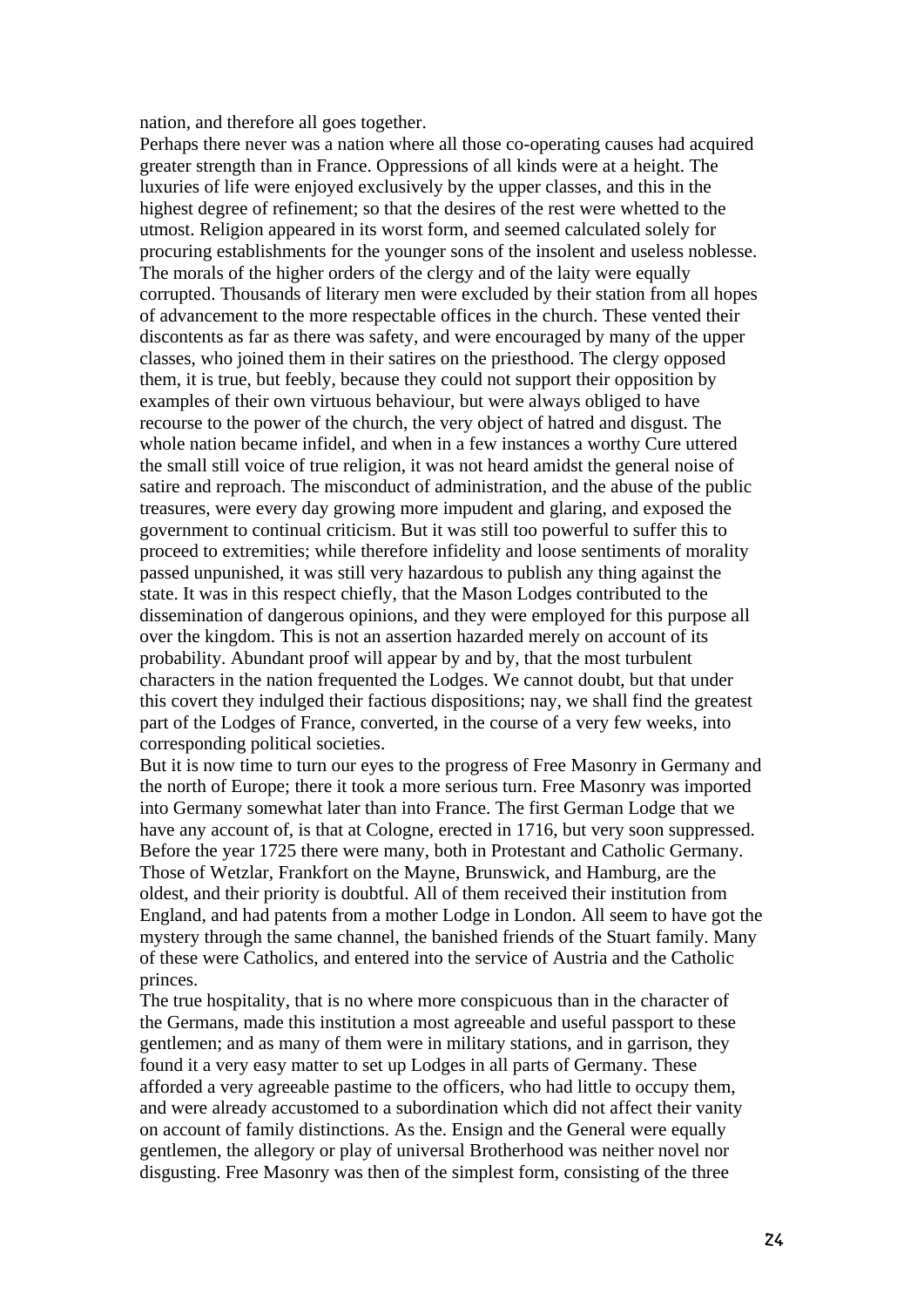nation, and therefore all goes together.

Perhaps there never was a nation where all those co-operating causes had acquired greater strength than in France. Oppressions of all kinds were at a height. The luxuries of life were enjoyed exclusively by the upper classes, and this in the highest degree of refinement; so that the desires of the rest were whetted to the utmost. Religion appeared in its worst form, and seemed calculated solely for procuring establishments for the younger sons of the insolent and useless noblesse. The morals of the higher orders of the clergy and of the laity were equally corrupted. Thousands of literary men were excluded by their station from all hopes of advancement to the more respectable offices in the church. These vented their discontents as far as there was safety, and were encouraged by many of the upper classes, who joined them in their satires on the priesthood. The clergy opposed them, it is true, but feebly, because they could not support their opposition by examples of their own virtuous behaviour, but were always obliged to have recourse to the power of the church, the very object of hatred and disgust. The whole nation became infidel, and when in a few instances a worthy Cure uttered the small still voice of true religion, it was not heard amidst the general noise of satire and reproach. The misconduct of administration, and the abuse of the public treasures, were every day growing more impudent and glaring, and exposed the government to continual criticism. But it was still too powerful to suffer this to proceed to extremities; while therefore infidelity and loose sentiments of morality passed unpunished, it was still very hazardous to publish any thing against the state. It was in this respect chiefly, that the Mason Lodges contributed to the dissemination of dangerous opinions, and they were employed for this purpose all over the kingdom. This is not an assertion hazarded merely on account of its probability. Abundant proof will appear by and by, that the most turbulent characters in the nation frequented the Lodges. We cannot doubt, but that under this covert they indulged their factious dispositions; nay, we shall find the greatest part of the Lodges of France, converted, in the course of a very few weeks, into corresponding political societies.

But it is now time to turn our eyes to the progress of Free Masonry in Germany and the north of Europe; there it took a more serious turn. Free Masonry was imported into Germany somewhat later than into France. The first German Lodge that we have any account of, is that at Cologne, erected in 1716, but very soon suppressed. Before the year 1725 there were many, both in Protestant and Catholic Germany. Those of Wetzlar, Frankfort on the Mayne, Brunswick, and Hamburg, are the oldest, and their priority is doubtful. All of them received their institution from England, and had patents from a mother Lodge in London. All seem to have got the mystery through the same channel, the banished friends of the Stuart family. Many of these were Catholics, and entered into the service of Austria and the Catholic princes.

The true hospitality, that is no where more conspicuous than in the character of the Germans, made this institution a most agreeable and useful passport to these gentlemen; and as many of them were in military stations, and in garrison, they found it a very easy matter to set up Lodges in all parts of Germany. These afforded a very agreeable pastime to the officers, who had little to occupy them, and were already accustomed to a subordination which did not affect their vanity on account of family distinctions. As the. Ensign and the General were equally gentlemen, the allegory or play of universal Brotherhood was neither novel nor disgusting. Free Masonry was then of the simplest form, consisting of the three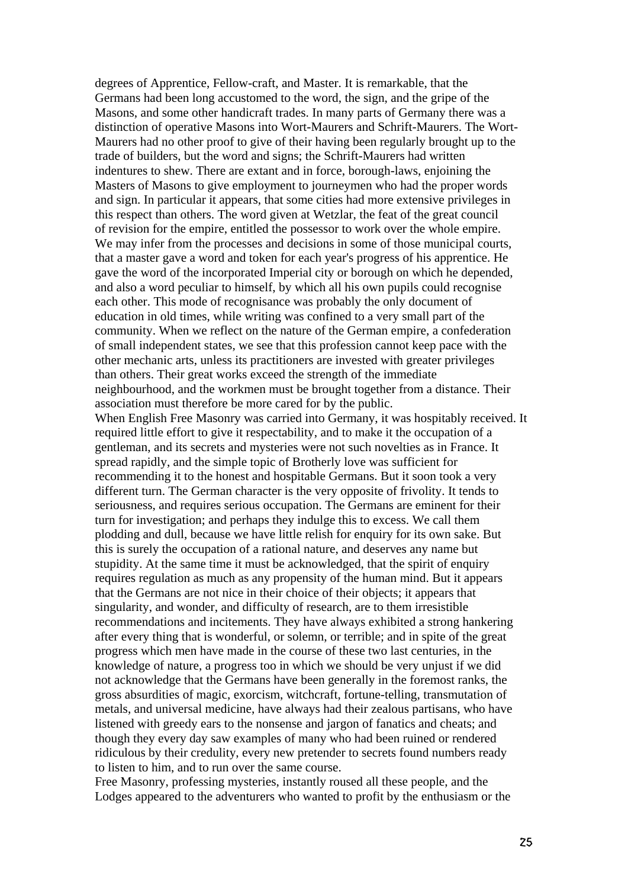degrees of Apprentice, Fellow-craft, and Master. It is remarkable, that the Germans had been long accustomed to the word, the sign, and the gripe of the Masons, and some other handicraft trades. In many parts of Germany there was a distinction of operative Masons into Wort-Maurers and Schrift-Maurers. The Wort-Maurers had no other proof to give of their having been regularly brought up to the trade of builders, but the word and signs; the Schrift-Maurers had written indentures to shew. There are extant and in force, borough-laws, enjoining the Masters of Masons to give employment to journeymen who had the proper words and sign. In particular it appears, that some cities had more extensive privileges in this respect than others. The word given at Wetzlar, the feat of the great council of revision for the empire, entitled the possessor to work over the whole empire. We may infer from the processes and decisions in some of those municipal courts, that a master gave a word and token for each year's progress of his apprentice. He gave the word of the incorporated Imperial city or borough on which he depended, and also a word peculiar to himself, by which all his own pupils could recognise each other. This mode of recognisance was probably the only document of education in old times, while writing was confined to a very small part of the community. When we reflect on the nature of the German empire, a confederation of small independent states, we see that this profession cannot keep pace with the other mechanic arts, unless its practitioners are invested with greater privileges than others. Their great works exceed the strength of the immediate neighbourhood, and the workmen must be brought together from a distance. Their association must therefore be more cared for by the public.

When English Free Masonry was carried into Germany, it was hospitably received. It required little effort to give it respectability, and to make it the occupation of a gentleman, and its secrets and mysteries were not such novelties as in France. It spread rapidly, and the simple topic of Brotherly love was sufficient for recommending it to the honest and hospitable Germans. But it soon took a very different turn. The German character is the very opposite of frivolity. It tends to seriousness, and requires serious occupation. The Germans are eminent for their turn for investigation; and perhaps they indulge this to excess. We call them plodding and dull, because we have little relish for enquiry for its own sake. But this is surely the occupation of a rational nature, and deserves any name but stupidity. At the same time it must be acknowledged, that the spirit of enquiry requires regulation as much as any propensity of the human mind. But it appears that the Germans are not nice in their choice of their objects; it appears that singularity, and wonder, and difficulty of research, are to them irresistible recommendations and incitements. They have always exhibited a strong hankering after every thing that is wonderful, or solemn, or terrible; and in spite of the great progress which men have made in the course of these two last centuries, in the knowledge of nature, a progress too in which we should be very unjust if we did not acknowledge that the Germans have been generally in the foremost ranks, the gross absurdities of magic, exorcism, witchcraft, fortune-telling, transmutation of metals, and universal medicine, have always had their zealous partisans, who have listened with greedy ears to the nonsense and jargon of fanatics and cheats; and though they every day saw examples of many who had been ruined or rendered ridiculous by their credulity, every new pretender to secrets found numbers ready to listen to him, and to run over the same course.

Free Masonry, professing mysteries, instantly roused all these people, and the Lodges appeared to the adventurers who wanted to profit by the enthusiasm or the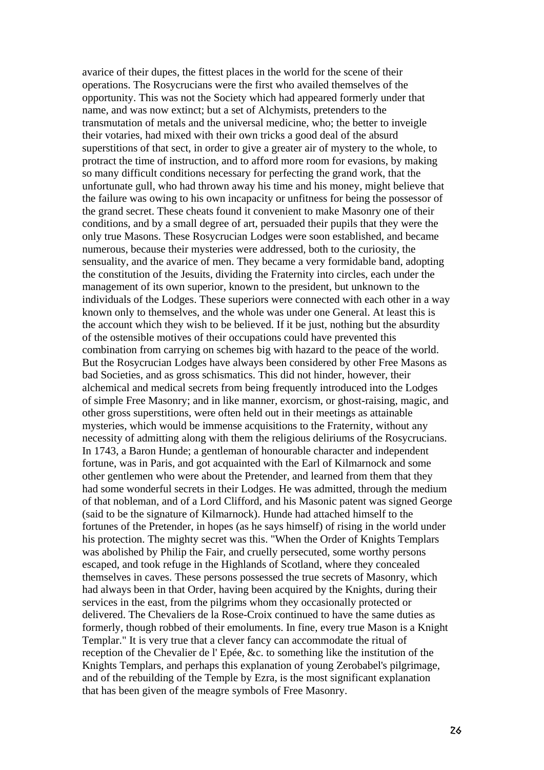avarice of their dupes, the fittest places in the world for the scene of their operations. The Rosycrucians were the first who availed themselves of the opportunity. This was not the Society which had appeared formerly under that name, and was now extinct; but a set of Alchymists, pretenders to the transmutation of metals and the universal medicine, who; the better to inveigle their votaries, had mixed with their own tricks a good deal of the absurd superstitions of that sect, in order to give a greater air of mystery to the whole, to protract the time of instruction, and to afford more room for evasions, by making so many difficult conditions necessary for perfecting the grand work, that the unfortunate gull, who had thrown away his time and his money, might believe that the failure was owing to his own incapacity or unfitness for being the possessor of the grand secret. These cheats found it convenient to make Masonry one of their conditions, and by a small degree of art, persuaded their pupils that they were the only true Masons. These Rosycrucian Lodges were soon established, and became numerous, because their mysteries were addressed, both to the curiosity, the sensuality, and the avarice of men. They became a very formidable band, adopting the constitution of the Jesuits, dividing the Fraternity into circles, each under the management of its own superior, known to the president, but unknown to the individuals of the Lodges. These superiors were connected with each other in a way known only to themselves, and the whole was under one General. At least this is the account which they wish to be believed. If it be just, nothing but the absurdity of the ostensible motives of their occupations could have prevented this combination from carrying on schemes big with hazard to the peace of the world. But the Rosycrucian Lodges have always been considered by other Free Masons as bad Societies, and as gross schismatics. This did not hinder, however, their alchemical and medical secrets from being frequently introduced into the Lodges of simple Free Masonry; and in like manner, exorcism, or ghost-raising, magic, and other gross superstitions, were often held out in their meetings as attainable mysteries, which would be immense acquisitions to the Fraternity, without any necessity of admitting along with them the religious deliriums of the Rosycrucians. In 1743, a Baron Hunde; a gentleman of honourable character and independent fortune, was in Paris, and got acquainted with the Earl of Kilmarnock and some other gentlemen who were about the Pretender, and learned from them that they had some wonderful secrets in their Lodges. He was admitted, through the medium of that nobleman, and of a Lord Clifford, and his Masonic patent was signed George (said to be the signature of Kilmarnock). Hunde had attached himself to the fortunes of the Pretender, in hopes (as he says himself) of rising in the world under his protection. The mighty secret was this. "When the Order of Knights Templars was abolished by Philip the Fair, and cruelly persecuted, some worthy persons escaped, and took refuge in the Highlands of Scotland, where they concealed themselves in caves. These persons possessed the true secrets of Masonry, which had always been in that Order, having been acquired by the Knights, during their services in the east, from the pilgrims whom they occasionally protected or delivered. The Chevaliers de la Rose-Croix continued to have the same duties as formerly, though robbed of their emoluments. In fine, every true Mason is a Knight Templar." It is very true that a clever fancy can accommodate the ritual of reception of the Chevalier de l' Epée, &c. to something like the institution of the Knights Templars, and perhaps this explanation of young Zerobabel's pilgrimage, and of the rebuilding of the Temple by Ezra, is the most significant explanation that has been given of the meagre symbols of Free Masonry.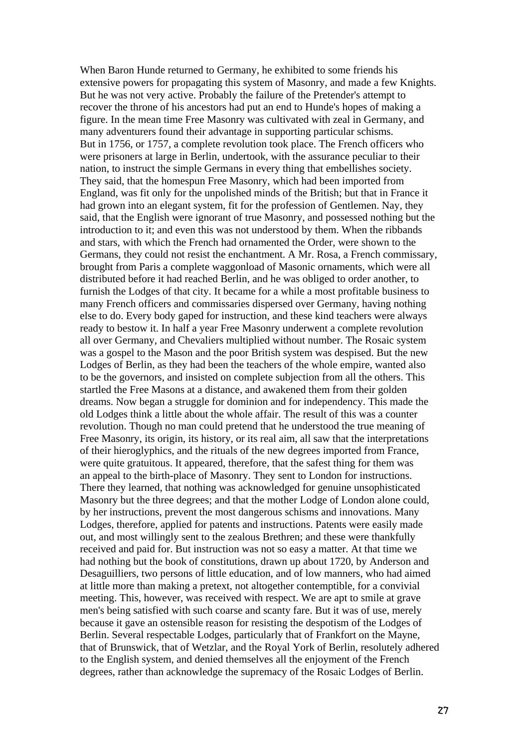When Baron Hunde returned to Germany, he exhibited to some friends his extensive powers for propagating this system of Masonry, and made a few Knights. But he was not very active. Probably the failure of the Pretender's attempt to recover the throne of his ancestors had put an end to Hunde's hopes of making a figure. In the mean time Free Masonry was cultivated with zeal in Germany, and many adventurers found their advantage in supporting particular schisms.

But in 1756, or 1757, a complete revolution took place. The French officers who were prisoners at large in Berlin, undertook, with the assurance peculiar to their nation, to instruct the simple Germans in every thing that embellishes society. They said, that the homespun Free Masonry, which had been imported from England, was fit only for the unpolished minds of the British; but that in France it had grown into an elegant system, fit for the profession of Gentlemen. Nay, they said, that the English were ignorant of true Masonry, and possessed nothing but the introduction to it; and even this was not understood by them. When the ribbands and stars, with which the French had ornamented the Order, were shown to the Germans, they could not resist the enchantment. A Mr. Rosa, a French commissary, brought from Paris a complete waggonload of Masonic ornaments, which were all distributed before it had reached Berlin, and he was obliged to order another, to furnish the Lodges of that city. It became for a while a most profitable business to many French officers and commissaries dispersed over Germany, having nothing else to do. Every body gaped for instruction, and these kind teachers were always ready to bestow it. In half a year Free Masonry underwent a complete revolution all over Germany, and Chevaliers multiplied without number. The Rosaic system was a gospel to the Mason and the poor British system was despised. But the new Lodges of Berlin, as they had been the teachers of the whole empire, wanted also to be the governors, and insisted on complete subjection from all the others. This startled the Free Masons at a distance, and awakened them from their golden dreams. Now began a struggle for dominion and for independency. This made the old Lodges think a little about the whole affair. The result of this was a counter revolution. Though no man could pretend that he understood the true meaning of Free Masonry, its origin, its history, or its real aim, all saw that the interpretations of their hieroglyphics, and the rituals of the new degrees imported from France, were quite gratuitous. It appeared, therefore, that the safest thing for them was an appeal to the birth-place of Masonry. They sent to London for instructions. There they learned, that nothing was acknowledged for genuine unsophisticated Masonry but the three degrees; and that the mother Lodge of London alone could, by her instructions, prevent the most dangerous schisms and innovations. Many Lodges, therefore, applied for patents and instructions. Patents were easily made out, and most willingly sent to the zealous Brethren; and these were thankfully received and paid for. But instruction was not so easy a matter. At that time we had nothing but the book of constitutions, drawn up about 1720, by Anderson and Desaguilliers, two persons of little education, and of low manners, who had aimed at little more than making a pretext, not altogether contemptible, for a convivial meeting. This, however, was received with respect. We are apt to smile at grave men's being satisfied with such coarse and scanty fare. But it was of use, merely because it gave an ostensible reason for resisting the despotism of the Lodges of Berlin. Several respectable Lodges, particularly that of Frankfort on the Mayne, that of Brunswick, that of Wetzlar, and the Royal York of Berlin, resolutely adhered to the English system, and denied themselves all the enjoyment of the French degrees, rather than acknowledge the supremacy of the Rosaic Lodges of Berlin.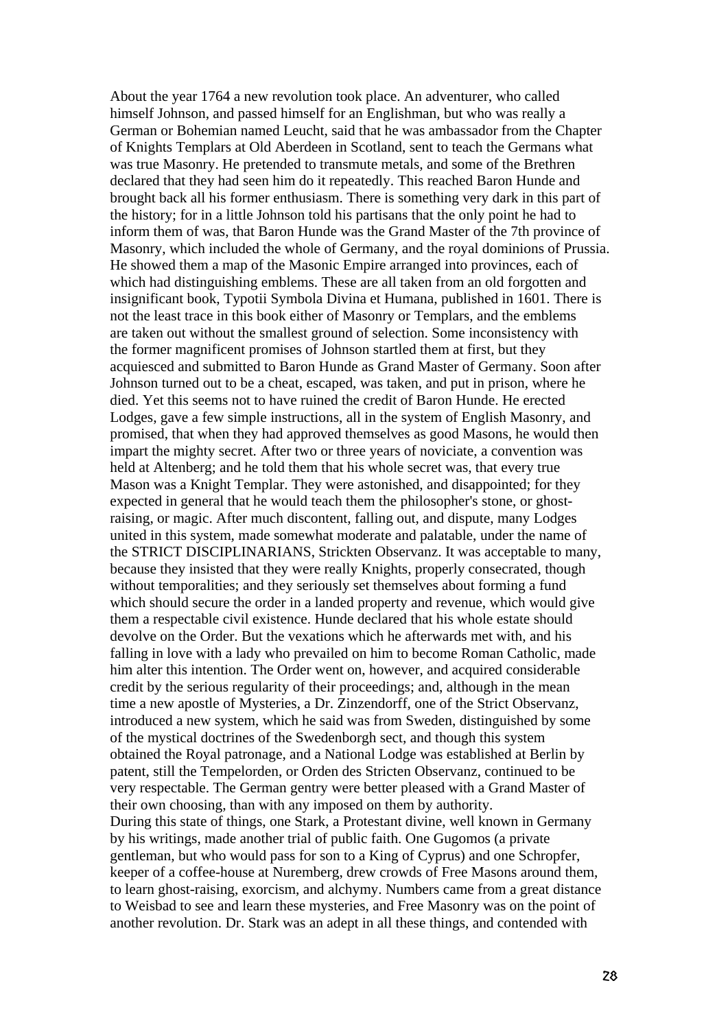About the year 1764 a new revolution took place. An adventurer, who called himself Johnson, and passed himself for an Englishman, but who was really a German or Bohemian named Leucht, said that he was ambassador from the Chapter of Knights Templars at Old Aberdeen in Scotland, sent to teach the Germans what was true Masonry. He pretended to transmute metals, and some of the Brethren declared that they had seen him do it repeatedly. This reached Baron Hunde and brought back all his former enthusiasm. There is something very dark in this part of the history; for in a little Johnson told his partisans that the only point he had to inform them of was, that Baron Hunde was the Grand Master of the 7th province of Masonry, which included the whole of Germany, and the royal dominions of Prussia. He showed them a map of the Masonic Empire arranged into provinces, each of which had distinguishing emblems. These are all taken from an old forgotten and insignificant book, Typotii Symbola Divina et Humana, published in 1601. There is not the least trace in this book either of Masonry or Templars, and the emblems are taken out without the smallest ground of selection. Some inconsistency with the former magnificent promises of Johnson startled them at first, but they acquiesced and submitted to Baron Hunde as Grand Master of Germany. Soon after Johnson turned out to be a cheat, escaped, was taken, and put in prison, where he died. Yet this seems not to have ruined the credit of Baron Hunde. He erected Lodges, gave a few simple instructions, all in the system of English Masonry, and promised, that when they had approved themselves as good Masons, he would then impart the mighty secret. After two or three years of noviciate, a convention was held at Altenberg; and he told them that his whole secret was, that every true Mason was a Knight Templar. They were astonished, and disappointed; for they expected in general that he would teach them the philosopher's stone, or ghost-raising, or magic. After much discontent, falling out, and dispute, many Lodges united in this system, made somewhat moderate and palatable, under the name of the STRICT DISCIPLINARIANS, Strickten Observanz. It was acceptable to many, because they insisted that they were really Knights, properly consecrated, though without temporalities; and they seriously set themselves about forming a fund which should secure the order in a landed property and revenue, which would give them a respectable civil existence. Hunde declared that his whole estate should devolve on the Order. But the vexations which he afterwards met with, and his falling in love with a lady who prevailed on him to become Roman Catholic, made him alter this intention. The Order went on, however, and acquired considerable credit by the serious regularity of their proceedings; and, although in the mean time a new apostle of Mysteries, a Dr. Zinzendorff, one of the Strict Observanz, introduced a new system, which he said was from Sweden, distinguished by some of the mystical doctrines of the Swedenborgh sect, and though this system obtained the Royal patronage, and a National Lodge was established at Berlin by patent, still the Tempelorden, or Orden des Stricten Observanz, continued to be very respectable. The German gentry were better pleased with a Grand Master of their own choosing, than with any imposed on them by authority.

During this state of things, one Stark, a Protestant divine, well known in Germany by his writings, made another trial of public faith. One Gugomos (a private gentleman, but who would pass for son to a King of Cyprus) and one Schropfer, keeper of a coffee-house at Nuremberg, drew crowds of Free Masons around them, to learn ghost-raising, exorcism, and alchymy. Numbers came from a great distance to Weisbad to see and learn these mysteries, and Free Masonry was on the point of another revolution. Dr. Stark was an adept in all these things, and contended with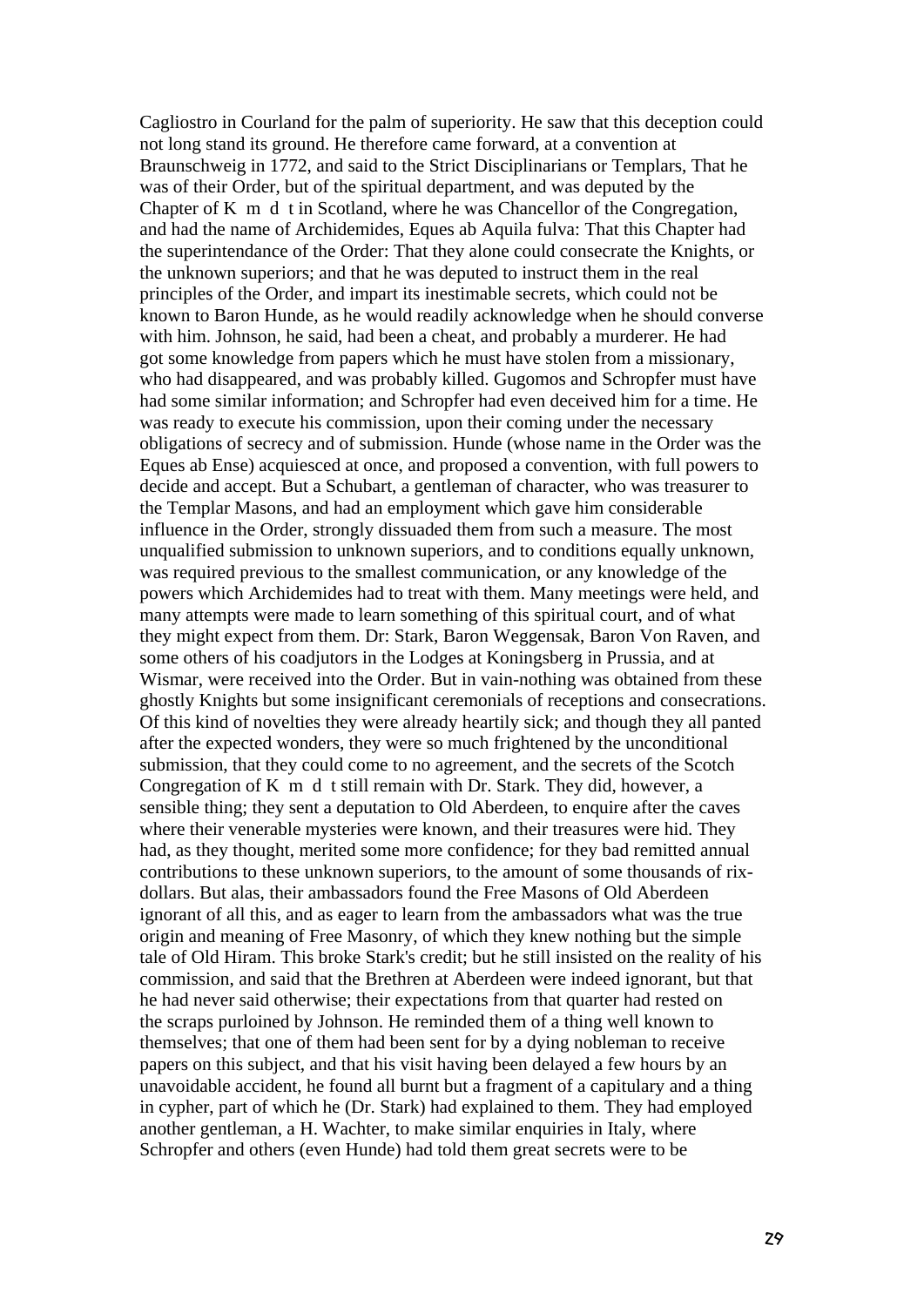Cagliostro in Courland for the palm of superiority. He saw that this deception could not long stand its ground. He therefore came forward, at a convention at Braunschweig in 1772, and said to the Strict Disciplinarians or Templars, That he was of their Order, but of the spiritual department, and was deputed by the Chapter of K m d t in Scotland, where he was Chancellor of the Congregation, and had the name of Archidemides, Eques ab Aquila fulva: That this Chapter had the superintendance of the Order: That they alone could consecrate the Knights, or the unknown superiors; and that he was deputed to instruct them in the real principles of the Order, and impart its inestimable secrets, which could not be known to Baron Hunde, as he would readily acknowledge when he should converse with him. Johnson, he said, had been a cheat, and probably a murderer. He had got some knowledge from papers which he must have stolen from a missionary, who had disappeared, and was probably killed. Gugomos and Schropfer must have had some similar information; and Schropfer had even deceived him for a time. He was ready to execute his commission, upon their coming under the necessary obligations of secrecy and of submission. Hunde (whose name in the Order was the Eques ab Ense) acquiesced at once, and proposed a convention, with full powers to decide and accept. But a Schubart, a gentleman of character, who was treasurer to the Templar Masons, and had an employment which gave him considerable influence in the Order, strongly dissuaded them from such a measure. The most unqualified submission to unknown superiors, and to conditions equally unknown, was required previous to the smallest communication, or any knowledge of the powers which Archidemides had to treat with them. Many meetings were held, and many attempts were made to learn something of this spiritual court, and of what they might expect from them. Dr: Stark, Baron Weggensak, Baron Von Raven, and some others of his coadjutors in the Lodges at Koningsberg in Prussia, and at Wismar, were received into the Order. But in vain-nothing was obtained from these ghostly Knights but some insignificant ceremonials of receptions and consecrations. Of this kind of novelties they were already heartily sick; and though they all panted after the expected wonders, they were so much frightened by the unconditional submission, that they could come to no agreement, and the secrets of the Scotch Congregation of K m d t still remain with Dr. Stark. They did, however, a sensible thing; they sent a deputation to Old Aberdeen, to enquire after the caves where their venerable mysteries were known, and their treasures were hid. They had, as they thought, merited some more confidence; for they bad remitted annual contributions to these unknown superiors, to the amount of some thousands of rix-dollars. But alas, their ambassadors found the Free Masons of Old Aberdeen ignorant of all this, and as eager to learn from the ambassadors what was the true origin and meaning of Free Masonry, of which they knew nothing but the simple tale of Old Hiram. This broke Stark's credit; but he still insisted on the reality of his commission, and said that the Brethren at Aberdeen were indeed ignorant, but that he had never said otherwise; their expectations from that quarter had rested on the scraps purloined by Johnson. He reminded them of a thing well known to themselves; that one of them had been sent for by a dying nobleman to receive papers on this subject, and that his visit having been delayed a few hours by an unavoidable accident, he found all burnt but a fragment of a capitulary and a thing in cypher, part of which he (Dr. Stark) had explained to them. They had employed another gentleman, a H. Wachter, to make similar enquiries in Italy, where Schropfer and others (even Hunde) had told them great secrets were to be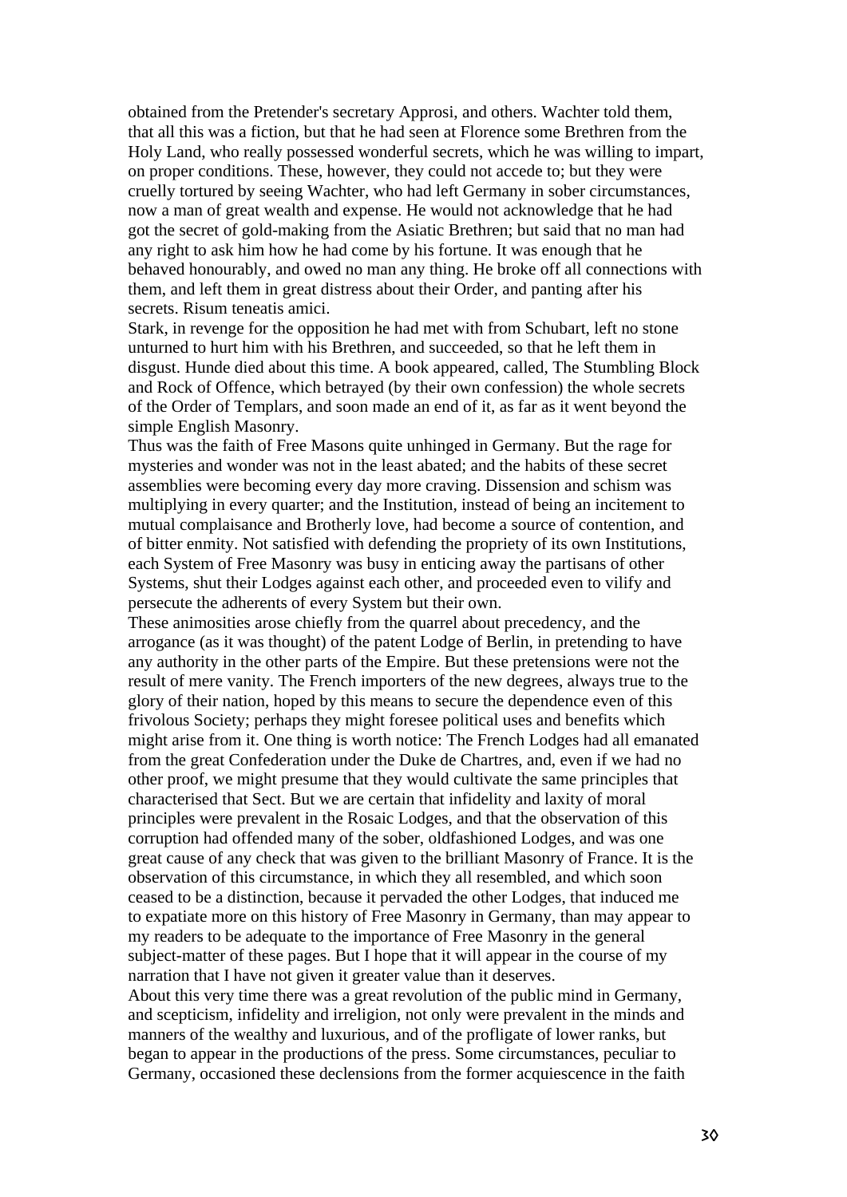obtained from the Pretender's secretary Approsi, and others. Wachter told them, that all this was a fiction, but that he had seen at Florence some Brethren from the Holy Land, who really possessed wonderful secrets, which he was willing to impart, on proper conditions. These, however, they could not accede to; but they were cruelly tortured by seeing Wachter, who had left Germany in sober circumstances, now a man of great wealth and expense. He would not acknowledge that he had got the secret of gold-making from the Asiatic Brethren; but said that no man had any right to ask him how he had come by his fortune. It was enough that he behaved honourably, and owed no man any thing. He broke off all connections with them, and left them in great distress about their Order, and panting after his secrets. Risum teneatis amici.

Stark, in revenge for the opposition he had met with from Schubart, left no stone unturned to hurt him with his Brethren, and succeeded, so that he left them in disgust. Hunde died about this time. A book appeared, called, The Stumbling Block and Rock of Offence, which betrayed (by their own confession) the whole secrets of the Order of Templars, and soon made an end of it, as far as it went beyond the simple English Masonry.

Thus was the faith of Free Masons quite unhinged in Germany. But the rage for mysteries and wonder was not in the least abated; and the habits of these secret assemblies were becoming every day more craving. Dissension and schism was multiplying in every quarter; and the Institution, instead of being an incitement to mutual complaisance and Brotherly love, had become a source of contention, and of bitter enmity. Not satisfied with defending the propriety of its own Institutions, each System of Free Masonry was busy in enticing away the partisans of other Systems, shut their Lodges against each other, and proceeded even to vilify and persecute the adherents of every System but their own.

These animosities arose chiefly from the quarrel about precedency, and the arrogance (as it was thought) of the patent Lodge of Berlin, in pretending to have any authority in the other parts of the Empire. But these pretensions were not the result of mere vanity. The French importers of the new degrees, always true to the glory of their nation, hoped by this means to secure the dependence even of this frivolous Society; perhaps they might foresee political uses and benefits which might arise from it. One thing is worth notice: The French Lodges had all emanated from the great Confederation under the Duke de Chartres, and, even if we had no other proof, we might presume that they would cultivate the same principles that characterised that Sect. But we are certain that infidelity and laxity of moral principles were prevalent in the Rosaic Lodges, and that the observation of this corruption had offended many of the sober, oldfashioned Lodges, and was one great cause of any check that was given to the brilliant Masonry of France. It is the observation of this circumstance, in which they all resembled, and which soon ceased to be a distinction, because it pervaded the other Lodges, that induced me to expatiate more on this history of Free Masonry in Germany, than may appear to my readers to be adequate to the importance of Free Masonry in the general subject-matter of these pages. But I hope that it will appear in the course of my narration that I have not given it greater value than it deserves.

About this very time there was a great revolution of the public mind in Germany, and scepticism, infidelity and irreligion, not only were prevalent in the minds and manners of the wealthy and luxurious, and of the profligate of lower ranks, but began to appear in the productions of the press. Some circumstances, peculiar to Germany, occasioned these declensions from the former acquiescence in the faith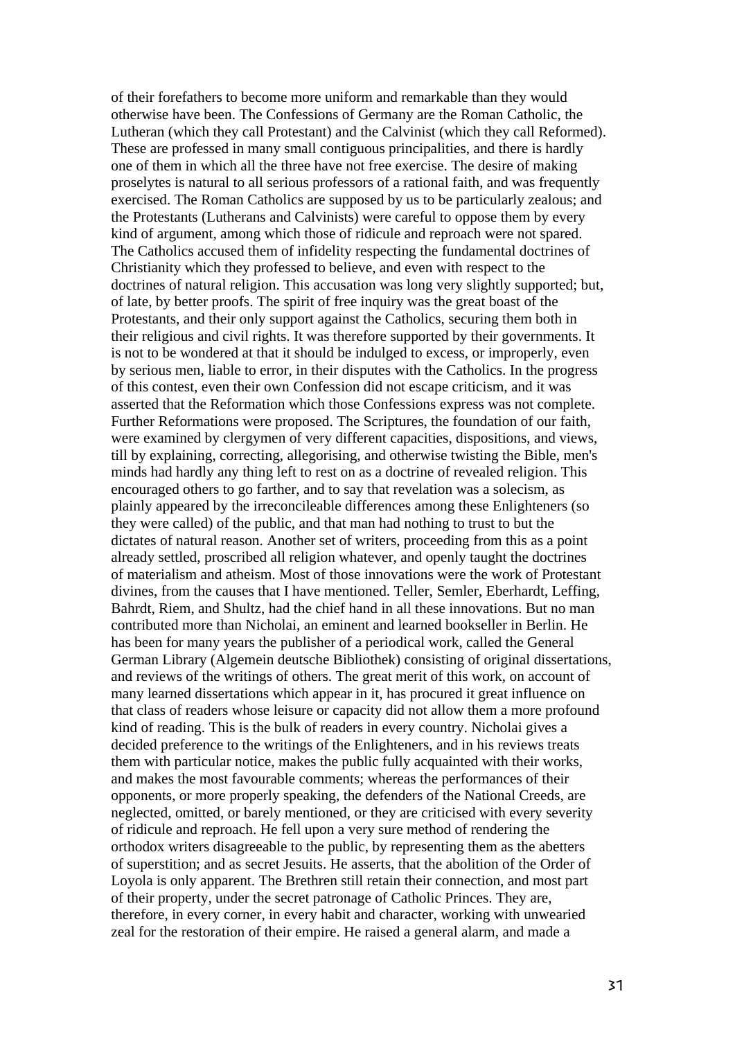of their forefathers to become more uniform and remarkable than they would otherwise have been. The Confessions of Germany are the Roman Catholic, the Lutheran (which they call Protestant) and the Calvinist (which they call Reformed). These are professed in many small contiguous principalities, and there is hardly one of them in which all the three have not free exercise. The desire of making proselytes is natural to all serious professors of a rational faith, and was frequently exercised. The Roman Catholics are supposed by us to be particularly zealous; and the Protestants (Lutherans and Calvinists) were careful to oppose them by every kind of argument, among which those of ridicule and reproach were not spared. The Catholics accused them of infidelity respecting the fundamental doctrines of Christianity which they professed to believe, and even with respect to the doctrines of natural religion. This accusation was long very slightly supported; but, of late, by better proofs. The spirit of free inquiry was the great boast of the Protestants, and their only support against the Catholics, securing them both in their religious and civil rights. It was therefore supported by their governments. It is not to be wondered at that it should be indulged to excess, or improperly, even by serious men, liable to error, in their disputes with the Catholics. In the progress of this contest, even their own Confession did not escape criticism, and it was asserted that the Reformation which those Confessions express was not complete. Further Reformations were proposed. The Scriptures, the foundation of our faith, were examined by clergymen of very different capacities, dispositions, and views, till by explaining, correcting, allegorising, and otherwise twisting the Bible, men's minds had hardly any thing left to rest on as a doctrine of revealed religion. This encouraged others to go farther, and to say that revelation was a solecism, as plainly appeared by the irreconcileable differences among these Enlighteners (so they were called) of the public, and that man had nothing to trust to but the dictates of natural reason. Another set of writers, proceeding from this as a point already settled, proscribed all religion whatever, and openly taught the doctrines of materialism and atheism. Most of those innovations were the work of Protestant divines, from the causes that I have mentioned. Teller, Semler, Eberhardt, Leffing, Bahrdt, Riem, and Shultz, had the chief hand in all these innovations. But no man contributed more than Nicholai, an eminent and learned bookseller in Berlin. He has been for many years the publisher of a periodical work, called the General German Library (Algemein deutsche Bibliothek) consisting of original dissertations, and reviews of the writings of others. The great merit of this work, on account of many learned dissertations which appear in it, has procured it great influence on that class of readers whose leisure or capacity did not allow them a more profound kind of reading. This is the bulk of readers in every country. Nicholai gives a decided preference to the writings of the Enlighteners, and in his reviews treats them with particular notice, makes the public fully acquainted with their works, and makes the most favourable comments; whereas the performances of their opponents, or more properly speaking, the defenders of the National Creeds, are neglected, omitted, or barely mentioned, or they are criticised with every severity of ridicule and reproach. He fell upon a very sure method of rendering the orthodox writers disagreeable to the public, by representing them as the abetters of superstition; and as secret Jesuits. He asserts, that the abolition of the Order of Loyola is only apparent. The Brethren still retain their connection, and most part of their property, under the secret patronage of Catholic Princes. They are, therefore, in every corner, in every habit and character, working with unwearied zeal for the restoration of their empire. He raised a general alarm, and made a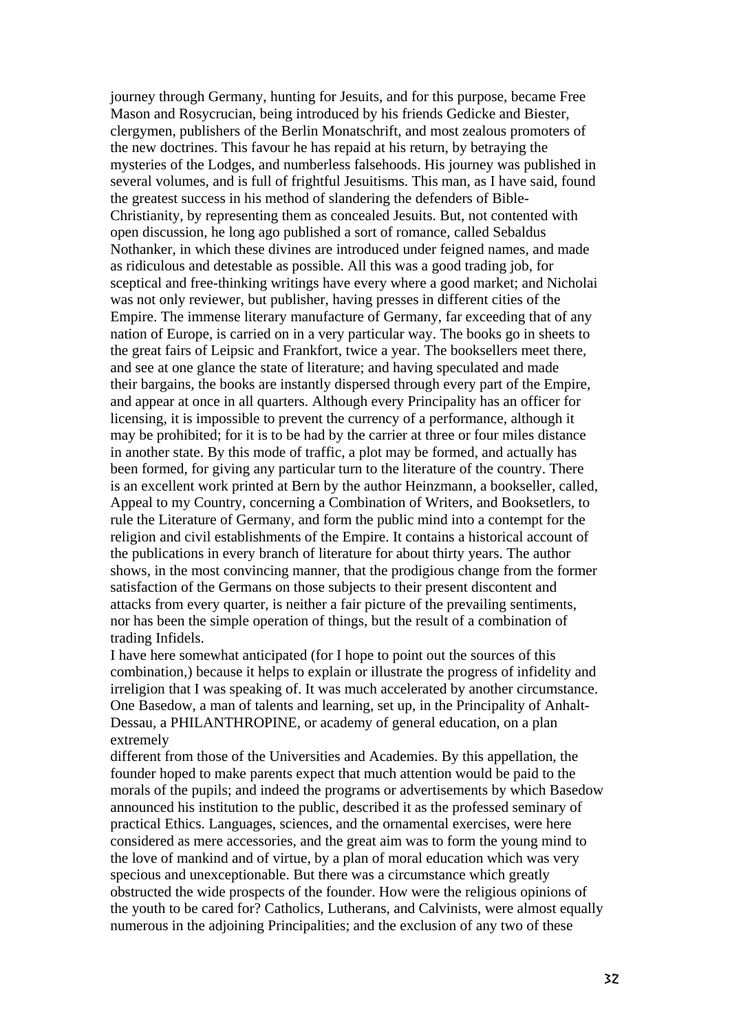journey through Germany, hunting for Jesuits, and for this purpose, became Free Mason and Rosycrucian, being introduced by his friends Gedicke and Biester, clergymen, publishers of the Berlin Monatschrift, and most zealous promoters of the new doctrines. This favour he has repaid at his return, by betraying the mysteries of the Lodges, and numberless falsehoods. His journey was published in several volumes, and is full of frightful Jesuitisms. This man, as I have said, found the greatest success in his method of slandering the defenders of Bible-Christianity, by representing them as concealed Jesuits. But, not contented with open discussion, he long ago published a sort of romance, called Sebaldus Nothanker, in which these divines are introduced under feigned names, and made as ridiculous and detestable as possible. All this was a good trading job, for sceptical and free-thinking writings have every where a good market; and Nicholai was not only reviewer, but publisher, having presses in different cities of the Empire. The immense literary manufacture of Germany, far exceeding that of any nation of Europe, is carried on in a very particular way. The books go in sheets to the great fairs of Leipsic and Frankfort, twice a year. The booksellers meet there, and see at one glance the state of literature; and having speculated and made their bargains, the books are instantly dispersed through every part of the Empire, and appear at once in all quarters. Although every Principality has an officer for licensing, it is impossible to prevent the currency of a performance, although it may be prohibited; for it is to be had by the carrier at three or four miles distance in another state. By this mode of traffic, a plot may be formed, and actually has been formed, for giving any particular turn to the literature of the country. There is an excellent work printed at Bern by the author Heinzmann, a bookseller, called, Appeal to my Country, concerning a Combination of Writers, and Booksetlers, to rule the Literature of Germany, and form the public mind into a contempt for the religion and civil establishments of the Empire. It contains a historical account of the publications in every branch of literature for about thirty years. The author shows, in the most convincing manner, that the prodigious change from the former satisfaction of the Germans on those subjects to their present discontent and attacks from every quarter, is neither a fair picture of the prevailing sentiments, nor has been the simple operation of things, but the result of a combination of trading Infidels.

I have here somewhat anticipated (for I hope to point out the sources of this combination,) because it helps to explain or illustrate the progress of infidelity and irreligion that I was speaking of. It was much accelerated by another circumstance. One Basedow, a man of talents and learning, set up, in the Principality of Anhalt-Dessau, a PHILANTHROPINE, or academy of general education, on a plan extremely different from those of the Universities and Academies. By this appellation, the founder hoped to make parents expect that much attention would be paid to the morals of the pupils; and indeed the programs or advertisements by which Basedow announced his institution to the public, described it as the professed seminary of practical Ethics. Languages, sciences, and the ornamental exercises, were here considered as mere accessories, and the great aim was to form the young mind to the love of mankind and of virtue, by a plan of moral education which was very specious and unexceptionable. But there was a circumstance which greatly obstructed the wide prospects of the founder. How were the religious opinions of the youth to be cared for? Catholics, Lutherans, and Calvinists, were almost equally numerous in the adjoining Principalities; and the exclusion of any two of these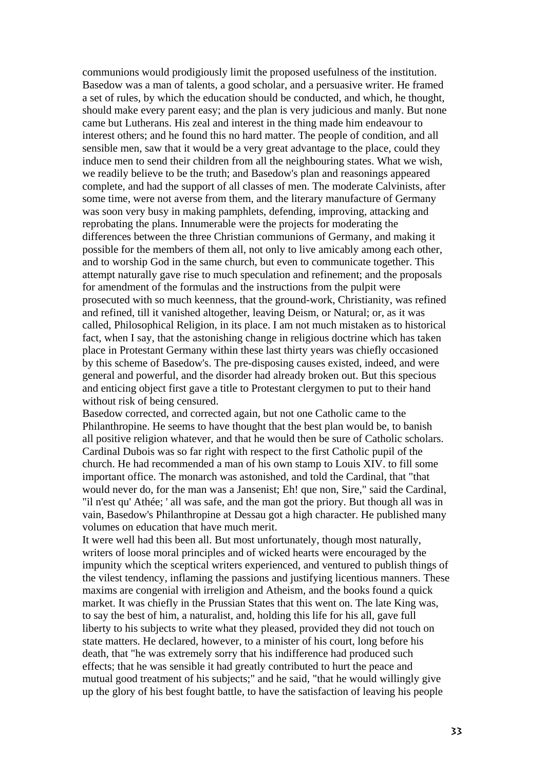communions would prodigiously limit the proposed usefulness of the institution. Basedow was a man of talents, a good scholar, and a persuasive writer. He framed a set of rules, by which the education should be conducted, and which, he thought, should make every parent easy; and the plan is very judicious and manly. But none came but Lutherans. His zeal and interest in the thing made him endeavour to interest others; and he found this no hard matter. The people of condition, and all sensible men, saw that it would be a very great advantage to the place, could they induce men to send their children from all the neighbouring states. What we wish, we readily believe to be the truth; and Basedow's plan and reasonings appeared complete, and had the support of all classes of men. The moderate Calvinists, after some time, were not averse from them, and the literary manufacture of Germany was soon very busy in making pamphlets, defending, improving, attacking and reprobating the plans. Innumerable were the projects for moderating the differences between the three Christian communions of Germany, and making it possible for the members of them all, not only to live amicably among each other, and to worship God in the same church, but even to communicate together. This attempt naturally gave rise to much speculation and refinement; and the proposals for amendment of the formulas and the instructions from the pulpit were prosecuted with so much keenness, that the ground-work, Christianity, was refined and refined, till it vanished altogether, leaving Deism, or Natural; or, as it was called, Philosophical Religion, in its place. I am not much mistaken as to historical fact, when I say, that the astonishing change in religious doctrine which has taken place in Protestant Germany within these last thirty years was chiefly occasioned by this scheme of Basedow's. The pre-disposing causes existed, indeed, and were general and powerful, and the disorder had already broken out. But this specious and enticing object first gave a title to Protestant clergymen to put to their hand without risk of being censured.

Basedow corrected, and corrected again, but not one Catholic came to the Philanthropine. He seems to have thought that the best plan would be, to banish all positive religion whatever, and that he would then be sure of Catholic scholars. Cardinal Dubois was so far right with respect to the first Catholic pupil of the church. He had recommended a man of his own stamp to Louis XIV. to fill some important office. The monarch was astonished, and told the Cardinal, that "that would never do, for the man was a Jansenist; Eh! que non, Sire," said the Cardinal, "il n'est qu' Athée; ' all was safe, and the man got the priory. But though all was in vain, Basedow's Philanthropine at Dessau got a high character. He published many volumes on education that have much merit.

It were well had this been all. But most unfortunately, though most naturally, writers of loose moral principles and of wicked hearts were encouraged by the impunity which the sceptical writers experienced, and ventured to publish things of the vilest tendency, inflaming the passions and justifying licentious manners. These maxims are congenial with irreligion and Atheism, and the books found a quick market. It was chiefly in the Prussian States that this went on. The late King was, to say the best of him, a naturalist, and, holding this life for his all, gave full liberty to his subjects to write what they pleased, provided they did not touch on state matters. He declared, however, to a minister of his court, long before his death, that "he was extremely sorry that his indifference had produced such effects; that he was sensible it had greatly contributed to hurt the peace and mutual good treatment of his subjects;" and he said, "that he would willingly give up the glory of his best fought battle, to have the satisfaction of leaving his people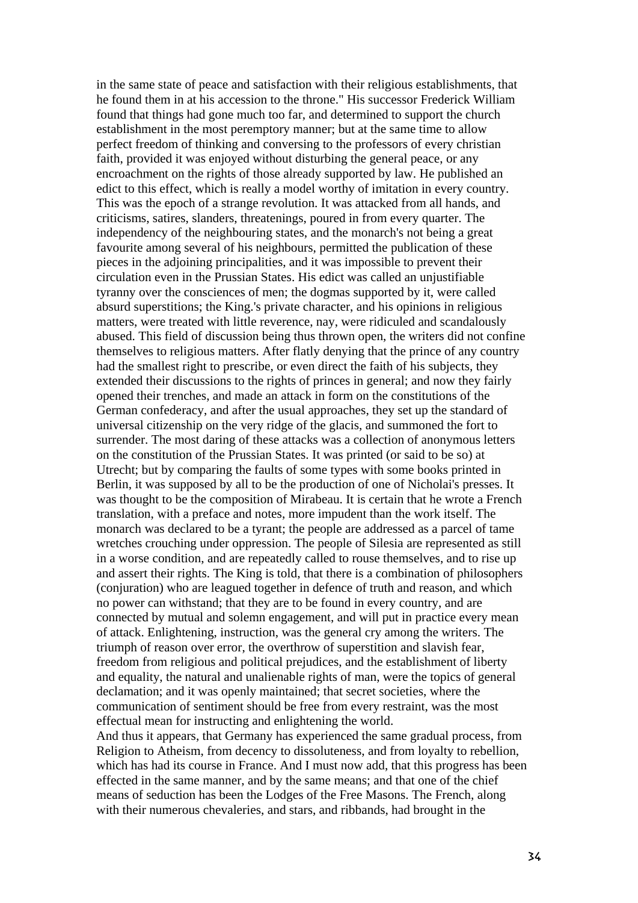in the same state of peace and satisfaction with their religious establishments, that he found them in at his accession to the throne." His successor Frederick William found that things had gone much too far, and determined to support the church establishment in the most peremptory manner; but at the same time to allow perfect freedom of thinking and conversing to the professors of every christian faith, provided it was enjoyed without disturbing the general peace, or any encroachment on the rights of those already supported by law. He published an edict to this effect, which is really a model worthy of imitation in every country. This was the epoch of a strange revolution. It was attacked from all hands, and criticisms, satires, slanders, threatenings, poured in from every quarter. The independency of the neighbouring states, and the monarch's not being a great favourite among several of his neighbours, permitted the publication of these pieces in the adjoining principalities, and it was impossible to prevent their circulation even in the Prussian States. His edict was called an unjustifiable tyranny over the consciences of men; the dogmas supported by it, were called absurd superstitions; the King.'s private character, and his opinions in religious matters, were treated with little reverence, nay, were ridiculed and scandalously abused. This field of discussion being thus thrown open, the writers did not confine themselves to religious matters. After flatly denying that the prince of any country had the smallest right to prescribe, or even direct the faith of his subjects, they extended their discussions to the rights of princes in general; and now they fairly opened their trenches, and made an attack in form on the constitutions of the German confederacy, and after the usual approaches, they set up the standard of universal citizenship on the very ridge of the glacis, and summoned the fort to surrender. The most daring of these attacks was a collection of anonymous letters on the constitution of the Prussian States. It was printed (or said to be so) at Utrecht; but by comparing the faults of some types with some books printed in Berlin, it was supposed by all to be the production of one of Nicholai's presses. It was thought to be the composition of Mirabeau. It is certain that he wrote a French translation, with a preface and notes, more impudent than the work itself. The monarch was declared to be a tyrant; the people are addressed as a parcel of tame wretches crouching under oppression. The people of Silesia are represented as still in a worse condition, and are repeatedly called to rouse themselves, and to rise up and assert their rights. The King is told, that there is a combination of philosophers (conjuration) who are leagued together in defence of truth and reason, and which no power can withstand; that they are to be found in every country, and are connected by mutual and solemn engagement, and will put in practice every mean of attack. Enlightening, instruction, was the general cry among the writers. The triumph of reason over error, the overthrow of superstition and slavish fear, freedom from religious and political prejudices, and the establishment of liberty and equality, the natural and unalienable rights of man, were the topics of general declamation; and it was openly maintained; that secret societies, where the communication of sentiment should be free from every restraint, was the most effectual mean for instructing and enlightening the world.

And thus it appears, that Germany has experienced the same gradual process, from Religion to Atheism, from decency to dissoluteness, and from loyalty to rebellion, which has had its course in France. And I must now add, that this progress has been effected in the same manner, and by the same means; and that one of the chief means of seduction has been the Lodges of the Free Masons. The French, along with their numerous chevaleries, and stars, and ribbands, had brought in the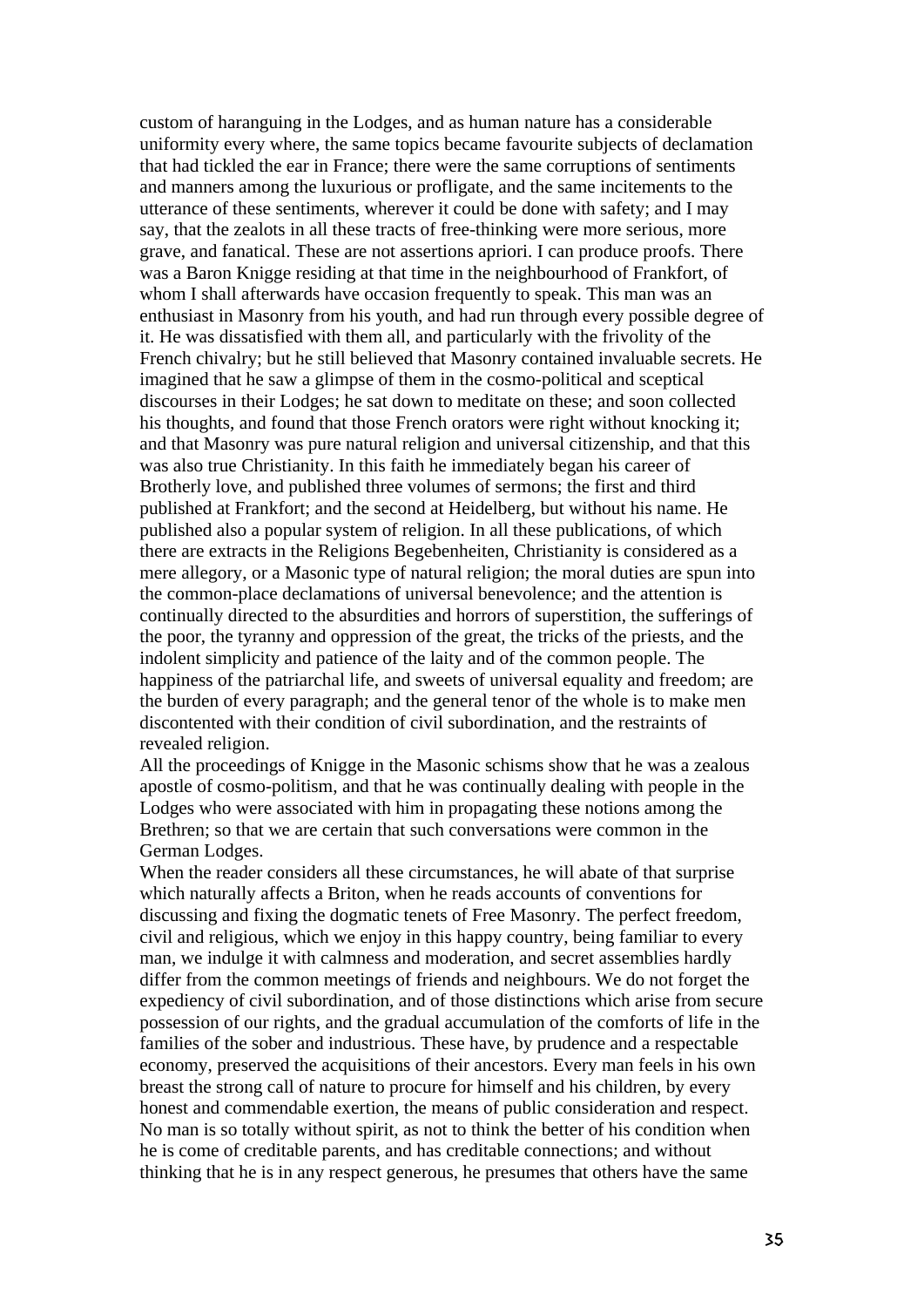custom of haranguing in the Lodges, and as human nature has a considerable uniformity every where, the same topics became favourite subjects of declamation that had tickled the ear in France; there were the same corruptions of sentiments and manners among the luxurious or profligate, and the same incitements to the utterance of these sentiments, wherever it could be done with safety; and I may say, that the zealots in all these tracts of free-thinking were more serious, more grave, and fanatical. These are not assertions apriori. I can produce proofs. There was a Baron Knigge residing at that time in the neighbourhood of Frankfort, of whom I shall afterwards have occasion frequently to speak. This man was an enthusiast in Masonry from his youth, and had run through every possible degree of it. He was dissatisfied with them all, and particularly with the frivolity of the French chivalry; but he still believed that Masonry contained invaluable secrets. He imagined that he saw a glimpse of them in the cosmo-political and sceptical discourses in their Lodges; he sat down to meditate on these; and soon collected his thoughts, and found that those French orators were right without knocking it; and that Masonry was pure natural religion and universal citizenship, and that this was also true Christianity. In this faith he immediately began his career of Brotherly love, and published three volumes of sermons; the first and third published at Frankfort; and the second at Heidelberg, but without his name. He published also a popular system of religion. In all these publications, of which there are extracts in the Religions Begebenheiten, Christianity is considered as a mere allegory, or a Masonic type of natural religion; the moral duties are spun into the common-place declamations of universal benevolence; and the attention is continually directed to the absurdities and horrors of superstition, the sufferings of the poor, the tyranny and oppression of the great, the tricks of the priests, and the indolent simplicity and patience of the laity and of the common people. The happiness of the patriarchal life, and sweets of universal equality and freedom; are the burden of every paragraph; and the general tenor of the whole is to make men discontented with their condition of civil subordination, and the restraints of revealed religion.

All the proceedings of Knigge in the Masonic schisms show that he was a zealous apostle of cosmo-politism, and that he was continually dealing with people in the Lodges who were associated with him in propagating these notions among the Brethren; so that we are certain that such conversations were common in the German Lodges.

When the reader considers all these circumstances, he will abate of that surprise which naturally affects a Briton, when he reads accounts of conventions for discussing and fixing the dogmatic tenets of Free Masonry. The perfect freedom, civil and religious, which we enjoy in this happy country, being familiar to every man, we indulge it with calmness and moderation, and secret assemblies hardly differ from the common meetings of friends and neighbours. We do not forget the expediency of civil subordination, and of those distinctions which arise from secure possession of our rights, and the gradual accumulation of the comforts of life in the families of the sober and industrious. These have, by prudence and a respectable economy, preserved the acquisitions of their ancestors. Every man feels in his own breast the strong call of nature to procure for himself and his children, by every honest and commendable exertion, the means of public consideration and respect. No man is so totally without spirit, as not to think the better of his condition when he is come of creditable parents, and has creditable connections; and without thinking that he is in any respect generous, he presumes that others have the same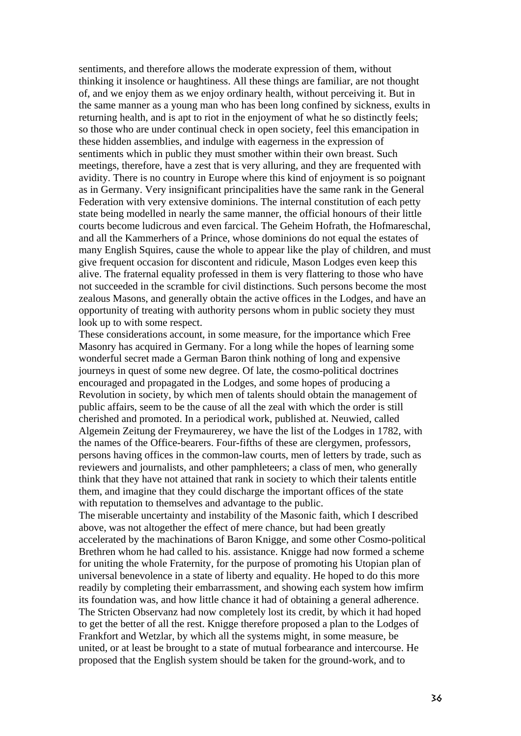sentiments, and therefore allows the moderate expression of them, without thinking it insolence or haughtiness. All these things are familiar, are not thought of, and we enjoy them as we enjoy ordinary health, without perceiving it. But in the same manner as a young man who has been long confined by sickness, exults in returning health, and is apt to riot in the enjoyment of what he so distinctly feels; so those who are under continual check in open society, feel this emancipation in these hidden assemblies, and indulge with eagerness in the expression of sentiments which in public they must smother within their own breast. Such meetings, therefore, have a zest that is very alluring, and they are frequented with avidity. There is no country in Europe where this kind of enjoyment is so poignant as in Germany. Very insignificant principalities have the same rank in the General Federation with very extensive dominions. The internal constitution of each petty state being modelled in nearly the same manner, the official honours of their little courts become ludicrous and even farcical. The Geheim Hofrath, the Hofmareschal, and all the Kammerhers of a Prince, whose dominions do not equal the estates of many English Squires, cause the whole to appear like the play of children, and must give frequent occasion for discontent and ridicule, Mason Lodges even keep this alive. The fraternal equality professed in them is very flattering to those who have not succeeded in the scramble for civil distinctions. Such persons become the most zealous Masons, and generally obtain the active offices in the Lodges, and have an opportunity of treating with authority persons whom in public society they must look up to with some respect.

These considerations account, in some measure, for the importance which Free Masonry has acquired in Germany. For a long while the hopes of learning some wonderful secret made a German Baron think nothing of long and expensive journeys in quest of some new degree. Of late, the cosmo-political doctrines encouraged and propagated in the Lodges, and some hopes of producing a Revolution in society, by which men of talents should obtain the management of public affairs, seem to be the cause of all the zeal with which the order is still cherished and promoted. In a periodical work, published at. Neuwied, called Algemein Zeitung der Freymaurerey, we have the list of the Lodges in 1782, with the names of the Office-bearers. Four-fifths of these are clergymen, professors, persons having offices in the common-law courts, men of letters by trade, such as reviewers and journalists, and other pamphleteers; a class of men, who generally think that they have not attained that rank in society to which their talents entitle them, and imagine that they could discharge the important offices of the state with reputation to themselves and advantage to the public.

The miserable uncertainty and instability of the Masonic faith, which I described above, was not altogether the effect of mere chance, but had been greatly accelerated by the machinations of Baron Knigge, and some other Cosmo-political Brethren whom he had called to his. assistance. Knigge had now formed a scheme for uniting the whole Fraternity, for the purpose of promoting his Utopian plan of universal benevolence in a state of liberty and equality. He hoped to do this more readily by completing their embarrassment, and showing each system how imfirm its foundation was, and how little chance it had of obtaining a general adherence. The Stricten Observanz had now completely lost its credit, by which it had hoped to get the better of all the rest. Knigge therefore proposed a plan to the Lodges of Frankfort and Wetzlar, by which all the systems might, in some measure, be united, or at least be brought to a state of mutual forbearance and intercourse. He proposed that the English system should be taken for the ground-work, and to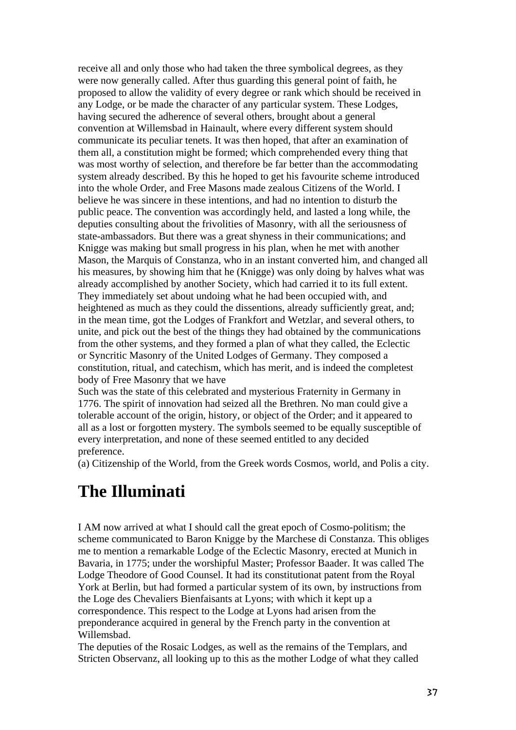receive all and only those who had taken the three symbolical degrees, as they were now generally called. After thus guarding this general point of faith, he proposed to allow the validity of every degree or rank which should be received in any Lodge, or be made the character of any particular system. These Lodges, having secured the adherence of several others, brought about a general convention at Willemsbad in Hainault, where every different system should communicate its peculiar tenets. It was then hoped, that after an examination of them all, a constitution might be formed; which comprehended every thing that was most worthy of selection, and therefore be far better than the accommodating system already described. By this he hoped to get his favourite scheme introduced into the whole Order, and Free Masons made zealous Citizens of the World. I believe he was sincere in these intentions, and had no intention to disturb the public peace. The convention was accordingly held, and lasted a long while, the deputies consulting about the frivolities of Masonry, with all the seriousness of state-ambassadors. But there was a great shyness in their communications; and Knigge was making but small progress in his plan, when he met with another Mason, the Marquis of Constanza, who in an instant converted him, and changed all his measures, by showing him that he (Knigge) was only doing by halves what was already accomplished by another Society, which had carried it to its full extent. They immediately set about undoing what he had been occupied with, and heightened as much as they could the dissentions, already sufficiently great, and; in the mean time, got the Lodges of Frankfort and Wetzlar, and several others, to unite, and pick out the best of the things they had obtained by the communications from the other systems, and they formed a plan of what they called, the Eclectic or Syncritic Masonry of the United Lodges of Germany. They composed a constitution, ritual, and catechism, which has merit, and is indeed the completest body of Free Masonry that we have

Such was the state of this celebrated and mysterious Fraternity in Germany in 1776. The spirit of innovation had seized all the Brethren. No man could give a tolerable account of the origin, history, or object of the Order; and it appeared to all as a lost or forgotten mystery. The symbols seemed to be equally susceptible of every interpretation, and none of these seemed entitled to any decided preference.

(a) Citizenship of the World, from the Greek words Cosmos, world, and Polis a city.

# The Illuminati

I AM now arrived at what I should call the great epoch of Cosmo-politism; the scheme communicated to Baron Knigge by the Marchese di Constanza. This obliges me to mention a remarkable Lodge of the Eclectic Masonry, erected at Munich in Bavaria, in 1775; under the worshipful Master; Professor Baader. It was called The Lodge Theodore of Good Counsel. It had its constitutionat patent from the Royal York at Berlin, but had formed a particular system of its own, by instructions from the Loge des Chevaliers Bienfaisants at Lyons; with which it kept up a correspondence. This respect to the Lodge at Lyons had arisen from the preponderance acquired in general by the French party in the convention at Willemsbad.

The deputies of the Rosaic Lodges, as well as the remains of the Templars, and Stricten Observanz, all looking up to this as the mother Lodge of what they called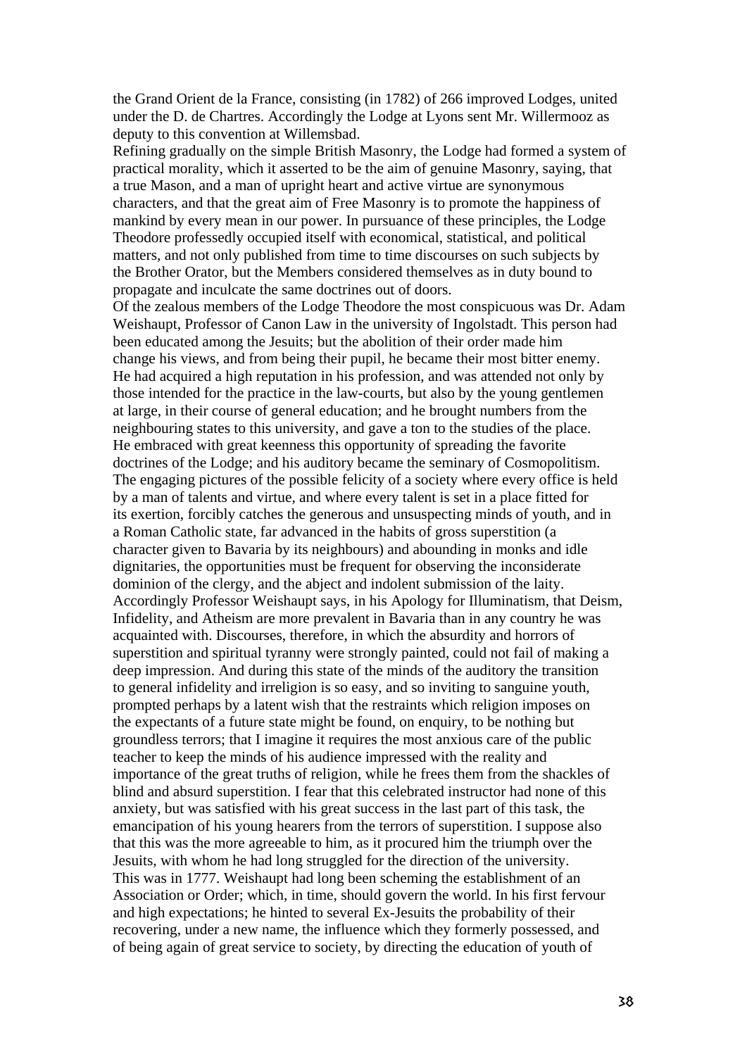the Grand Orient de la France, consisting (in 1782) of 266 improved Lodges, united under the D. de Chartres. Accordingly the Lodge at Lyons sent Mr. Willermooz as deputy to this convention at Willemsbad.

Refining gradually on the simple British Masonry, the Lodge had formed a system of practical morality, which it asserted to be the aim of genuine Masonry, saying, that a true Mason, and a man of upright heart and active virtue are synonymous characters, and that the great aim of Free Masonry is to promote the happiness of mankind by every mean in our power. In pursuance of these principles, the Lodge Theodore professedly occupied itself with economical, statistical, and political matters, and not only published from time to time discourses on such subjects by the Brother Orator, but the Members considered themselves as in duty bound to propagate and inculcate the same doctrines out of doors.

Of the zealous members of the Lodge Theodore the most conspicuous was Dr. Adam Weishaupt, Professor of Canon Law in the university of Ingolstadt. This person had been educated among the Jesuits; but the abolition of their order made him change his views, and from being their pupil, he became their most bitter enemy. He had acquired a high reputation in his profession, and was attended not only by those intended for the practice in the law-courts, but also by the young gentlemen at large, in their course of general education; and he brought numbers from the neighbouring states to this university, and gave a ton to the studies of the place. He embraced with great keenness this opportunity of spreading the favorite doctrines of the Lodge; and his auditory became the seminary of Cosmopolitism. The engaging pictures of the possible felicity of a society where every office is held by a man of talents and virtue, and where every talent is set in a place fitted for its exertion, forcibly catches the generous and unsuspecting minds of youth, and in a Roman Catholic state, far advanced in the habits of gross superstition (a character given to Bavaria by its neighbours) and abounding in monks and idle dignitaries, the opportunities must be frequent for observing the inconsiderate dominion of the clergy, and the abject and indolent submission of the laity. Accordingly Professor Weishaupt says, in his Apology for Illuminatism, that Deism, Infidelity, and Atheism are more prevalent in Bavaria than in any country he was acquainted with. Discourses, therefore, in which the absurdity and horrors of superstition and spiritual tyranny were strongly painted, could not fail of making a deep impression. And during this state of the minds of the auditory the transition to general infidelity and irreligion is so easy, and so inviting to sanguine youth, prompted perhaps by a latent wish that the restraints which religion imposes on the expectants of a future state might be found, on enquiry, to be nothing but groundless terrors; that I imagine it requires the most anxious care of the public teacher to keep the minds of his audience impressed with the reality and importance of the great truths of religion, while he frees them from the shackles of blind and absurd superstition. I fear that this celebrated instructor had none of this anxiety, but was satisfied with his great success in the last part of this task, the emancipation of his young hearers from the terrors of superstition. I suppose also that this was the more agreeable to him, as it procured him the triumph over the Jesuits, with whom he had long struggled for the direction of the university.

This was in 1777. Weishaupt had long been scheming the establishment of an Association or Order; which, in time, should govern the world. In his first fervour and high expectations; he hinted to several Ex-Jesuits the probability of their recovering, under a new name, the influence which they formerly possessed, and of being again of great service to society, by directing the education of youth of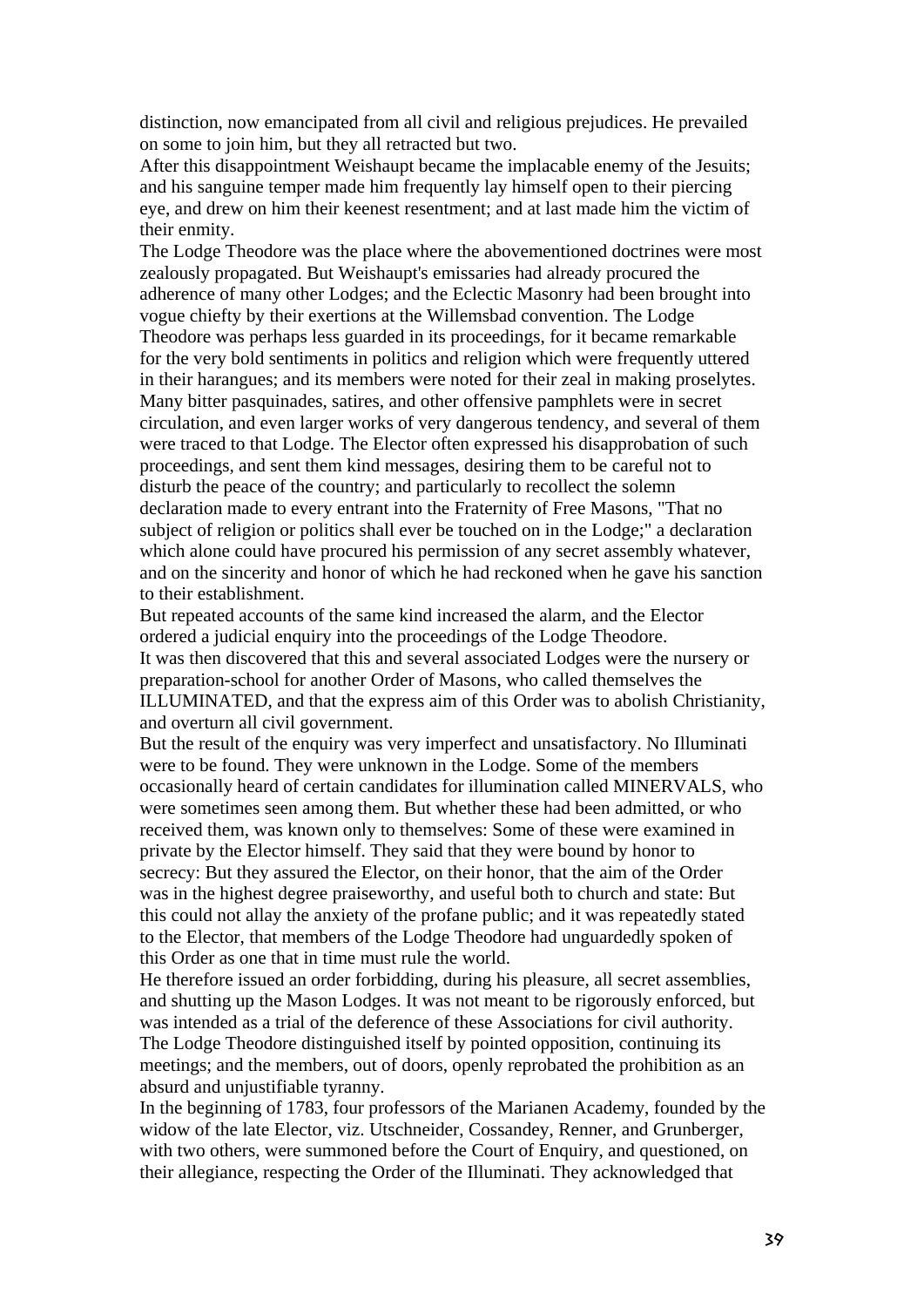distinction, now emancipated from all civil and religious prejudices. He prevailed on some to join him, but they all retracted but two.

After this disappointment Weishaupt became the implacable enemy of the Jesuits; and his sanguine temper made him frequently lay himself open to their piercing eye, and drew on him their keenest resentment; and at last made him the victim of their enmity.

The Lodge Theodore was the place where the abovementioned doctrines were most zealously propagated. But Weishaupt's emissaries had already procured the adherence of many other Lodges; and the Eclectic Masonry had been brought into vogue chiefty by their exertions at the Willemsbad convention. The Lodge Theodore was perhaps less guarded in its proceedings, for it became remarkable for the very bold sentiments in politics and religion which were frequently uttered in their harangues; and its members were noted for their zeal in making proselytes. Many bitter pasquinades, satires, and other offensive pamphlets were in secret circulation, and even larger works of very dangerous tendency, and several of them were traced to that Lodge. The Elector often expressed his disapprobation of such proceedings, and sent them kind messages, desiring them to be careful not to disturb the peace of the country; and particularly to recollect the solemn declaration made to every entrant into the Fraternity of Free Masons, "That no subject of religion or politics shall ever be touched on in the Lodge;" a declaration which alone could have procured his permission of any secret assembly whatever, and on the sincerity and honor of which he had reckoned when he gave his sanction to their establishment.

But repeated accounts of the same kind increased the alarm, and the Elector ordered a judicial enquiry into the proceedings of the Lodge Theodore.

It was then discovered that this and several associated Lodges were the nursery or preparation-school for another Order of Masons, who called themselves the ILLUMINATED, and that the express aim of this Order was to abolish Christianity, and overturn all civil government.

But the result of the enquiry was very imperfect and unsatisfactory. No Illuminati were to be found. They were unknown in the Lodge. Some of the members occasionally heard of certain candidates for illumination called MINERVALS, who were sometimes seen among them. But whether these had been admitted, or who received them, was known only to themselves: Some of these were examined in private by the Elector himself. They said that they were bound by honor to secrecy: But they assured the Elector, on their honor, that the aim of the Order was in the highest degree praiseworthy, and useful both to church and state: But this could not allay the anxiety of the profane public; and it was repeatedly stated to the Elector, that members of the Lodge Theodore had unguardedly spoken of this Order as one that in time must rule the world.

He therefore issued an order forbidding, during his pleasure, all secret assemblies, and shutting up the Mason Lodges. It was not meant to be rigorously enforced, but was intended as a trial of the deference of these Associations for civil authority. The Lodge Theodore distinguished itself by pointed opposition, continuing its meetings; and the members, out of doors, openly reprobated the prohibition as an absurd and unjustifiable tyranny.

In the beginning of 1783, four professors of the Marianen Academy, founded by the widow of the late Elector, viz. Utschneider, Cossandey, Renner, and Grunberger, with two others, were summoned before the Court of Enquiry, and questioned, on their allegiance, respecting the Order of the Illuminati. They acknowledged that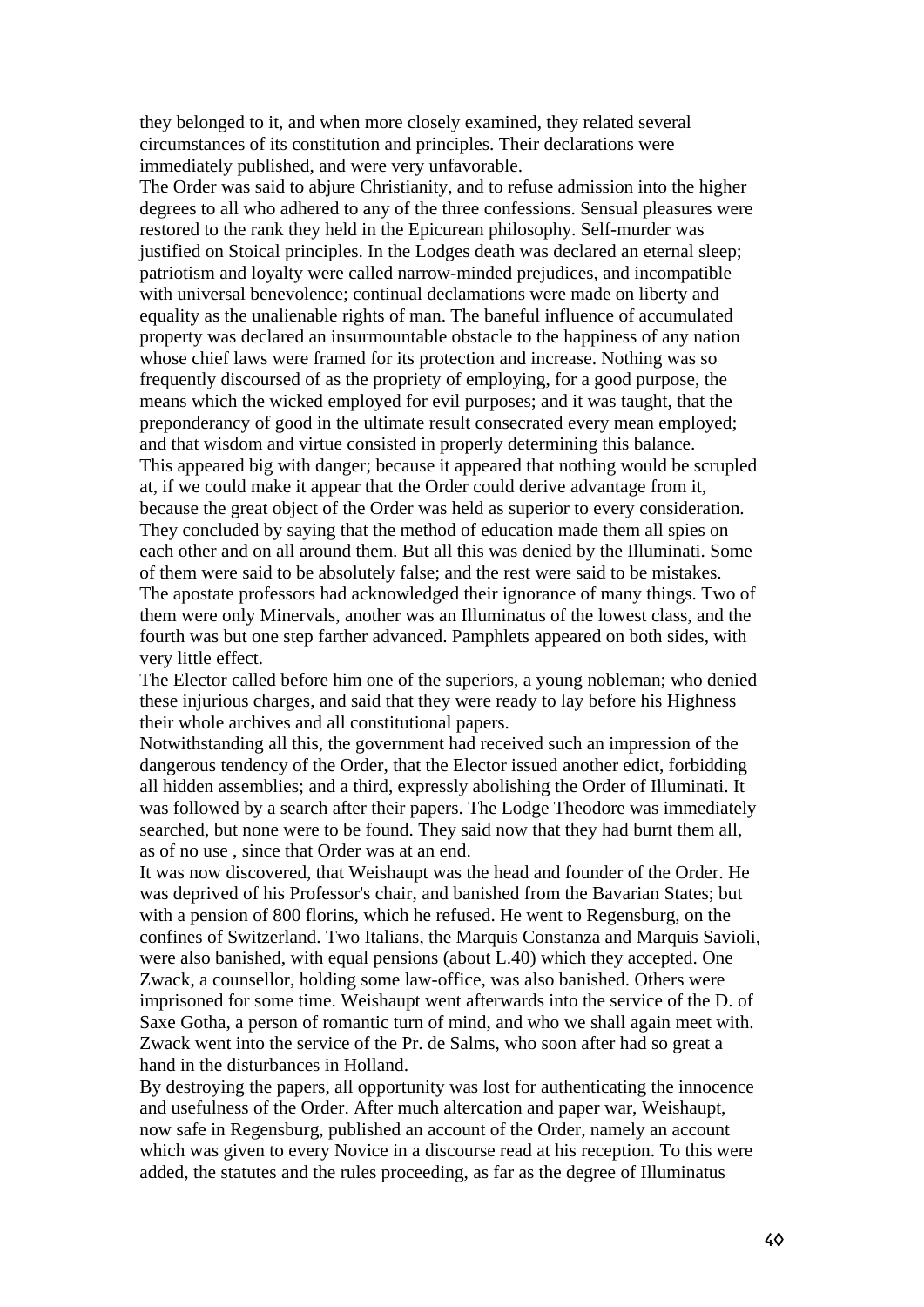they belonged to it, and when more closely examined, they related several circumstances of its constitution and principles. Their declarations were immediately published, and were very unfavorable.

The Order was said to abjure Christianity, and to refuse admission into the higher degrees to all who adhered to any of the three confessions. Sensual pleasures were restored to the rank they held in the Epicurean philosophy. Self-murder was justified on Stoical principles. In the Lodges death was declared an eternal sleep; patriotism and loyalty were called narrow-minded prejudices, and incompatible with universal benevolence; continual declamations were made on liberty and equality as the unalienable rights of man. The baneful influence of accumulated property was declared an insurmountable obstacle to the happiness of any nation whose chief laws were framed for its protection and increase. Nothing was so frequently discoursed of as the propriety of employing, for a good purpose, the means which the wicked employed for evil purposes; and it was taught, that the preponderancy of good in the ultimate result consecrated every mean employed; and that wisdom and virtue consisted in properly determining this balance.

This appeared big with danger; because it appeared that nothing would be scrupled at, if we could make it appear that the Order could derive advantage from it, because the great object of the Order was held as superior to every consideration. They concluded by saying that the method of education made them all spies on each other and on all around them. But all this was denied by the Illuminati. Some of them were said to be absolutely false; and the rest were said to be mistakes. The apostate professors had acknowledged their ignorance of many things. Two of them were only Minervals, another was an Illuminatus of the lowest class, and the fourth was but one step farther advanced. Pamphlets appeared on both sides, with very little effect.

The Elector called before him one of the superiors, a young nobleman; who denied these injurious charges, and said that they were ready to lay before his Highness their whole archives and all constitutional papers.

Notwithstanding all this, the government had received such an impression of the dangerous tendency of the Order, that the Elector issued another edict, forbidding all hidden assemblies; and a third, expressly abolishing the Order of Illuminati. It was followed by a search after their papers. The Lodge Theodore was immediately searched, but none were to be found. They said now that they had burnt them all, as of no use , since that Order was at an end.

It was now discovered, that Weishaupt was the head and founder of the Order. He was deprived of his Professor's chair, and banished from the Bavarian States; but with a pension of 800 florins, which he refused. He went to Regensburg, on the confines of Switzerland. Two Italians, the Marquis Constanza and Marquis Savioli, were also banished, with equal pensions (about L.40) which they accepted. One Zwack, a counsellor, holding some law-office, was also banished. Others were imprisoned for some time. Weishaupt went afterwards into the service of the D. of Saxe Gotha, a person of romantic turn of mind, and who we shall again meet with. Zwack went into the service of the Pr. de Salms, who soon after had so great a hand in the disturbances in Holland.

By destroying the papers, all opportunity was lost for authenticating the innocence and usefulness of the Order. After much altercation and paper war, Weishaupt, now safe in Regensburg, published an account of the Order, namely an account which was given to every Novice in a discourse read at his reception. To this were added, the statutes and the rules proceeding, as far as the degree of Illuminatus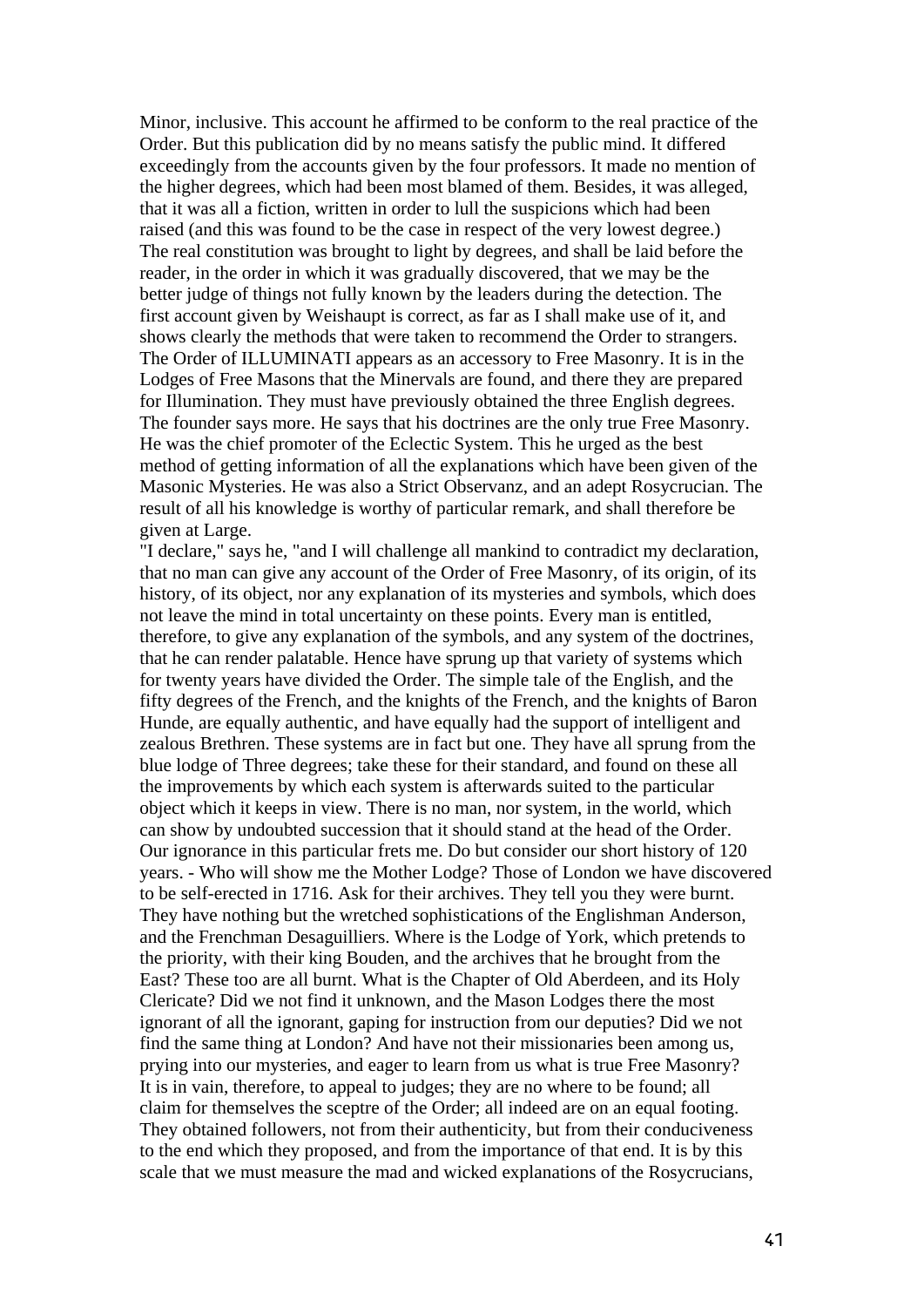Minor, inclusive. This account he affirmed to be conform to the real practice of the Order. But this publication did by no means satisfy the public mind. It differed exceedingly from the accounts given by the four professors. It made no mention of the higher degrees, which had been most blamed of them. Besides, it was alleged, that it was all a fiction, written in order to lull the suspicions which had been raised (and this was found to be the case in respect of the very lowest degree.) The real constitution was brought to light by degrees, and shall be laid before the reader, in the order in which it was gradually discovered, that we may be the better judge of things not fully known by the leaders during the detection. The first account given by Weishaupt is correct, as far as I shall make use of it, and shows clearly the methods that were taken to recommend the Order to strangers. The Order of ILLUMINATI appears as an accessory to Free Masonry. It is in the Lodges of Free Masons that the Minervals are found, and there they are prepared for Illumination. They must have previously obtained the three English degrees. The founder says more. He says that his doctrines are the only true Free Masonry. He was the chief promoter of the Eclectic System. This he urged as the best method of getting information of all the explanations which have been given of the Masonic Mysteries. He was also a Strict Observanz, and an adept Rosycrucian. The result of all his knowledge is worthy of particular remark, and shall therefore be given at Large.

"I declare," says he, "and I will challenge all mankind to contradict my declaration, that no man can give any account of the Order of Free Masonry, of its origin, of its history, of its object, nor any explanation of its mysteries and symbols, which does not leave the mind in total uncertainty on these points. Every man is entitled, therefore, to give any explanation of the symbols, and any system of the doctrines, that he can render palatable. Hence have sprung up that variety of systems which for twenty years have divided the Order. The simple tale of the English, and the fifty degrees of the French, and the knights of the French, and the knights of Baron Hunde, are equally authentic, and have equally had the support of intelligent and zealous Brethren. These systems are in fact but one. They have all sprung from the blue lodge of Three degrees; take these for their standard, and found on these all the improvements by which each system is afterwards suited to the particular object which it keeps in view. There is no man, nor system, in the world, which can show by undoubted succession that it should stand at the head of the Order. Our ignorance in this particular frets me. Do but consider our short history of 120 years. - Who will show me the Mother Lodge? Those of London we have discovered to be self-erected in 1716. Ask for their archives. They tell you they were burnt. They have nothing but the wretched sophistications of the Englishman Anderson, and the Frenchman Desaguilliers. Where is the Lodge of York, which pretends to the priority, with their king Bouden, and the archives that he brought from the East? These too are all burnt. What is the Chapter of Old Aberdeen, and its Holy Clericate? Did we not find it unknown, and the Mason Lodges there the most ignorant of all the ignorant, gaping for instruction from our deputies? Did we not find the same thing at London? And have not their missionaries been among us, prying into our mysteries, and eager to learn from us what is true Free Masonry? It is in vain, therefore, to appeal to judges; they are no where to be found; all claim for themselves the sceptre of the Order; all indeed are on an equal footing. They obtained followers, not from their authenticity, but from their conduciveness to the end which they proposed, and from the importance of that end. It is by this scale that we must measure the mad and wicked explanations of the Rosycrucians,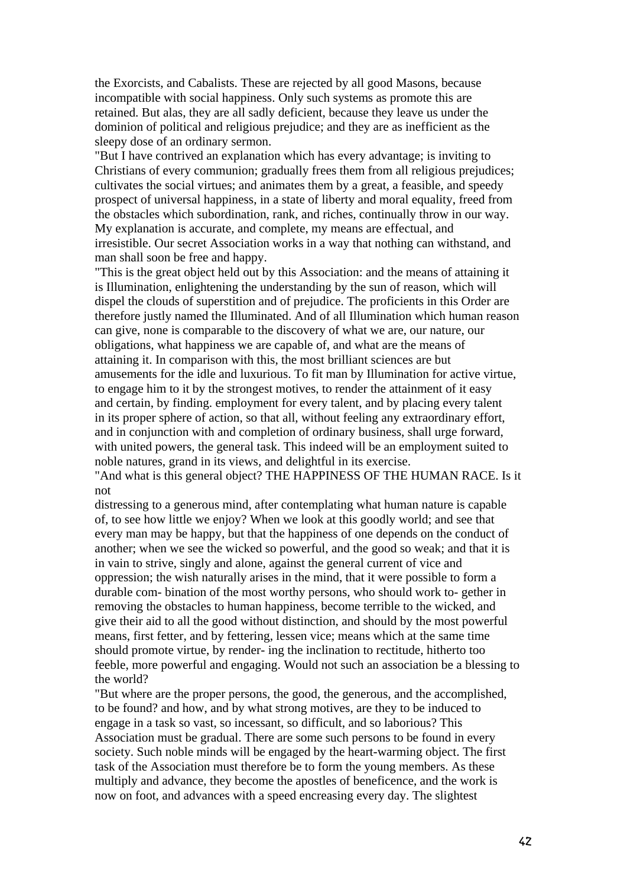the Exorcists, and Cabalists. These are rejected by all good Masons, because incompatible with social happiness. Only such systems as promote this are retained. But alas, they are all sadly deficient, because they leave us under the dominion of political and religious prejudice; and they are as inefficient as the sleepy dose of an ordinary sermon.

"But I have contrived an explanation which has every advantage; is inviting to Christians of every communion; gradually frees them from all religious prejudices; cultivates the social virtues; and animates them by a great, a feasible, and speedy prospect of universal happiness, in a state of liberty and moral equality, freed from the obstacles which subordination, rank, and riches, continually throw in our way. My explanation is accurate, and complete, my means are effectual, and irresistible. Our secret Association works in a way that nothing can withstand, and man shall soon be free and happy.

"This is the great object held out by this Association: and the means of attaining it is Illumination, enlightening the understanding by the sun of reason, which will dispel the clouds of superstition and of prejudice. The proficients in this Order are therefore justly named the Illuminated. And of all Illumination which human reason can give, none is comparable to the discovery of what we are, our nature, our obligations, what happiness we are capable of, and what are the means of attaining it. In comparison with this, the most brilliant sciences are but amusements for the idle and luxurious. To fit man by Illumination for active virtue, to engage him to it by the strongest motives, to render the attainment of it easy and certain, by finding. employment for every talent, and by placing every talent in its proper sphere of action, so that all, without feeling any extraordinary effort, and in conjunction with and completion of ordinary business, shall urge forward, with united powers, the general task. This indeed will be an employment suited to noble natures, grand in its views, and delightful in its exercise.

"And what is this general object? THE HAPPINESS OF THE HUMAN RACE. Is it not distressing to a generous mind, after contemplating what human nature is capable of, to see how little we enjoy? When we look at this goodly world; and see that every man may be happy, but that the happiness of one depends on the conduct of another; when we see the wicked so powerful, and the good so weak; and that it is in vain to strive, singly and alone, against the general current of vice and oppression; the wish naturally arises in the mind, that it were possible to form a durable com- bination of the most worthy persons, who should work to- gether in removing the obstacles to human happiness, become terrible to the wicked, and give their aid to all the good without distinction, and should by the most powerful means, first fetter, and by fettering, lessen vice; means which at the same time should promote virtue, by render- ing the inclination to rectitude, hitherto too feeble, more powerful and engaging. Would not such an association be a blessing to the world?

"But where are the proper persons, the good, the generous, and the accomplished, to be found? and how, and by what strong motives, are they to be induced to engage in a task so vast, so incessant, so difficult, and so laborious? This Association must be gradual. There are some such persons to be found in every society. Such noble minds will be engaged by the heart-warming object. The first task of the Association must therefore be to form the young members. As these multiply and advance, they become the apostles of beneficence, and the work is now on foot, and advances with a speed encreasing every day. The slightest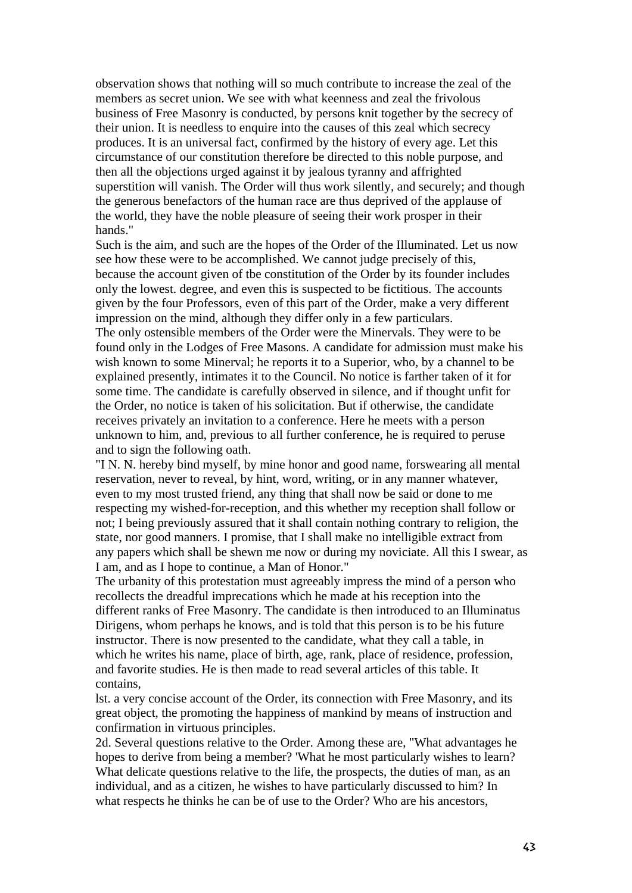observation shows that nothing will so much contribute to increase the zeal of the members as secret union. We see with what keenness and zeal the frivolous business of Free Masonry is conducted, by persons knit together by the secrecy of their union. It is needless to enquire into the causes of this zeal which secrecy produces. It is an universal fact, confirmed by the history of every age. Let this circumstance of our constitution therefore be directed to this noble purpose, and then all the objections urged against it by jealous tyranny and affrighted superstition will vanish. The Order will thus work silently, and securely; and though the generous benefactors of the human race are thus deprived of the applause of the world, they have the noble pleasure of seeing their work prosper in their hands."

Such is the aim, and such are the hopes of the Order of the Illuminated. Let us now see how these were to be accomplished. We cannot judge precisely of this, because the account given of tbe constitution of the Order by its founder includes only the lowest. degree, and even this is suspected to be fictitious. The accounts given by the four Professors, even of this part of the Order, make a very different impression on the mind, although they differ only in a few particulars.

The only ostensible members of the Order were the Minervals. They were to be found only in the Lodges of Free Masons. A candidate for admission must make his wish known to some Mineval; he reports it to a Superior, who, by a channel to be explained presently, intimates it to the Council. No notice is farther taken of it for some time. The candidate is carefully observed in silence, and if thought unfit for the Order, no notice is taken of his solicitation. But if otherwise, the candidate receives privately an invitation to a conference. Here he meets with a person unknown to him, and, previous to all further conference, he is required to peruse and to sign the following oath.

"I N. N. hereby bind myself, by mine honor and good name, forswearing all mental reservation, never to reveal, by hint, word, writing, or in any manner whatever, even to my most trusted friend, any thing that shall now be said or done to me respecting my wished-for-reception, and this whether my reception shall follow or not; I being previously assured that it shall contain nothing contrary to religion, the state, nor good manners. I promise, that I shall make no intelligible extract from any papers which shall be shewn me now or during my noviciate. All this I swear, as I am, and as I hope to continue, a Man of Honor."

The urbanity of this protestation must agreeably impress the mind of a person who recollects the dreadful imprecations which he made at his reception into the different ranks of Free Masonry. The candidate is then introduced to an Illuminatus Dirigens, whom perhaps he knows, and is told that this person is to be his future instructor. There is now presented to the candidate, what they call a table, in which he writes his name, place of birth, age, rank, place of residence, profession, and favorite studies. He is then made to read several articles of this table. It contains,

lst. a very concise account of the Order, its connection with Free Masonry, and its great object, the promoting the happiness of mankind by means of instruction and confirmation in virtuous principles.

2d. Several questions relative to the Order. Among these are, "What advantages he hopes to derive from being a member? 'What he most particularly wishes to learn? What delicate questions relative to the life, the prospects, the duties of man, as an individual, and as a citizen, he wishes to have particularly discussed to him? In what respects he thinks he can be of use to the Order? Who are his ancestors,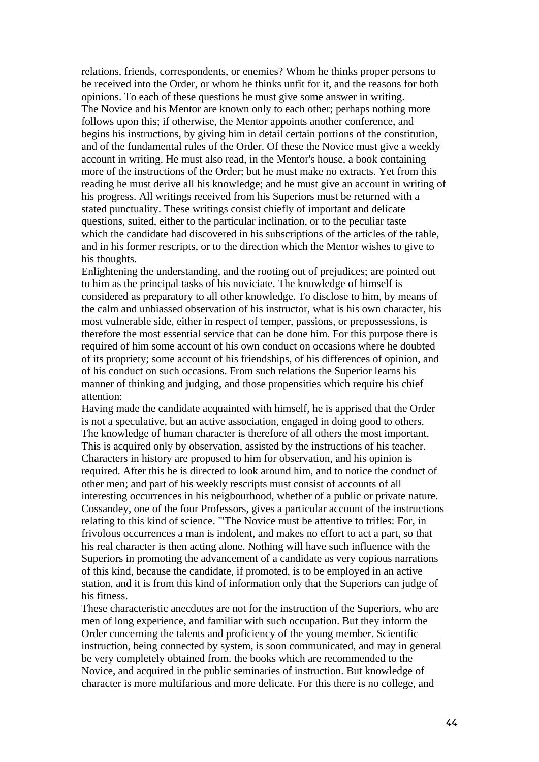relations, friends, correspondents, or enemies? Whom he thinks proper persons to be received into the Order, or whom he thinks unfit for it, and the reasons for both opinions. To each of these questions he must give some answer in writing.

The Novice and his Mentor are known only to each other; perhaps nothing more follows upon this; if otherwise, the Mentor appoints another conference, and begins his instructions, by giving him in detail certain portions of the constitution, and of the fundamental rules of the Order. Of these the Novice must give a weekly account in writing. He must also read, in the Mentor's house, a book containing more of the instructions of the Order; but he must make no extracts. Yet from this reading he must derive all his knowledge; and he must give an account in writing of his progress. All writings received from his Superiors must be returned with a stated punctuality. These writings consist chiefly of important and delicate questions, suited, either to the particular inclination, or to the peculiar taste which the candidate had discovered in his subscriptions of the articles of the table, and in his former rescripts, or to the direction which the Mentor wishes to give to his thoughts.

Enlightening the understanding, and the rooting out of prejudices; are pointed out to him as the principal tasks of his noviciate. The knowledge of himself is considered as preparatory to all other knowledge. To disclose to him, by means of the calm and unbiassed observation of his instructor, what is his own character, his most vulnerable side, either in respect of temper, passions, or prepossessions, is therefore the most essential service that can be done him. For this purpose there is required of him some account of his own conduct on occasions where he doubted of its propriety; some account of his friendships, of his differences of opinion, and of his conduct on such occasions. From such relations the Superior learns his manner of thinking and judging, and those propensities which require his chief attention:

Having made the candidate acquainted with himself, he is apprised that the Order is not a speculative, but an active association, engaged in doing good to others. The knowledge of human character is therefore of all others the most important. This is acquired only by observation, assisted by the instructions of his teacher. Characters in history are proposed to him for observation, and his opinion is required. After this he is directed to look around him, and to notice the conduct of other men; and part of his weekly rescripts must consist of accounts of all interesting occurrences in his neigbourhood, whether of a public or private nature. Cossandey, one of the four Professors, gives a particular account of the instructions relating to this kind of science. "'The Novice must be attentive to trifles: For, in frivolous occurrences a man is indolent, and makes no effort to act a part, so that his real character is then acting alone. Nothing will have such influence with the Superiors in promoting the advancement of a candidate as very copious narrations of this kind, because the candidate, if promoted, is to be employed in an active station, and it is from this kind of information only that the Superiors can judge of his fitness.

These characteristic anecdotes are not for the instruction of the Superiors, who are men of long experience, and familiar with such occupation. But they inform the Order concerning the talents and proficiency of the young member. Scientific instruction, being connected by system, is soon communicated, and may in general be very completely obtained from. the books which are recommended to the Novice, and acquired in the public seminaries of instruction. But knowledge of character is more multifarious and more delicate. For this there is no college, and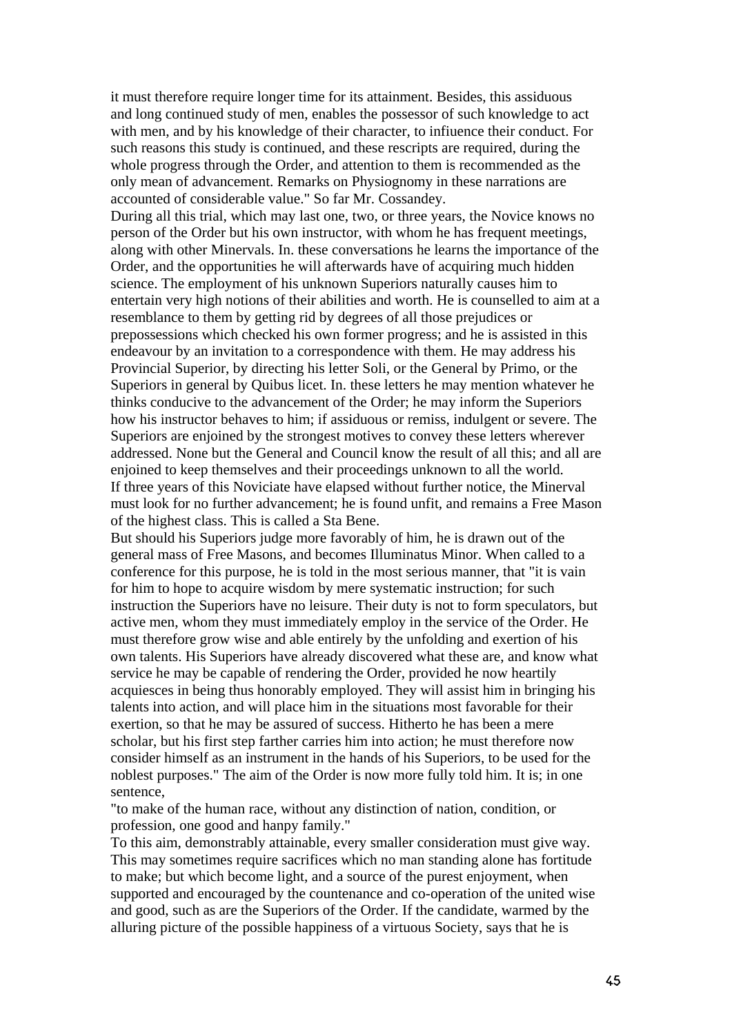it must therefore require longer time for its attainment. Besides, this assiduous and long continued study of men, enables the possessor of such knowledge to act with men, and by his knowledge of their character, to infiuence their conduct. For such reasons this study is continued, and these rescripts are required, during the whole progress through the Order, and attention to them is recommended as the only mean of advancement. Remarks on Physiognomy in these narrations are accounted of considerable value." So far Mr. Cossandey.

During all this trial, which may last one, two, or three years, the Novice knows no person of the Order but his own instructor, with whom he has frequent meetings, along with other Minervals. In. these conversations he learns the importance of the Order, and the opportunities he will afterwards have of acquiring much hidden science. The employment of his unknown Superiors naturally causes him to entertain very high notions of their abilities and worth. He is counselled to aim at a resemblance to them by getting rid by degrees of all those prejudices or prepossessions which checked his own former progress; and he is assisted in this endeavour by an invitation to a correspondence with them. He may address his Provincial Superior, by directing his letter Soli, or the General by Primo, or the Superiors in general by Quibus licet. In. these letters he may mention whatever he thinks conducive to the advancement of the Order; he may inform the Superiors how his instructor behaves to him; if assiduous or remiss, indulgent or severe. The Superiors are enjoined by the strongest motives to convey these letters wherever addressed. None but the General and Council know the result of all this; and all are enjoined to keep themselves and their proceedings unknown to all the world.

If three years of this Noviciate have elapsed without further notice, the Minerval must look for no further advancement; he is found unfit, and remains a Free Mason of the highest class. This is called a Sta Bene.

But should his Superiors judge more favorably of him, he is drawn out of the general mass of Free Masons, and becomes Illuminatus Minor. When called to a conference for this purpose, he is told in the most serious manner, that "it is vain for him to hope to acquire wisdom by mere systematic instruction; for such instruction the Superiors have no leisure. Their duty is not to form speculators, but active men, whom they must immediately employ in the service of the Order. He must therefore grow wise and able entirely by the unfolding and exertion of his own talents. His Superiors have already discovered what these are, and know what service he may be capable of rendering the Order, provided he now heartily acquiesces in being thus honorably employed. They will assist him in bringing his talents into action, and will place him in the situations most favorable for their exertion, so that he may be assured of success. Hitherto he has been a mere scholar, but his first step farther carries him into action; he must therefore now consider himself as an instrument in the hands of his Superiors, to be used for the noblest purposes." The aim of the Order is now more fully told him. It is; in one sentence,

"to make of the human race, without any distinction of nation, condition, or profession, one good and hanpy family."

To this aim, demonstrably attainable, every smaller consideration must give way. This may sometimes require sacrifices which no man standing alone has fortitude to make; but which become light, and a source of the purest enjoyment, when supported and encouraged by the countenance and co-operation of the united wise and good, such as are the Superiors of the Order. If the candidate, warmed by the alluring picture of the possible happiness of a virtuous Society, says that he is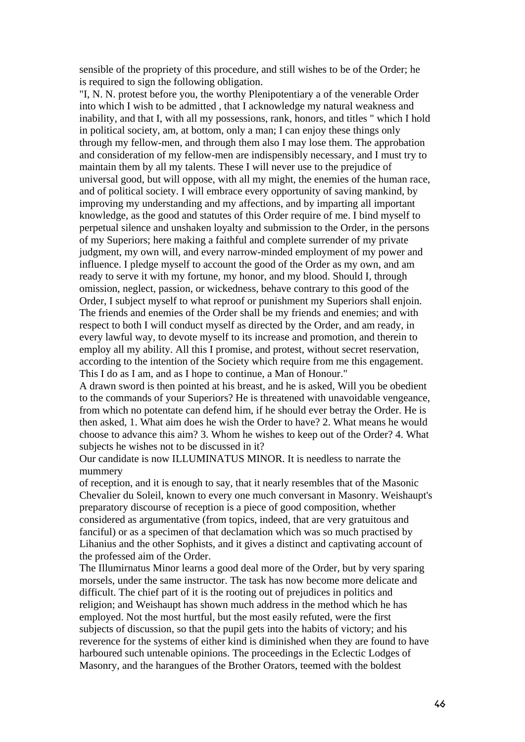sensible of the propriety of this procedure, and still wishes to be of the Order; he is required to sign the following obligation.

"I, N. N. protest before you, the worthy Plenipotentiary a of the venerable Order into which I wish to be admitted , that I acknowledge my natural weakness and inability, and that I, with all my possessions, rank, honors, and titles " which I hold in political society, am, at bottom, only a man; I can enjoy these things only through my fellow-men, and through them also I may lose them. The approbation and consideration of my fellow-men are indispensibly necessary, and I must try to maintain them by all my talents. These I will never use to the prejudice of universal good, but will oppose, with all my might, the enemies of the human race, and of political society. I will embrace every opportunity of saving mankind, by improving my understanding and my affections, and by imparting all important knowledge, as the good and statutes of this Order require of me. I bind myself to perpetual silence and unshaken loyalty and submission to the Order, in the persons of my Superiors; here making a faithful and complete surrender of my private judgment, my own will, and every narrow-minded employment of my power and influence. I pledge myself to account the good of the Order as my own, and am ready to serve it with my fortune, my honor, and my blood. Should I, through omission, neglect, passion, or wickedness, behave contrary to this good of the Order, I subject myself to what reproof or punishment my Superiors shall enjoin. The friends and enemies of the Order shall be my friends and enemies; and with respect to both I will conduct myself as directed by the Order, and am ready, in every lawful way, to devote myself to its increase and promotion, and therein to employ all my ability. All this I promise, and protest, without secret reservation, according to the intention of the Society which require from me this engagement. This I do as I am, and as I hope to continue, a Man of Honour."

A drawn sword is then pointed at his breast, and he is asked, Will you be obedient to the commands of your Superiors? He is threatened with unavoidable vengeance, from which no potentate can defend him, if he should ever betray the Order. He is then asked, 1. What aim does he wish the Order to have? 2. What means he would choose to advance this aim? 3. Whom he wishes to keep out of the Order? 4. What subjects he wishes not to be discussed in it?

Our candidate is now ILLUMINATUS MINOR. It is needless to narrate the mummery of reception, and it is enough to say, that it nearly resembles that of the Masonic Chevalier du Soleil, known to every one much conversant in Masonry. Weishaupt's preparatory discourse of reception is a piece of good composition, whether considered as argumentative (from topics, indeed, that are very gratuitous and fanciful) or as a specimen of that declamation which was so much practised by Lihanius and the other Sophists, and it gives a distinct and captivating account of the professed aim of the Order.

The Illumirnatus Minor learns a good deal more of the Order, but by very sparing morsels, under the same instructor. The task has now become more delicate and difficult. The chief part of it is the rooting out of prejudices in politics and religion; and Weishaupt has shown much address in the method which he has employed. Not the most hurtful, but the most easily refuted, were the first subjects of discussion, so that the pupil gets into the habits of victory; and his reverence for the systems of either kind is diminished when they are found to have harboured such untenable opinions. The proceedings in the Eclectic Lodges of Masonry, and the harangues of the Brother Orators, teemed with the boldest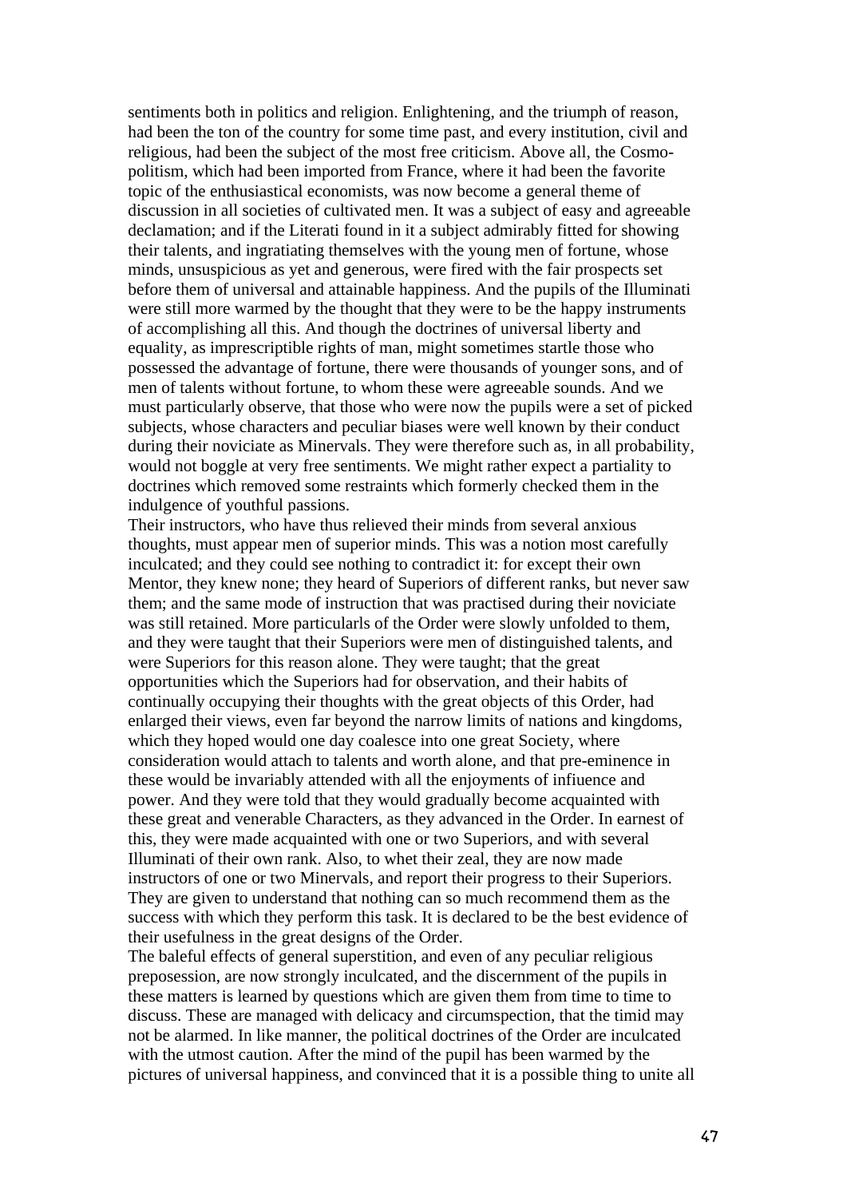sentiments both in politics and religion. Enlightening, and the triumph of reason, had been the ton of the country for some time past, and every institution, civil and religious, had been the subject of the most free criticism. Above all, the Cosmo-politism, which had been imported from France, where it had been the favorite topic of the enthusiastical economists, was now become a general theme of discussion in all societies of cultivated men. It was a subject of easy and agreeable declamation; and if the Literati found in it a subject admirably fitted for showing their talents, and ingratiating themselves with the young men of fortune, whose minds, unsuspicious as yet and generous, were fired with the fair prospects set before them of universal and attainable happiness. And the pupils of the Illuminati were still more warmed by the thought that they were to be the happy instruments of accomplishing all this. And though the doctrines of universal liberty and equality, as imprescriptible rights of man, might sometimes startle those who possessed the advantage of fortune, there were thousands of younger sons, and of men of talents without fortune, to whom these were agreeable sounds. And we must particularly observe, that those who were now the pupils were a set of picked subjects, whose characters and peculiar biases were well known by their conduct during their noviciate as Minervals. They were therefore such as, in all probability, would not boggle at very free sentiments. We might rather expect a partiality to doctrines which removed some restraints which formerly checked them in the indulgence of youthful passions.

Their instructors, who have thus relieved their minds from several anxious thoughts, must appear men of superior minds. This was a notion most carefully inculcated; and they could see nothing to contradict it: for except their own Mentor, they knew none; they heard of Superiors of different ranks, but never saw them; and the same mode of instruction that was practised during their noviciate was still retained. More particularls of the Order were slowly unfolded to them, and they were taught that their Superiors were men of distinguished talents, and were Superiors for this reason alone. They were taught; that the great opportunities which the Superiors had for observation, and their habits of continually occupying their thoughts with the great objects of this Order, had enlarged their views, even far beyond the narrow limits of nations and kingdoms, which they hoped would one day coalesce into one great Society, where consideration would attach to talents and worth alone, and that pre-eminence in these would be invariably attended with all the enjoyments of infiuence and power. And they were told that they would gradually become acquainted with these great and venerable Characters, as they advanced in the Order. In earnest of this, they were made acquainted with one or two Superiors, and with several Illuminati of their own rank. Also, to whet their zeal, they are now made instructors of one or two Minervals, and report their progress to their Superiors. They are given to understand that nothing can so much recommend them as the success with which they perform this task. It is declared to be the best evidence of their usefulness in the great designs of the Order.

The baleful effects of general superstition, and even of any peculiar religious prepossession, are now strongly inculcated, and the discernment of the pupils in these matters is learned by questions which are given them from time to time to discuss. These are managed with delicacy and circumspection, that the timid may not be alarmed. In like manner, the political doctrines of the Order are inculcated with the utmost caution. After the mind of the pupil has been warmed by the pictures of universal happiness, and convinced that it is a possible thing to unite all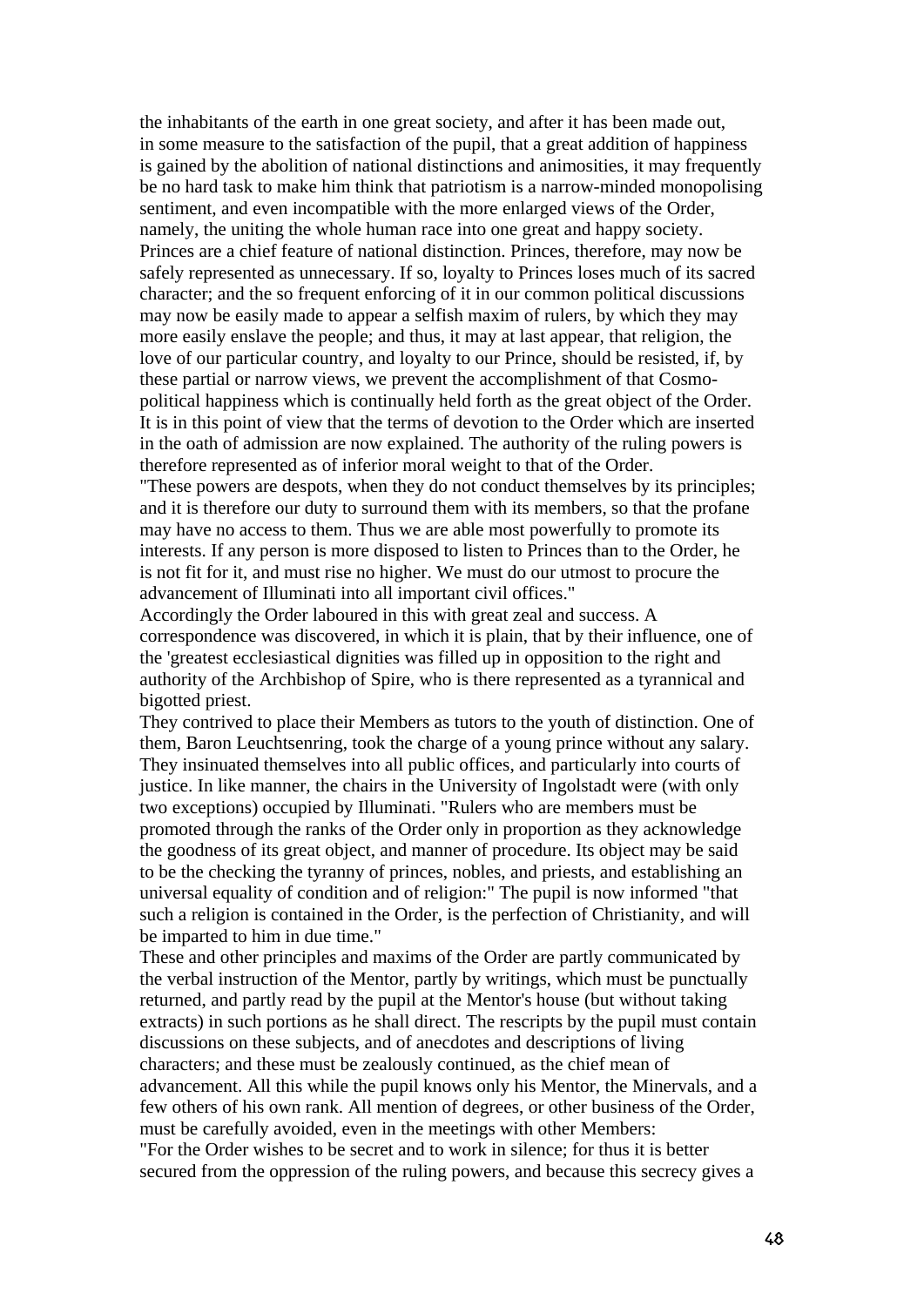the inhabitants of the earth in one great society, and after it has been made out, in some measure to the satisfaction of the pupil, that a great addition of happiness is gained by the abolition of national distinctions and animosities, it may frequently be no hard task to make him think that patriotism is a narrow-minded monopolising sentiment, and even incompatible with the more enlarged views of the Order, namely, the uniting the whole human race into one great and happy society. Princes are a chief feature of national distinction. Princes, therefore, may now be safely represented as unnecessary. If so, loyalty to Princes loses much of its sacred character; and the so frequent enforcing of it in our common political discussions may now be easily made to appear a selfish maxim of rulers, by which they may more easily enslave the people; and thus, it may at last appear, that religion, the love of our particular country, and loyalty to our Prince, should be resisted, if, by these partial or narrow views, we prevent the accomplishment of that Cosmo-political happiness which is continually held forth as the great object of the Order. It is in this point of view that the terms of devotion to the Order which are inserted in the oath of admission are now explained. The authority of the ruling powers is therefore represented as of inferior moral weight to that of the Order.

"These powers are despots, when they do not conduct themselves by its principles; and it is therefore our duty to surround them with its members, so that the profane may have no access to them. Thus we are able most powerfully to promote its interests. If any person is more disposed to listen to Princes than to the Order, he is not fit for it, and must rise no higher. We must do our utmost to procure the advancement of Illuminati into all important civil offices."

Accordingly the Order laboured in this with great zeal and success. A correspondence was discovered, in which it is plain, that by their influence, one of the 'greatest ecclesiastical dignities was filled up in opposition to the right and authority of the Archbishop of Spire, who is there represented as a tyrannical and bigotted priest.

They contrived to place their Members as tutors to the youth of distinction. One of them, Baron Leuchtsenring, took the charge of a young prince without any salary. They insinuated themselves into all public offices, and particularly into courts of justice. In like manner, the chairs in the University of Ingolstadt were (with only two exceptions) occupied by Illuminati. "Rulers who are members must be promoted through the ranks of the Order only in proportion as they acknowledge the goodness of its great object, and manner of procedure. Its object may be said to be the checking the tyranny of princes, nobles, and priests, and establishing an universal equality of condition and of religion:" The pupil is now informed "that such a religion is contained in the Order, is the perfection of Christianity, and will be imparted to him in due time."

These and other principles and maxims of the Order are partly communicated by the verbal instruction of the Mentor, partly by writings, which must be punctually returned, and partly read by the pupil at the Mentor's house (but without taking extracts) in such portions as he shall direct. The rescripts by the pupil must contain discussions on these subjects, and of anecdotes and descriptions of living characters; and these must be zealously continued, as the chief mean of advancement. All this while the pupil knows only his Mentor, the Minervals, and a few others of his own rank. All mention of degrees, or other business of the Order, must be carefully avoided, even in the meetings with other Members:

"For the Order wishes to be secret and to work in silence; for thus it is better secured from the oppression of the ruling powers, and because this secrecy gives a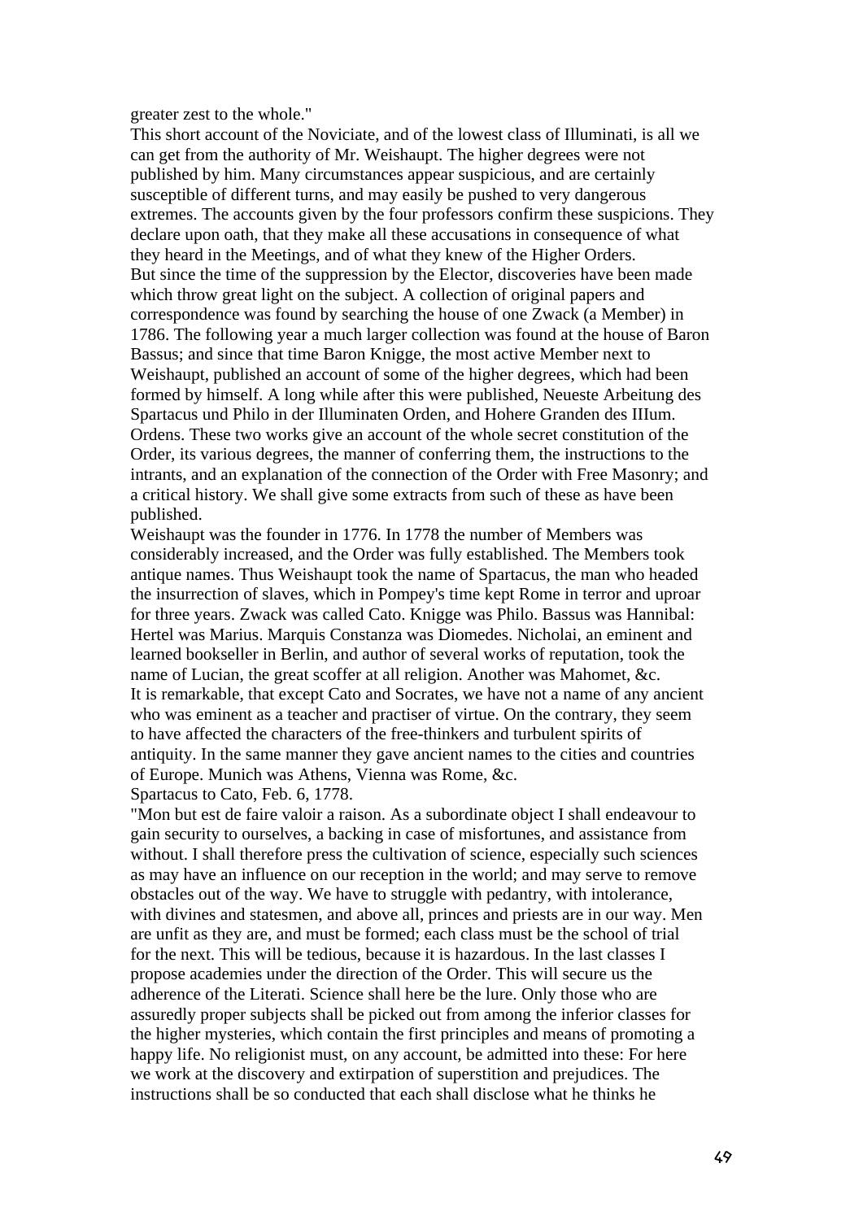greater zest to the whole."

This short account of the Noviciate, and of the lowest class of Illuminati, is all we can get from the authority of Mr. Weishaupt. The higher degrees were not published by him. Many circumstances appear suspicious, and are certainly susceptible of different turns, and may easily be pushed to very dangerous extremes. The accounts given by the four professors confirm these suspicions. They declare upon oath, that they make all these accusations in consequence of what they heard in the Meetings, and of what they knew of the Higher Orders.

But since the time of the suppression by the Elector, discoveries have been made which throw great light on the subject. A collection of original papers and correspondence was found by searching the house of one Zwack (a Member) in 1786. The following year a much larger collection was found at the house of Baron Bassus; and since that time Baron Knigge, the most active Member next to Weishaupt, published an account of some of the higher degrees, which had been formed by himself. A long while after this were published, Neueste Arbeitung des Spartacus und Philo in der Illuminaten Orden, and Hohere Granden des IIIum. Ordens. These two works give an account of the whole secret constitution of the Order, its various degrees, the manner of conferring them, the instructions to the intrants, and an explanation of the connection of the Order with Free Masonry; and a critical history. We shall give some extracts from such of these as have been published.

Weishaupt was the founder in 1776. In 1778 the number of Members was considerably increased, and the Order was fully established. The Members took antique names. Thus Weishaupt took the name of Spartacus, the man who headed the insurrection of slaves, which in Pompey's time kept Rome in terror and uproar for three years. Zwack was called Cato. Knigge was Philo. Bassus was Hannibal: Hertel was Marius. Marquis Constanza was Diomedes. Nicholai, an eminent and learned bookseller in Berlin, and author of several works of reputation, took the name of Lucian, the great scoffer at all religion. Another was Mahomet, &c.

It is remarkable, that except Cato and Socrates, we have not a name of any ancient who was eminent as a teacher and practiser of virtue. On the contrary, they seem to have affected the characters of the free-thinkers and turbulent spirits of antiquity. In the same manner they gave ancient names to the cities and countries of Europe. Munich was Athens, Vienna was Rome, &c.

Spartacus to Cato, Feb. 6, 1778.

"Mon but est de faire valoir a raison. As a subordinate object I shall endeavour to gain security to ourselves, a backing in case of misfortunes, and assistance from without. I shall therefore press the cultivation of science, especially such sciences as may have an influence on our reception in the world; and may serve to remove obstacles out of the way. We have to struggle with pedantry, with intolerance, with divines and statesmen, and above all, princes and priests are in our way. Men are unfit as they are, and must be formed; each class must be the school of trial for the next. This will be tedious, because it is hazardous. In the last classes I propose academies under the direction of the Order. This will secure us the adherence of the Literati. Science shall here be the lure. Only those who are assuredly proper subjects shall be picked out from among the inferior classes for the higher mysteries, which contain the first principles and means of promoting a happy life. No religionist must, on any account, be admitted into these: For here we work at the discovery and extirpation of superstition and prejudices. The instructions shall be so conducted that each shall disclose what he thinks he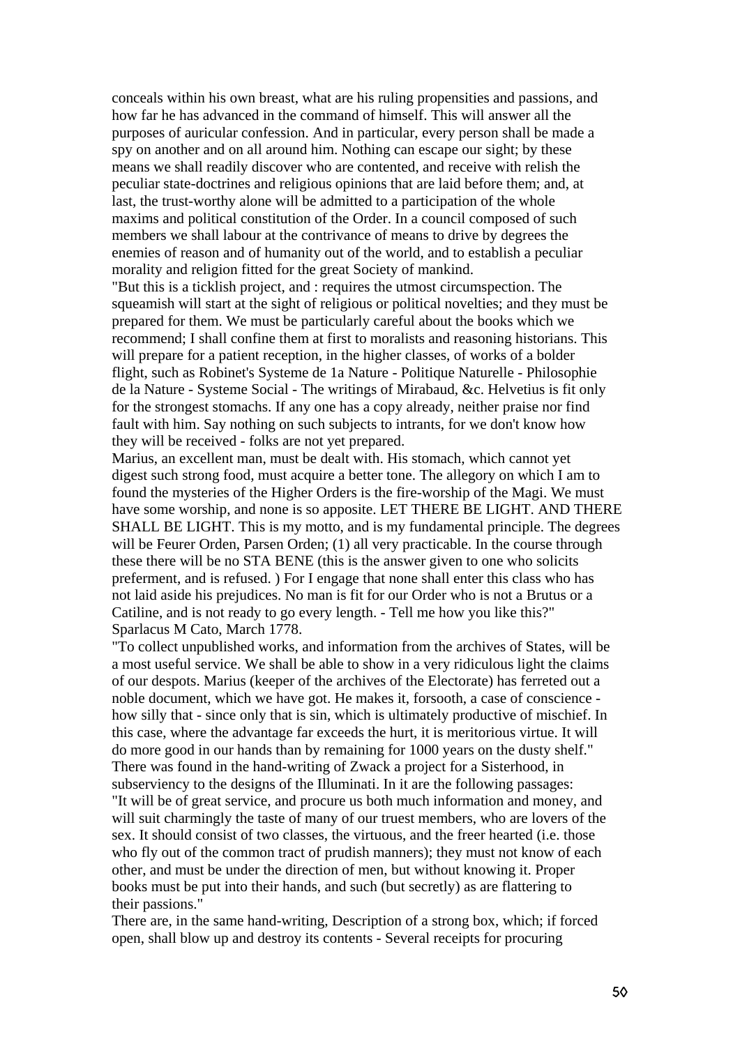conceals within his own breast, what are his ruling propensities and passions, and how far he has advanced in the command of himself. This will answer all the purposes of auricular confession. And in particular, every person shall be made a spy on another and on all around him. Nothing can escape our sight; by these means we shall readily discover who are contented, and receive with relish the peculiar state-doctrines and religious opinions that are laid before them; and, at last, the trust-worthy alone will be admitted to a participation of the whole maxims and political constitution of the Order. In a council composed of such members we shall labour at the contrivance of means to drive by degrees the enemies of reason and of humanity out of the world, and to establish a peculiar morality and religion fitted for the great Society of mankind.

"But this is a ticklish project, and : requires the utmost circumspection. The squeamish will start at the sight of religious or political novelties; and they must be prepared for them. We must be particularly careful about the books which we recommend; I shall confine them at first to moralists and reasoning historians. This will prepare for a patient reception, in the higher classes, of works of a bolder flight, such as Robinet's Systeme de 1a Nature - Politique Naturelle - Philosophie de la Nature - Systeme Social - The writings of Mirabaud, &c. Helvetius is fit only for the strongest stomachs. If any one has a copy already, neither praise nor find fault with him. Say nothing on such subjects to intrants, for we don't know how they will be received - folks are not yet prepared.

Marius, an excellent man, must be dealt with. His stomach, which cannot yet digest such strong food, must acquire a better tone. The allegory on which I am to found the mysteries of the Higher Orders is the fire-worship of the Magi. We must have some worship, and none is so apposite. LET THERE BE LIGHT. AND THERE SHALL BE LIGHT. This is my motto, and is my fundamental principle. The degrees will be Feurer Orden, Parsen Orden; (1) all very practicable. In the course through these there will be no STA BENE (this is the answer given to one who solicits preferment, and is refused. ) For I engage that none shall enter this class who has not laid aside his prejudices. No man is fit for our Order who is not a Brutus or a Catiline, and is not ready to go every length. - Tell me how you like this?"

Sparlacus M Cato, March 1778.

"To collect unpublished works, and information from the archives of States, will be a most useful service. We shall be able to show in a very ridiculous light the claims of our despots. Marius (keeper of the archives of the Electorate) has ferreted out a noble document, which we have got. He makes it, forsooth, a case of conscience - how silly that - since only that is sin, which is ultimately productive of mischief. In this case, where the advantage far exceeds the hurt, it is meritorious virtue. It will do more good in our hands than by remaining for 1000 years on the dusty shelf."

There was found in the hand-writing of Zwack a project for a Sisterhood, in subserviency to the designs of the Illuminati. In it are the following passages:

"It will be of great service, and procure us both much information and money, and will suit charmingly the taste of many of our truest members, who are lovers of the sex. It should consist of two classes, the virtuous, and the freer hearted (i.e. those who fly out of the common tract of prudish manners); they must not know of each other, and must be under the direction of men, but without knowing it. Proper books must be put into their hands, and such (but secretly) as are flattering to their passions."

There are, in the same hand-writing, Description of a strong box, which; if forced open, shall blow up and destroy its contents - Several receipts for procuring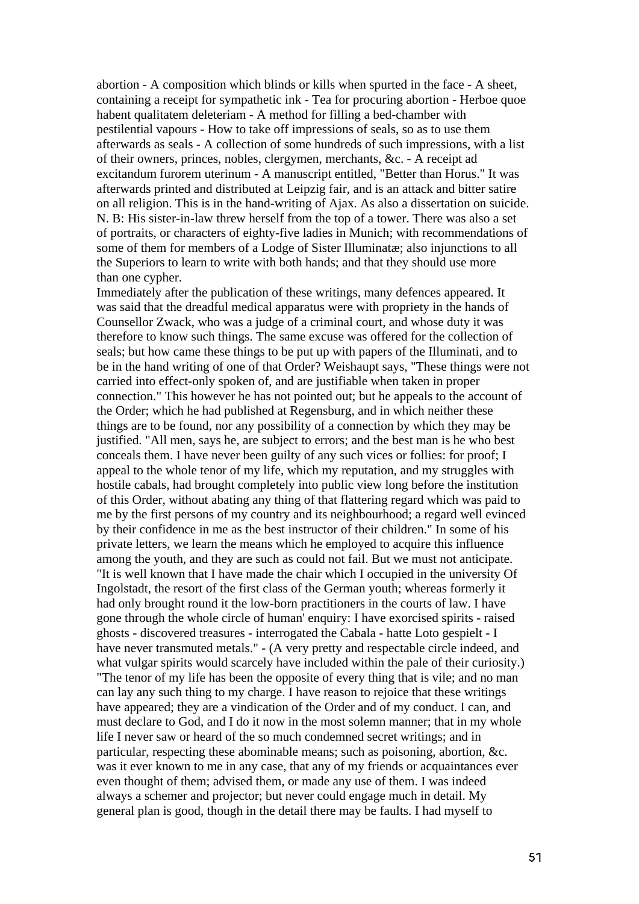abortion - A composition which blinds or kills when spurted in the face - A sheet, containing a receipt for sympathetic ink - Tea for procuring abortion - Herboe quoe habent qualitatem deleteriam - A method for filling a bed-chamber with pestilential vapours - How to take off impressions of seals, so as to use them afterwards as seals - A collection of some hundreds of such impressions, with a list of their owners, princes, nobles, clergymen, merchants, &c. - A receipt ad excitandum furorem uterinum - A manuscript entitled, "Better than Horus." It was afterwards printed and distributed at Leipzig fair, and is an attack and bitter satire on all religion. This is in the hand-writing of Ajax. As also a dissertation on suicide. N. B: His sister-in-law threw herself from the top of a tower. There was also a set of portraits, or characters of eighty-five ladies in Munich; with recommendations of some of them for members of a Lodge of Sister Illuminatæ; also injunctions to all the Superiors to learn to write with both hands; and that they should use more than one cypher.

Immediately after the publication of these writings, many defences appeared. It was said that the dreadful medical apparatus were with propriety in the hands of Counsellor Zwack, who was a judge of a criminal court, and whose duty it was therefore to know such things. The same excuse was offered for the collection of seals; but how came these things to be put up with papers of the Illuminati, and to be in the hand writing of one of that Order? Weishaupt says, "These things were not carried into effect-only spoken of, and are justifiable when taken in proper connection." This however he has not pointed out; but he appeals to the account of the Order; which he had published at Regensburg, and in which neither these things are to be found, nor any possibility of a connection by which they may be justified. "All men, says he, are subject to errors; and the best man is he who best conceals them. I have never been guilty of any such vices or follies: for proof; I appeal to the whole tenor of my life, which my reputation, and my struggles with hostile cabals, had brought completely into public view long before the institution of this Order, without abating any thing of that flattering regard which was paid to me by the first persons of my country and its neighbourhood; a regard well evinced by their confidence in me as the best instructor of their children." In some of his private letters, we learn the means which he employed to acquire this influence among the youth, and they are such as could not fail. But we must not anticipate. "It is well known that I have made the chair which I occupied in the university Of Ingolstadt, the resort of the first class of the German youth; whereas formerly it had only brought round it the low-born practitioners in the courts of law. I have gone through the whole circle of human' enquiry: I have exorcised spirits - raised ghosts - discovered treasures - interrogated the Cabala - hatte Loto gespielt - I have never transmuted metals." - (A very pretty and respectable circle indeed, and what vulgar spirits would scarcely have included within the pale of their curiosity.) "The tenor of my life has been the opposite of every thing that is vile; and no man can lay any such thing to my charge. I have reason to rejoice that these writings have appeared; they are a vindication of the Order and of my conduct. I can, and must declare to God, and I do it now in the most solemn manner; that in my whole life I never saw or heard of the so much condemned secret writings; and in particular, respecting these abominable means; such as poisoning, abortion, &c. was it ever known to me in any case, that any of my friends or acquaintances ever even thought of them; advised them, or made any use of them. I was indeed always a schemer and projector; but never could engage much in detail. My general plan is good, though in the detail there may be faults. I had myself to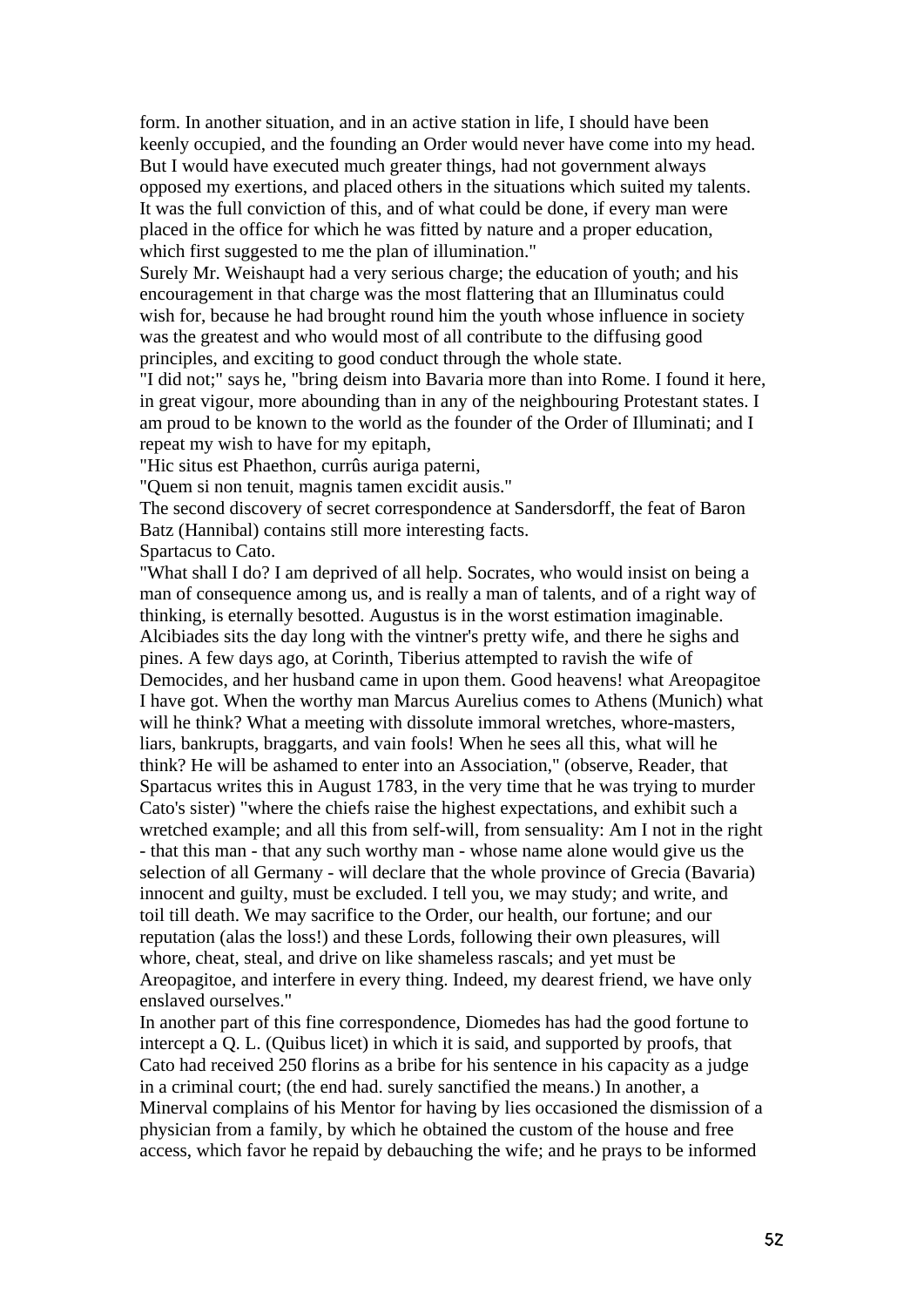form. In another situation, and in an active station in life, I should have been keenly occupied, and the founding an Order would never have come into my head. But I would have executed much greater things, had not government always opposed my exertions, and placed others in the situations which suited my talents. It was the full conviction of this, and of what could be done, if every man were placed in the office for which he was fitted by nature and a proper education, which first suggested to me the plan of illumination."

Surely Mr. Weishaupt had a very serious charge; the education of youth; and his encouragement in that charge was the most flattering that an Illuminatus could wish for, because he had brought round him the youth whose influence in society was the greatest and who would most of all contribute to the diffusing good principles, and exciting to good conduct through the whole state.

"I did not;" says he, "bring deism into Bavaria more than into Rome. I found it here, in great vigour, more abounding than in any of the neighbouring Protestant states. I am proud to be known to the world as the founder of the Order of Illuminati; and I repeat my wish to have for my epitaph,

"Hic situs est Phaethon, currûs auriga paterni,

"Quem si non tenuit, magnis tamen excidit ausis."

The second discovery of secret correspondence at Sandersdorff, the feat of Baron Batz (Hannibal) contains still more interesting facts.

Spartacus to Cato.

"What shall I do? I am deprived of all help. Socrates, who would insist on being a man of consequence among us, and is really a man of talents, and of a right way of thinking, is eternally besotted. Augustus is in the worst estimation imaginable. Alcibiades sits the day long with the vintner's pretty wife, and there he sighs and pines. A few days ago, at Corinth, Tiberius attempted to ravish the wife of Democides, and her husband came in upon them. Good heavens! what Areopagitoe I have got. When the worthy man Marcus Aurelius comes to Athens (Munich) what will he think? What a meeting with dissolute immoral wretches, whore-masters, liars, bankrupts, braggarts, and vain fools! When he sees all this, what will he think? He will be ashamed to enter into an Association," (observe, Reader, that Spartacus writes this in August 1783, in the very time that he was trying to murder Cato's sister) "where the chiefs raise the highest expectations, and exhibit such a wretched example; and all this from self-will, from sensuality: Am I not in the right - that this man - that any such worthy man - whose name alone would give us the selection of all Germany - will declare that the whole province of Grecia (Bavaria) innocent and guilty, must be excluded. I tell you, we may study; and write, and toil till death. We may sacrifice to the Order, our health, our fortune; and our reputation (alas the loss!) and these Lords, following their own pleasures, will whore, cheat, steal, and drive on like shameless rascals; and yet must be Areopagitoe, and interfere in every thing. Indeed, my dearest friend, we have only enslaved ourselves."

In another part of this fine correspondence, Diomedes has had the good fortune to intercept a Q. L. (Quibus licet) in which it is said, and supported by proofs, that Cato had received 250 florins as a bribe for his sentence in his capacity as a judge in a criminal court; (the end had. surely sanctified the means.) In another, a Minerval complains of his Mentor for having by lies occasioned the dismission of a physician from a family, by which he obtained the custom of the house and free access, which favor he repaid by debauching the wife; and he prays to be informed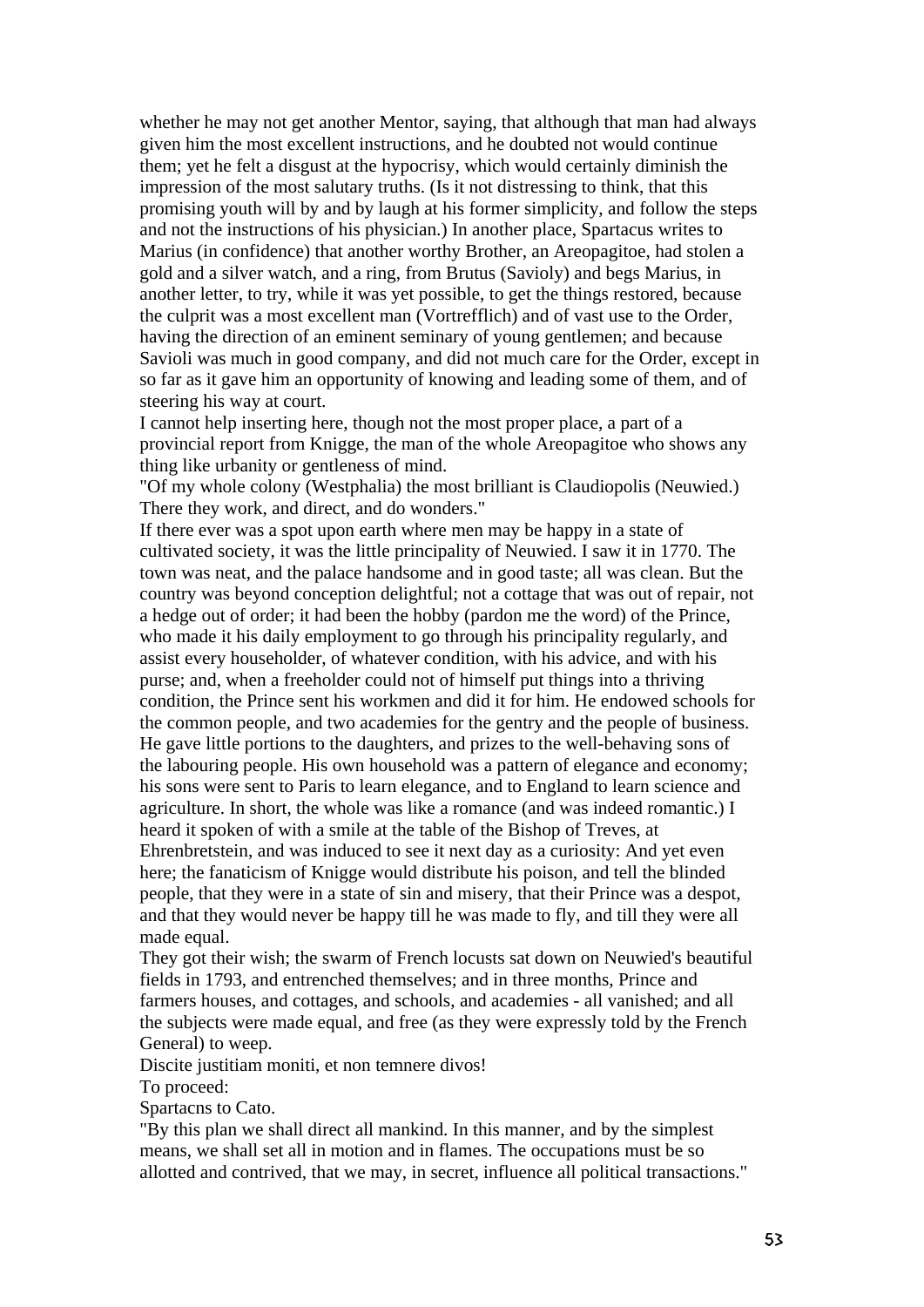whether he may not get another Mentor, saying, that although that man had always given him the most excellent instructions, and he doubted not would continue them; yet he felt a disgust at the hypocrisy, which would certainly diminish the impression of the most salutary truths. (Is it not distressing to think, that this promising youth will by and by laugh at his former simplicity, and follow the steps and not the instructions of his physician.) In another place, Spartacus writes to Marius (in confidence) that another worthy Brother, an Areopagitoe, had stolen a gold and a silver watch, and a ring, from Brutus (Savioly) and begs Marius, in another letter, to try, while it was yet possible, to get the things restored, because the culprit was a most excellent man (Vortrefflich) and of vast use to the Order, having the direction of an eminent seminary of young gentlemen; and because Savioli was much in good company, and did not much care for the Order, except in so far as it gave him an opportunity of knowing and leading some of them, and of steering his way at court.

I cannot help inserting here, though not the most proper place, a part of a provincial report from Knigge, the man of the whole Areopagitoe who shows any thing like urbanity or gentleness of mind.

"Of my whole colony (Westphalia) the most brilliant is Claudiopolis (Neuwied.) There they work, and direct, and do wonders."

If there ever was a spot upon earth where men may be happy in a state of cultivated society, it was the little principality of Neuwied. I saw it in 1770. The town was neat, and the palace handsome and in good taste; all was clean. But the country was beyond conception delightful; not a cottage that was out of repair, not a hedge out of order; it had been the hobby (pardon me the word) of the Prince, who made it his daily employment to go through his principality regularly, and assist every householder, of whatever condition, with his advice, and with his purse; and, when a freeholder could not of himself put things into a thriving condition, the Prince sent his workmen and did it for him. He endowed schools for the common people, and two academies for the gentry and the people of business. He gave little portions to the daughters, and prizes to the well-behaving sons of the labouring people. His own household was a pattern of elegance and economy; his sons were sent to Paris to learn elegance, and to England to learn science and agriculture. In short, the whole was like a romance (and was indeed romantic.) I heard it spoken of with a smile at the table of the Bishop of Treves, at Ehrenbretstein, and was induced to see it next day as a curiosity: And yet even here; the fanaticism of Knigge would distribute his poison, and tell the blinded people, that they were in a state of sin and misery, that their Prince was a despot, and that they would never be happy till he was made to fly, and till they were all made equal.

They got their wish; the swarm of French locusts sat down on Neuwied's beautiful fields in 1793, and entrenched themselves; and in three months, Prince and farmers houses, and cottages, and schools, and academies - all vanished; and all the subjects were made equal, and free (as they were expressly told by the French General) to weep.

Discite justitiam moniti, et non temnere divos!

To proceed:

Spartacns to Cato.

"By this plan we shall direct all mankind. In this manner, and by the simplest means, we shall set all in motion and in flames. The occupations must be so allotted and contrived, that we may, in secret, influence all political transactions."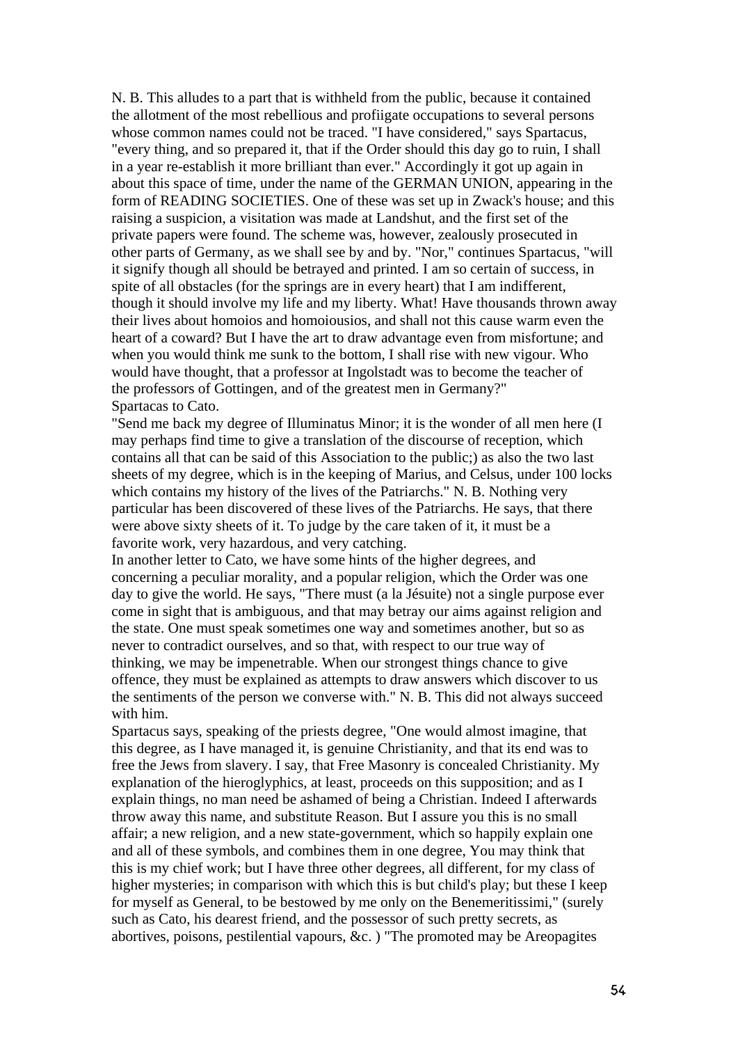N. B. This alludes to a part that is withheld from the public, because it contained the allotment of the most rebellious and profiigate occupations to several persons whose common names could not be traced. "I have considered," says Spartacus, "every thing, and so prepared it, that if the Order should this day go to ruin, I shall in a year re-establish it more brilliant than ever." Accordingly it got up again in about this space of time, under the name of the GERMAN UNION, appearing in the form of READING SOCIETIES. One of these was set up in Zwack's house; and this raising a suspicion, a visitation was made at Landshut, and the first set of the private papers were found. The scheme was, however, zealously prosecuted in other parts of Germany, as we shall see by and by. "Nor," continues Spartacus, "will it signify though all should be betrayed and printed. I am so certain of success, in spite of all obstacles (for the springs are in every heart) that I am indifferent, though it should involve my life and my liberty. What! Have thousands thrown away their lives about homoios and homoiousios, and shall not this cause warm even the heart of a coward? But I have the art to draw advantage even from misfortune; and when you would think me sunk to the bottom, I shall rise with new vigour. Who would have thought, that a professor at Ingolstadt was to become the teacher of the professors of Gottingen, and of the greatest men in Germany?"

Spartacas to Cato.

"Send me back my degree of Illuminatus Minor; it is the wonder of all men here (I may perhaps find time to give a translation of the discourse of reception, which contains all that can be said of this Association to the public;) as also the two last sheets of my degree, which is in the keeping of Marius, and Celsus, under 100 locks which contains my history of the lives of the Patriarchs." N. B. Nothing very particular has been discovered of these lives of the Patriarchs. He says, that there were above sixty sheets of it. To judge by the care taken of it, it must be a favorite work, very hazardous, and very catching.

In another letter to Cato, we have some hints of the higher degrees, and concerning a peculiar morality, and a popular religion, which the Order was one day to give the world. He says, "There must (a la Jésuite) not a single purpose ever come in sight that is ambiguous, and that may betray our aims against religion and the state. One must speak sometimes one way and sometimes another, but so as never to contradict ourselves, and so that, with respect to our true way of thinking, we may be impenetrable. When our strongest things chance to give offence, they must be explained as attempts to draw answers which discover to us the sentiments of the person we converse with." N. B. This did not always succeed with him.

Spartacus says, speaking of the priests degree, "One would almost imagine, that this degree, as I have managed it, is genuine Christianity, and that its end was to free the Jews from slavery. I say, that Free Masonry is concealed Christianity. My explanation of the hieroglyphics, at least, proceeds on this supposition; and as I explain things, no man need be ashamed of being a Christian. Indeed I afterwards throw away this name, and substitute Reason. But I assure you this is no small affair; a new religion, and a new state-government, which so happily explain one and all of these symbols, and combines them in one degree, You may think that this is my chief work; but I have three other degrees, all different, for my class of higher mysteries; in comparison with which this is but child's play; but these I keep for myself as General, to be bestowed by me only on the Benemeritissimi," (surely such as Cato, his dearest friend, and the possessor of such pretty secrets, as abortives, poisons, pestilential vapours, &c. ) "The promoted may be Areopagites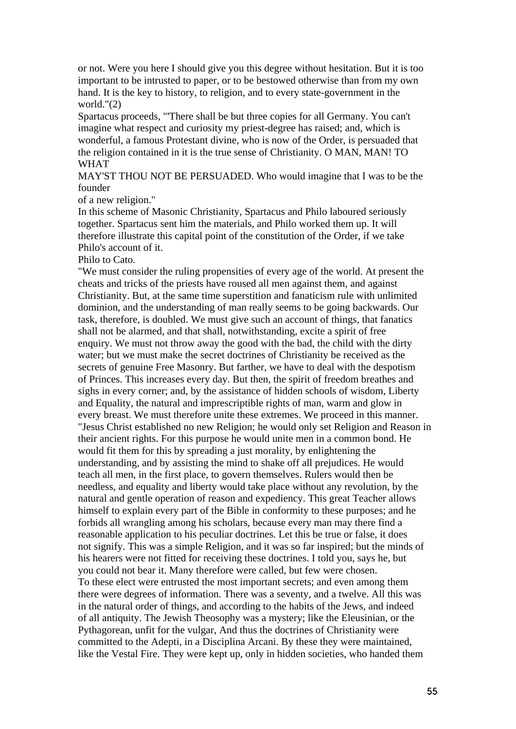or not. Were you here I should give you this degree without hesitation. But it is too important to be intrusted to paper, or to be bestowed otherwise than from my own hand. It is the key to history, to religion, and to every state-government in the world."(2)

Spartacus proceeds, "'There shall be but three copies for all Germany. You can't imagine what respect and curiosity my priest-degree has raised; and, which is wonderful, a famous Protestant divine, who is now of the Order, is persuaded that the religion contained in it is the true sense of Christianity. O MAN, MAN! TO WHAT MAY'ST THOU NOT BE PERSUADED. Who would imagine that I was to be the founder of a new religion."

In this scheme of Masonic Christianity, Spartacus and Philo laboured seriously together. Spartacus sent him the materials, and Philo worked them up. It will therefore illustrate this capital point of the constitution of the Order, if we take Philo's account of it.

Philo to Cato.

"We must consider the ruling propensities of every age of the world. At present the cheats and tricks of the priests have roused all men against them, and against Christianity. But, at the same time superstition and fanaticism rule with unlimited dominion, and the understanding of man really seems to be going backwards. Our task, therefore, is doubled. We must give such an account of things, that fanatics shall not be alarmed, and that shall, notwithstanding, excite a spirit of free enquiry. We must not throw away the good with the bad, the child with the dirty water; but we must make the secret doctrines of Christianity be received as the secrets of genuine Free Masonry. But farther, we have to deal with the despotism of Princes. This increases every day. But then, the spirit of freedom breathes and sighs in every corner; and, by the assistance of hidden schools of wisdom, Liberty and Equality, the natural and imprescriptible rights of man, warm and glow in every breast. We must therefore unite these extremes. We proceed in this manner.

"Jesus Christ established no new Religion; he would only set Religion and Reason in their ancient rights. For this purpose he would unite men in a common bond. He would fit them for this by spreading a just morality, by enlightening the understanding, and by assisting the mind to shake off all prejudices. He would teach all men, in the first place, to govern themselves. Rulers would then be needless, and equality and liberty would take place without any revolution, by the natural and gentle operation of reason and expediency. This great Teacher allows himself to explain every part of the Bible in conformity to these purposes; and he forbids all wrangling among his scholars, because every man may there find a reasonable application to his peculiar doctrines. Let this be true or false, it does not signify. This was a simple Religion, and it was so far inspired; but the minds of his hearers were not fitted for receiving these doctrines. I told you, says he, but you could not bear it. Many therefore were called, but few were chosen.

To these elect were entrusted the most important secrets; and even among them there were degrees of information. There was a seventy, and a twelve. All this was in the natural order of things, and according to the habits of the Jews, and indeed of all antiquity. The Jewish Theosophy was a mystery; like the Eleusinian, or the Pythagorean, unfit for the vulgar, And thus the doctrines of Christianity were committed to the Adepti, in a Disciplina Arcani. By these they were maintained, like the Vestal Fire. They were kept up, only in hidden societies, who handed them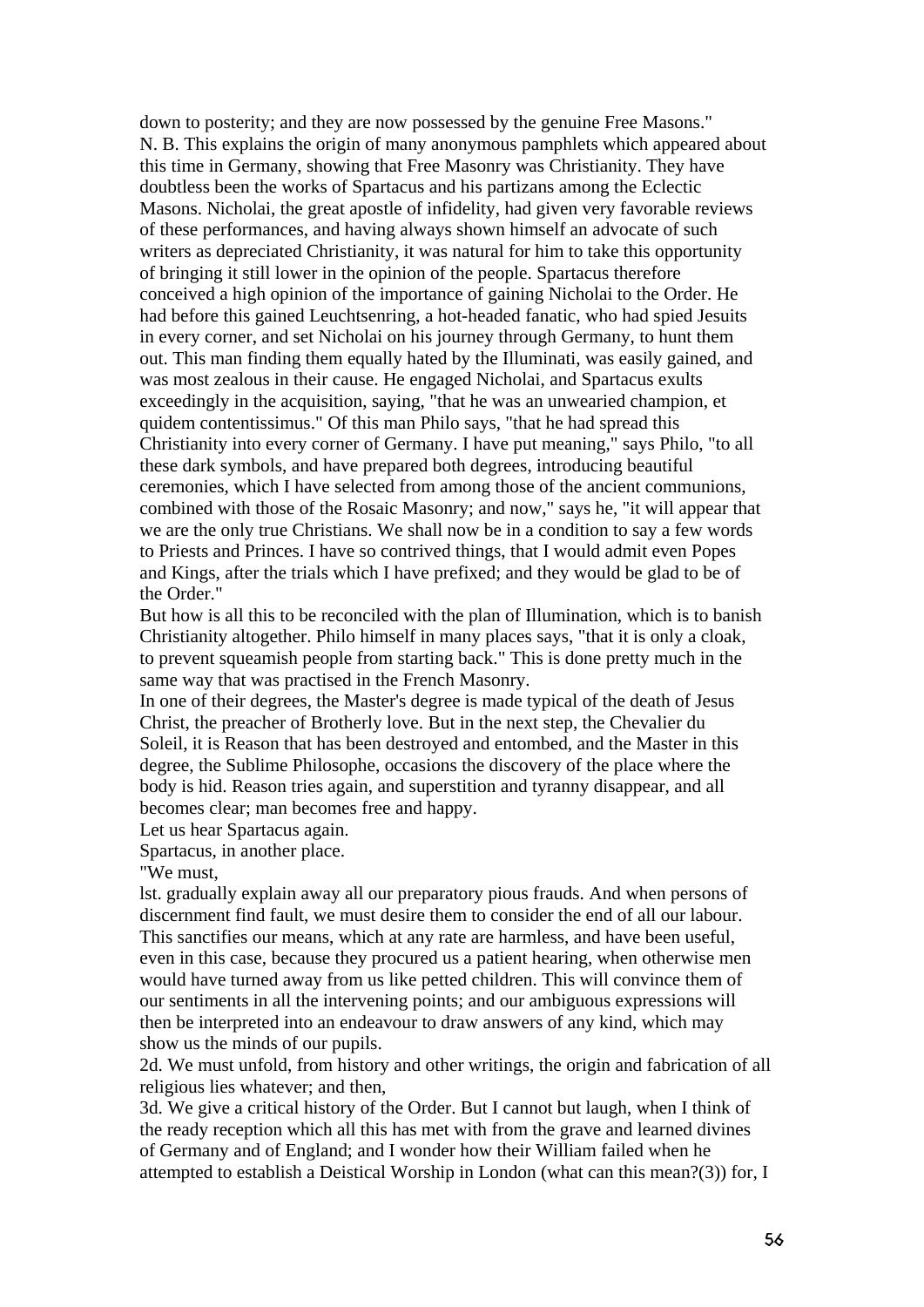down to posterity; and they are now possessed by the genuine Free Masons."

N. B. This explains the origin of many anonymous pamphlets which appeared about this time in Germany, showing that Free Masonry was Christianity. They have doubtless been the works of Spartacus and his partizans among the Eclectic Masons. Nicholai, the great apostle of infidelity, had given very favorable reviews of these performances, and having always shown himself an advocate of such writers as depreciated Christianity, it was natural for him to take this opportunity of bringing it still lower in the opinion of the people. Spartacus therefore conceived a high opinion of the importance of gaining Nicholai to the Order. He had before this gained Leuchtsenring, a hot-headed fanatic, who had spied Jesuits in every corner, and set Nicholai on his journey through Germany, to hunt them out. This man finding them equally hated by the Illuminati, was easily gained, and was most zealous in their cause. He engaged Nicholai, and Spartacus exults exceedingly in the acquisition, saying, "that he was an unwearied champion, et quidem contentissimus." Of this man Philo says, "that he had spread this Christianity into every corner of Germany. I have put meaning," says Philo, "to all these dark symbols, and have prepared both degrees, introducing beautiful ceremonies, which I have selected from among those of the ancient communions, combined with those of the Rosaic Masonry; and now," says he, "it will appear that we are the only true Christians. We shall now be in a condition to say a few words to Priests and Princes. I have so contrived things, that I would admit even Popes and Kings, after the trials which I have prefixed; and they would be glad to be of the Order."

But how is all this to be reconciled with the plan of Illumination, which is to banish Christianity altogether. Philo himself in many places says, "that it is only a cloak, to prevent squeamish people from starting back." This is done pretty much in the same way that was practised in the French Masonry.

In one of their degrees, the Master's degree is made typical of the death of Jesus Christ, the preacher of Brotherly love. But in the next step, the Chevalier du Soleil, it is Reason that has been destroyed and entombed, and the Master in this degree, the Sublime Philosophe, occasions the discovery of the place where the body is hid. Reason tries again, and superstition and tyranny disappear, and all becomes clear; man becomes free and happy.

Let us hear Spartacus again.

Spartacus, in another place.

"We must,

lst. gradually explain away all our preparatory pious frauds. And when persons of discernment find fault, we must desire them to consider the end of all our labour. This sanctifies our means, which at any rate are harmless, and have been useful, even in this case, because they procured us a patient hearing, when otherwise men would have turned away from us like petted children. This will convince them of our sentiments in all the intervening points; and our ambiguous expressions will then be interpreted into an endeavour to draw answers of any kind, which may show us the minds of our pupils.

2d. We must unfold, from history and other writings, the origin and fabrication of all religious lies whatever; and then,

3d. We give a critical history of the Order. But I cannot but laugh, when I think of the ready reception which all this has met with from the grave and learned divines of Germany and of England; and I wonder how their William failed when he attempted to establish a Deistical Worship in London (what can this mean?(3)) for, I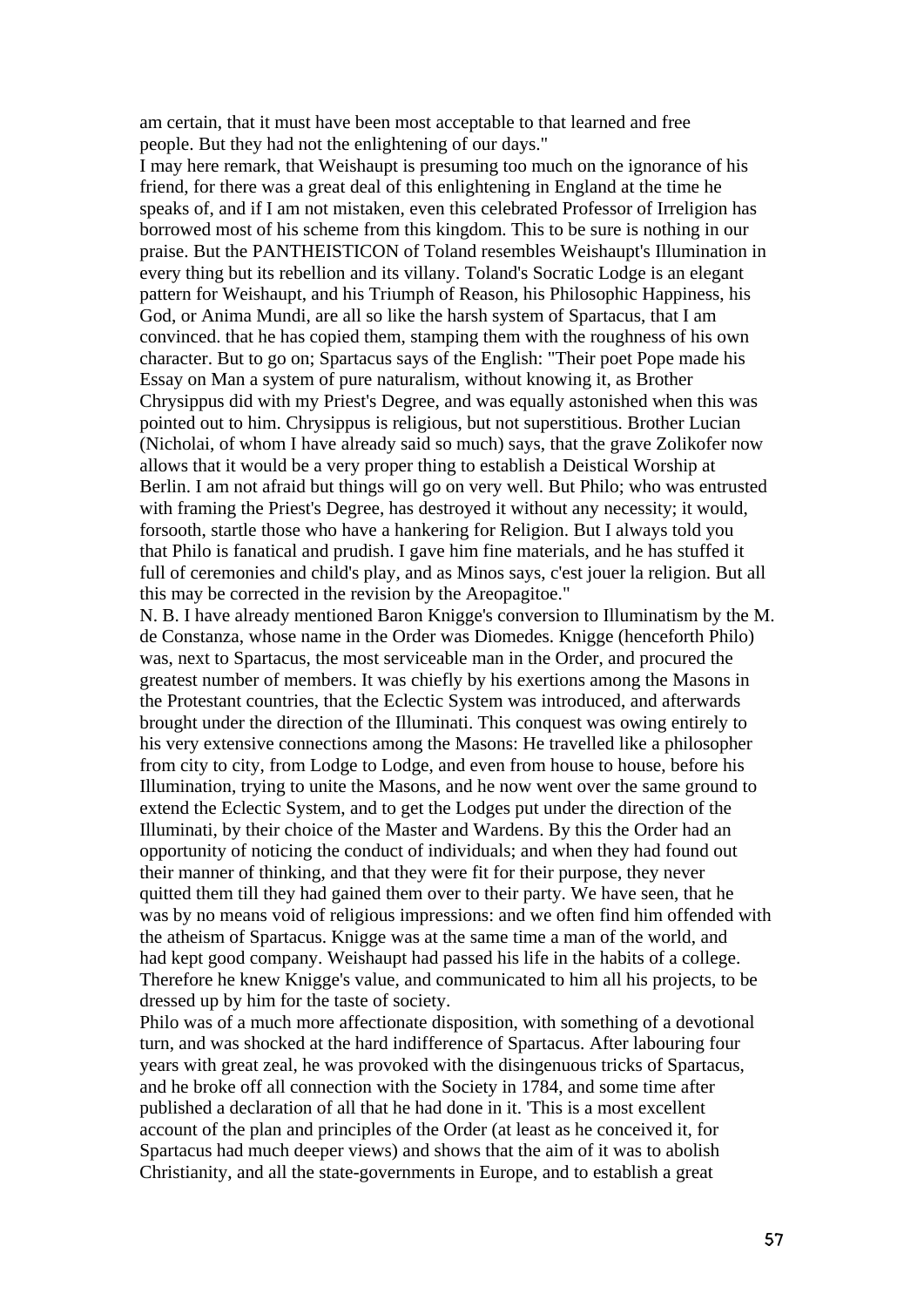am certain, that it must have been most acceptable to that learned and free people. But they had not the enlightening of our days."

I may here remark, that Weishaupt is presuming too much on the ignorance of his friend, for there was a great deal of this enlightening in England at the time he speaks of, and if I am not mistaken, even this celebrated Professor of Irreligion has borrowed most of his scheme from this kingdom. This to be sure is nothing in our praise. But the PANTHEISTICON of Toland resembles Weishaupt's Illumination in every thing but its rebellion and its villany. Toland's Socratic Lodge is an elegant pattern for Weishaupt, and his Triumph of Reason, his Philosophic Happiness, his God, or Anima Mundi, are all so like the harsh system of Spartacus, that I am convinced. that he has copied them, stamping them with the roughness of his own character. But to go on; Spartacus says of the English: "Their poet Pope made his Essay on Man a system of pure naturalism, without knowing it, as Brother Chrysippus did with my Priest's Degree, and was equally astonished when this was pointed out to him. Chrysippus is religious, but not superstitious. Brother Lucian (Nicholai, of whom I have already said so much) says, that the grave Zolikofer now allows that it would be a very proper thing to establish a Deistical Worship at Berlin. I am not afraid but things will go on very well. But Philo; who was entrusted with framing the Priest's Degree, has destroyed it without any necessity; it would, forsooth, startle those who have a hankering for Religion. But I always told you that Philo is fanatical and prudish. I gave him fine materials, and he has stuffed it full of ceremonies and child's play, and as Minos says, c'est jouer la religion. But all this may be corrected in the revision by the Areopagitoe."

N. B. I have already mentioned Baron Knigge's conversion to Illuminatism by the M. de Constanza, whose name in the Order was Diomedes. Knigge (henceforth Philo) was, next to Spartacus, the most serviceable man in the Order, and procured the greatest number of members. It was chiefly by his exertions among the Masons in the Protestant countries, that the Eclectic System was introduced, and afterwards brought under the direction of the Illuminati. This conquest was owing entirely to his very extensive connections among the Masons: He travelled like a philosopher from city to city, from Lodge to Lodge, and even from house to house, before his Illumination, trying to unite the Masons, and he now went over the same ground to extend the Eclectic System, and to get the Lodges put under the direction of the Illuminati, by their choice of the Master and Wardens. By this the Order had an opportunity of noticing the conduct of individuals; and when they had found out their manner of thinking, and that they were fit for their purpose, they never quitted them till they had gained them over to their party. We have seen, that he was by no means void of religious impressions: and we often find him offended with the atheism of Spartacus. Knigge was at the same time a man of the world, and had kept good company. Weishaupt had passed his life in the habits of a college. Therefore he knew Knigge's value, and communicated to him all his projects, to be dressed up by him for the taste of society.

Philo was of a much more affectionate disposition, with something of a devotional turn, and was shocked at the hard indifference of Spartacus. After labouring four years with great zeal, he was provoked with the disingenuous tricks of Spartacus, and he broke off all connection with the Society in 1784, and some time after published a declaration of all that he had done in it. 'This is a most excellent account of the plan and principles of the Order (at least as he conceived it, for Spartacus had much deeper views) and shows that the aim of it was to abolish Christianity, and all the state-governments in Europe, and to establish a great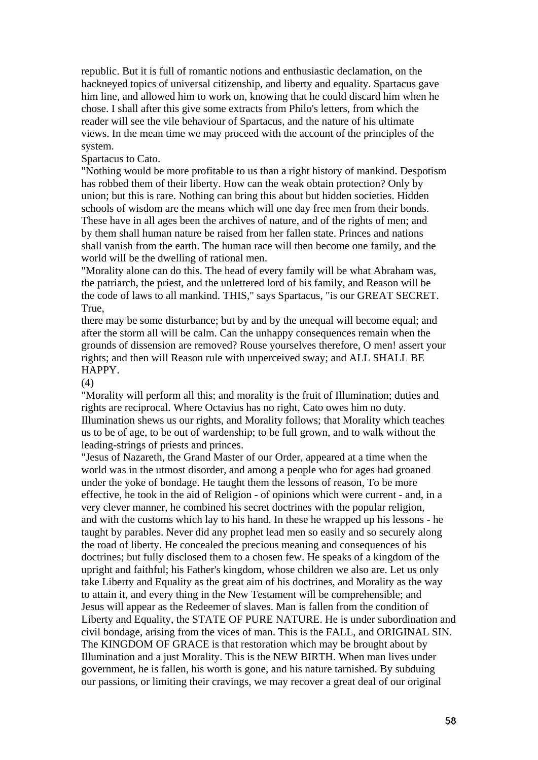republic. But it is full of romantic notions and enthusiastic declamation, on the hackneyed topics of universal citizenship, and liberty and equality. Spartacus gave him line, and allowed him to work on, knowing that he could discard him when he chose. I shall after this give some extracts from Philo's letters, from which the reader will see the vile behaviour of Spartacus, and the nature of his ultimate views. In the mean time we may proceed with the account of the principles of the system.

Spartacus to Cato.

"Nothing would be more profitable to us than a right history of mankind. Despotism has robbed them of their liberty. How can the weak obtain protection? Only by union; but this is rare. Nothing can bring this about but hidden societies. Hidden schools of wisdom are the means which will one day free men from their bonds. These have in all ages been the archives of nature, and of the rights of men; and by them shall human nature be raised from her fallen state. Princes and nations shall vanish from the earth. The human race will then become one family, and the world will be the dwelling of rational men.

"Morality alone can do this. The head of every family will be what Abraham was, the patriarch, the priest, and the unlettered lord of his family, and Reason will be the code of laws to all mankind. THIS," says Spartacus, "is our GREAT SECRET. True,
there may be some disturbance; but by and by the unequal will become equal; and after the storm all will be calm. Can the unhappy consequences remain when the grounds of dissension are removed? Rouse yourselves therefore, O men! assert your rights; and then will Reason rule with unperceived sway; and ALL SHALL BE HAPPY.

(4)

"Morality will perform all this; and morality is the fruit of Illumination; duties and rights are reciprocal. Where Octavius has no right, Cato owes him no duty. Illumination shews us our rights, and Morality follows; that Morality which teaches us to be of age, to be out of wardenship; to be full grown, and to walk without the leading-strings of priests and princes.

"Jesus of Nazareth, the Grand Master of our Order, appeared at a time when the world was in the utmost disorder, and among a people who for ages had groaned under the yoke of bondage. He taught them the lessons of reason, To be more effective, he took in the aid of Religion - of opinions which were current - and, in a very clever manner, he combined his secret doctrines with the popular religion, and with the customs which lay to his hand. In these he wrapped up his lessons - he taught by parables. Never did any prophet lead men so easily and so securely along the road of liberty. He concealed the precious meaning and consequences of his doctrines; but fully disclosed them to a chosen few. He speaks of a kingdom of the upright and faithful; his Father's kingdom, whose children we also are. Let us only take Liberty and Equality as the great aim of his doctrines, and Morality as the way to attain it, and every thing in the New Testament will be comprehensible; and Jesus will appear as the Redeemer of slaves. Man is fallen from the condition of Liberty and Equality, the STATE OF PURE NATURE. He is under subordination and civil bondage, arising from the vices of man. This is the FALL, and ORIGINAL SIN. The KINGDOM OF GRACE is that restoration which may be brought about by Illumination and a just Morality. This is the NEW BIRTH. When man lives under government, he is fallen, his worth is gone, and his nature tarnished. By subduing our passions, or limiting their cravings, we may recover a great deal of our original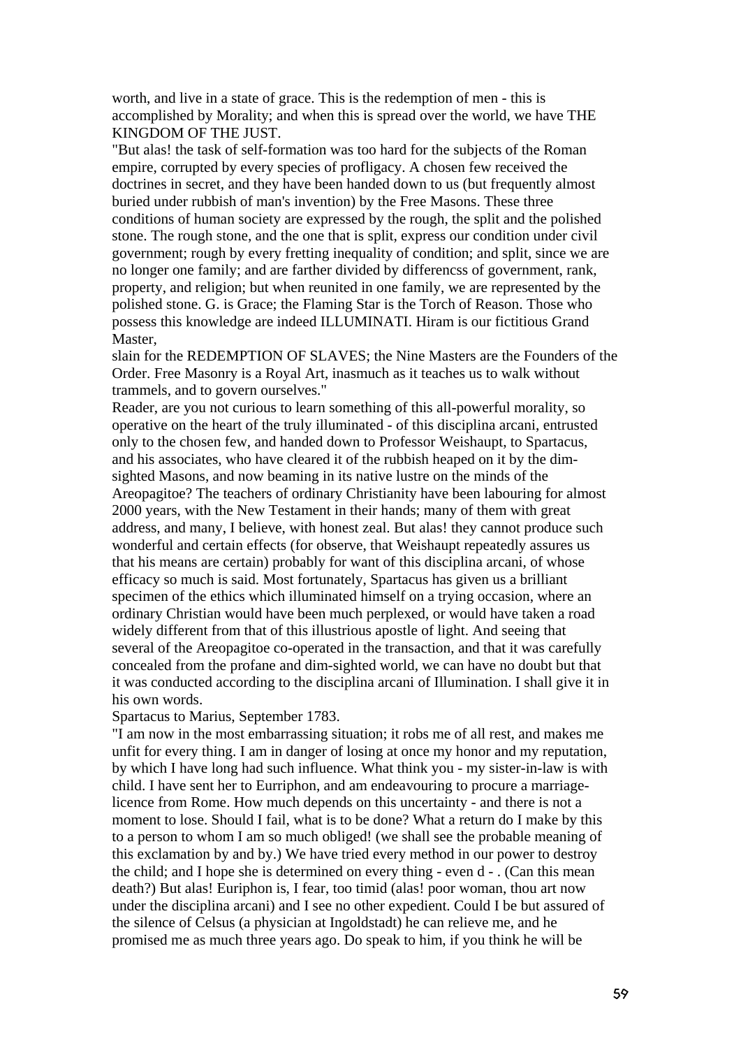worth, and live in a state of grace. This is the redemption of men - this is accomplished by Morality; and when this is spread over the world, we have THE KINGDOM OF THE JUST.

"But alas! the task of self-formation was too hard for the subjects of the Roman empire, corrupted by every species of profligacy. A chosen few received the doctrines in secret, and they have been handed down to us (but frequently almost buried under rubbish of man's invention) by the Free Masons. These three conditions of human society are expressed by the rough, the split and the polished stone. The rough stone, and the one that is split, express our condition under civil government; rough by every fretting inequality of condition; and split, since we are no longer one family; and are farther divided by differencss of government, rank, property, and religion; but when reunited in one family, we are represented by the polished stone. G. is Grace; the Flaming Star is the Torch of Reason. Those who possess this knowledge are indeed ILLUMINATI. Hiram is our fictitious Grand Master,

slain for the REDEMPTION OF SLAVES; the Nine Masters are the Founders of the Order. Free Masonry is a Royal Art, inasmuch as it teaches us to walk without trammels, and to govern ourselves."

Reader, are you not curious to learn something of this all-powerful morality, so operative on the heart of the truly illuminated - of this disciplina arcani, entrusted only to the chosen few, and handed down to Professor Weishaupt, to Spartacus, and his associates, who have cleared it of the rubbish heaped on it by the dim-sighted Masons, and now beaming in its native lustre on the minds of the Areopagitoe? The teachers of ordinary Christianity have been labouring for almost 2000 years, with the New Testament in their hands; many of them with great address, and many, I believe, with honest zeal. But alas! they cannot produce such wonderful and certain effects (for observe, that Weishaupt repeatedly assures us that his means are certain) probably for want of this disciplina arcani, of whose efficacy so much is said. Most fortunately, Spartacus has given us a brilliant specimen of the ethics which illuminated himself on a trying occasion, where an ordinary Christian would have been much perplexed, or would have taken a road widely different from that of this illustrious apostle of light. And seeing that several of the Areopagitoe co-operated in the transaction, and that it was carefully concealed from the profane and dim-sighted world, we can have no doubt but that it was conducted according to the disciplina arcani of Illumination. I shall give it in his own words.

Spartacus to Marius, September 1783.

"I am now in the most embarrassing situation; it robs me of all rest, and makes me unfit for every thing. I am in danger of losing at once my honor and my reputation, by which I have long had such influence. What think you - my sister-in-law is with child. I have sent her to Eurriphon, and am endeavouring to procure a marriage-licence from Rome. How much depends on this uncertainty - and there is not a moment to lose. Should I fail, what is to be done? What a return do I make by this to a person to whom I am so much obliged! (we shall see the probable meaning of this exclamation by and by.) We have tried every method in our power to destroy the child; and I hope she is determined on every thing - even d - . (Can this mean death?) But alas! Euriphon is, I fear, too timid (alas! poor woman, thou art now under the disciplina arcani) and I see no other expedient. Could I be but assured of the silence of Celsus (a physician at Ingoldstadt) he can relieve me, and he promised me as much three years ago. Do speak to him, if you think he will be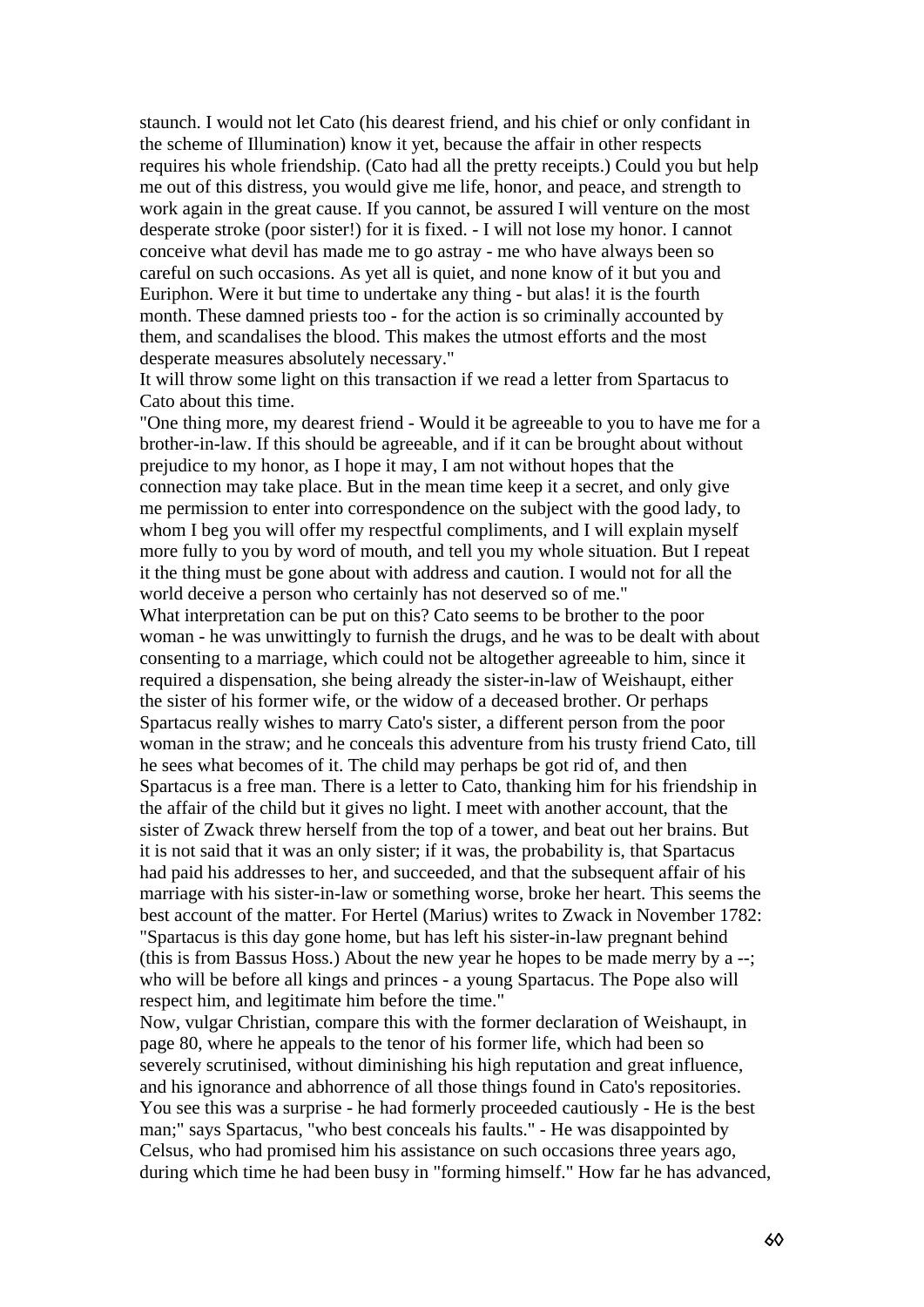staunch. I would not let Cato (his dearest friend, and his chief or only confidant in the scheme of Illumination) know it yet, because the affair in other respects requires his whole friendship. (Cato had all the pretty receipts.) Could you but help me out of this distress, you would give me life, honor, and peace, and strength to work again in the great cause. If you cannot, be assured I will venture on the most desperate stroke (poor sister!) for it is fixed. - I will not lose my honor. I cannot conceive what devil has made me to go astray - me who have always been so careful on such occasions. As yet all is quiet, and none know of it but you and Euriphon. Were it but time to undertake any thing - but alas! it is the fourth month. These damned priests too - for the action is so criminally accounted by them, and scandalises the blood. This makes the utmost efforts and the most desperate measures absolutely necessary."

It will throw some light on this transaction if we read a letter from Spartacus to Cato about this time.

"One thing more, my dearest friend - Would it be agreeable to you to have me for a brother-in-law. If this should be agreeable, and if it can be brought about without prejudice to my honor, as I hope it may, I am not without hopes that the connection may take place. But in the mean time keep it a secret, and only give me permission to enter into correspondence on the subject with the good lady, to whom I beg you will offer my respectful compliments, and I will explain myself more fully to you by word of mouth, and tell you my whole situation. But I repeat it the thing must be gone about with address and caution. I would not for all the world deceive a person who certainly has not deserved so of me."

What interpretation can be put on this? Cato seems to be brother to the poor woman - he was unwittingly to furnish the drugs, and he was to be dealt with about consenting to a marriage, which could not be altogether agreeable to him, since it required a dispensation, she being already the sister-in-law of Weishaupt, either the sister of his former wife, or the widow of a deceased brother. Or perhaps Spartacus really wishes to marry Cato's sister, a different person from the poor woman in the straw; and he conceals this adventure from his trusty friend Cato, till he sees what becomes of it. The child may perhaps be got rid of, and then Spartacus is a free man. There is a letter to Cato, thanking him for his friendship in the affair of the child but it gives no light. I meet with another account, that the sister of Zwack threw herself from the top of a tower, and beat out her brains. But it is not said that it was an only sister; if it was, the probability is, that Spartacus had paid his addresses to her, and succeeded, and that the subsequent affair of his marriage with his sister-in-law or something worse, broke her heart. This seems the best account of the matter. For Hertel (Marius) writes to Zwack in November 1782: "Spartacus is this day gone home, but has left his sister-in-law pregnant behind (this is from Bassus Hoss.) About the new year he hopes to be made merry by a --; who will be before all kings and princes - a young Spartacus. The Pope also will respect him, and legitimate him before the time."

Now, vulgar Christian, compare this with the former declaration of Weishaupt, in page 80, where he appeals to the tenor of his former life, which had been so severely scrutinised, without diminishing his high reputation and great influence, and his ignorance and abhorrence of all those things found in Cato's repositories. You see this was a surprise - he had formerly proceeded cautiously - He is the best man;" says Spartacus, "who best conceals his faults." - He was disappointed by Celsus, who had promised him his assistance on such occasions three years ago, during which time he had been busy in "forming himself." How far he has advanced,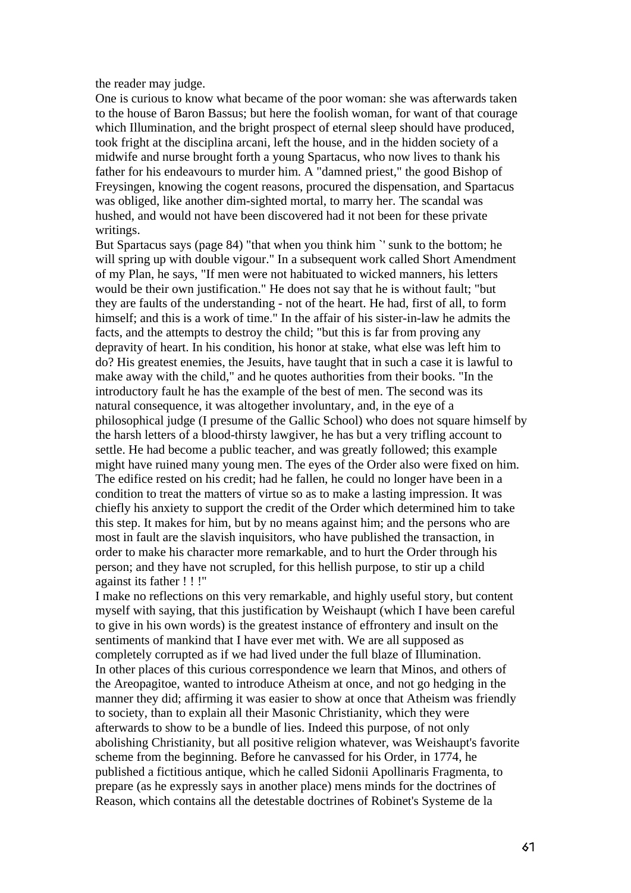the reader may judge.

One is curious to know what became of the poor woman: she was afterwards taken to the house of Baron Bassus; but here the foolish woman, for want of that courage which Illumination, and the bright prospect of eternal sleep should have produced, took fright at the disciplina arcani, left the house, and in the hidden society of a midwife and nurse brought forth a young Spartacus, who now lives to thank his father for his endeavours to murder him. A "damned priest," the good Bishop of Freysingen, knowing the cogent reasons, procured the dispensation, and Spartacus was obliged, like another dim-sighted mortal, to marry her. The scandal was hushed, and would not have been discovered had it not been for these private writings.

But Spartacus says (page 84) "that when you think him `' sunk to the bottom; he will spring up with double vigour." In a subsequent work called Short Amendment of my Plan, he says, "If men were not habituated to wicked manners, his letters would be their own justification." He does not say that he is without fault; "but they are faults of the understanding - not of the heart. He had, first of all, to form himself; and this is a work of time." In the affair of his sister-in-law he admits the facts, and the attempts to destroy the child; "but this is far from proving any depravity of heart. In his condition, his honor at stake, what else was left him to do? His greatest enemies, the Jesuits, have taught that in such a case it is lawful to make away with the child," and he quotes authorities from their books. "In the introductory fault he has the example of the best of men. The second was its natural consequence, it was altogether involuntary, and, in the eye of a philosophical judge (I presume of the Gallic School) who does not square himself by the harsh letters of a blood-thirsty lawgiver, he has but a very trifling account to settle. He had become a public teacher, and was greatly followed; this example might have ruined many young men. The eyes of the Order also were fixed on him. The edifice rested on his credit; had he fallen, he could no longer have been in a condition to treat the matters of virtue so as to make a lasting impression. It was chiefly his anxiety to support the credit of the Order which determined him to take this step. It makes for him, but by no means against him; and the persons who are most in fault are the slavish inquisitors, who have published the transaction, in order to make his character more remarkable, and to hurt the Order through his person; and they have not scrupled, for this hellish purpose, to stir up a child against its father ! ! !"

I make no reflections on this very remarkable, and highly useful story, but content myself with saying, that this justification by Weishaupt (which I have been careful to give in his own words) is the greatest instance of effrontery and insult on the sentiments of mankind that I have ever met with. We are all supposed as completely corrupted as if we had lived under the full blaze of Illumination.

In other places of this curious correspondence we learn that Minos, and others of the Areopagitoe, wanted to introduce Atheism at once, and not go hedging in the manner they did; affirming it was easier to show at once that Atheism was friendly to society, than to explain all their Masonic Christianity, which they were afterwards to show to be a bundle of lies. Indeed this purpose, of not only abolishing Christianity, but all positive religion whatever, was Weishaupt's favorite scheme from the beginning. Before he canvassed for his Order, in 1774, he published a fictitious antique, which he called Sidonii Apollinaris Fragmenta, to prepare (as he expressly says in another place) mens minds for the doctrines of Reason, which contains all the detestable doctrines of Robinet's Systeme de la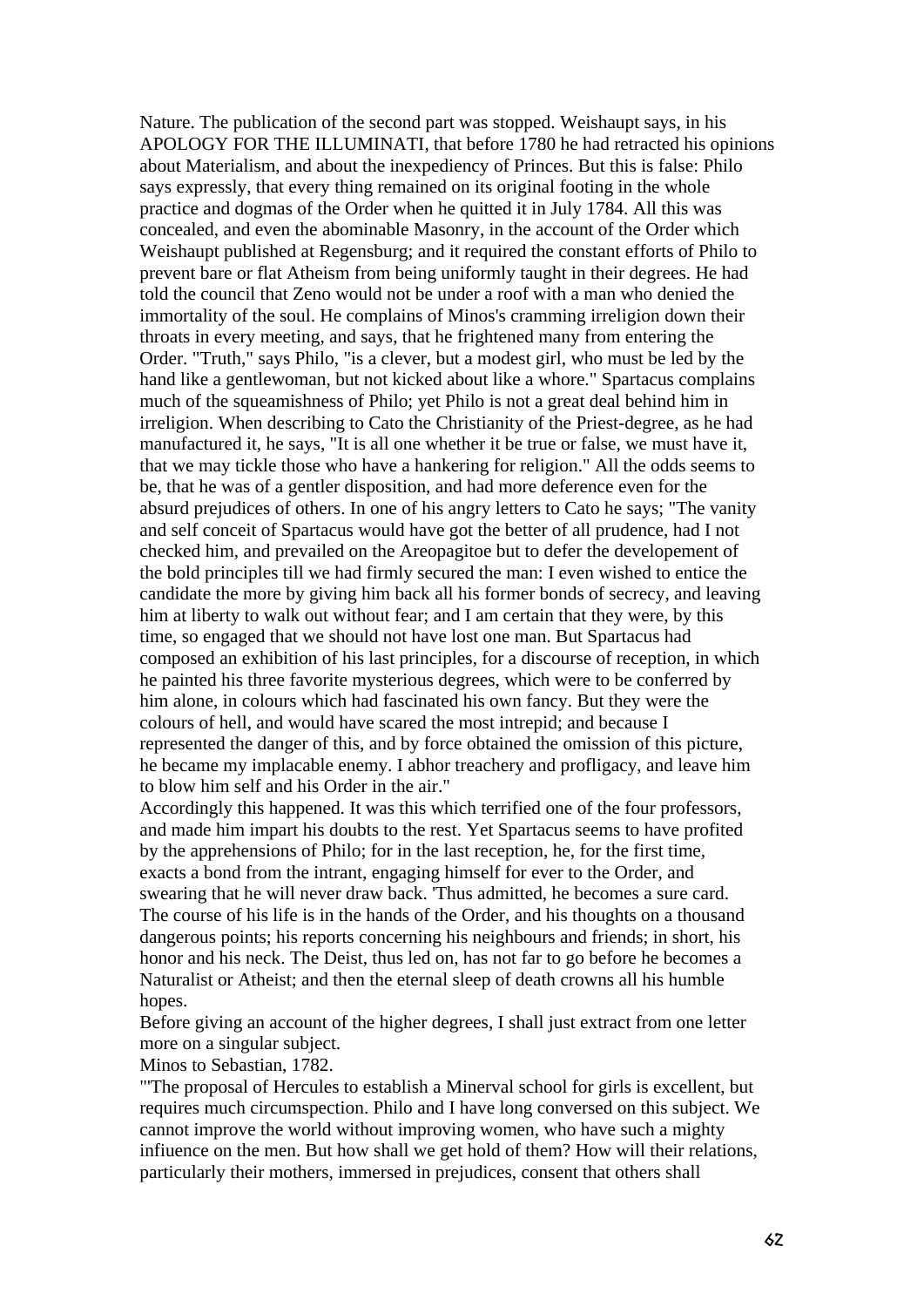Nature. The publication of the second part was stopped. Weishaupt says, in his APOLOGY FOR THE ILLUMINATI, that before 1780 he had retracted his opinions about Materialism, and about the inexpediency of Princes. But this is false: Philo says expressly, that every thing remained on its original footing in the whole practice and dogmas of the Order when he quitted it in July 1784. All this was concealed, and even the abominable Masonry, in the account of the Order which Weishaupt published at Regensburg; and it required the constant efforts of Philo to prevent bare or flat Atheism from being uniformly taught in their degrees. He had told the council that Zeno would not be under a roof with a man who denied the immortality of the soul. He complains of Minos's cramming irreligion down their throats in every meeting, and says, that he frightened many from entering the Order. "Truth," says Philo, "is a clever, but a modest girl, who must be led by the hand like a gentlewoman, but not kicked about like a whore." Spartacus complains much of the squeamishness of Philo; yet Philo is not a great deal behind him in irreligion. When describing to Cato the Christianity of the Priest-degree, as he had manufactured it, he says, "It is all one whether it be true or false, we must have it, that we may tickle those who have a hankering for religion." All the odds seems to be, that he was of a gentler disposition, and had more deference even for the absurd prejudices of others. In one of his angry letters to Cato he says; "The vanity and self conceit of Spartacus would have got the better of all prudence, had I not checked him, and prevailed on the Areopagitoe but to defer the developement of the bold principles till we had firmly secured the man: I even wished to entice the candidate the more by giving him back all his former bonds of secrecy, and leaving him at liberty to walk out without fear; and I am certain that they were, by this time, so engaged that we should not have lost one man. But Spartacus had composed an exhibition of his last principles, for a discourse of reception, in which he painted his three favorite mysterious degrees, which were to be conferred by him alone, in colours which had fascinated his own fancy. But they were the colours of hell, and would have scared the most intrepid; and because I represented the danger of this, and by force obtained the omission of this picture, he became my implacable enemy. I abhor treachery and profligacy, and leave him to blow him self and his Order in the air."

Accordingly this happened. It was this which terrified one of the four professors, and made him impart his doubts to the rest. Yet Spartacus seems to have profited by the apprehensions of Philo; for in the last reception, he, for the first time, exacts a bond from the intrant, engaging himself for ever to the Order, and swearing that he will never draw back. 'Thus admitted, he becomes a sure card. The course of his life is in the hands of the Order, and his thoughts on a thousand dangerous points; his reports concerning his neighbours and friends; in short, his honor and his neck. The Deist, thus led on, has not far to go before he becomes a Naturalist or Atheist; and then the eternal sleep of death crowns all his humble hopes.

Before giving an account of the higher degrees, I shall just extract from one letter more on a singular subject.

Minos to Sebastian, 1782.

"'The proposal of Hercules to establish a Minerval school for girls is excellent, but requires much circumspection. Philo and I have long conversed on this subject. We cannot improve the world without improving women, who have such a mighty infiuence on the men. But how shall we get hold of them? How will their relations, particularly their mothers, immersed in prejudices, consent that others shall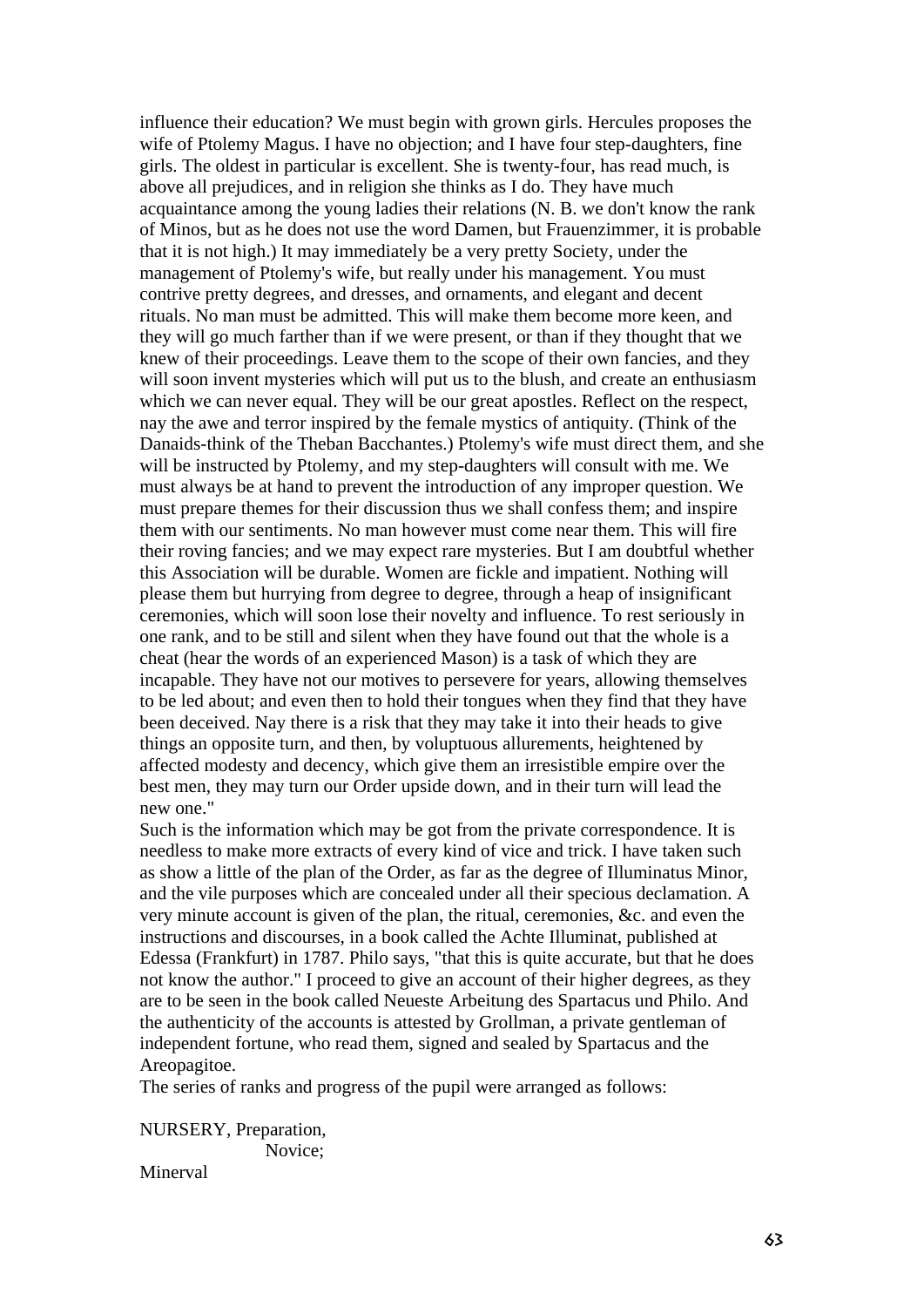influence their education? We must begin with grown girls. Hercules proposes the wife of Ptolemy Magus. I have no objection; and I have four step-daughters, fine girls. The oldest in particular is excellent. She is twenty-four, has read much, is above all prejudices, and in religion she thinks as I do. They have much acquaintance among the young ladies their relations (N. B. we don't know the rank of Minos, but as he does not use the word Damen, but Frauenzimmer, it is probable that it is not high.) It may immediately be a very pretty Society, under the management of Ptolemy's wife, but really under his management. You must contrive pretty degrees, and dresses, and ornaments, and elegant and decent rituals. No man must be admitted. This will make them become more keen, and they will go much farther than if we were present, or than if they thought that we knew of their proceedings. Leave them to the scope of their own fancies, and they will soon invent mysteries which will put us to the blush, and create an enthusiasm which we can never equal. They will be our great apostles. Reflect on the respect, nay the awe and terror inspired by the female mystics of antiquity. (Think of the Danaids-think of the Theban Bacchantes.) Ptolemy's wife must direct them, and she will be instructed by Ptolemy, and my step-daughters will consult with me. We must always be at hand to prevent the introduction of any improper question. We must prepare themes for their discussion thus we shall confess them; and inspire them with our sentiments. No man however must come near them. This will fire their roving fancies; and we may expect rare mysteries. But I am doubtful whether this Association will be durable. Women are fickle and impatient. Nothing will please them but hurrying from degree to degree, through a heap of insignificant ceremonies, which will soon lose their novelty and influence. To rest seriously in one rank, and to be still and silent when they have found out that the whole is a cheat (hear the words of an experienced Mason) is a task of which they are incapable. They have not our motives to persevere for years, allowing themselves to be led about; and even then to hold their tongues when they find that they have been deceived. Nay there is a risk that they may take it into their heads to give things an opposite turn, and then, by voluptuous allurements, heightened by affected modesty and decency, which give them an irresistible empire over the best men, they may turn our Order upside down, and in their turn will lead the new one."

Such is the information which may be got from the private correspondence. It is needless to make more extracts of every kind of vice and trick. I have taken such as show a little of the plan of the Order, as far as the degree of Illuminatus Minor, and the vile purposes which are concealed under all their specious declamation. A very minute account is given of the plan, the ritual, ceremonies, &c. and even the instructions and discourses, in a book called the Achte Illuminat, published at Edessa (Frankfurt) in 1787. Philo says, "that this is quite accurate, but that he does not know the author." I proceed to give an account of their higher degrees, as they are to be seen in the book called Neueste Arbeitung des Spartacus und Philo. And the authenticity of the accounts is attested by Grollman, a private gentleman of independent fortune, who read them, signed and sealed by Spartacus and the Areopagitoe.

The series of ranks and progress of the pupil were arranged as follows:

NURSERY, Preparation,
Novice;
Minerval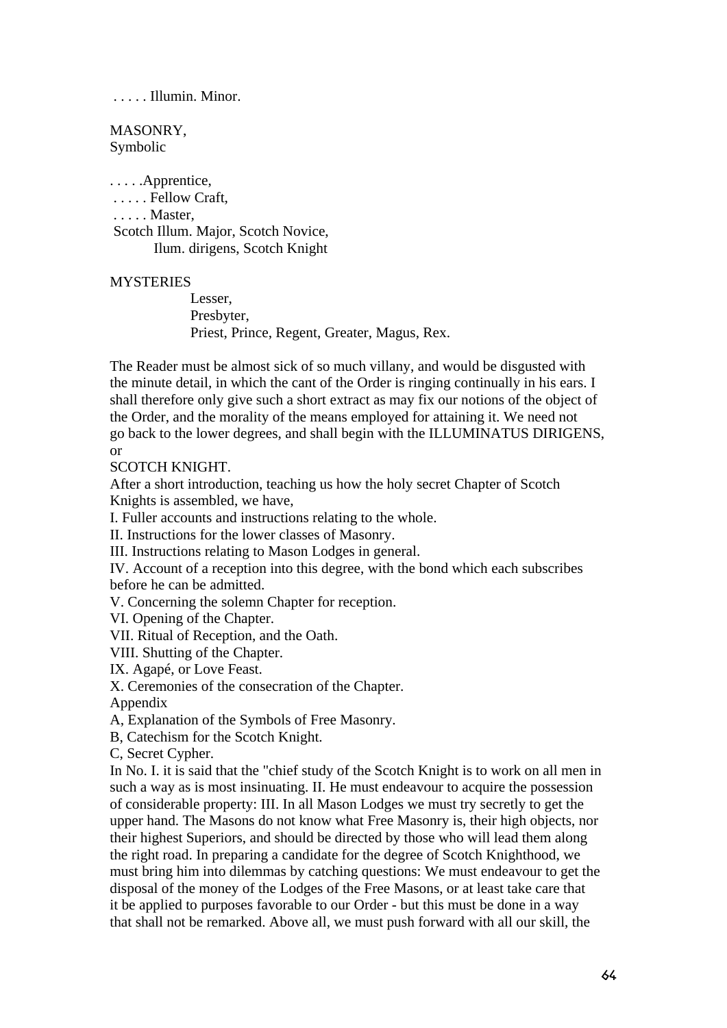. . . . . Illumin. Minor.

MASONRY,
Symbolic

. . . . .Apprentice,
. . . . . Fellow Craft,
. . . . . Master,
Scotch Illum. Major, Scotch Novice,
Ilum. dirigens, Scotch Knight

MYSTERIES
Lesser,
Presbyter,
Priest, Prince, Regent, Greater, Magus, Rex.

The Reader must be almost sick of so much villany, and would be disgusted with the minute detail, in which the cant of the Order is ringing continually in his ears. I shall therefore only give such a short extract as may fix our notions of the object of the Order, and the morality of the means employed for attaining it. We need not go back to the lower degrees, and shall begin with the ILLUMINATUS DIRIGENS, or
SCOTCH KNIGHT.

After a short introduction, teaching us how the holy secret Chapter of Scotch Knights is assembled, we have,

I. Fuller accounts and instructions relating to the whole.
II. Instructions for the lower classes of Masonry.
III. Instructions relating to Mason Lodges in general.
IV. Account of a reception into this degree, with the bond which each subscribes before he can be admitted.
V. Concerning the solemn Chapter for reception.
VI. Opening of the Chapter.
VII. Ritual of Reception, and the Oath.
VIII. Shutting of the Chapter.
IX. Agapé, or Love Feast.
X. Ceremonies of the consecration of the Chapter.

Appendix
A, Explanation of the Symbols of Free Masonry.
B, Catechism for the Scotch Knight.
C, Secret Cypher.

In No. I. it is said that the "chief study of the Scotch Knight is to work on all men in such a way as is most insinuating. II. He must endeavour to acquire the possession of considerable property: III. In all Mason Lodges we must try secretly to get the upper hand. The Masons do not know what Free Masonry is, their high objects, nor their highest Superiors, and should be directed by those who will lead them along the right road. In preparing a candidate for the degree of Scotch Knighthood, we must bring him into dilemmas by catching questions: We must endeavour to get the disposal of the money of the Lodges of the Free Masons, or at least take care that it be applied to purposes favorable to our Order - but this must be done in a way that shall not be remarked. Above all, we must push forward with all our skill, the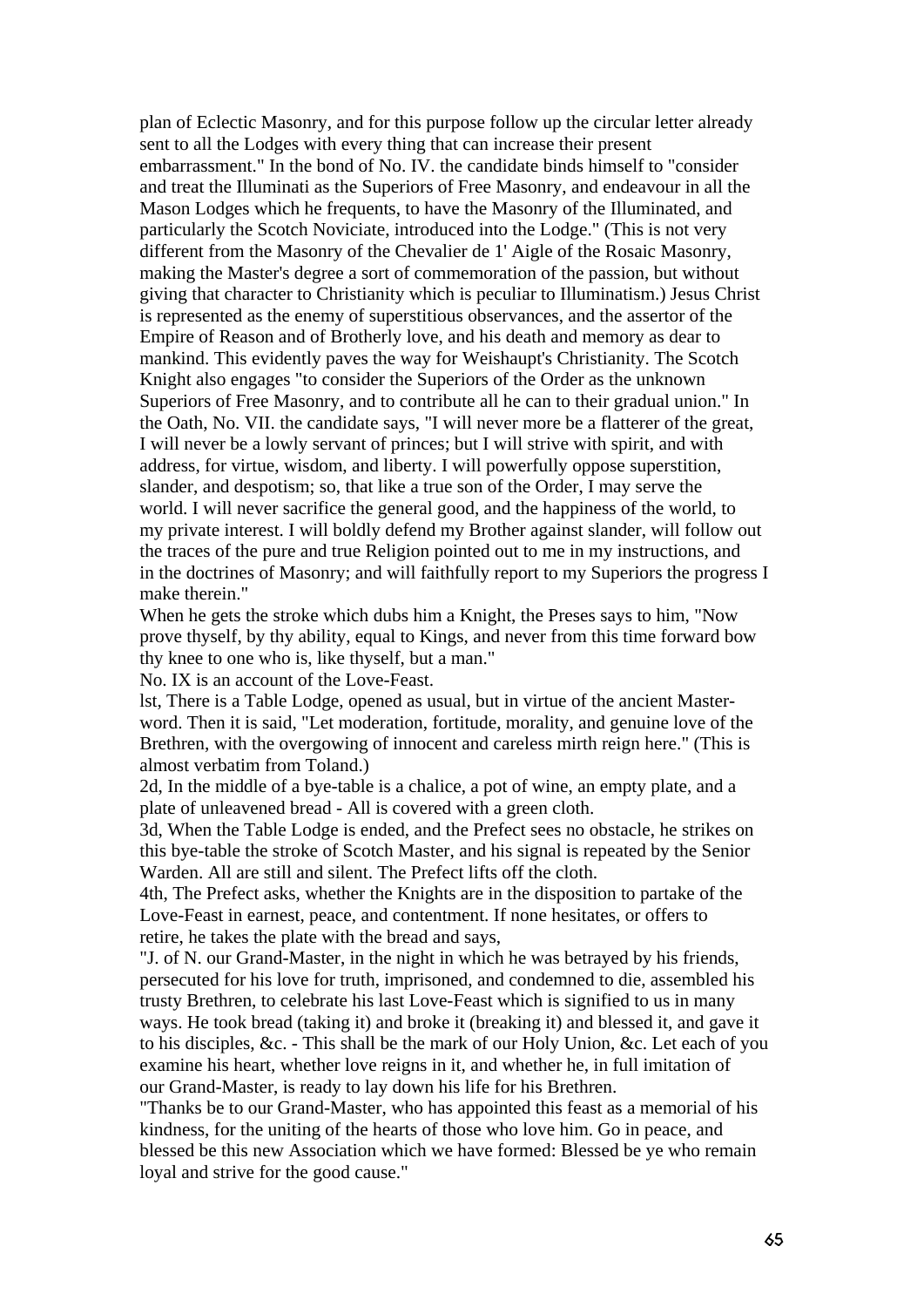plan of Eclectic Masonry, and for this purpose follow up the circular letter already sent to all the Lodges with every thing that can increase their present embarrassment." In the bond of No. IV. the candidate binds himself to "consider and treat the Illuminati as the Superiors of Free Masonry, and endeavour in all the Mason Lodges which he frequents, to have the Masonry of the Illuminated, and particularly the Scotch Noviciate, introduced into the Lodge." (This is not very different from the Masonry of the Chevalier de 1' Aigle of the Rosaic Masonry, making the Master's degree a sort of commemoration of the passion, but without giving that character to Christianity which is peculiar to Illuminatism.) Jesus Christ is represented as the enemy of superstitious observances, and the assertor of the Empire of Reason and of Brotherly love, and his death and memory as dear to mankind. This evidently paves the way for Weishaupt's Christianity. The Scotch Knight also engages "to consider the Superiors of the Order as the unknown Superiors of Free Masonry, and to contribute all he can to their gradual union." In the Oath, No. VII. the candidate says, "I will never more be a flatterer of the great, I will never be a lowly servant of princes; but I will strive with spirit, and with address, for virtue, wisdom, and liberty. I will powerfully oppose superstition, slander, and despotism; so, that like a true son of the Order, I may serve the world. I will never sacrifice the general good, and the happiness of the world, to my private interest. I will boldly defend my Brother against slander, will follow out the traces of the pure and true Religion pointed out to me in my instructions, and in the doctrines of Masonry; and will faithfully report to my Superiors the progress I make therein."

When he gets the stroke which dubs him a Knight, the Preses says to him, "Now prove thyself, by thy ability, equal to Kings, and never from this time forward bow thy knee to one who is, like thyself, but a man."

No. IX is an account of the Love-Feast.

lst, There is a Table Lodge, opened as usual, but in virtue of the ancient Master-word. Then it is said, "Let moderation, fortitude, morality, and genuine love of the Brethren, with the overgowing of innocent and careless mirth reign here." (This is almost verbatim from Toland.)

2d, In the middle of a bye-table is a chalice, a pot of wine, an empty plate, and a plate of unleavened bread - All is covered with a green cloth.

3d, When the Table Lodge is ended, and the Prefect sees no obstacle, he strikes on this bye-table the stroke of Scotch Master, and his signal is repeated by the Senior Warden. All are still and silent. The Prefect lifts off the cloth.

4th, The Prefect asks, whether the Knights are in the disposition to partake of the Love-Feast in earnest, peace, and contentment. If none hesitates, or offers to retire, he takes the plate with the bread and says,

"J. of N. our Grand-Master, in the night in which he was betrayed by his friends, persecuted for his love for truth, imprisoned, and condemned to die, assembled his trusty Brethren, to celebrate his last Love-Feast which is signified to us in many ways. He took bread (taking it) and broke it (breaking it) and blessed it, and gave it to his disciples, &c. - This shall be the mark of our Holy Union, &c. Let each of you examine his heart, whether love reigns in it, and whether he, in full imitation of our Grand-Master, is ready to lay down his life for his Brethren.

"Thanks be to our Grand-Master, who has appointed this feast as a memorial of his kindness, for the uniting of the hearts of those who love him. Go in peace, and blessed be this new Association which we have formed: Blessed be ye who remain loyal and strive for the good cause."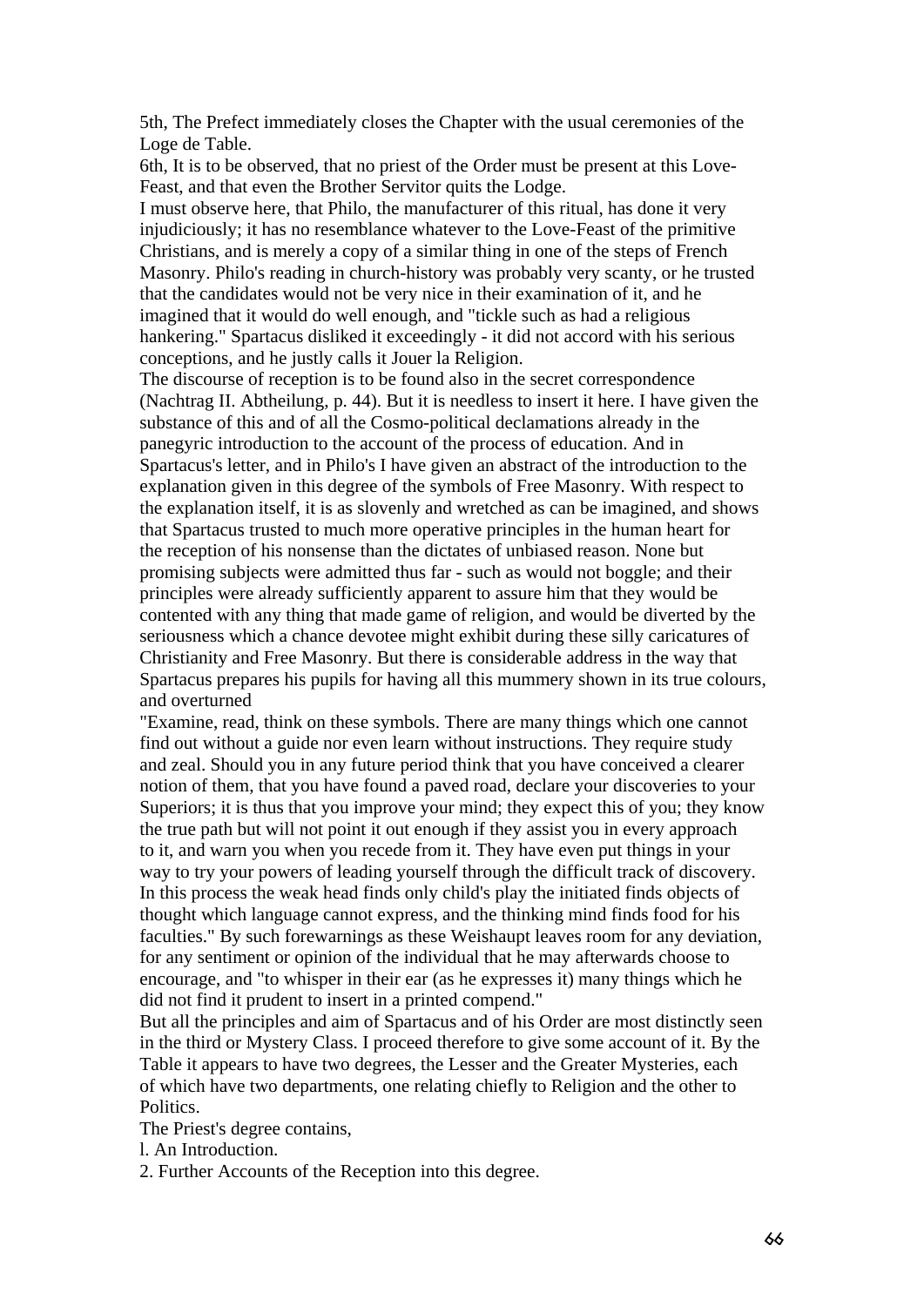5th, The Prefect immediately closes the Chapter with the usual ceremonies of the Loge de Table.

6th, It is to be observed, that no priest of the Order must be present at this Love-Feast, and that even the Brother Servitor quits the Lodge.

I must observe here, that Philo, the manufacturer of this ritual, has done it very injudiciously; it has no resemblance whatever to the Love-Feast of the primitive Christians, and is merely a copy of a similar thing in one of the steps of French Masonry. Philo's reading in church-history was probably very scanty, or he trusted that the candidates would not be very nice in their examination of it, and he imagined that it would do well enough, and "tickle such as had a religious hankering." Spartacus disliked it exceedingly - it did not accord with his serious conceptions, and he justly calls it Jouer la Religion.

The discourse of reception is to be found also in the secret correspondence (Nachtrag II. Abtheilung, p. 44). But it is needless to insert it here. I have given the substance of this and of all the Cosmo-political declamations already in the panegyric introduction to the account of the process of education. And in Spartacus's letter, and in Philo's I have given an abstract of the introduction to the explanation given in this degree of the symbols of Free Masonry. With respect to the explanation itself, it is as slovenly and wretched as can be imagined, and shows that Spartacus trusted to much more operative principles in the human heart for the reception of his nonsense than the dictates of unbiased reason. None but promising subjects were admitted thus far - such as would not boggle; and their principles were already sufficiently apparent to assure him that they would be contented with any thing that made game of religion, and would be diverted by the seriousness which a chance devotee might exhibit during these silly caricatures of Christianity and Free Masonry. But there is considerable address in the way that Spartacus prepares his pupils for having all this mummery shown in its true colours, and overturned

"Examine, read, think on these symbols. There are many things which one cannot find out without a guide nor even learn without instructions. They require study and zeal. Should you in any future period think that you have conceived a clearer notion of them, that you have found a paved road, declare your discoveries to your Superiors; it is thus that you improve your mind; they expect this of you; they know the true path but will not point it out enough if they assist you in every approach to it, and warn you when you recede from it. They have even put things in your way to try your powers of leading yourself through the difficult track of discovery. In this process the weak head finds only child's play the initiated finds objects of thought which language cannot express, and the thinking mind finds food for his faculties." By such forewarnings as these Weishaupt leaves room for any deviation, for any sentiment or opinion of the individual that he may afterwards choose to encourage, and "to whisper in their ear (as he expresses it) many things which he did not find it prudent to insert in a printed compend."

But all the principles and aim of Spartacus and of his Order are most distinctly seen in the third or Mystery Class. I proceed therefore to give some account of it. By the Table it appears to have two degrees, the Lesser and the Greater Mysteries, each of which have two departments, one relating chiefly to Religion and the other to Politics.

The Priest's degree contains,

l. An Introduction.

2. Further Accounts of the Reception into this degree.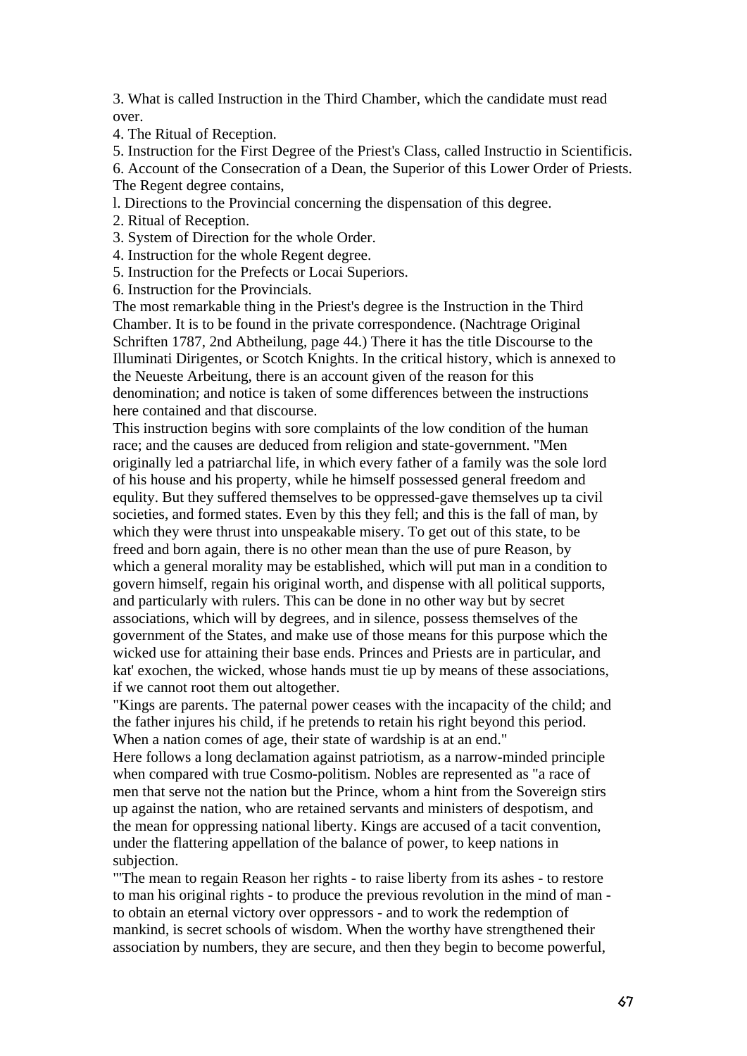3. What is called Instruction in the Third Chamber, which the candidate must read over.

4. The Ritual of Reception.

5. Instruction for the First Degree of the Priest's Class, called Instructio in Scientificis.

6. Account of the Consecration of a Dean, the Superior of this Lower Order of Priests.

The Regent degree contains,

l. Directions to the Provincial concerning the dispensation of this degree.

2. Ritual of Reception.

3. System of Direction for the whole Order.

4. Instruction for the whole Regent degree.

5. Instruction for the Prefects or Locai Superiors.

6. Instruction for the Provincials.

The most remarkable thing in the Priest's degree is the Instruction in the Third Chamber. It is to be found in the private correspondence. (Nachtrage Original Schriften 1787, 2nd Abtheilung, page 44.) There it has the title Discourse to the Illuminati Dirigentes, or Scotch Knights. In the critical history, which is annexed to the Neueste Arbeitung, there is an account given of the reason for this denomination; and notice is taken of some differences between the instructions here contained and that discourse.

This instruction begins with sore complaints of the low condition of the human race; and the causes are deduced from religion and state-government. "Men originally led a patriarchal life, in which every father of a family was the sole lord of his house and his property, while he himself possessed general freedom and equlity. But they suffered themselves to be oppressed-gave themselves up ta civil societies, and formed states. Even by this they fell; and this is the fall of man, by which they were thrust into unspeakable misery. To get out of this state, to be freed and born again, there is no other mean than the use of pure Reason, by which a general morality may be established, which will put man in a condition to govern himself, regain his original worth, and dispense with all political supports, and particularly with rulers. This can be done in no other way but by secret associations, which will by degrees, and in silence, possess themselves of the government of the States, and make use of those means for this purpose which the wicked use for attaining their base ends. Princes and Priests are in particular, and kat' exochen, the wicked, whose hands must tie up by means of these associations, if we cannot root them out altogether.

"Kings are parents. The paternal power ceases with the incapacity of the child; and the father injures his child, if he pretends to retain his right beyond this period. When a nation comes of age, their state of wardship is at an end."

Here follows a long declamation against patriotism, as a narrow-minded principle when compared with true Cosmo-politism. Nobles are represented as "a race of men that serve not the nation but the Prince, whom a hint from the Sovereign stirs up against the nation, who are retained servants and ministers of despotism, and the mean for oppressing national liberty. Kings are accused of a tacit convention, under the flattering appellation of the balance of power, to keep nations in subjection.

"'The mean to regain Reason her rights - to raise liberty from its ashes - to restore to man his original rights - to produce the previous revolution in the mind of man - to obtain an eternal victory over oppressors - and to work the redemption of mankind, is secret schools of wisdom. When the worthy have strengthened their association by numbers, they are secure, and then they begin to become powerful,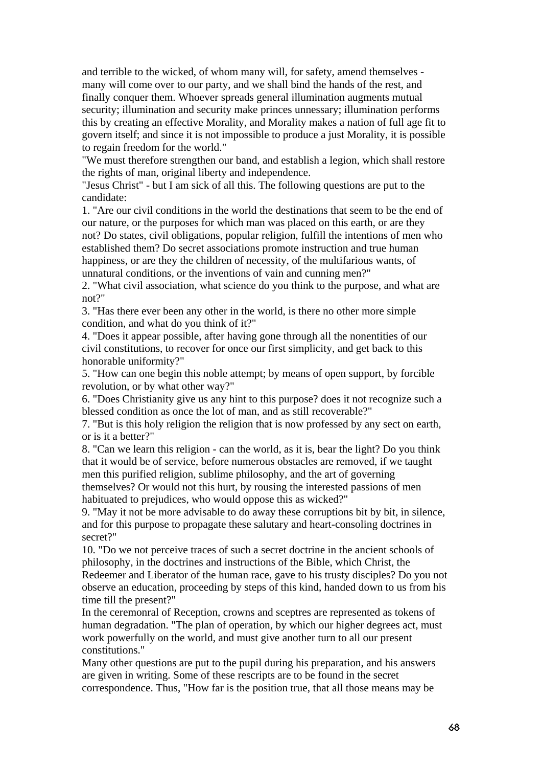and terrible to the wicked, of whom many will, for safety, amend themselves - many will come over to our party, and we shall bind the hands of the rest, and finally conquer them. Whoever spreads general illumination augments mutual security; illumination and security make princes unnessary; illumination performs this by creating an effective Morality, and Morality makes a nation of full age fit to govern itself; and since it is not impossible to produce a just Morality, it is possible to regain freedom for the world."

"We must therefore strengthen our band, and establish a legion, which shall restore the rights of man, original liberty and independence.

"Jesus Christ" - but I am sick of all this. The following questions are put to the candidate:

1. "Are our civil conditions in the world the destinations that seem to be the end of our nature, or the purposes for which man was placed on this earth, or are they not? Do states, civil obligations, popular religion, fulfill the intentions of men who established them? Do secret associations promote instruction and true human happiness, or are they the children of necessity, of the multifarious wants, of unnatural conditions, or the inventions of vain and cunning men?"
2. "What civil association, what science do you think to the purpose, and what are not?"
3. "Has there ever been any other in the world, is there no other more simple condition, and what do you think of it?"
4. "Does it appear possible, after having gone through all the nonentities of our civil constitutions, to recover for once our first simplicity, and get back to this honorable uniformity?"
5. "How can one begin this noble attempt; by means of open support, by forcible revolution, or by what other way?"
6. "Does Christianity give us any hint to this purpose? does it not recognize such a blessed condition as once the lot of man, and as still recoverable?"
7. "But is this holy religion the religion that is now professed by any sect on earth, or is it a better?"
8. "Can we learn this religion - can the world, as it is, bear the light? Do you think that it would be of service, before numerous obstacles are removed, if we taught men this purified religion, sublime philosophy, and the art of governing themselves? Or would not this hurt, by rousing the interested passions of men habituated to prejudices, who would oppose this as wicked?"
9. "May it not be more advisable to do away these corruptions bit by bit, in silence, and for this purpose to propagate these salutary and heart-consoling doctrines in secret?"
10. "Do we not perceive traces of such a secret doctrine in the ancient schools of philosophy, in the doctrines and instructions of the Bible, which Christ, the Redeemer and Liberator of the human race, gave to his trusty disciples? Do you not observe an education, proceeding by steps of this kind, handed down to us from his time till the present?"

In the ceremonral of Reception, crowns and sceptres are represented as tokens of human degradation. "The plan of operation, by which our higher degrees act, must work powerfully on the world, and must give another turn to all our present constitutions."

Many other questions are put to the pupil during his preparation, and his answers are given in writing. Some of these rescripts are to be found in the secret correspondence. Thus, "How far is the position true, that all those means may be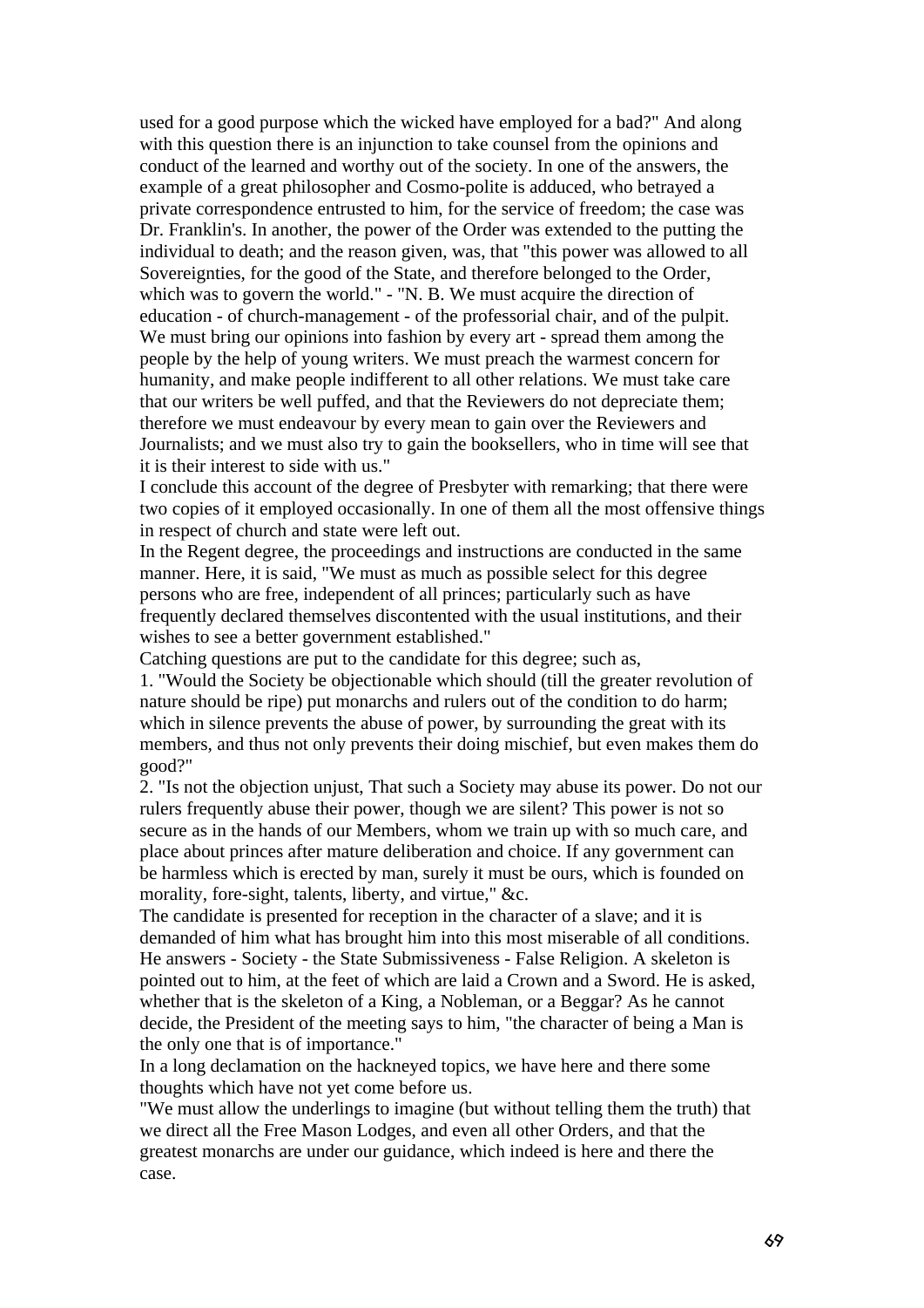used for a good purpose which the wicked have employed for a bad?" And along with this question there is an injunction to take counsel from the opinions and conduct of the learned and worthy out of the society. In one of the answers, the example of a great philosopher and Cosmo-polite is adduced, who betrayed a private correspondence entrusted to him, for the service of freedom; the case was Dr. Franklin's. In another, the power of the Order was extended to the putting the individual to death; and the reason given, was, that "this power was allowed to all Sovereignties, for the good of the State, and therefore belonged to the Order, which was to govern the world." - "N. B. We must acquire the direction of education - of church-management - of the professorial chair, and of the pulpit. We must bring our opinions into fashion by every art - spread them among the people by the help of young writers. We must preach the warmest concern for humanity, and make people indifferent to all other relations. We must take care that our writers be well puffed, and that the Reviewers do not depreciate them; therefore we must endeavour by every mean to gain over the Reviewers and Journalists; and we must also try to gain the booksellers, who in time will see that it is their interest to side with us."

I conclude this account of the degree of Presbyter with remarking; that there were two copies of it employed occasionally. In one of them all the most offensive things in respect of church and state were left out.

In the Regent degree, the proceedings and instructions are conducted in the same manner. Here, it is said, "We must as much as possible select for this degree persons who are free, independent of all princes; particularly such as have frequently declared themselves discontented with the usual institutions, and their wishes to see a better government established."

Catching questions are put to the candidate for this degree; such as,

1. "Would the Society be objectionable which should (till the greater revolution of nature should be ripe) put monarchs and rulers out of the condition to do harm; which in silence prevents the abuse of power, by surrounding the great with its members, and thus not only prevents their doing mischief, but even makes them do good?"
2. "Is not the objection unjust, That such a Society may abuse its power. Do not our rulers frequently abuse their power, though we are silent? This power is not so secure as in the hands of our Members, whom we train up with so much care, and place about princes after mature deliberation and choice. If any government can be harmless which is erected by man, surely it must be ours, which is founded on morality, fore-sight, talents, liberty, and virtue," &c.

The candidate is presented for reception in the character of a slave; and it is demanded of him what has brought him into this most miserable of all conditions. He answers - Society - the State Submissiveness - False Religion. A skeleton is pointed out to him, at the feet of which are laid a Crown and a Sword. He is asked, whether that is the skeleton of a King, a Nobleman, or a Beggar? As he cannot decide, the President of the meeting says to him, "the character of being a Man is the only one that is of importance."

In a long declamation on the hackneyed topics, we have here and there some thoughts which have not yet come before us.

"We must allow the underlings to imagine (but without telling them the truth) that we direct all the Free Mason Lodges, and even all other Orders, and that the greatest monarchs are under our guidance, which indeed is here and there the case.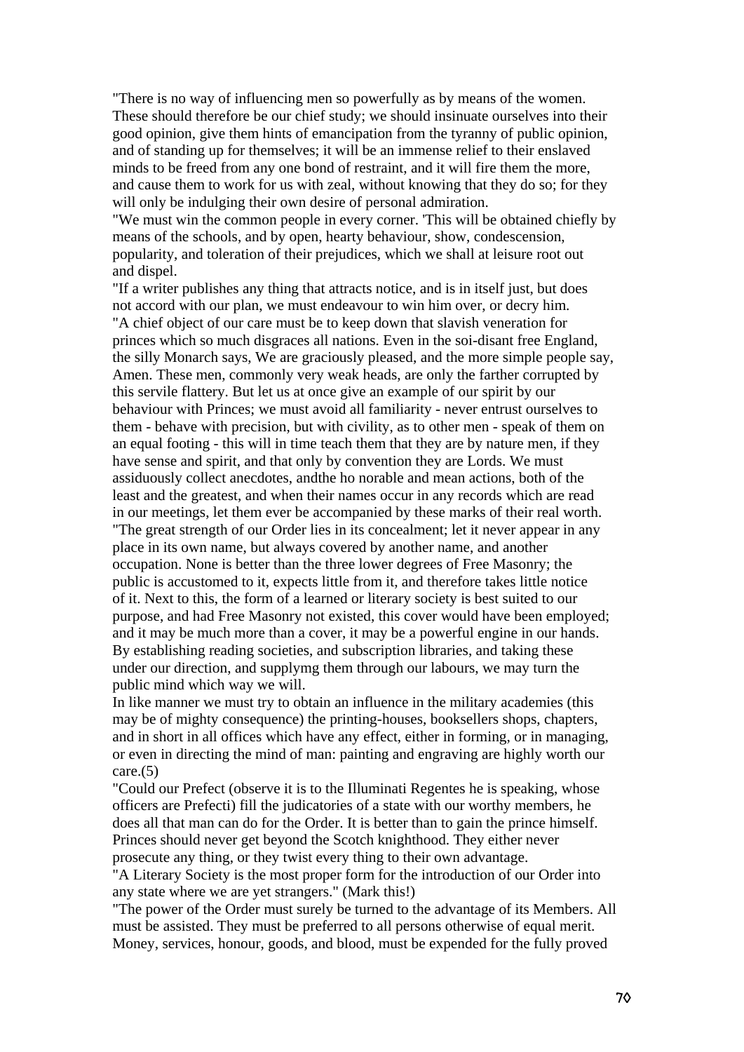"There is no way of influencing men so powerfully as by means of the women. These should therefore be our chief study; we should insinuate ourselves into their good opinion, give them hints of emancipation from the tyranny of public opinion, and of standing up for themselves; it will be an immense relief to their enslaved minds to be freed from any one bond of restraint, and it will fire them the more, and cause them to work for us with zeal, without knowing that they do so; for they will only be indulging their own desire of personal admiration.

"We must win the common people in every corner. 'This will be obtained chiefly by means of the schools, and by open, hearty behaviour, show, condescension, popularity, and toleration of their prejudices, which we shall at leisure root out and dispel.

"If a writer publishes any thing that attracts notice, and is in itself just, but does not accord with our plan, we must endeavour to win him over, or decry him.

"A chief object of our care must be to keep down that slavish veneration for princes which so much disgraces all nations. Even in the soi-disant free England, the silly Monarch says, We are graciously pleased, and the more simple people say, Amen. These men, commonly very weak heads, are only the farther corrupted by this servile flattery. But let us at once give an example of our spirit by our behaviour with Princes; we must avoid all familiarity - never entrust ourselves to them - behave with precision, but with civility, as to other men - speak of them on an equal footing - this will in time teach them that they are by nature men, if they have sense and spirit, and that only by convention they are Lords. We must assiduously collect anecdotes, andthe ho norable and mean actions, both of the least and the greatest, and when their names occur in any records which are read in our meetings, let them ever be accompanied by these marks of their real worth.

"The great strength of our Order lies in its concealment; let it never appear in any place in its own name, but always covered by another name, and another occupation. None is better than the three lower degrees of Free Masonry; the public is accustomed to it, expects little from it, and therefore takes little notice of it. Next to this, the form of a learned or literary society is best suited to our purpose, and had Free Masonry not existed, this cover would have been employed; and it may be much more than a cover, it may be a powerful engine in our hands. By establishing reading societies, and subscription libraries, and taking these under our direction, and supplymg them through our labours, we may turn the public mind which way we will.

In like manner we must try to obtain an influence in the military academies (this may be of mighty consequence) the printing-houses, booksellers shops, chapters, and in short in all offices which have any effect, either in forming, or in managing, or even in directing the mind of man: painting and engraving are highly worth our care.(5)

"Could our Prefect (observe it is to the Illuminati Regentes he is speaking, whose officers are Prefecti) fill the judicatories of a state with our worthy members, he does all that man can do for the Order. It is better than to gain the prince himself. Princes should never get beyond the Scotch knighthood. They either never prosecute any thing, or they twist every thing to their own advantage.

"A Literary Society is the most proper form for the introduction of our Order into any state where we are yet strangers." (Mark this!)

"The power of the Order must surely be turned to the advantage of its Members. All must be assisted. They must be preferred to all persons otherwise of equal merit. Money, services, honour, goods, and blood, must be expended for the fully proved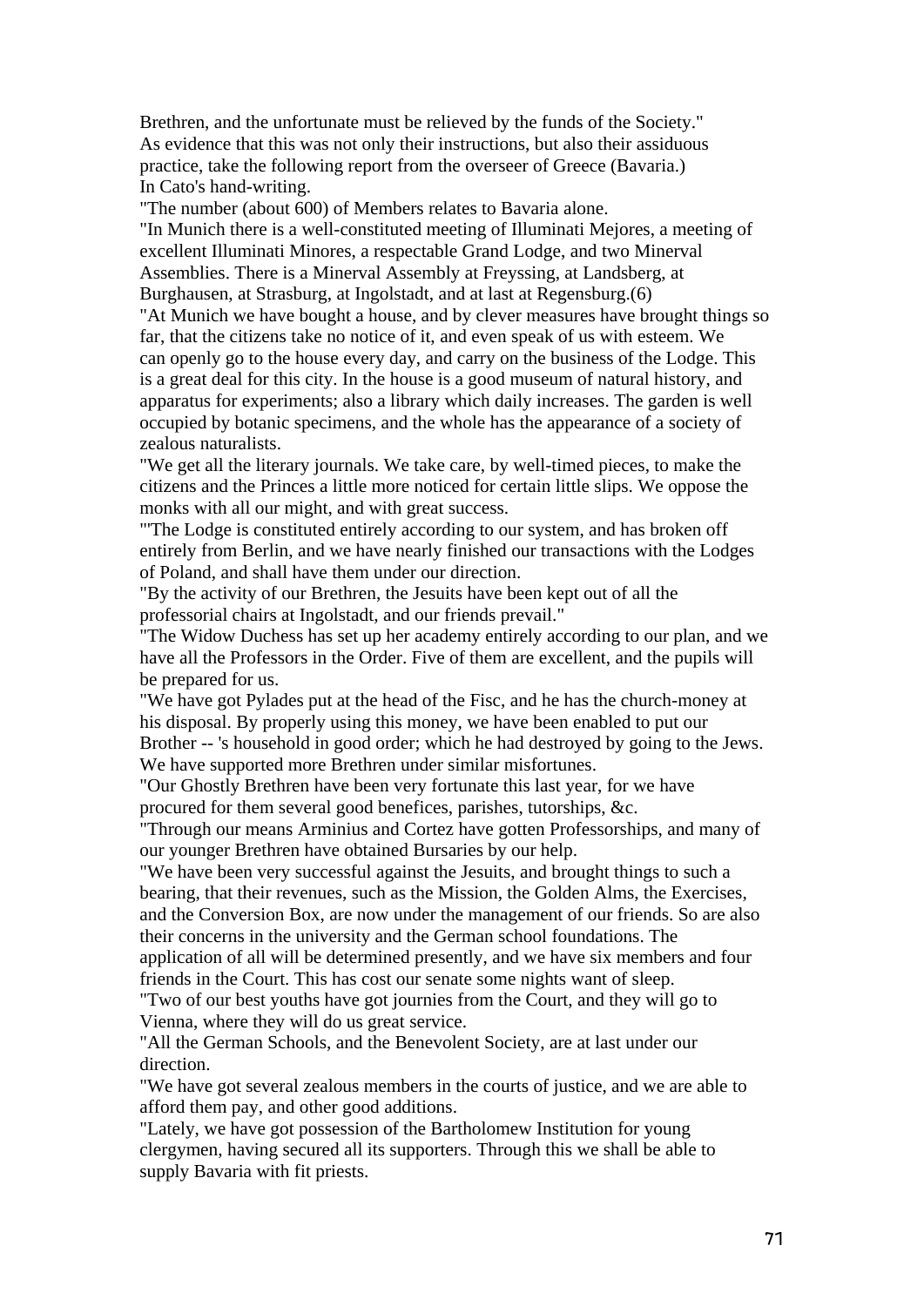Brethren, and the unfortunate must be relieved by the funds of the Society."

As evidence that this was not only their instructions, but also their assiduous practice, take the following report from the overseer of Greece (Bavaria.)

In Cato's hand-writing.

"The number (about 600) of Members relates to Bavaria alone.

"In Munich there is a well-constituted meeting of Illuminati Mejores, a meeting of excellent Illuminati Minores, a respectable Grand Lodge, and two Minerval Assemblies. There is a Minerval Assembly at Freyssing, at Landsberg, at Burghausen, at Strasburg, at Ingolstadt, and at last at Regensburg.(6)

"At Munich we have bought a house, and by clever measures have brought things so far, that the citizens take no notice of it, and even speak of us with esteem. We can openly go to the house every day, and carry on the business of the Lodge. This is a great deal for this city. In the house is a good museum of natural history, and apparatus for experiments; also a library which daily increases. The garden is well occupied by botanic specimens, and the whole has the appearance of a society of zealous naturalists.

"We get all the literary journals. We take care, by well-timed pieces, to make the citizens and the Princes a little more noticed for certain little slips. We oppose the monks with all our might, and with great success.

"'The Lodge is constituted entirely according to our system, and has broken off entirely from Berlin, and we have nearly finished our transactions with the Lodges of Poland, and shall have them under our direction.

"By the activity of our Brethren, the Jesuits have been kept out of all the professorial chairs at Ingolstadt, and our friends prevail."

"The Widow Duchess has set up her academy entirely according to our plan, and we have all the Professors in the Order. Five of them are excellent, and the pupils will be prepared for us.

"We have got Pylades put at the head of the Fisc, and he has the church-money at his disposal. By properly using this money, we have been enabled to put our Brother -- 's household in good order; which he had destroyed by going to the Jews. We have supported more Brethren under similar misfortunes.

"Our Ghostly Brethren have been very fortunate this last year, for we have procured for them several good benefices, parishes, tutorships, &c.

"Through our means Arminius and Cortez have gotten Professorships, and many of our younger Brethren have obtained Bursaries by our help.

"We have been very successful against the Jesuits, and brought things to such a bearing, that their revenues, such as the Mission, the Golden Alms, the Exercises, and the Conversion Box, are now under the management of our friends. So are also their concerns in the university and the German school foundations. The application of all will be determined presently, and we have six members and four friends in the Court. This has cost our senate some nights want of sleep.

"Two of our best youths have got journies from the Court, and they will go to Vienna, where they will do us great service.

"All the German Schools, and the Benevolent Society, are at last under our direction.

"We have got several zealous members in the courts of justice, and we are able to afford them pay, and other good additions.

"Lately, we have got possession of the Bartholomew Institution for young clergymen, having secured all its supporters. Through this we shall be able to supply Bavaria with fit priests.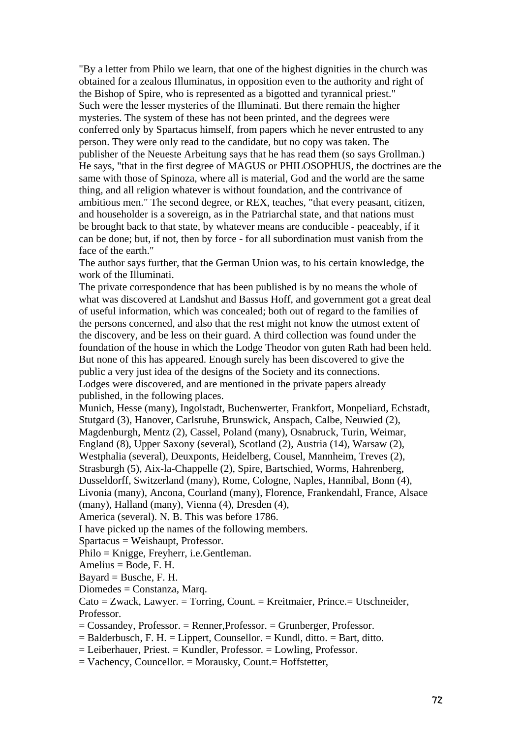"By a letter from Philo we learn, that one of the highest dignities in the church was obtained for a zealous Illuminatus, in opposition even to the authority and right of the Bishop of Spire, who is represented as a bigotted and tyrannical priest."

Such were the lesser mysteries of the Illuminati. But there remain the higher mysteries. The system of these has not been printed, and the degrees were conferred only by Spartacus himself, from papers which he never entrusted to any person. They were only read to the candidate, but no copy was taken. The publisher of the Neueste Arbeitung says that he has read them (so says Grollman.) He says, "that in the first degree of MAGUS or PHILOSOPHUS, the doctrines are the same with those of Spinoza, where all is material, God and the world are the same thing, and all religion whatever is without foundation, and the contrivance of ambitious men." The second degree, or REX, teaches, "that every peasant, citizen, and householder is a sovereign, as in the Patriarchal state, and that nations must be brought back to that state, by whatever means are conducible - peaceably, if it can be done; but, if not, then by force - for all subordination must vanish from the face of the earth."

The author says further, that the German Union was, to his certain knowledge, the work of the Illuminati.

The private correspondence that has been published is by no means the whole of what was discovered at Landshut and Bassus Hoff, and government got a great deal of useful information, which was concealed; both out of regard to the families of the persons concerned, and also that the rest might not know the utmost extent of the discovery, and be less on their guard. A third collection was found under the foundation of the house in which the Lodge Theodor von guten Rath had been held. But none of this has appeared. Enough surely has been discovered to give the public a very just idea of the designs of the Society and its connections.

Lodges were discovered, and are mentioned in the private papers already published, in the following places.

Munich, Hesse (many), Ingolstadt, Buchenwerter, Frankfort, Monpeliard, Echstadt, Stutgard (3), Hanover, Carlsruhe, Brunswick, Anspach, Calbe, Neuwied (2), Magdenburgh, Mentz (2), Cassel, Poland (many), Osnabruck, Turin, Weimar, England (8), Upper Saxony (several), Scotland (2), Austria (14), Warsaw (2), Westphalia (several), Deuxponts, Heidelberg, Cousel, Mannheim, Treves (2), Strasburgh (5), Aix-la-Chappelle (2), Spire, Bartschied, Worms, Hahrenberg, Dusseldorff, Switzerland (many), Rome, Cologne, Naples, Hannibal, Bonn (4), Livonia (many), Ancona, Courland (many), Florence, Frankendahl, France, Alsace (many), Halland (many), Vienna (4), Dresden (4),

America (several). N. B. This was before 1786.

I have picked up the names of the following members.

Spartacus = Weishaupt, Professor.

Philo = Knigge, Freyherr, i.e.Gentleman.

Amelius = Bode, F. H.

Bayard = Busche, F. H.

Diomedes = Constanza, Marq.

Cato = Zwack, Lawyer. = Torring, Count. = Kreitmaier, Prince.= Utschneider, Professor.

= Cossandey, Professor. = Renner,Professor. = Grunberger, Professor.

= Balderbusch, F. H. = Lippert, Counsellor. = Kundl, ditto. = Bart, ditto.

= Leiberhauer, Priest. = Kundler, Professor. = Lowling, Professor.

= Vachency, Councellor. = Morausky, Count.= Hoffstetter,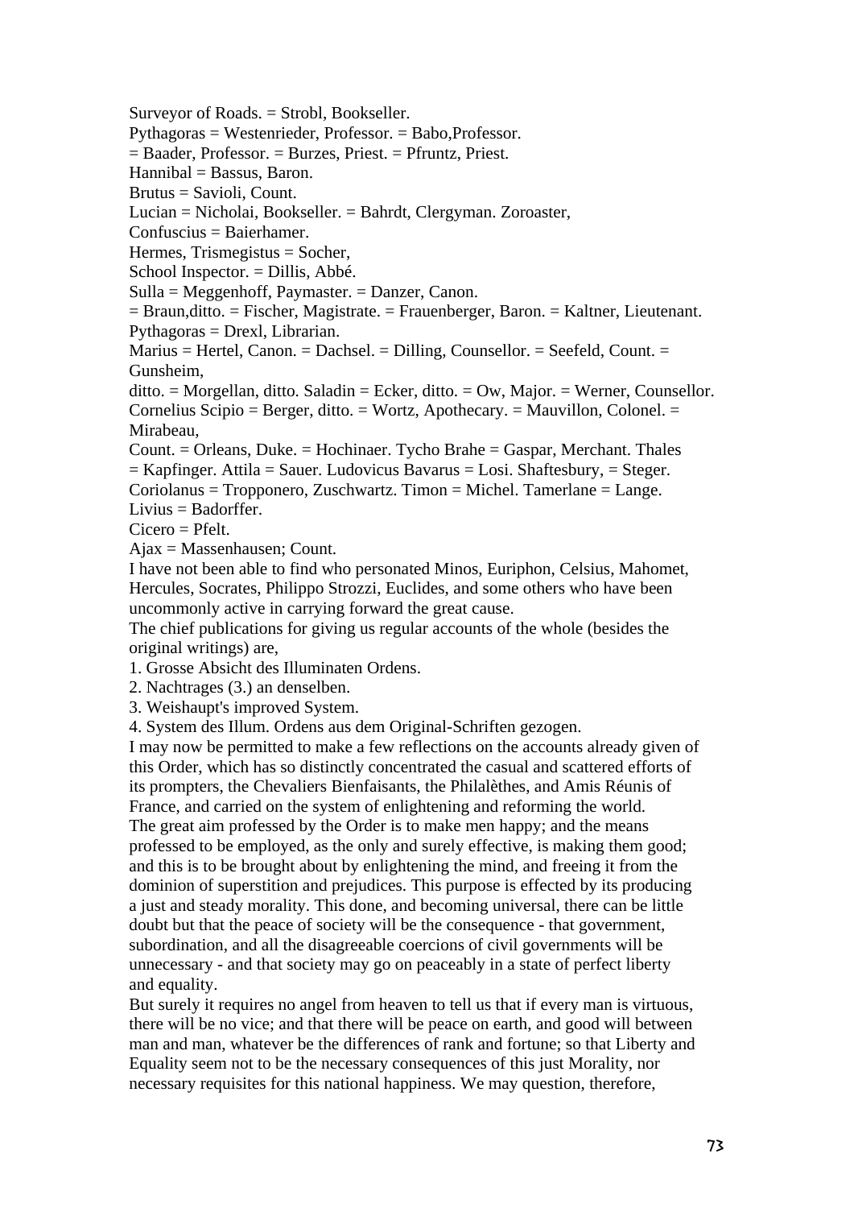Surveyor of Roads. = Strobl, Bookseller.
Pythagoras = Westenrieder, Professor. = Babo,Professor.
= Baader, Professor. = Burzes, Priest. = Pfruntz, Priest.
Hannibal = Bassus, Baron.
Brutus = Savioli, Count.
Lucian = Nicholai, Bookseller. = Bahrdt, Clergyman. Zoroaster,
Confuscius = Baierhamer.
Hermes, Trismegistus = Socher,
School Inspector. = Dillis, Abbé.
Sulla = Meggenhoff, Paymaster. = Danzer, Canon.
= Braun,ditto. = Fischer, Magistrate. = Frauenberger, Baron. = Kaltner, Lieutenant.
Pythagoras = Drexl, Librarian.
Marius = Hertel, Canon. = Dachsel. = Dilling, Counsellor. = Seefeld, Count. = Gunsheim,
ditto. = Morgellan, ditto. Saladin = Ecker, ditto. = Ow, Major. = Werner, Counsellor.
Cornelius Scipio = Berger, ditto. = Wortz, Apothecary. = Mauvillon, Colonel. = Mirabeau,
Count. = Orleans, Duke. = Hochinaer. Tycho Brahe = Gaspar, Merchant. Thales
= Kapfinger. Attila = Sauer. Ludovicus Bavarus = Losi. Shaftesbury, = Steger.
Coriolanus = Tropponero, Zuschwartz. Timon = Michel. Tamerlane = Lange.
Livius = Badorffer.
Cicero = Pfelt.
Ajax = Massenhausen; Count.

I have not been able to find who personated Minos, Euriphon, Celsius, Mahomet, Hercules, Socrates, Philippo Strozzi, Euclides, and some others who have been uncommonly active in carrying forward the great cause.

The chief publications for giving us regular accounts of the whole (besides the original writings) are,

1. Grosse Absicht des Illuminaten Ordens.
2. Nachtrages (3.) an denselben.
3. Weishaupt's improved System.
4. System des Illum. Ordens aus dem Original-Schriften gezogen.

I may now be permitted to make a few reflections on the accounts already given of this Order, which has so distinctly concentrated the casual and scattered efforts of its prompters, the Chevaliers Bienfaisants, the Philalèthes, and Amis Réunis of France, and carried on the system of enlightening and reforming the world.

The great aim professed by the Order is to make men happy; and the means professed to be employed, as the only and surely effective, is making them good; and this is to be brought about by enlightening the mind, and freeing it from the dominion of superstition and prejudices. This purpose is effected by its producing a just and steady morality. This done, and becoming universal, there can be little doubt but that the peace of society will be the consequence - that government, subordination, and all the disagreeable coercions of civil governments will be unnecessary - and that society may go on peaceably in a state of perfect liberty and equality.

But surely it requires no angel from heaven to tell us that if every man is virtuous, there will be no vice; and that there will be peace on earth, and good will between man and man, whatever be the differences of rank and fortune; so that Liberty and Equality seem not to be the necessary consequences of this just Morality, nor necessary requisites for this national happiness. We may question, therefore,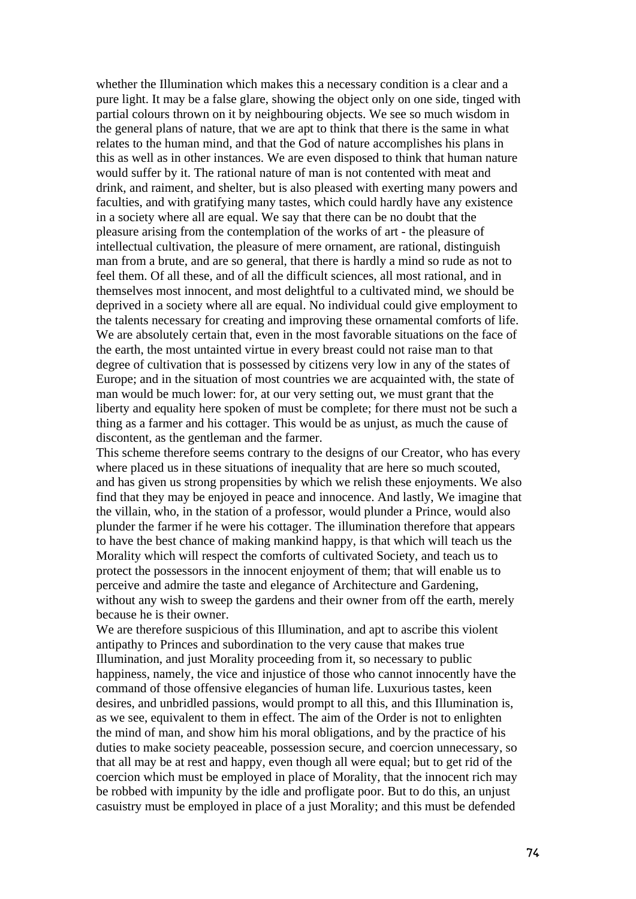whether the Illumination which makes this a necessary condition is a clear and a pure light. It may be a false glare, showing the object only on one side, tinged with partial colours thrown on it by neighbouring objects. We see so much wisdom in the general plans of nature, that we are apt to think that there is the same in what relates to the human mind, and that the God of nature accomplishes his plans in this as well as in other instances. We are even disposed to think that human nature would suffer by it. The rational nature of man is not contented with meat and drink, and raiment, and shelter, but is also pleased with exerting many powers and faculties, and with gratifying many tastes, which could hardly have any existence in a society where all are equal. We say that there can be no doubt that the pleasure arising from the contemplation of the works of art - the pleasure of intellectual cultivation, the pleasure of mere ornament, are rational, distinguish man from a brute, and are so general, that there is hardly a mind so rude as not to feel them. Of all these, and of all the difficult sciences, all most rational, and in themselves most innocent, and most delightful to a cultivated mind, we should be deprived in a society where all are equal. No individual could give employment to the talents necessary for creating and improving these ornamental comforts of life. We are absolutely certain that, even in the most favorable situations on the face of the earth, the most untainted virtue in every breast could not raise man to that degree of cultivation that is possessed by citizens very low in any of the states of Europe; and in the situation of most countries we are acquainted with, the state of man would be much lower: for, at our very setting out, we must grant that the liberty and equality here spoken of must be complete; for there must not be such a thing as a farmer and his cottager. This would be as unjust, as much the cause of discontent, as the gentleman and the farmer.

This scheme therefore seems contrary to the designs of our Creator, who has every where placed us in these situations of inequality that are here so much scouted, and has given us strong propensities by which we relish these enjoyments. We also find that they may be enjoyed in peace and innocence. And lastly, We imagine that the villain, who, in the station of a professor, would plunder a Prince, would also plunder the farmer if he were his cottager. The illumination therefore that appears to have the best chance of making mankind happy, is that which will teach us the Morality which will respect the comforts of cultivated Society, and teach us to protect the possessors in the innocent enjoyment of them; that will enable us to perceive and admire the taste and elegance of Architecture and Gardening, without any wish to sweep the gardens and their owner from off the earth, merely because he is their owner.

We are therefore suspicious of this Illumination, and apt to ascribe this violent antipathy to Princes and subordination to the very cause that makes true Illumination, and just Morality proceeding from it, so necessary to public happiness, namely, the vice and injustice of those who cannot innocently have the command of those offensive elegancies of human life. Luxurious tastes, keen desires, and unbridled passions, would prompt to all this, and this Illumination is, as we see, equivalent to them in effect. The aim of the Order is not to enlighten the mind of man, and show him his moral obligations, and by the practice of his duties to make society peaceable, possession secure, and coercion unnecessary, so that all may be at rest and happy, even though all were equal; but to get rid of the coercion which must be employed in place of Morality, that the innocent rich may be robbed with impunity by the idle and profligate poor. But to do this, an unjust casuistry must be employed in place of a just Morality; and this must be defended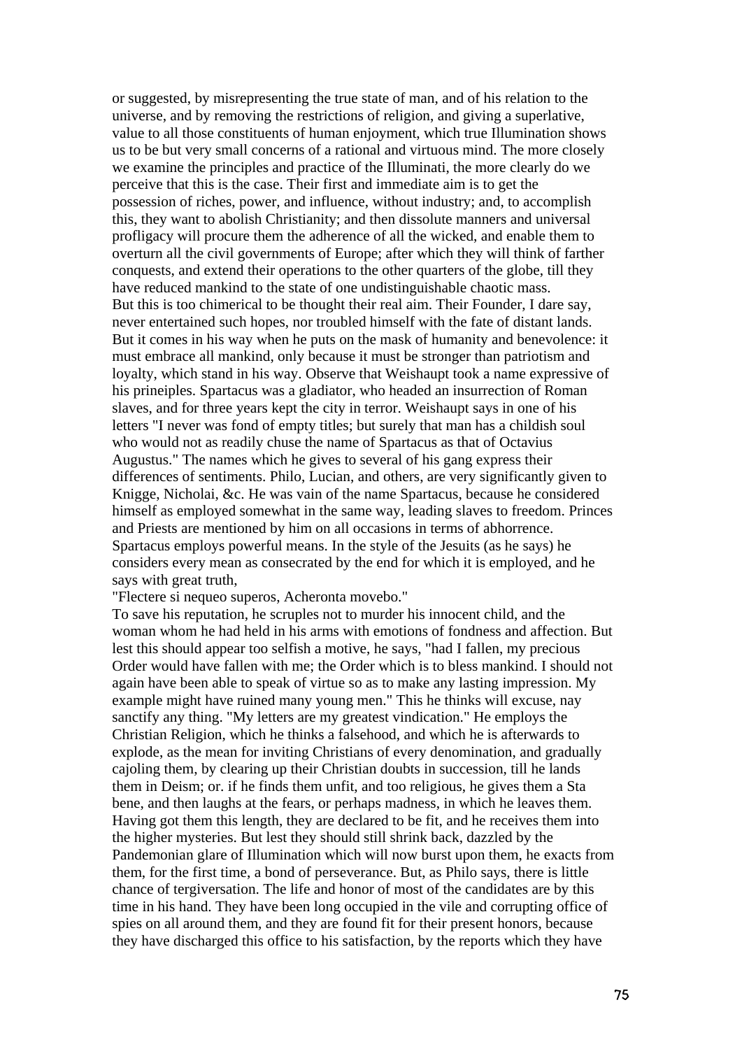or suggested, by misrepresenting the true state of man, and of his relation to the universe, and by removing the restrictions of religion, and giving a superlative, value to all those constituents of human enjoyment, which true Illumination shows us to be but very small concerns of a rational and virtuous mind. The more closely we examine the principles and practice of the Illuminati, the more clearly do we perceive that this is the case. Their first and immediate aim is to get the possession of riches, power, and influence, without industry; and, to accomplish this, they want to abolish Christianity; and then dissolute manners and universal profligacy will procure them the adherence of all the wicked, and enable them to overturn all the civil governments of Europe; after which they will think of farther conquests, and extend their operations to the other quarters of the globe, till they have reduced mankind to the state of one undistinguishable chaotic mass.

But this is too chimerical to be thought their real aim. Their Founder, I dare say, never entertained such hopes, nor troubled himself with the fate of distant lands. But it comes in his way when he puts on the mask of humanity and benevolence: it must embrace all mankind, only because it must be stronger than patriotism and loyalty, which stand in his way. Observe that Weishaupt took a name expressive of his prineiples. Spartacus was a gladiator, who headed an insurrection of Roman slaves, and for three years kept the city in terror. Weishaupt says in one of his letters "I never was fond of empty titles; but surely that man has a childish soul who would not as readily chuse the name of Spartacus as that of Octavius Augustus." The names which he gives to several of his gang express their differences of sentiments. Philo, Lucian, and others, are very significantly given to Knigge, Nicholai, &c. He was vain of the name Spartacus, because he considered himself as employed somewhat in the same way, leading slaves to freedom. Princes and Priests are mentioned by him on all occasions in terms of abhorrence. Spartacus employs powerful means. In the style of the Jesuits (as he says) he considers every mean as consecrated by the end for which it is employed, and he says with great truth,

"Flectere si nequeo superos, Acheronta movebo."

To save his reputation, he scruples not to murder his innocent child, and the woman whom he had held in his arms with emotions of fondness and affection. But lest this should appear too selfish a motive, he says, "had I fallen, my precious Order would have fallen with me; the Order which is to bless mankind. I should not again have been able to speak of virtue so as to make any lasting impression. My example might have ruined many young men." This he thinks will excuse, nay sanctify any thing. "My letters are my greatest vindication." He employs the Christian Religion, which he thinks a falsehood, and which he is afterwards to explode, as the mean for inviting Christians of every denomination, and gradually cajoling them, by clearing up their Christian doubts in succession, till he lands them in Deism; or. if he finds them unfit, and too religious, he gives them a Sta bene, and then laughs at the fears, or perhaps madness, in which he leaves them. Having got them this length, they are declared to be fit, and he receives them into the higher mysteries. But lest they should still shrink back, dazzled by the Pandemonian glare of Illumination which will now burst upon them, he exacts from them, for the first time, a bond of perseverance. But, as Philo says, there is little chance of tergiversation. The life and honor of most of the candidates are by this time in his hand. They have been long occupied in the vile and corrupting office of spies on all around them, and they are found fit for their present honors, because they have discharged this office to his satisfaction, by the reports which they have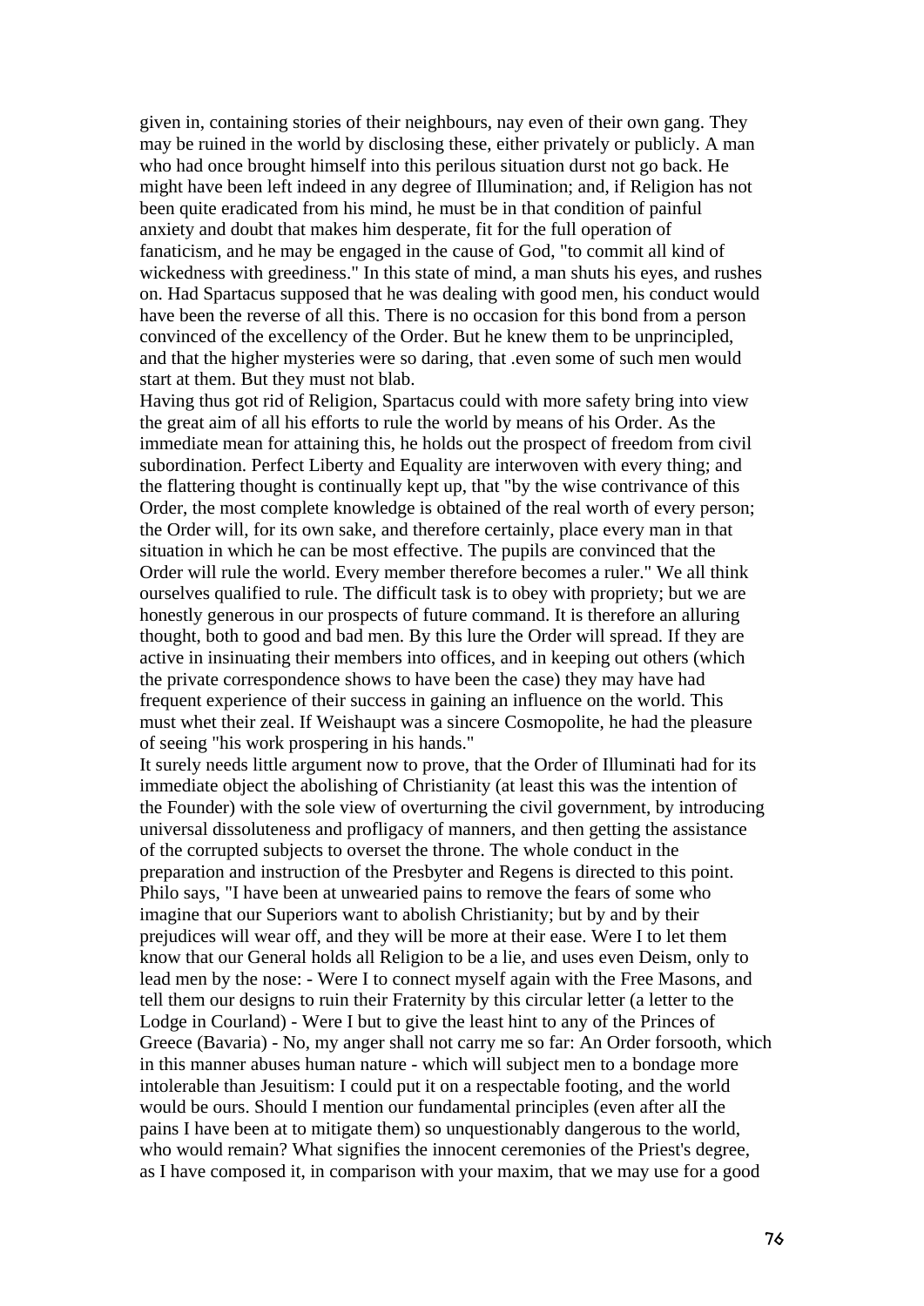given in, containing stories of their neighbours, nay even of their own gang. They may be ruined in the world by disclosing these, either privately or publicly. A man who had once brought himself into this perilous situation durst not go back. He might have been left indeed in any degree of Illumination; and, if Religion has not been quite eradicated from his mind, he must be in that condition of painful anxiety and doubt that makes him desperate, fit for the full operation of fanaticism, and he may be engaged in the cause of God, "to commit all kind of wickedness with greediness." In this state of mind, a man shuts his eyes, and rushes on. Had Spartacus supposed that he was dealing with good men, his conduct would have been the reverse of all this. There is no occasion for this bond from a person convinced of the excellency of the Order. But he knew them to be unprincipled, and that the higher mysteries were so daring, that .even some of such men would start at them. But they must not blab.

Having thus got rid of Religion, Spartacus could with more safety bring into view the great aim of all his efforts to rule the world by means of his Order. As the immediate mean for attaining this, he holds out the prospect of freedom from civil subordination. Perfect Liberty and Equality are interwoven with every thing; and the flattering thought is continually kept up, that "by the wise contrivance of this Order, the most complete knowledge is obtained of the real worth of every person; the Order will, for its own sake, and therefore certainly, place every man in that situation in which he can be most effective. The pupils are convinced that the Order will rule the world. Every member therefore becomes a ruler." We all think ourselves qualified to rule. The difficult task is to obey with propriety; but we are honestly generous in our prospects of future command. It is therefore an alluring thought, both to good and bad men. By this lure the Order will spread. If they are active in insinuating their members into offices, and in keeping out others (which the private correspondence shows to have been the case) they may have had frequent experience of their success in gaining an influence on the world. This must whet their zeal. If Weishaupt was a sincere Cosmopolite, he had the pleasure of seeing "his work prospering in his hands."

It surely needs little argument now to prove, that the Order of Illuminati had for its immediate object the abolishing of Christianity (at least this was the intention of the Founder) with the sole view of overturning the civil government, by introducing universal dissoluteness and profligacy of manners, and then getting the assistance of the corrupted subjects to overset the throne. The whole conduct in the preparation and instruction of the Presbyter and Regens is directed to this point. Philo says, "I have been at unwearied pains to remove the fears of some who imagine that our Superiors want to abolish Christianity; but by and by their prejudices will wear off, and they will be more at their ease. Were I to let them know that our General holds all Religion to be a lie, and uses even Deism, only to lead men by the nose: - Were I to connect myself again with the Free Masons, and tell them our designs to ruin their Fraternity by this circular letter (a letter to the Lodge in Courland) - Were I but to give the least hint to any of the Princes of Greece (Bavaria) - No, my anger shall not carry me so far: An Order forsooth, which in this manner abuses human nature - which will subject men to a bondage more intolerable than Jesuitism: I could put it on a respectable footing, and the world would be ours. Should I mention our fundamental principles (even after alI the pains I have been at to mitigate them) so unquestionably dangerous to the world, who would remain? What signifies the innocent ceremonies of the Priest's degree, as I have composed it, in comparison with your maxim, that we may use for a good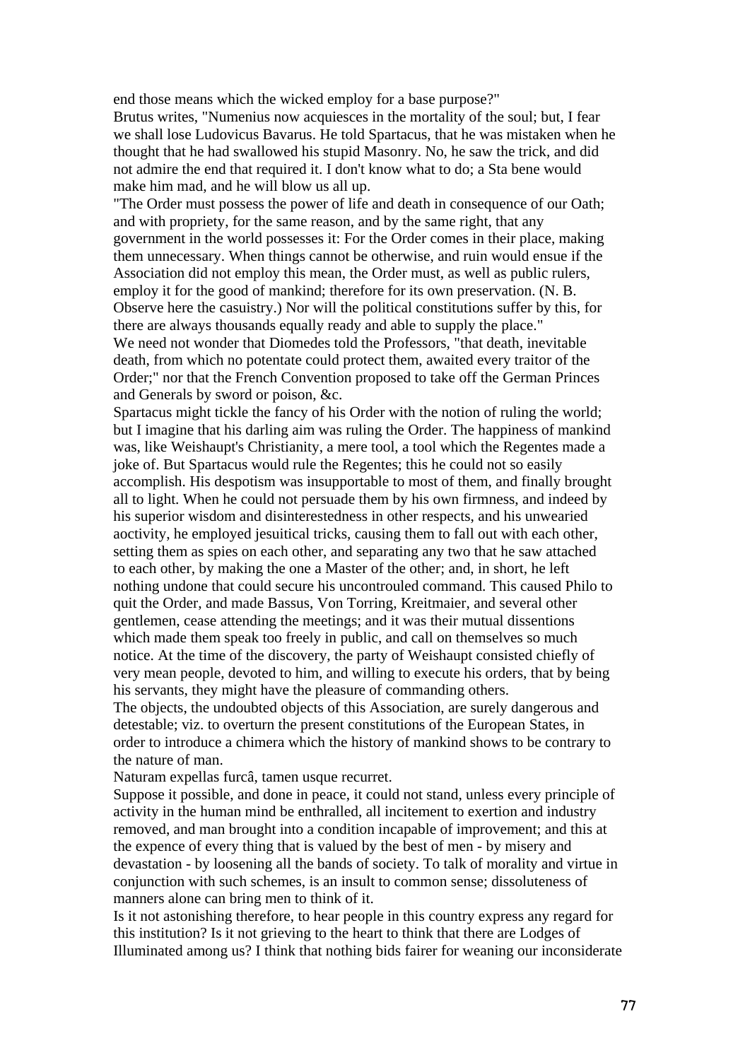end those means which the wicked employ for a base purpose?"

Brutus writes, "Numenius now acquiesces in the mortality of the soul; but, I fear we shall lose Ludovicus Bavarus. He told Spartacus, that he was mistaken when he thought that he had swallowed his stupid Masonry. No, he saw the trick, and did not admire the end that required it. I don't know what to do; a Sta bene would make him mad, and he will blow us all up.

"The Order must possess the power of life and death in consequence of our Oath; and with propriety, for the same reason, and by the same right, that any government in the world possesses it: For the Order comes in their place, making them unnecessary. When things cannot be otherwise, and ruin would ensue if the Association did not employ this mean, the Order must, as well as public rulers, employ it for the good of mankind; therefore for its own preservation. (N. B. Observe here the casuistry.) Nor will the political constitutions suffer by this, for there are always thousands equally ready and able to supply the place."

We need not wonder that Diomedes told the Professors, "that death, inevitable death, from which no potentate could protect them, awaited every traitor of the Order;" nor that the French Convention proposed to take off the German Princes and Generals by sword or poison, &c.

Spartacus might tickle the fancy of his Order with the notion of ruling the world; but I imagine that his darling aim was ruling the Order. The happiness of mankind was, like Weishaupt's Christianity, a mere tool, a tool which the Regentes made a joke of. But Spartacus would rule the Regentes; this he could not so easily accomplish. His despotism was insupportable to most of them, and finally brought all to light. When he could not persuade them by his own firmness, and indeed by his superior wisdom and disinterestedness in other respects, and his unwearied aoctivity, he employed jesuitical tricks, causing them to fall out with each other, setting them as spies on each other, and separating any two that he saw attached to each other, by making the one a Master of the other; and, in short, he left nothing undone that could secure his uncontrouled command. This caused Philo to quit the Order, and made Bassus, Von Torring, Kreitmaier, and several other gentlemen, cease attending the meetings; and it was their mutual dissentions which made them speak too freely in public, and call on themselves so much notice. At the time of the discovery, the party of Weishaupt consisted chiefly of very mean people, devoted to him, and willing to execute his orders, that by being his servants, they might have the pleasure of commanding others.

The objects, the undoubted objects of this Association, are surely dangerous and detestable; viz. to overturn the present constitutions of the European States, in order to introduce a chimera which the history of mankind shows to be contrary to the nature of man.

Naturam expellas furcâ, tamen usque recurret.

Suppose it possible, and done in peace, it could not stand, unless every principle of activity in the human mind be enthralled, all incitement to exertion and industry removed, and man brought into a condition incapable of improvement; and this at the expence of every thing that is valued by the best of men - by misery and devastation - by loosening all the bands of society. To talk of morality and virtue in conjunction with such schemes, is an insult to common sense; dissoluteness of manners alone can bring men to think of it.

Is it not astonishing therefore, to hear people in this country express any regard for this institution? Is it not grieving to the heart to think that there are Lodges of Illuminated among us? I think that nothing bids fairer for weaning our inconsiderate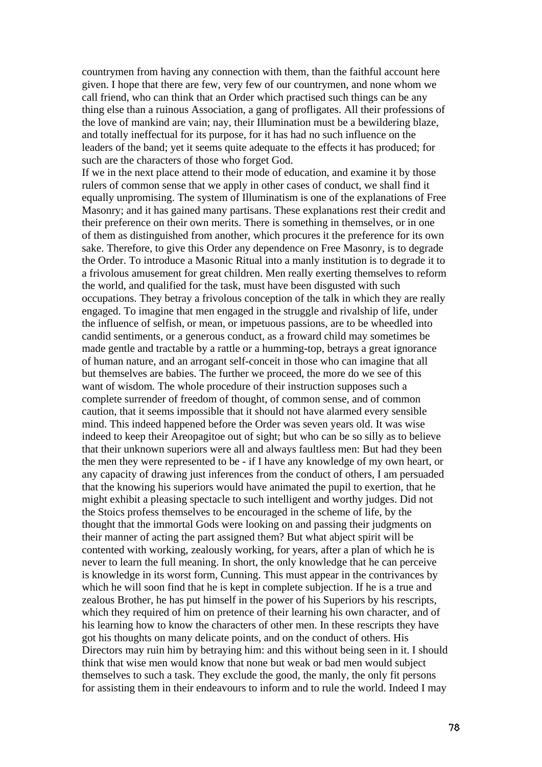countrymen from having any connection with them, than the faithful account here given. I hope that there are few, very few of our countrymen, and none whom we call friend, who can think that an Order which practised such things can be any thing else than a ruinous Association, a gang of profligates. All their professions of the love of mankind are vain; nay, their Illumination must be a bewildering blaze, and totally ineffectual for its purpose, for it has had no such influence on the leaders of the band; yet it seems quite adequate to the effects it has produced; for such are the characters of those who forget God.

If we in the next place attend to their mode of education, and examine it by those rulers of common sense that we apply in other cases of conduct, we shall find it equally unpromising. The system of Illuminatism is one of the explanations of Free Masonry; and it has gained many partisans. These explanations rest their credit and their preference on their own merits. There is something in themselves, or in one of them as distinguished from another, which procures it the preference for its own sake. Therefore, to give this Order any dependence on Free Masonry, is to degrade the Order. To introduce a Masonic Ritual into a manly institution is to degrade it to a frivolous amusement for great children. Men really exerting themselves to reform the world, and qualified for the task, must have been disgusted with such occupations. They betray a frivolous conception of the talk in which they are really engaged. To imagine that men engaged in the struggle and rivalship of life, under the influence of selfish, or mean, or impetuous passions, are to be wheedled into candid sentiments, or a generous conduct, as a froward child may sometimes be made gentle and tractable by a rattle or a humming-top, betrays a great ignorance of human nature, and an arrogant self-conceit in those who can imagine that all but themselves are babies. The further we proceed, the more do we see of this want of wisdom. The whole procedure of their instruction supposes such a complete surrender of freedom of thought, of common sense, and of common caution, that it seems impossible that it should not have alarmed every sensible mind. This indeed happened before the Order was seven years old. It was wise indeed to keep their Areopagitoe out of sight; but who can be so silly as to believe that their unknown superiors were all and always faultless men: But had they been the men they were represented to be - if I have any knowledge of my own heart, or any capacity of drawing just inferences from the conduct of others, I am persuaded that the knowing his superiors would have animated the pupil to exertion, that he might exhibit a pleasing spectacle to such intelligent and worthy judges. Did not the Stoics profess themselves to be encouraged in the scheme of life, by the thought that the immortal Gods were looking on and passing their judgments on their manner of acting the part assigned them? But what abject spirit will be contented with working, zealously working, for years, after a plan of which he is never to learn the full meaning. In short, the only knowledge that he can perceive is knowledge in its worst form, Cunning. This must appear in the contrivances by which he will soon find that he is kept in complete subjection. If he is a true and zealous Brother, he has put himself in the power of his Superiors by his rescripts, which they required of him on pretence of their learning his own character, and of his learning how to know the characters of other men. In these rescripts they have got his thoughts on many delicate points, and on the conduct of others. His Directors may ruin him by betraying him: and this without being seen in it. I should think that wise men would know that none but weak or bad men would subject themselves to such a task. They exclude the good, the manly, the only fit persons for assisting them in their endeavours to inform and to rule the world. Indeed I may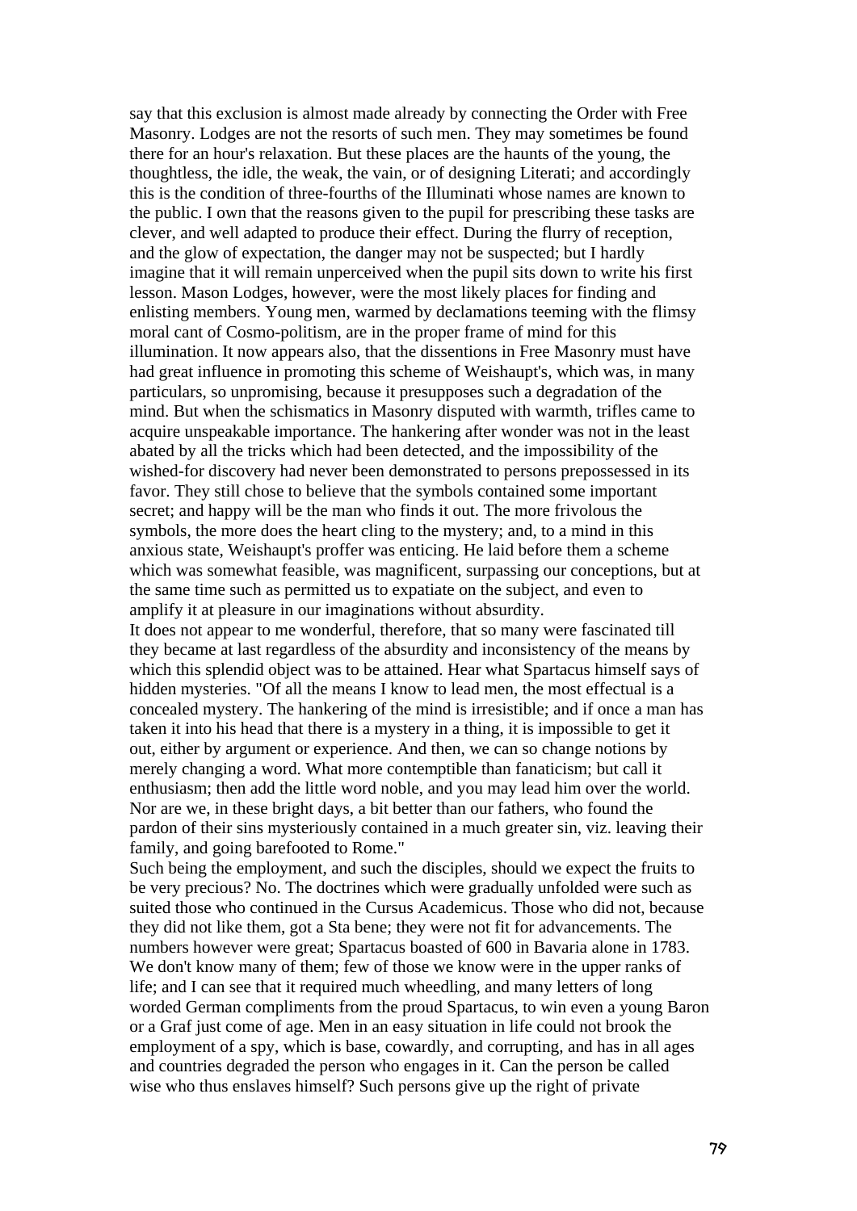say that this exclusion is almost made already by connecting the Order with Free Masonry. Lodges are not the resorts of such men. They may sometimes be found there for an hour's relaxation. But these places are the haunts of the young, the thoughtless, the idle, the weak, the vain, or of designing Literati; and accordingly this is the condition of three-fourths of the Illuminati whose names are known to the public. I own that the reasons given to the pupil for prescribing these tasks are clever, and well adapted to produce their effect. During the flurry of reception, and the glow of expectation, the danger may not be suspected; but I hardly imagine that it will remain unperceived when the pupil sits down to write his first lesson. Mason Lodges, however, were the most likely places for finding and enlisting members. Young men, warmed by declamations teeming with the flimsy moral cant of Cosmo-politism, are in the proper frame of mind for this illumination. It now appears also, that the dissentions in Free Masonry must have had great influence in promoting this scheme of Weishaupt's, which was, in many particulars, so unpromising, because it presupposes such a degradation of the mind. But when the schismatics in Masonry disputed with warmth, trifles came to acquire unspeakable importance. The hankering after wonder was not in the least abated by all the tricks which had been detected, and the impossibility of the wished-for discovery had never been demonstrated to persons prepossessed in its favor. They still chose to believe that the symbols contained some important secret; and happy will be the man who finds it out. The more frivolous the symbols, the more does the heart cling to the mystery; and, to a mind in this anxious state, Weishaupt's proffer was enticing. He laid before them a scheme which was somewhat feasible, was magnificent, surpassing our conceptions, but at the same time such as permitted us to expatiate on the subject, and even to amplify it at pleasure in our imaginations without absurdity.

It does not appear to me wonderful, therefore, that so many were fascinated till they became at last regardless of the absurdity and inconsistency of the means by which this splendid object was to be attained. Hear what Spartacus himself says of hidden mysteries. "Of all the means I know to lead men, the most effectual is a concealed mystery. The hankering of the mind is irresistible; and if once a man has taken it into his head that there is a mystery in a thing, it is impossible to get it out, either by argument or experience. And then, we can so change notions by merely changing a word. What more contemptible than fanaticism; but call it enthusiasm; then add the little word noble, and you may lead him over the world. Nor are we, in these bright days, a bit better than our fathers, who found the pardon of their sins mysteriously contained in a much greater sin, viz. leaving their family, and going barefooted to Rome."

Such being the employment, and such the disciples, should we expect the fruits to be very precious? No. The doctrines which were gradually unfolded were such as suited those who continued in the Cursus Academicus. Those who did not, because they did not like them, got a Sta bene; they were not fit for advancements. The numbers however were great; Spartacus boasted of 600 in Bavaria alone in 1783. We don't know many of them; few of those we know were in the upper ranks of life; and I can see that it required much wheedling, and many letters of long worded German compliments from the proud Spartacus, to win even a young Baron or a Graf just come of age. Men in an easy situation in life could not brook the employment of a spy, which is base, cowardly, and corrupting, and has in all ages and countries degraded the person who engages in it. Can the person be called wise who thus enslaves himself? Such persons give up the right of private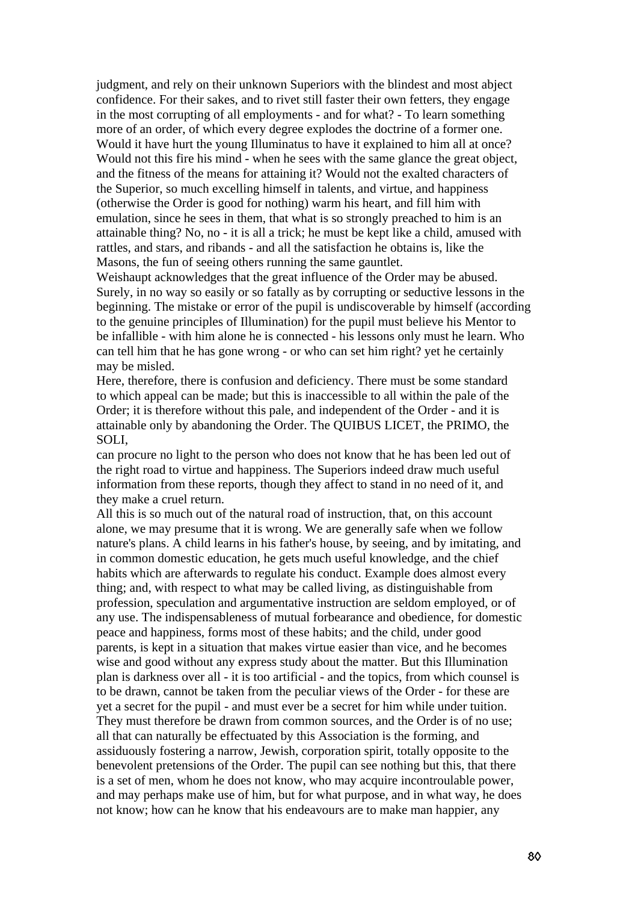judgment, and rely on their unknown Superiors with the blindest and most abject confidence. For their sakes, and to rivet still faster their own fetters, they engage in the most corrupting of all employments - and for what? - To learn something more of an order, of which every degree explodes the doctrine of a former one. Would it have hurt the young Illuminatus to have it explained to him all at once? Would not this fire his mind - when he sees with the same glance the great object, and the fitness of the means for attaining it? Would not the exalted characters of the Superior, so much excelling himself in talents, and virtue, and happiness (otherwise the Order is good for nothing) warm his heart, and fill him with emulation, since he sees in them, that what is so strongly preached to him is an attainable thing? No, no - it is all a trick; he must be kept like a child, amused with rattles, and stars, and ribands - and all the satisfaction he obtains is, like the Masons, the fun of seeing others running the same gauntlet.

Weishaupt acknowledges that the great influence of the Order may be abused. Surely, in no way so easily or so fatally as by corrupting or seductive lessons in the beginning. The mistake or error of the pupil is undiscoverable by himself (according to the genuine principles of Illumination) for the pupil must believe his Mentor to be infallible - with him alone he is connected - his lessons only must he learn. Who can tell him that he has gone wrong - or who can set him right? yet he certainly may be misled.

Here, therefore, there is confusion and deficiency. There must be some standard to which appeal can be made; but this is inaccessible to all within the pale of the Order; it is therefore without this pale, and independent of the Order - and it is attainable only by abandoning the Order. The QUIBUS LICET, the PRIMO, the SOLI,
can procure no light to the person who does not know that he has been led out of the right road to virtue and happiness. The Superiors indeed draw much useful information from these reports, though they affect to stand in no need of it, and they make a cruel return.

All this is so much out of the natural road of instruction, that, on this account alone, we may presume that it is wrong. We are generally safe when we follow nature's plans. A child learns in his father's house, by seeing, and by imitating, and in common domestic education, he gets much useful knowledge, and the chief habits which are afterwards to regulate his conduct. Example does almost every thing; and, with respect to what may be called living, as distinguishable from profession, speculation and argumentative instruction are seldom employed, or of any use. The indispensableness of mutual forbearance and obedience, for domestic peace and happiness, forms most of these habits; and the child, under good parents, is kept in a situation that makes virtue easier than vice, and he becomes wise and good without any express study about the matter. But this Illumination plan is darkness over all - it is too artificial - and the topics, from which counsel is to be drawn, cannot be taken from the peculiar views of the Order - for these are yet a secret for the pupil - and must ever be a secret for him while under tuition. They must therefore be drawn from common sources, and the Order is of no use; all that can naturally be effectuated by this Association is the forming, and assiduously fostering a narrow, Jewish, corporation spirit, totally opposite to the benevolent pretensions of the Order. The pupil can see nothing but this, that there is a set of men, whom he does not know, who may acquire incontroulable power, and may perhaps make use of him, but for what purpose, and in what way, he does not know; how can he know that his endeavours are to make man happier, any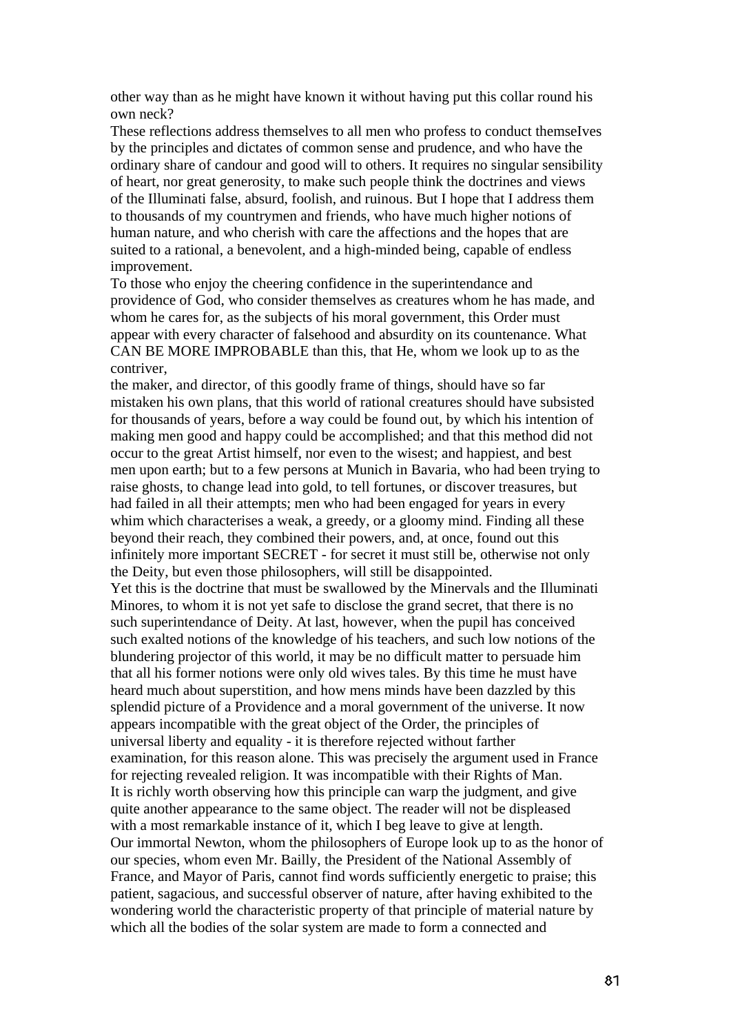other way than as he might have known it without having put this collar round his own neck?

These reflections address themselves to all men who profess to conduct themseIves by the principles and dictates of common sense and prudence, and who have the ordinary share of candour and good will to others. It requires no singular sensibility of heart, nor great generosity, to make such people think the doctrines and views of the Illuminati false, absurd, foolish, and ruinous. But I hope that I address them to thousands of my countrymen and friends, who have much higher notions of human nature, and who cherish with care the affections and the hopes that are suited to a rational, a benevolent, and a high-minded being, capable of endless improvement.

To those who enjoy the cheering confidence in the superintendance and providence of God, who consider themselves as creatures whom he has made, and whom he cares for, as the subjects of his moral government, this Order must appear with every character of falsehood and absurdity on its countenance. What CAN BE MORE IMPROBABLE than this, that He, whom we look up to as the contriver,
the maker, and director, of this goodly frame of things, should have so far mistaken his own plans, that this world of rational creatures should have subsisted for thousands of years, before a way could be found out, by which his intention of making men good and happy could be accomplished; and that this method did not occur to the great Artist himself, nor even to the wisest; and happiest, and best men upon earth; but to a few persons at Munich in Bavaria, who had been trying to raise ghosts, to change lead into gold, to tell fortunes, or discover treasures, but had failed in all their attempts; men who had been engaged for years in every whim which characterises a weak, a greedy, or a gloomy mind. Finding all these beyond their reach, they combined their powers, and, at once, found out this infinitely more important SECRET - for secret it must still be, otherwise not only the Deity, but even those philosophers, will still be disappointed.

Yet this is the doctrine that must be swallowed by the Minervals and the Illuminati Minores, to whom it is not yet safe to disclose the grand secret, that there is no such superintendance of Deity. At last, however, when the pupil has conceived such exalted notions of the knowledge of his teachers, and such low notions of the blundering projector of this world, it may be no difficult matter to persuade him that all his former notions were only old wives tales. By this time he must have heard much about superstition, and how mens minds have been dazzled by this splendid picture of a Providence and a moral government of the universe. It now appears incompatible with the great object of the Order, the principles of universal liberty and equality - it is therefore rejected without farther examination, for this reason alone. This was precisely the argument used in France for rejecting revealed religion. It was incompatible with their Rights of Man.

It is richly worth observing how this principle can warp the judgment, and give quite another appearance to the same object. The reader will not be displeased with a most remarkable instance of it, which I beg leave to give at length.

Our immortal Newton, whom the philosophers of Europe look up to as the honor of our species, whom even Mr. Bailly, the President of the National Assembly of France, and Mayor of Paris, cannot find words sufficiently energetic to praise; this patient, sagacious, and successful observer of nature, after having exhibited to the wondering world the characteristic property of that principle of material nature by which all the bodies of the solar system are made to form a connected and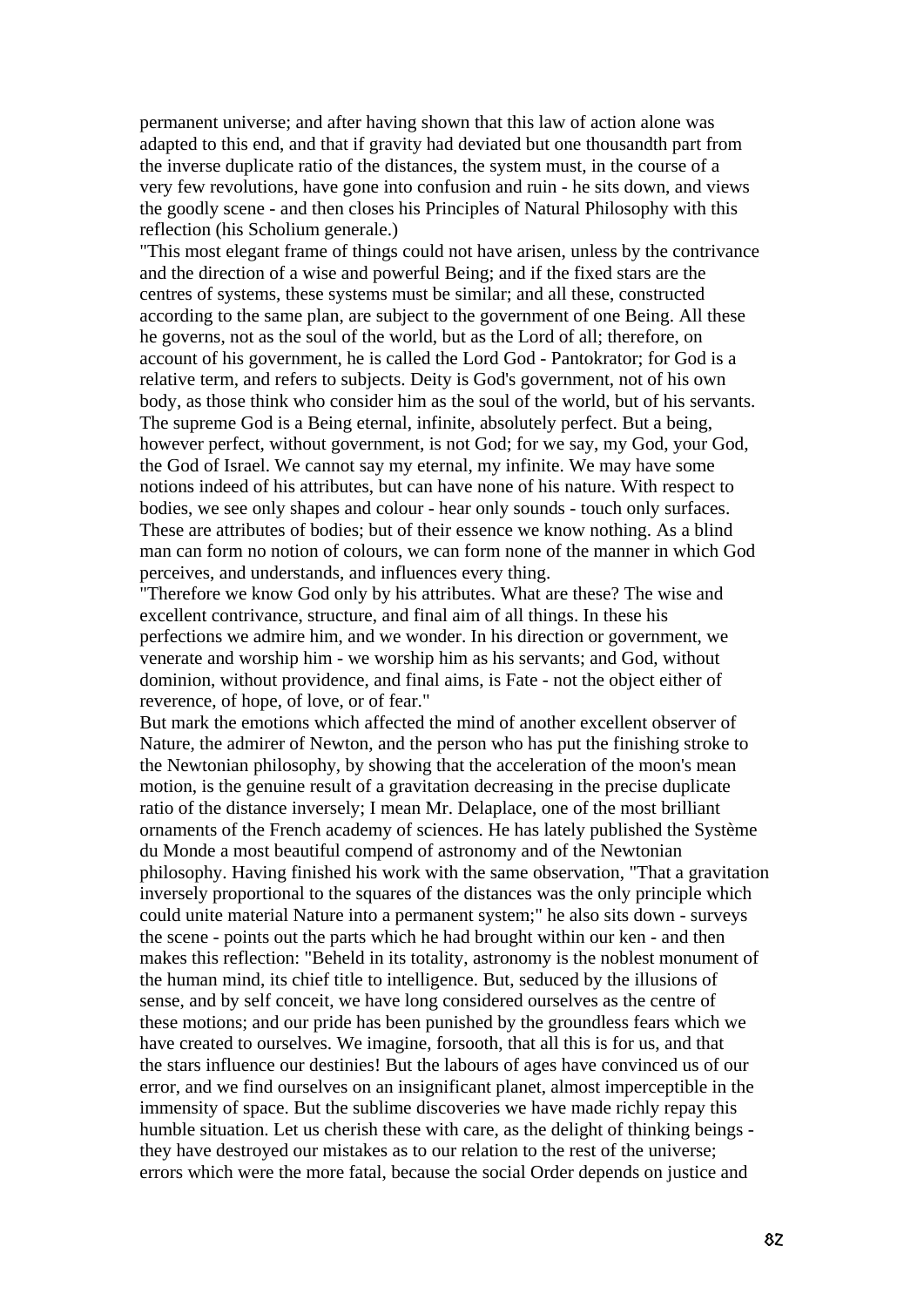permanent universe; and after having shown that this law of action alone was adapted to this end, and that if gravity had deviated but one thousandth part from the inverse duplicate ratio of the distances, the system must, in the course of a very few revolutions, have gone into confusion and ruin - he sits down, and views the goodly scene - and then closes his Principles of Natural Philosophy with this reflection (his Scholium generale.)

"This most elegant frame of things could not have arisen, unless by the contrivance and the direction of a wise and powerful Being; and if the fixed stars are the centres of systems, these systems must be similar; and all these, constructed according to the same plan, are subject to the government of one Being. All these he governs, not as the soul of the world, but as the Lord of all; therefore, on account of his government, he is called the Lord God - Pantokrator; for God is a relative term, and refers to subjects. Deity is God's government, not of his own body, as those think who consider him as the soul of the world, but of his servants. The supreme God is a Being eternal, infinite, absolutely perfect. But a being, however perfect, without government, is not God; for we say, my God, your God, the God of Israel. We cannot say my eternal, my infinite. We may have some notions indeed of his attributes, but can have none of his nature. With respect to bodies, we see only shapes and colour - hear only sounds - touch only surfaces. These are attributes of bodies; but of their essence we know nothing. As a blind man can form no notion of colours, we can form none of the manner in which God perceives, and understands, and influences every thing.

"Therefore we know God only by his attributes. What are these? The wise and excellent contrivance, structure, and final aim of all things. In these his perfections we admire him, and we wonder. In his direction or government, we venerate and worship him - we worship him as his servants; and God, without dominion, without providence, and final aims, is Fate - not the object either of reverence, of hope, of love, or of fear."

But mark the emotions which affected the mind of another excellent observer of Nature, the admirer of Newton, and the person who has put the finishing stroke to the Newtonian philosophy, by showing that the acceleration of the moon's mean motion, is the genuine result of a gravitation decreasing in the precise duplicate ratio of the distance inversely; I mean Mr. Delaplace, one of the most brilliant ornaments of the French academy of sciences. He has lately published the Système du Monde a most beautiful compend of astronomy and of the Newtonian philosophy. Having finished his work with the same observation, "That a gravitation inversely proportional to the squares of the distances was the only principle which could unite material Nature into a permanent system;" he also sits down - surveys the scene - points out the parts which he had brought within our ken - and then makes this reflection: "Beheld in its totality, astronomy is the noblest monument of the human mind, its chief title to intelligence. But, seduced by the illusions of sense, and by self conceit, we have long considered ourselves as the centre of these motions; and our pride has been punished by the groundless fears which we have created to ourselves. We imagine, forsooth, that all this is for us, and that the stars influence our destinies! But the labours of ages have convinced us of our error, and we find ourselves on an insignificant planet, almost imperceptible in the immensity of space. But the sublime discoveries we have made richly repay this humble situation. Let us cherish these with care, as the delight of thinking beings - they have destroyed our mistakes as to our relation to the rest of the universe; errors which were the more fatal, because the social Order depends on justice and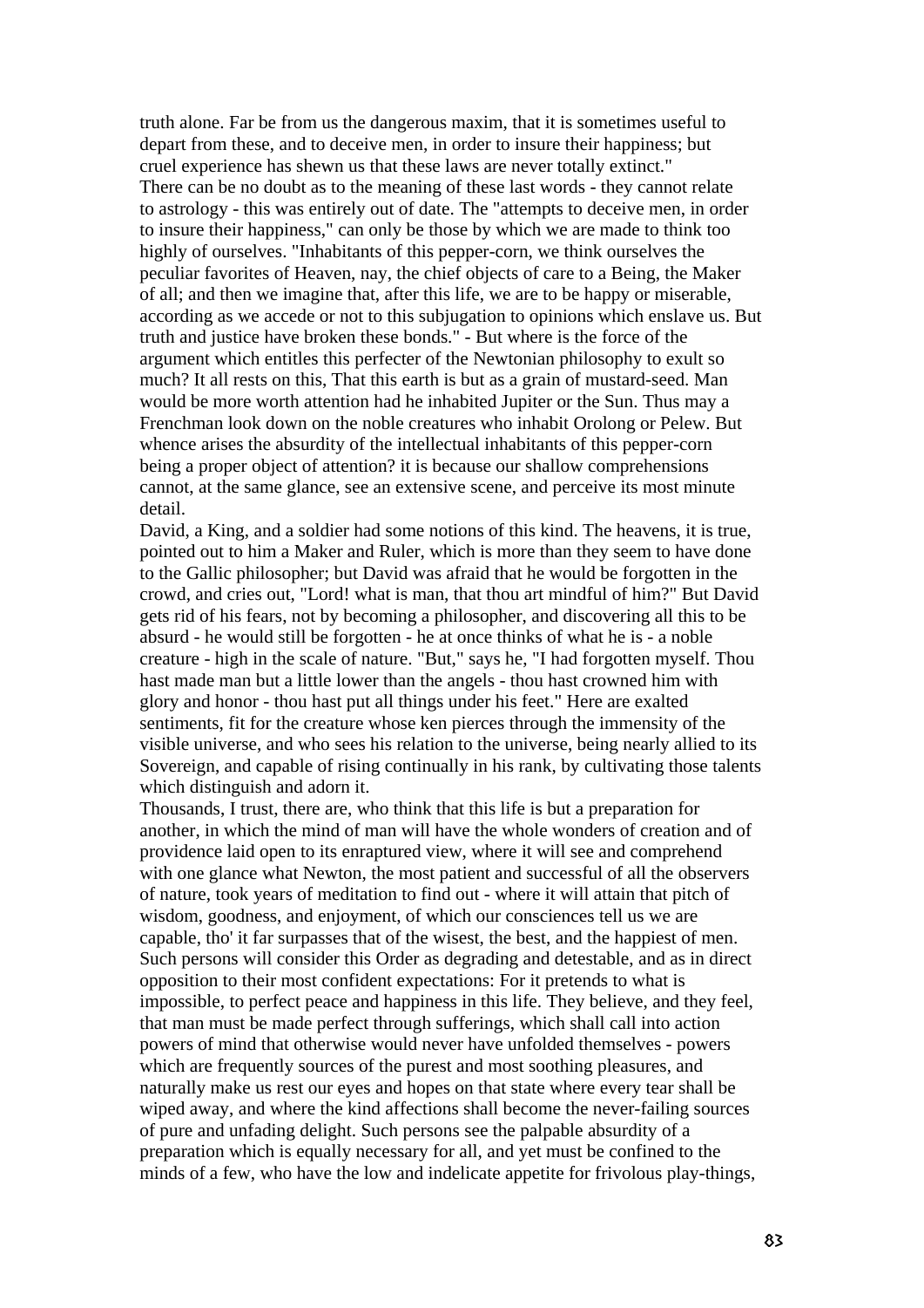truth alone. Far be from us the dangerous maxim, that it is sometimes useful to depart from these, and to deceive men, in order to insure their happiness; but cruel experience has shewn us that these laws are never totally extinct."

There can be no doubt as to the meaning of these last words - they cannot relate to astrology - this was entirely out of date. The "attempts to deceive men, in order to insure their happiness," can only be those by which we are made to think too highly of ourselves. "Inhabitants of this pepper-corn, we think ourselves the peculiar favorites of Heaven, nay, the chief objects of care to a Being, the Maker of all; and then we imagine that, after this life, we are to be happy or miserable, according as we accede or not to this subjugation to opinions which enslave us. But truth and justice have broken these bonds." - But where is the force of the argument which entitles this perfecter of the Newtonian philosophy to exult so much? It all rests on this, That this earth is but as a grain of mustard-seed. Man would be more worth attention had he inhabited Jupiter or the Sun. Thus may a Frenchman look down on the noble creatures who inhabit Orolong or Pelew. But whence arises the absurdity of the intellectual inhabitants of this pepper-corn being a proper object of attention? it is because our shallow comprehensions cannot, at the same glance, see an extensive scene, and perceive its most minute detail.

David, a King, and a soldier had some notions of this kind. The heavens, it is true, pointed out to him a Maker and Ruler, which is more than they seem to have done to the Gallic philosopher; but David was afraid that he would be forgotten in the crowd, and cries out, "Lord! what is man, that thou art mindful of him?" But David gets rid of his fears, not by becoming a philosopher, and discovering all this to be absurd - he would still be forgotten - he at once thinks of what he is - a noble creature - high in the scale of nature. "But," says he, "I had forgotten myself. Thou hast made man but a little lower than the angels - thou hast crowned him with glory and honor - thou hast put all things under his feet." Here are exalted sentiments, fit for the creature whose ken pierces through the immensity of the visible universe, and who sees his relation to the universe, being nearly allied to its Sovereign, and capable of rising continually in his rank, by cultivating those talents which distinguish and adorn it.

Thousands, I trust, there are, who think that this life is but a preparation for another, in which the mind of man will have the whole wonders of creation and of providence laid open to its enraptured view, where it will see and comprehend with one glance what Newton, the most patient and successful of all the observers of nature, took years of meditation to find out - where it will attain that pitch of wisdom, goodness, and enjoyment, of which our consciences tell us we are capable, tho' it far surpasses that of the wisest, the best, and the happiest of men. Such persons will consider this Order as degrading and detestable, and as in direct opposition to their most confident expectations: For it pretends to what is impossible, to perfect peace and happiness in this life. They believe, and they feel, that man must be made perfect through sufferings, which shall call into action powers of mind that otherwise would never have unfolded themselves - powers which are frequently sources of the purest and most soothing pleasures, and naturally make us rest our eyes and hopes on that state where every tear shall be wiped away, and where the kind affections shall become the never-failing sources of pure and unfading delight. Such persons see the palpable absurdity of a preparation which is equally necessary for all, and yet must be confined to the minds of a few, who have the low and indelicate appetite for frivolous play-things,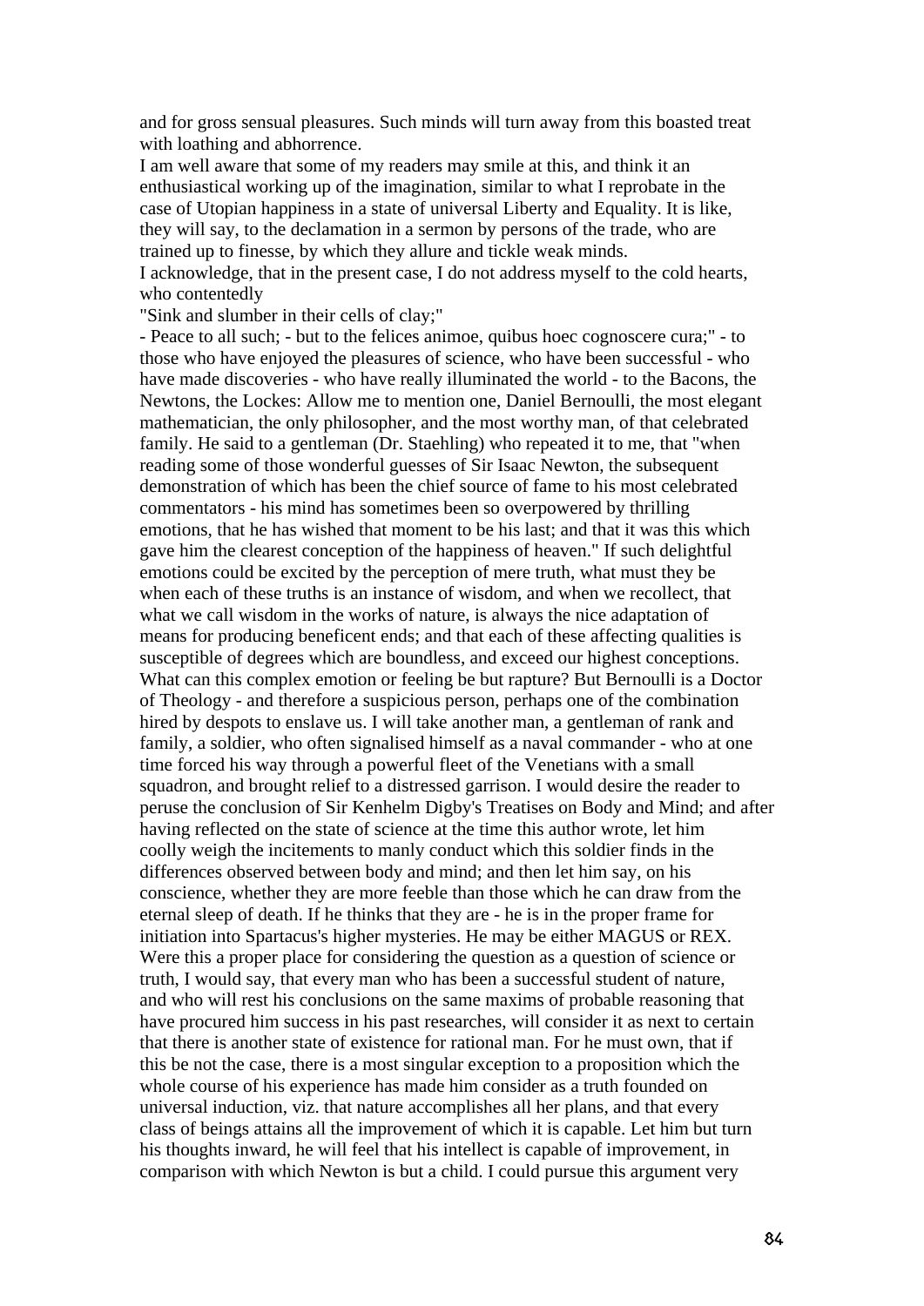and for gross sensual pleasures. Such minds will turn away from this boasted treat with loathing and abhorrence.

I am well aware that some of my readers may smile at this, and think it an enthusiastical working up of the imagination, similar to what I reprobate in the case of Utopian happiness in a state of universal Liberty and Equality. It is like, they will say, to the declamation in a sermon by persons of the trade, who are trained up to finesse, by which they allure and tickle weak minds.

I acknowledge, that in the present case, I do not address myself to the cold hearts, who contentedly

"Sink and slumber in their cells of clay;"

- Peace to all such; - but to the felices animoe, quibus hoec cognoscere cura;" - to those who have enjoyed the pleasures of science, who have been successful - who have made discoveries - who have really illuminated the world - to the Bacons, the Newtons, the Lockes: Allow me to mention one, Daniel Bernoulli, the most elegant mathematician, the only philosopher, and the most worthy man, of that celebrated family. He said to a gentleman (Dr. Staehling) who repeated it to me, that "when reading some of those wonderful guesses of Sir Isaac Newton, the subsequent demonstration of which has been the chief source of fame to his most celebrated commentators - his mind has sometimes been so overpowered by thrilling emotions, that he has wished that moment to be his last; and that it was this which gave him the clearest conception of the happiness of heaven." If such delightful emotions could be excited by the perception of mere truth, what must they be when each of these truths is an instance of wisdom, and when we recollect, that what we call wisdom in the works of nature, is always the nice adaptation of means for producing beneficent ends; and that each of these affecting qualities is susceptible of degrees which are boundless, and exceed our highest conceptions. What can this complex emotion or feeling be but rapture? But Bernoulli is a Doctor of Theology - and therefore a suspicious person, perhaps one of the combination hired by despots to enslave us. I will take another man, a gentleman of rank and family, a soldier, who often signalised himself as a naval commander - who at one time forced his way through a powerful fleet of the Venetians with a small squadron, and brought relief to a distressed garrison. I would desire the reader to peruse the conclusion of Sir Kenhelm Digby's Treatises on Body and Mind; and after having reflected on the state of science at the time this author wrote, let him coolly weigh the incitements to manly conduct which this soldier finds in the differences observed between body and mind; and then let him say, on his conscience, whether they are more feeble than those which he can draw from the eternal sleep of death. If he thinks that they are - he is in the proper frame for initiation into Spartacus's higher mysteries. He may be either MAGUS or REX. Were this a proper place for considering the question as a question of science or truth, I would say, that every man who has been a successful student of nature, and who will rest his conclusions on the same maxims of probable reasoning that have procured him success in his past researches, will consider it as next to certain that there is another state of existence for rational man. For he must own, that if this be not the case, there is a most singular exception to a proposition which the whole course of his experience has made him consider as a truth founded on universal induction, viz. that nature accomplishes all her plans, and that every class of beings attains all the improvement of which it is capable. Let him but turn his thoughts inward, he will feel that his intellect is capable of improvement, in comparison with which Newton is but a child. I could pursue this argument very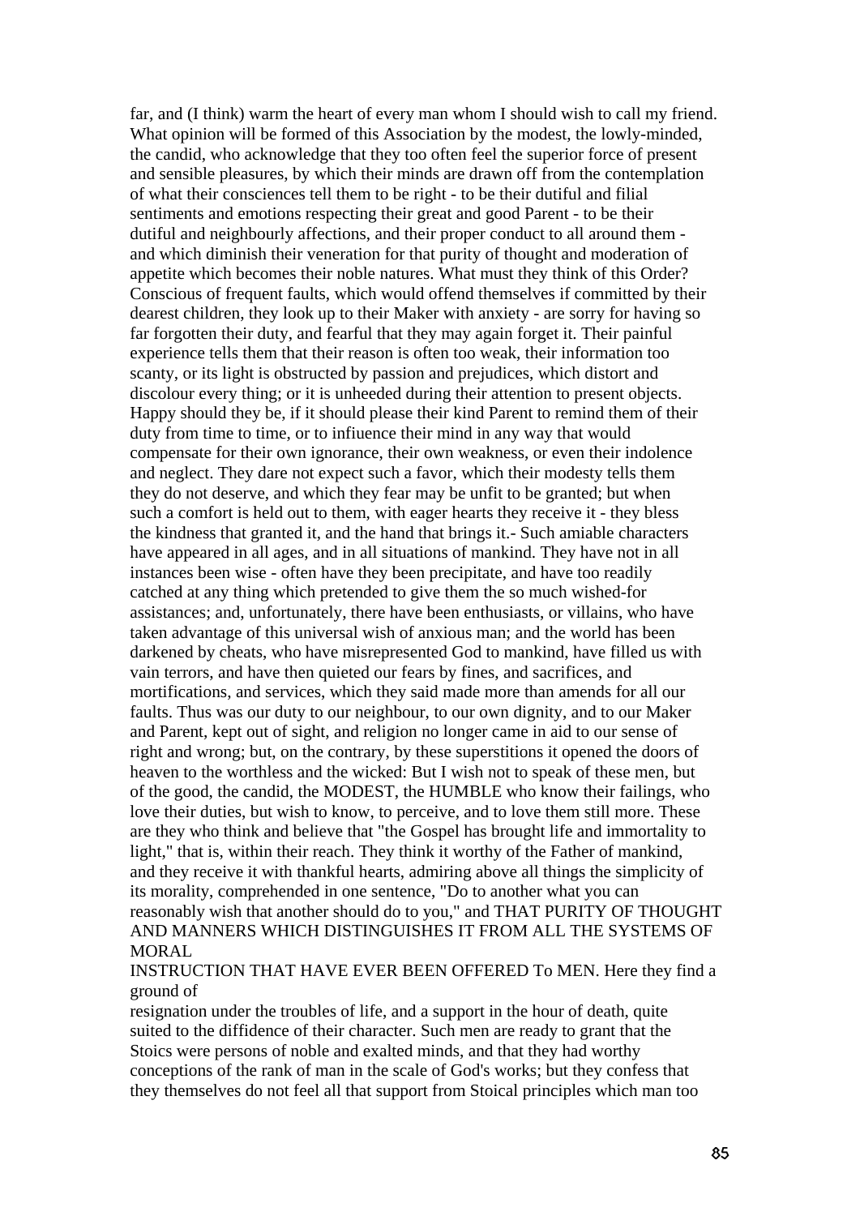far, and (I think) warm the heart of every man whom I should wish to call my friend. What opinion will be formed of this Association by the modest, the lowly-minded, the candid, who acknowledge that they too often feel the superior force of present and sensible pleasures, by which their minds are drawn off from the contemplation of what their consciences tell them to be right - to be their dutiful and filial sentiments and emotions respecting their great and good Parent - to be their dutiful and neighbourly affections, and their proper conduct to all around them - and which diminish their veneration for that purity of thought and moderation of appetite which becomes their noble natures. What must they think of this Order? Conscious of frequent faults, which would offend themselves if committed by their dearest children, they look up to their Maker with anxiety - are sorry for having so far forgotten their duty, and fearful that they may again forget it. Their painful experience tells them that their reason is often too weak, their information too scanty, or its light is obstructed by passion and prejudices, which distort and discolour every thing; or it is unheeded during their attention to present objects. Happy should they be, if it should please their kind Parent to remind them of their duty from time to time, or to infiuence their mind in any way that would compensate for their own ignorance, their own weakness, or even their indolence and neglect. They dare not expect such a favor, which their modesty tells them they do not deserve, and which they fear may be unfit to be granted; but when such a comfort is held out to them, with eager hearts they receive it - they bless the kindness that granted it, and the hand that brings it.- Such amiable characters have appeared in all ages, and in all situations of mankind. They have not in all instances been wise - often have they been precipitate, and have too readily catched at any thing which pretended to give them the so much wished-for assistances; and, unfortunately, there have been enthusiasts, or villains, who have taken advantage of this universal wish of anxious man; and the world has been darkened by cheats, who have misrepresented God to mankind, have filled us with vain terrors, and have then quieted our fears by fines, and sacrifices, and mortifications, and services, which they said made more than amends for all our faults. Thus was our duty to our neighbour, to our own dignity, and to our Maker and Parent, kept out of sight, and religion no longer came in aid to our sense of right and wrong; but, on the contrary, by these superstitions it opened the doors of heaven to the worthless and the wicked: But I wish not to speak of these men, but of the good, the candid, the MODEST, the HUMBLE who know their failings, who love their duties, but wish to know, to perceive, and to love them still more. These are they who think and believe that "the Gospel has brought life and immortality to light," that is, within their reach. They think it worthy of the Father of mankind, and they receive it with thankful hearts, admiring above all things the simplicity of its morality, comprehended in one sentence, "Do to another what you can reasonably wish that another should do to you," and THAT PURITY OF THOUGHT AND MANNERS WHICH DISTINGUISHES IT FROM ALL THE SYSTEMS OF MORAL INSTRUCTION THAT HAVE EVER BEEN OFFERED To MEN. Here they find a ground of resignation under the troubles of life, and a support in the hour of death, quite suited to the diffidence of their character. Such men are ready to grant that the Stoics were persons of noble and exalted minds, and that they had worthy conceptions of the rank of man in the scale of God's works; but they confess that they themselves do not feel all that support from Stoical principles which man too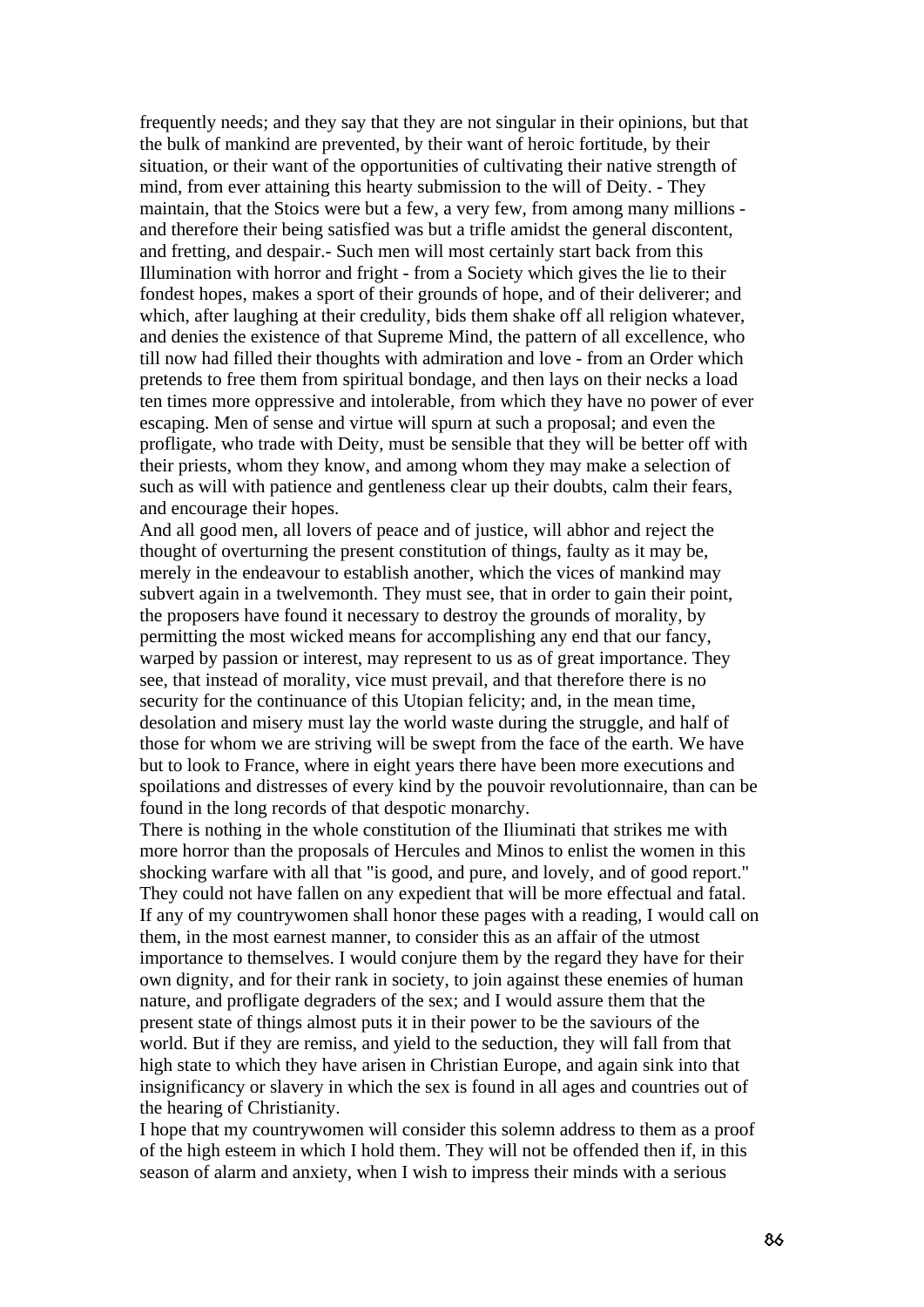frequently needs; and they say that they are not singular in their opinions, but that the bulk of mankind are prevented, by their want of heroic fortitude, by their situation, or their want of the opportunities of cultivating their native strength of mind, from ever attaining this hearty submission to the will of Deity. - They maintain, that the Stoics were but a few, a very few, from among many millions - and therefore their being satisfied was but a trifle amidst the general discontent, and fretting, and despair.- Such men will most certainly start back from this Illumination with horror and fright - from a Society which gives the lie to their fondest hopes, makes a sport of their grounds of hope, and of their deliverer; and which, after laughing at their credulity, bids them shake off all religion whatever, and denies the existence of that Supreme Mind, the pattern of all excellence, who till now had filled their thoughts with admiration and love - from an Order which pretends to free them from spiritual bondage, and then lays on their necks a load ten times more oppressive and intolerable, from which they have no power of ever escaping. Men of sense and virtue will spurn at such a proposal; and even the profligate, who trade with Deity, must be sensible that they will be better off with their priests, whom they know, and among whom they may make a selection of such as will with patience and gentleness clear up their doubts, calm their fears, and encourage their hopes.

And all good men, all lovers of peace and of justice, will abhor and reject the thought of overturning the present constitution of things, faulty as it may be, merely in the endeavour to establish another, which the vices of mankind may subvert again in a twelvemonth. They must see, that in order to gain their point, the proposers have found it necessary to destroy the grounds of morality, by permitting the most wicked means for accomplishing any end that our fancy, warped by passion or interest, may represent to us as of great importance. They see, that instead of morality, vice must prevail, and that therefore there is no security for the continuance of this Utopian felicity; and, in the mean time, desolation and misery must lay the world waste during the struggle, and half of those for whom we are striving will be swept from the face of the earth. We have but to look to France, where in eight years there have been more executions and spoilations and distresses of every kind by the pouvoir revolutionnaire, than can be found in the long records of that despotic monarchy.

There is nothing in the whole constitution of the Iliuminati that strikes me with more horror than the proposals of Hercules and Minos to enlist the women in this shocking warfare with all that "is good, and pure, and lovely, and of good report." They could not have fallen on any expedient that will be more effectual and fatal. If any of my countrywomen shall honor these pages with a reading, I would call on them, in the most earnest manner, to consider this as an affair of the utmost importance to themselves. I would conjure them by the regard they have for their own dignity, and for their rank in society, to join against these enemies of human nature, and profligate degraders of the sex; and I would assure them that the present state of things almost puts it in their power to be the saviours of the world. But if they are remiss, and yield to the seduction, they will fall from that high state to which they have arisen in Christian Europe, and again sink into that insignificancy or slavery in which the sex is found in all ages and countries out of the hearing of Christianity.

I hope that my countrywomen will consider this solemn address to them as a proof of the high esteem in which I hold them. They will not be offended then if, in this season of alarm and anxiety, when I wish to impress their minds with a serious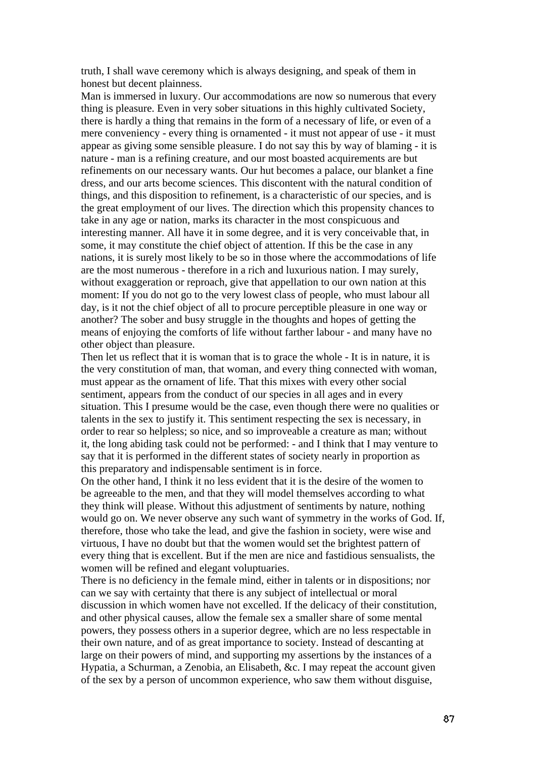truth, I shall wave ceremony which is always designing, and speak of them in honest but decent plainness.

Man is immersed in luxury. Our accommodations are now so numerous that every thing is pleasure. Even in very sober situations in this highly cultivated Society, there is hardly a thing that remains in the form of a necessary of life, or even of a mere conveniency - every thing is ornamented - it must not appear of use - it must appear as giving some sensible pleasure. I do not say this by way of blaming - it is nature - man is a refining creature, and our most boasted acquirements are but refinements on our necessary wants. Our hut becomes a palace, our blanket a fine dress, and our arts become sciences. This discontent with the natural condition of things, and this disposition to refinement, is a characteristic of our species, and is the great employment of our lives. The direction which this propensity chances to take in any age or nation, marks its character in the most conspicuous and interesting manner. All have it in some degree, and it is very conceivable that, in some, it may constitute the chief object of attention. If this be the case in any nations, it is surely most likely to be so in those where the accommodations of life are the most numerous - therefore in a rich and luxurious nation. I may surely, without exaggeration or reproach, give that appellation to our own nation at this moment: If you do not go to the very lowest class of people, who must labour all day, is it not the chief object of all to procure perceptible pleasure in one way or another? The sober and busy struggle in the thoughts and hopes of getting the means of enjoying the comforts of life without farther labour - and many have no other object than pleasure.

Then let us reflect that it is woman that is to grace the whole - It is in nature, it is the very constitution of man, that woman, and every thing connected with woman, must appear as the ornament of life. That this mixes with every other social sentiment, appears from the conduct of our species in all ages and in every situation. This I presume would be the case, even though there were no qualities or talents in the sex to justify it. This sentiment respecting the sex is necessary, in order to rear so helpless; so nice, and so improveable a creature as man; without it, the long abiding task could not be performed: - and I think that I may venture to say that it is performed in the different states of society nearly in proportion as this preparatory and indispensable sentiment is in force.

On the other hand, I think it no less evident that it is the desire of the women to be agreeable to the men, and that they will model themselves according to what they think will please. Without this adjustment of sentiments by nature, nothing would go on. We never observe any such want of symmetry in the works of God. If, therefore, those who take the lead, and give the fashion in society, were wise and virtuous, I have no doubt but that the women would set the brightest pattern of every thing that is excellent. But if the men are nice and fastidious sensualists, the women will be refined and elegant voluptuaries.

There is no deficiency in the female mind, either in talents or in dispositions; nor can we say with certainty that there is any subject of intellectual or moral discussion in which women have not excelled. If the delicacy of their constitution, and other physical causes, allow the female sex a smaller share of some mental powers, they possess others in a superior degree, which are no less respectable in their own nature, and of as great importance to society. Instead of descanting at large on their powers of mind, and supporting my assertions by the instances of a Hypatia, a Schurman, a Zenobia, an Elisabeth, &c. I may repeat the account given of the sex by a person of uncommon experience, who saw them without disguise,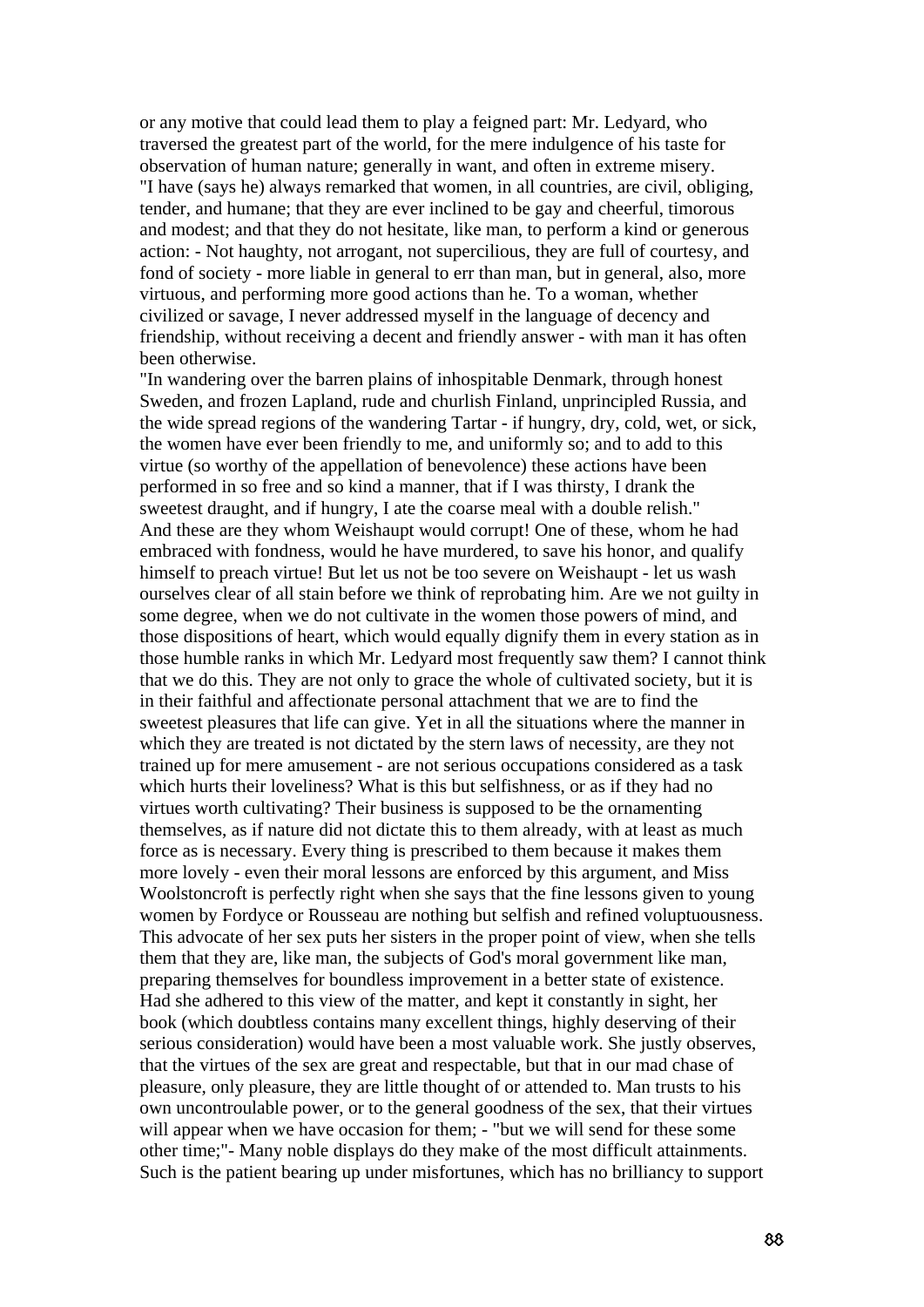or any motive that could lead them to play a feigned part: Mr. Ledyard, who traversed the greatest part of the world, for the mere indulgence of his taste for observation of human nature; generally in want, and often in extreme misery.

"I have (says he) always remarked that women, in all countries, are civil, obliging, tender, and humane; that they are ever inclined to be gay and cheerful, timorous and modest; and that they do not hesitate, like man, to perform a kind or generous action: - Not haughty, not arrogant, not supercilious, they are full of courtesy, and fond of society - more liable in general to err than man, but in general, also, more virtuous, and performing more good actions than he. To a woman, whether civilized or savage, I never addressed myself in the language of decency and friendship, without receiving a decent and friendly answer - with man it has often been otherwise.

"In wandering over the barren plains of inhospitable Denmark, through honest Sweden, and frozen Lapland, rude and churlish Finland, unprincipled Russia, and the wide spread regions of the wandering Tartar - if hungry, dry, cold, wet, or sick, the women have ever been friendly to me, and uniformly so; and to add to this virtue (so worthy of the appellation of benevolence) these actions have been performed in so free and so kind a manner, that if I was thirsty, I drank the sweetest draught, and if hungry, I ate the coarse meal with a double relish."

And these are they whom Weishaupt would corrupt! One of these, whom he had embraced with fondness, would he have murdered, to save his honor, and qualify himself to preach virtue! But let us not be too severe on Weishaupt - let us wash ourselves clear of all stain before we think of reprobating him. Are we not guilty in some degree, when we do not cultivate in the women those powers of mind, and those dispositions of heart, which would equally dignify them in every station as in those humble ranks in which Mr. Ledyard most frequently saw them? I cannot think that we do this. They are not only to grace the whole of cultivated society, but it is in their faithful and affectionate personal attachment that we are to find the sweetest pleasures that life can give. Yet in all the situations where the manner in which they are treated is not dictated by the stern laws of necessity, are they not trained up for mere amusement - are not serious occupations considered as a task which hurts their loveliness? What is this but selfishness, or as if they had no virtues worth cultivating? Their business is supposed to be the ornamenting themselves, as if nature did not dictate this to them already, with at least as much force as is necessary. Every thing is prescribed to them because it makes them more lovely - even their moral lessons are enforced by this argument, and Miss Woolstoncroft is perfectly right when she says that the fine lessons given to young women by Fordyce or Rousseau are nothing but selfish and refined voluptuousness. This advocate of her sex puts her sisters in the proper point of view, when she tells them that they are, like man, the subjects of God's moral government like man, preparing themselves for boundless improvement in a better state of existence. Had she adhered to this view of the matter, and kept it constantly in sight, her book (which doubtless contains many excellent things, highly deserving of their serious consideration) would have been a most valuable work. She justly observes, that the virtues of the sex are great and respectable, but that in our mad chase of pleasure, only pleasure, they are little thought of or attended to. Man trusts to his own uncontroulable power, or to the general goodness of the sex, that their virtues will appear when we have occasion for them; - "but we will send for these some other time;"- Many noble displays do they make of the most difficult attainments. Such is the patient bearing up under misfortunes, which has no brilliancy to support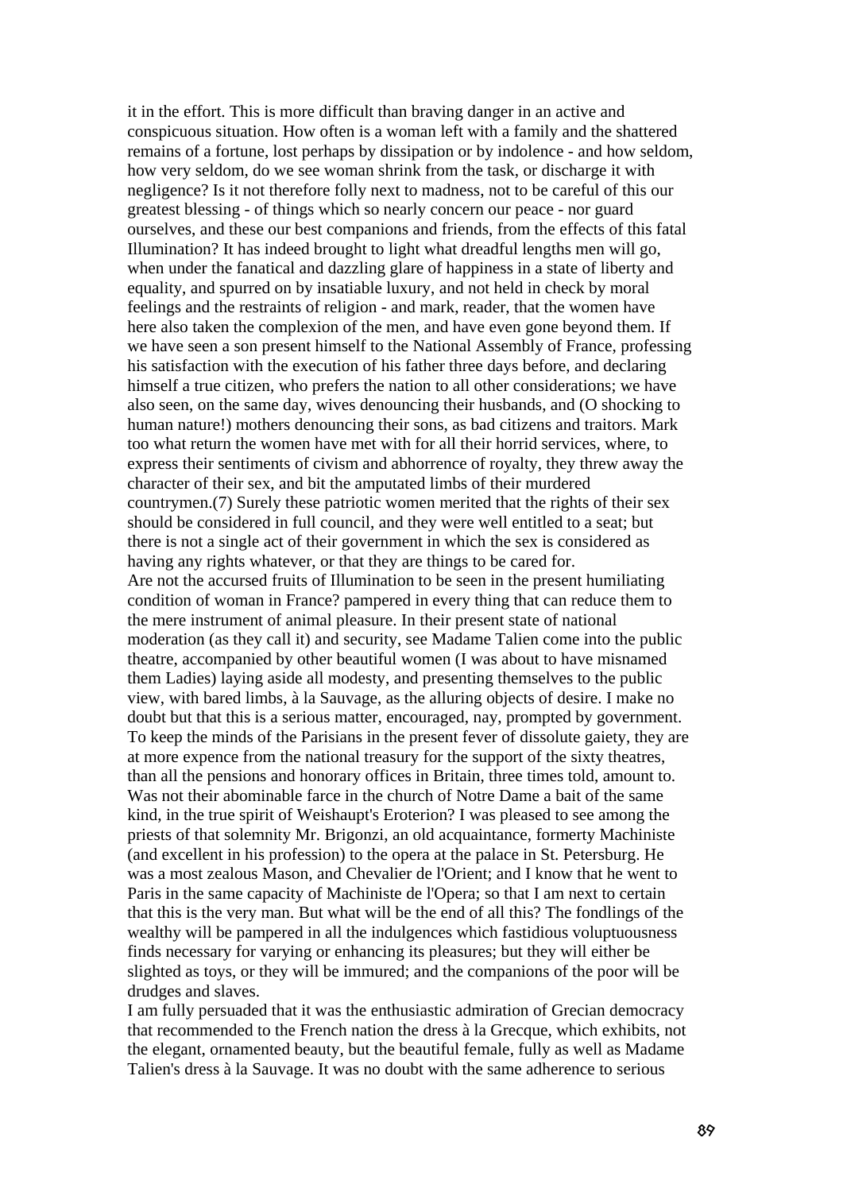it in the effort. This is more difficult than braving danger in an active and conspicuous situation. How often is a woman left with a family and the shattered remains of a fortune, lost perhaps by dissipation or by indolence - and how seldom, how very seldom, do we see woman shrink from the task, or discharge it with negligence? Is it not therefore folly next to madness, not to be careful of this our greatest blessing - of things which so nearly concern our peace - nor guard ourselves, and these our best companions and friends, from the effects of this fatal Illumination? It has indeed brought to light what dreadful lengths men will go, when under the fanatical and dazzling glare of happiness in a state of liberty and equality, and spurred on by insatiable luxury, and not held in check by moral feelings and the restraints of religion - and mark, reader, that the women have here also taken the complexion of the men, and have even gone beyond them. If we have seen a son present himself to the National Assembly of France, professing his satisfaction with the execution of his father three days before, and declaring himself a true citizen, who prefers the nation to all other considerations; we have also seen, on the same day, wives denouncing their husbands, and (O shocking to human nature!) mothers denouncing their sons, as bad citizens and traitors. Mark too what return the women have met with for all their horrid services, where, to express their sentiments of civism and abhorrence of royalty, they threw away the character of their sex, and bit the amputated limbs of their murdered countrymen.(7) Surely these patriotic women merited that the rights of their sex should be considered in full council, and they were well entitled to a seat; but there is not a single act of their government in which the sex is considered as having any rights whatever, or that they are things to be cared for.

Are not the accursed fruits of Illumination to be seen in the present humiliating condition of woman in France? pampered in every thing that can reduce them to the mere instrument of animal pleasure. In their present state of national moderation (as they call it) and security, see Madame Talien come into the public theatre, accompanied by other beautiful women (I was about to have misnamed them Ladies) laying aside all modesty, and presenting themselves to the public view, with bared limbs, à la Sauvage, as the alluring objects of desire. I make no doubt but that this is a serious matter, encouraged, nay, prompted by government. To keep the minds of the Parisians in the present fever of dissolute gaiety, they are at more expence from the national treasury for the support of the sixty theatres, than all the pensions and honorary offices in Britain, three times told, amount to. Was not their abominable farce in the church of Notre Dame a bait of the same kind, in the true spirit of Weishaupt's Eroterion? I was pleased to see among the priests of that solemnity Mr. Brigonzi, an old acquaintance, formerty Machiniste (and excellent in his profession) to the opera at the palace in St. Petersburg. He was a most zealous Mason, and Chevalier de l'Orient; and I know that he went to Paris in the same capacity of Machiniste de l'Opera; so that I am next to certain that this is the very man. But what will be the end of all this? The fondlings of the wealthy will be pampered in all the indulgences which fastidious voluptuousness finds necessary for varying or enhancing its pleasures; but they will either be slighted as toys, or they will be immured; and the companions of the poor will be drudges and slaves.

I am fully persuaded that it was the enthusiastic admiration of Grecian democracy that recommended to the French nation the dress à la Grecque, which exhibits, not the elegant, ornamented beauty, but the beautiful female, fully as well as Madame Talien's dress à la Sauvage. It was no doubt with the same adherence to serious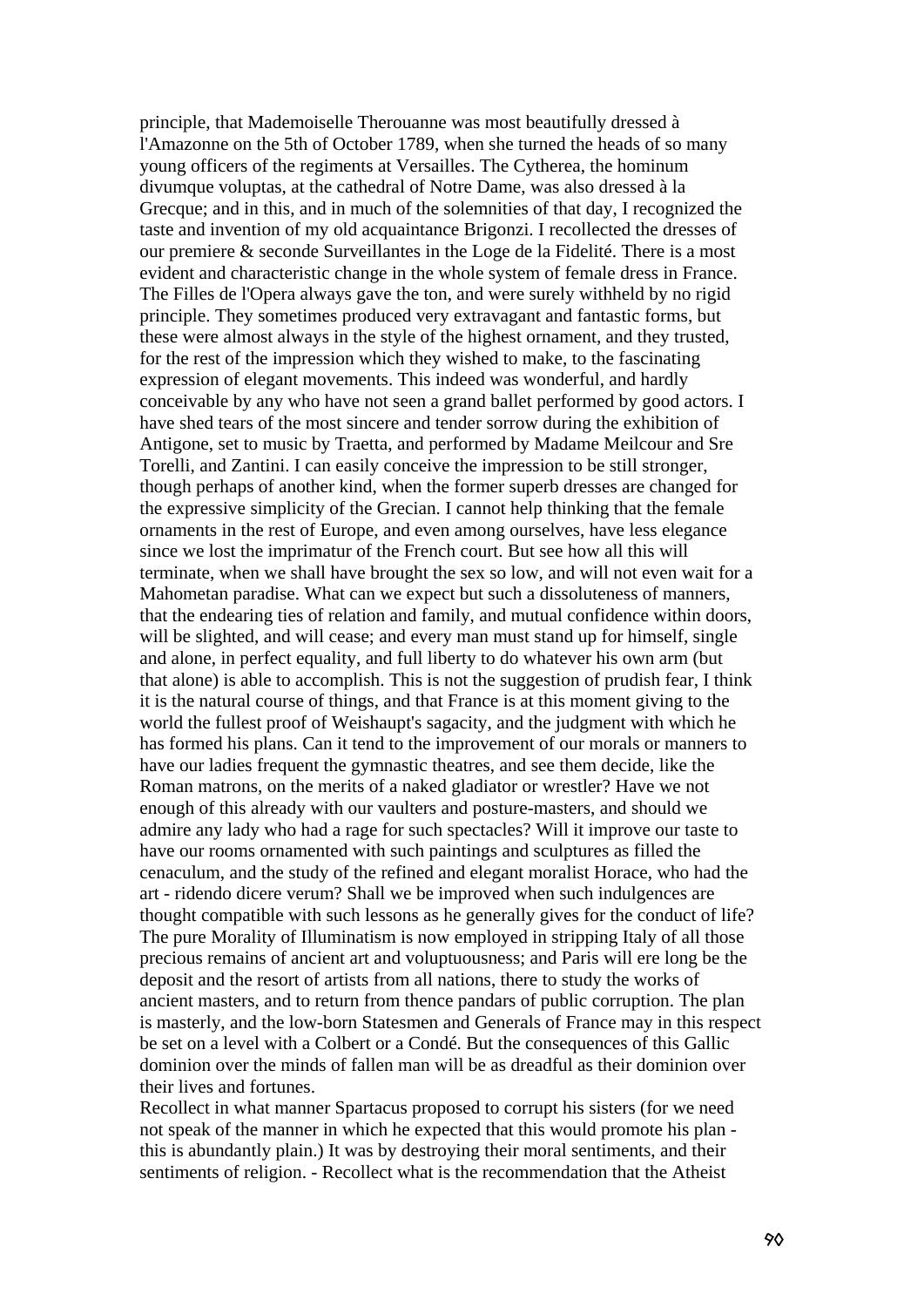principle, that Mademoiselle Therouanne was most beautifully dressed à l'Amazonne on the 5th of October 1789, when she turned the heads of so many young officers of the regiments at Versailles. The Cytherea, the hominum divumque voluptas, at the cathedral of Notre Dame, was also dressed à la Grecque; and in this, and in much of the solemnities of that day, I recognized the taste and invention of my old acquaintance Brigonzi. I recollected the dresses of our premiere & seconde Surveillantes in the Loge de la Fidelité. There is a most evident and characteristic change in the whole system of female dress in France. The Filles de l'Opera always gave the ton, and were surely withheld by no rigid principle. They sometimes produced very extravagant and fantastic forms, but these were almost always in the style of the highest ornament, and they trusted, for the rest of the impression which they wished to make, to the fascinating expression of elegant movements. This indeed was wonderful, and hardly conceivable by any who have not seen a grand ballet performed by good actors. I have shed tears of the most sincere and tender sorrow during the exhibition of Antigone, set to music by Traetta, and performed by Madame Meilcour and Sre Torelli, and Zantini. I can easily conceive the impression to be still stronger, though perhaps of another kind, when the former superb dresses are changed for the expressive simplicity of the Grecian. I cannot help thinking that the female ornaments in the rest of Europe, and even among ourselves, have less elegance since we lost the imprimatur of the French court. But see how all this will terminate, when we shall have brought the sex so low, and will not even wait for a Mahometan paradise. What can we expect but such a dissoluteness of manners, that the endearing ties of relation and family, and mutual confidence within doors, will be slighted, and will cease; and every man must stand up for himself, single and alone, in perfect equality, and full liberty to do whatever his own arm (but that alone) is able to accomplish. This is not the suggestion of prudish fear, I think it is the natural course of things, and that France is at this moment giving to the world the fullest proof of Weishaupt's sagacity, and the judgment with which he has formed his plans. Can it tend to the improvement of our morals or manners to have our ladies frequent the gymnastic theatres, and see them decide, like the Roman matrons, on the merits of a naked gladiator or wrestler? Have we not enough of this already with our vaulters and posture-masters, and should we admire any lady who had a rage for such spectacles? Will it improve our taste to have our rooms ornamented with such paintings and sculptures as filled the cenaculum, and the study of the refined and elegant moralist Horace, who had the art - ridendo dicere verum? Shall we be improved when such indulgences are thought compatible with such lessons as he generally gives for the conduct of life? The pure Morality of Illuminatism is now employed in stripping Italy of all those precious remains of ancient art and voluptuousness; and Paris will ere long be the deposit and the resort of artists from all nations, there to study the works of ancient masters, and to return from thence pandars of public corruption. The plan is masterly, and the low-born Statesmen and Generals of France may in this respect be set on a level with a Colbert or a Condé. But the consequences of this Gallic dominion over the minds of fallen man will be as dreadful as their dominion over their lives and fortunes.

Recollect in what manner Spartacus proposed to corrupt his sisters (for we need not speak of the manner in which he expected that this would promote his plan - this is abundantly plain.) It was by destroying their moral sentiments, and their sentiments of religion. - Recollect what is the recommendation that the Atheist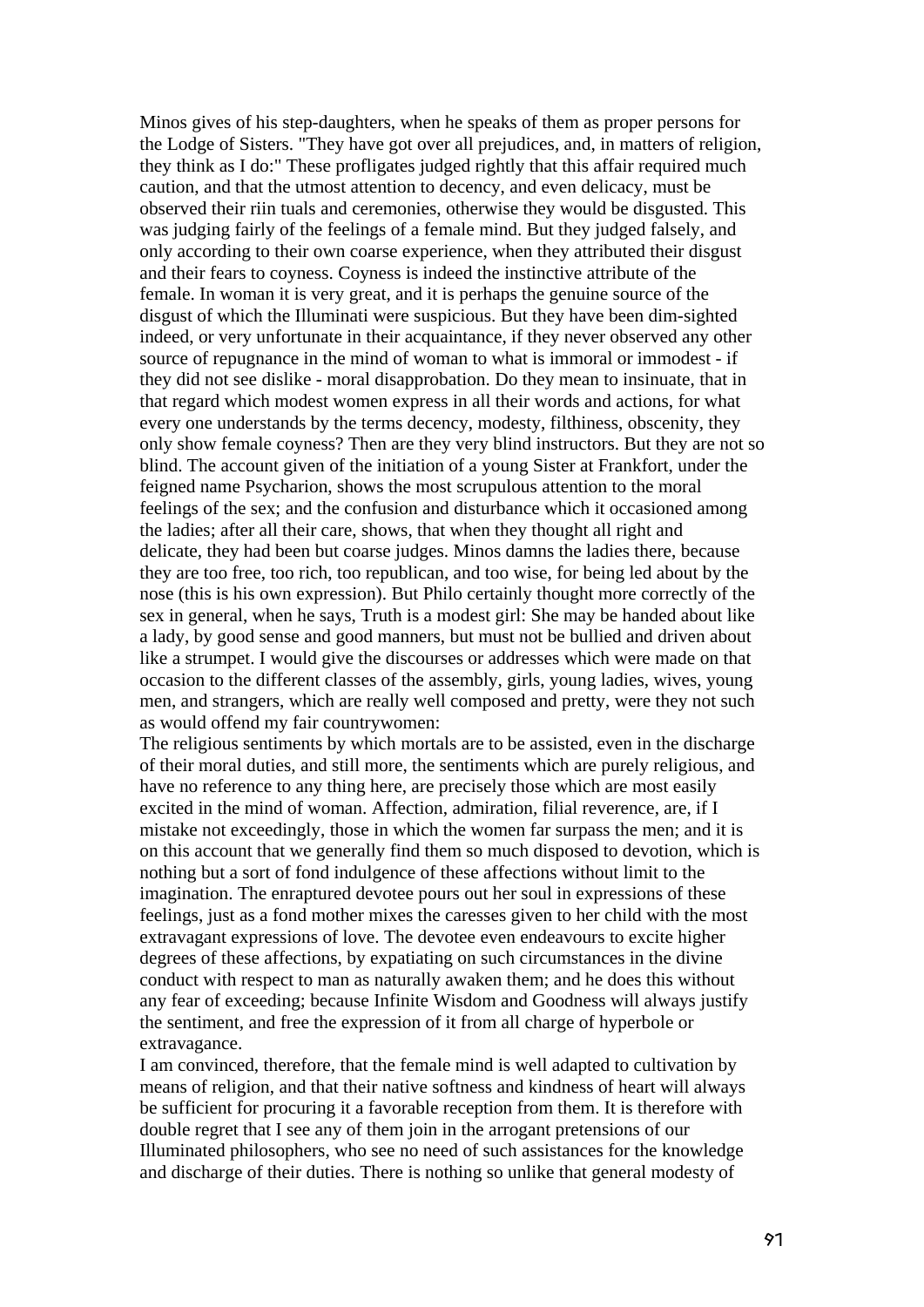Minos gives of his step-daughters, when he speaks of them as proper persons for the Lodge of Sisters. "They have got over all prejudices, and, in matters of religion, they think as I do:" These profligates judged rightly that this affair required much caution, and that the utmost attention to decency, and even delicacy, must be observed their riin tuals and ceremonies, otherwise they would be disgusted. This was judging fairly of the feelings of a female mind. But they judged falsely, and only according to their own coarse experience, when they attributed their disgust and their fears to coyness. Coyness is indeed the instinctive attribute of the female. In woman it is very great, and it is perhaps the genuine source of the disgust of which the Illuminati were suspicious. But they have been dim-sighted indeed, or very unfortunate in their acquaintance, if they never observed any other source of repugnance in the mind of woman to what is immoral or immodest - if they did not see dislike - moral disapprobation. Do they mean to insinuate, that in that regard which modest women express in all their words and actions, for what every one understands by the terms decency, modesty, filthiness, obscenity, they only show female coyness? Then are they very blind instructors. But they are not so blind. The account given of the initiation of a young Sister at Frankfort, under the feigned name Psycharion, shows the most scrupulous attention to the moral feelings of the sex; and the confusion and disturbance which it occasioned among the ladies; after all their care, shows, that when they thought all right and delicate, they had been but coarse judges. Minos damns the ladies there, because they are too free, too rich, too republican, and too wise, for being led about by the nose (this is his own expression). But Philo certainly thought more correctly of the sex in general, when he says, Truth is a modest girl: She may be handed about like a lady, by good sense and good manners, but must not be bullied and driven about like a strumpet. I would give the discourses or addresses which were made on that occasion to the different classes of the assembly, girls, young ladies, wives, young men, and strangers, which are really well composed and pretty, were they not such as would offend my fair countrywomen:

The religious sentiments by which mortals are to be assisted, even in the discharge of their moral duties, and still more, the sentiments which are purely religious, and have no reference to any thing here, are precisely those which are most easily excited in the mind of woman. Affection, admiration, filial reverence, are, if I mistake not exceedingly, those in which the women far surpass the men; and it is on this account that we generally find them so much disposed to devotion, which is nothing but a sort of fond indulgence of these affections without limit to the imagination. The enraptured devotee pours out her soul in expressions of these feelings, just as a fond mother mixes the caresses given to her child with the most extravagant expressions of love. The devotee even endeavours to excite higher degrees of these affections, by expatiating on such circumstances in the divine conduct with respect to man as naturally awaken them; and he does this without any fear of exceeding; because Infinite Wisdom and Goodness will always justify the sentiment, and free the expression of it from all charge of hyperbole or extravagance.

I am convinced, therefore, that the female mind is well adapted to cultivation by means of religion, and that their native softness and kindness of heart will always be sufficient for procuring it a favorable reception from them. It is therefore with double regret that I see any of them join in the arrogant pretensions of our Illuminated philosophers, who see no need of such assistances for the knowledge and discharge of their duties. There is nothing so unlike that general modesty of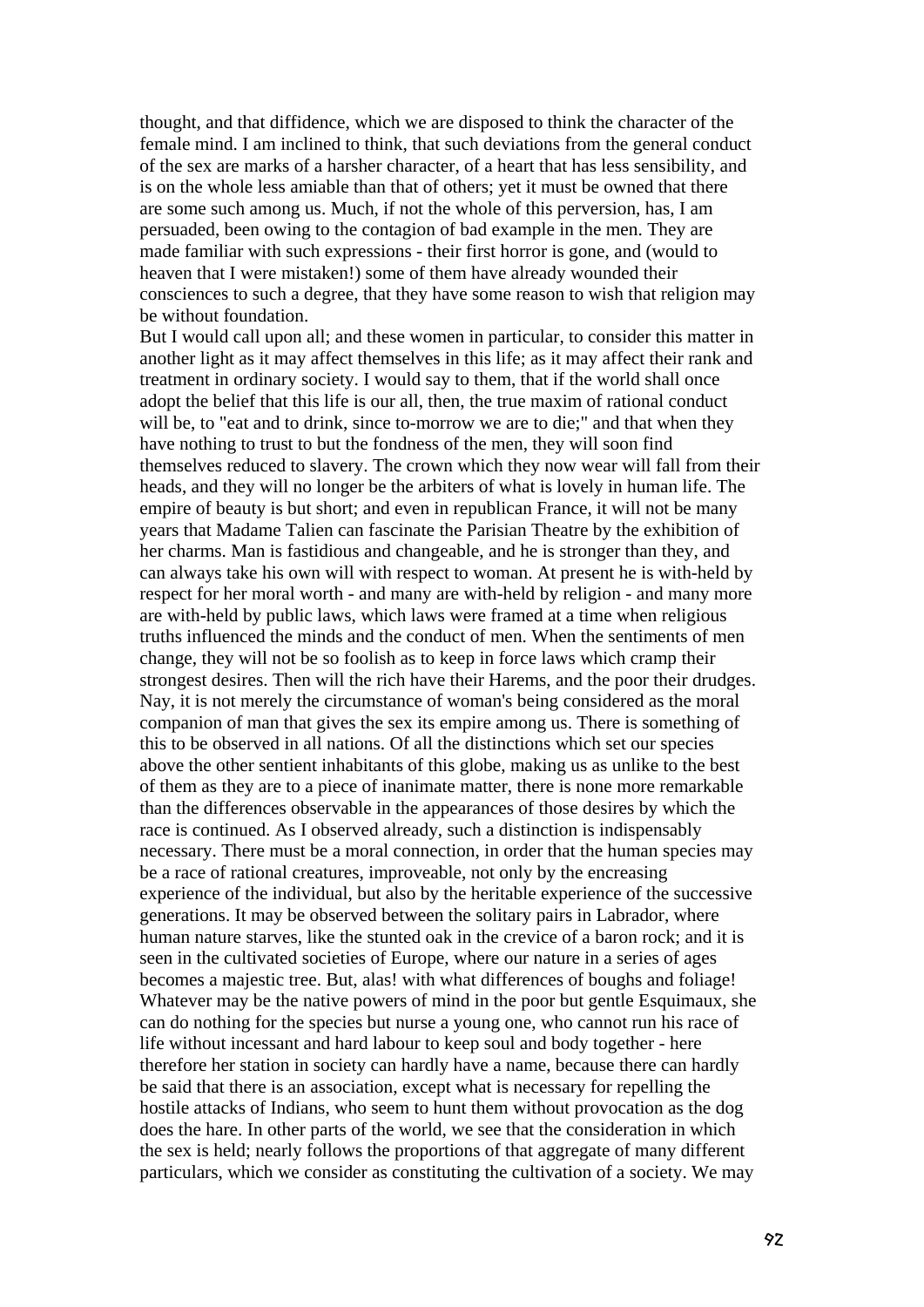thought, and that diffidence, which we are disposed to think the character of the female mind. I am inclined to think, that such deviations from the general conduct of the sex are marks of a harsher character, of a heart that has less sensibility, and is on the whole less amiable than that of others; yet it must be owned that there are some such among us. Much, if not the whole of this perversion, has, I am persuaded, been owing to the contagion of bad example in the men. They are made familiar with such expressions - their first horror is gone, and (would to heaven that I were mistaken!) some of them have already wounded their consciences to such a degree, that they have some reason to wish that religion may be without foundation.

But I would call upon all; and these women in particular, to consider this matter in another light as it may affect themselves in this life; as it may affect their rank and treatment in ordinary society. I would say to them, that if the world shall once adopt the belief that this life is our all, then, the true maxim of rational conduct will be, to "eat and to drink, since to-morrow we are to die;" and that when they have nothing to trust to but the fondness of the men, they will soon find themselves reduced to slavery. The crown which they now wear will fall from their heads, and they will no longer be the arbiters of what is lovely in human life. The empire of beauty is but short; and even in republican France, it will not be many years that Madame Talien can fascinate the Parisian Theatre by the exhibition of her charms. Man is fastidious and changeable, and he is stronger than they, and can always take his own will with respect to woman. At present he is with-held by respect for her moral worth - and many are with-held by religion - and many more are with-held by public laws, which laws were framed at a time when religious truths influenced the minds and the conduct of men. When the sentiments of men change, they will not be so foolish as to keep in force laws which cramp their strongest desires. Then will the rich have their Harems, and the poor their drudges. Nay, it is not merely the circumstance of woman's being considered as the moral companion of man that gives the sex its empire among us. There is something of this to be observed in all nations. Of all the distinctions which set our species above the other sentient inhabitants of this globe, making us as unlike to the best of them as they are to a piece of inanimate matter, there is none more remarkable than the differences observable in the appearances of those desires by which the race is continued. As I observed already, such a distinction is indispensably necessary. There must be a moral connection, in order that the human species may be a race of rational creatures, improveable, not only by the encreasing experience of the individual, but also by the heritable experience of the successive generations. It may be observed between the solitary pairs in Labrador, where human nature starves, like the stunted oak in the crevice of a baron rock; and it is seen in the cultivated societies of Europe, where our nature in a series of ages becomes a majestic tree. But, alas! with what differences of boughs and foliage! Whatever may be the native powers of mind in the poor but gentle Esquimaux, she can do nothing for the species but nurse a young one, who cannot run his race of life without incessant and hard labour to keep soul and body together - here therefore her station in society can hardly have a name, because there can hardly be said that there is an association, except what is necessary for repelling the hostile attacks of Indians, who seem to hunt them without provocation as the dog does the hare. In other parts of the world, we see that the consideration in which the sex is held; nearly follows the proportions of that aggregate of many different particulars, which we consider as constituting the cultivation of a society. We may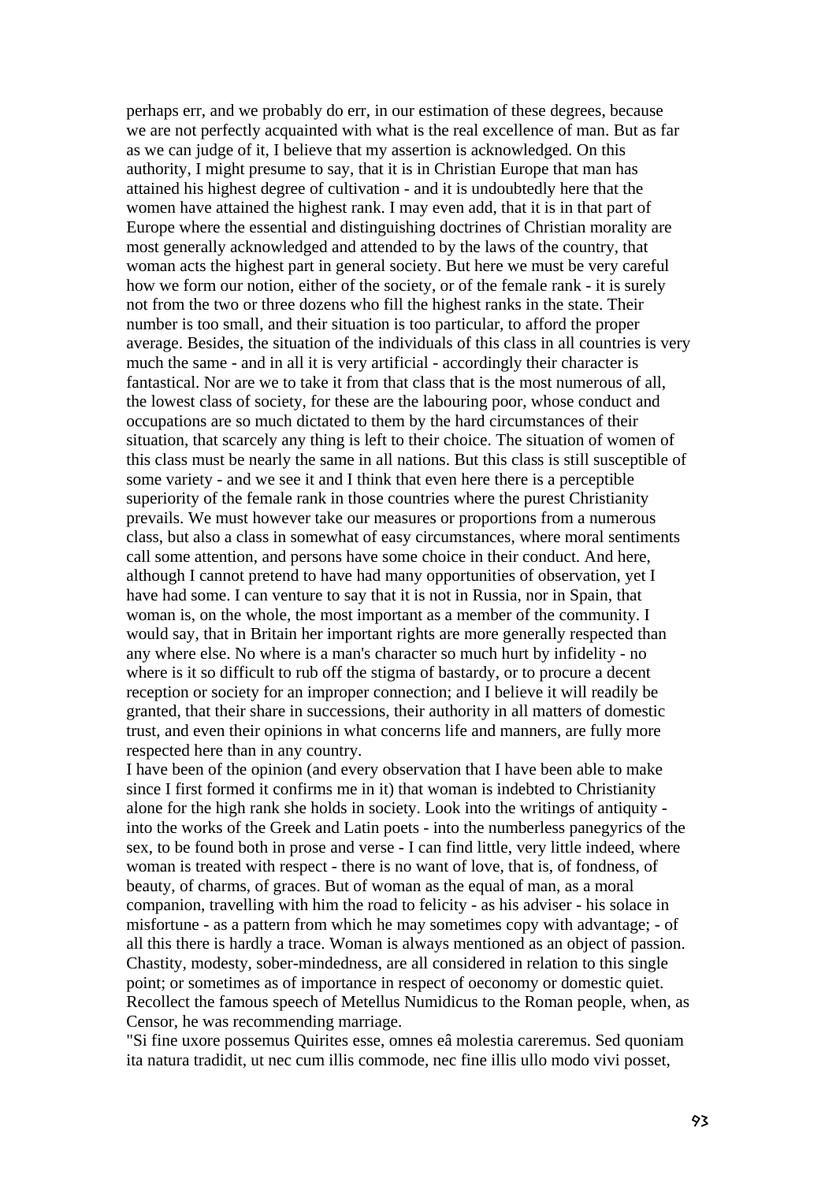perhaps err, and we probably do err, in our estimation of these degrees, because we are not perfectly acquainted with what is the real excellence of man. But as far as we can judge of it, I believe that my assertion is acknowledged. On this authority, I might presume to say, that it is in Christian Europe that man has attained his highest degree of cultivation - and it is undoubtedly here that the women have attained the highest rank. I may even add, that it is in that part of Europe where the essential and distinguishing doctrines of Christian morality are most generally acknowledged and attended to by the laws of the country, that woman acts the highest part in general society. But here we must be very careful how we form our notion, either of the society, or of the female rank - it is surely not from the two or three dozens who fill the highest ranks in the state. Their number is too small, and their situation is too particular, to afford the proper average. Besides, the situation of the individuals of this class in all countries is very much the same - and in all it is very artificial - accordingly their character is fantastical. Nor are we to take it from that class that is the most numerous of all, the lowest class of society, for these are the labouring poor, whose conduct and occupations are so much dictated to them by the hard circumstances of their situation, that scarcely any thing is left to their choice. The situation of women of this class must be nearly the same in all nations. But this class is still susceptible of some variety - and we see it and I think that even here there is a perceptible superiority of the female rank in those countries where the purest Christianity prevails. We must however take our measures or proportions from a numerous class, but also a class in somewhat of easy circumstances, where moral sentiments call some attention, and persons have some choice in their conduct. And here, although I cannot pretend to have had many opportunities of observation, yet I have had some. I can venture to say that it is not in Russia, nor in Spain, that woman is, on the whole, the most important as a member of the community. I would say, that in Britain her important rights are more generally respected than any where else. No where is a man's character so much hurt by infidelity - no where is it so difficult to rub off the stigma of bastardy, or to procure a decent reception or society for an improper connection; and I believe it will readily be granted, that their share in successions, their authority in all matters of domestic trust, and even their opinions in what concerns life and manners, are fully more respected here than in any country.

I have been of the opinion (and every observation that I have been able to make since I first formed it confirms me in it) that woman is indebted to Christianity alone for the high rank she holds in society. Look into the writings of antiquity - into the works of the Greek and Latin poets - into the numberless panegyrics of the sex, to be found both in prose and verse - I can find little, very little indeed, where woman is treated with respect - there is no want of love, that is, of fondness, of beauty, of charms, of graces. But of woman as the equal of man, as a moral companion, travelling with him the road to felicity - as his adviser - his solace in misfortune - as a pattern from which he may sometimes copy with advantage; - of all this there is hardly a trace. Woman is always mentioned as an object of passion. Chastity, modesty, sober-mindedness, are all considered in relation to this single point; or sometimes as of importance in respect of oeconomy or domestic quiet. Recollect the famous speech of Metellus Numidicus to the Roman people, when, as Censor, he was recommending marriage.

"Si fine uxore possemus Quirites esse, omnes eâ molestia careremus. Sed quoniam ita natura tradidit, ut nec cum illis commode, nec fine illis ullo modo vivi posset,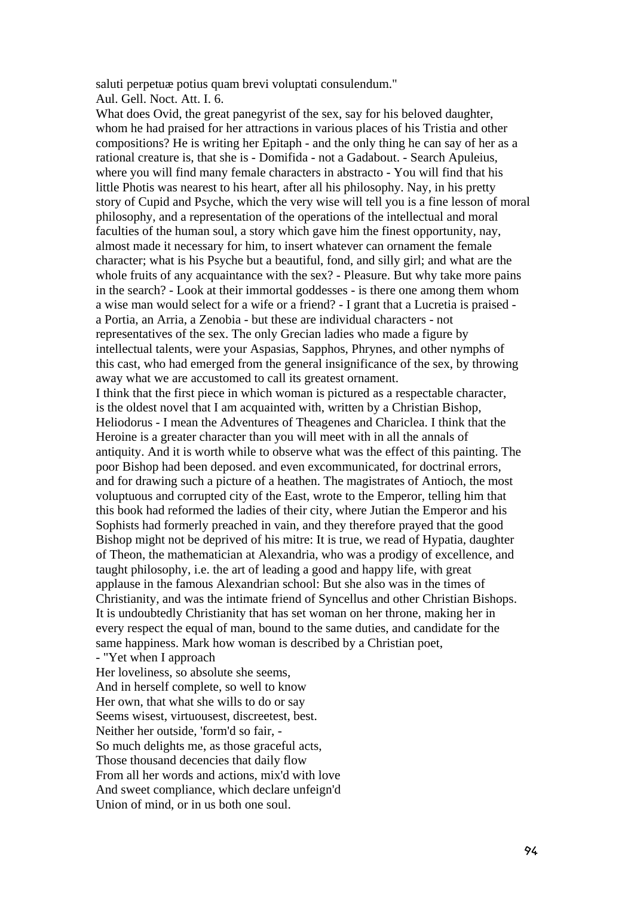saluti perpetuæ potius quam brevi voluptati consulendum."
Aul. Gell. Noct. Att. I. 6.

What does Ovid, the great panegyrist of the sex, say for his beloved daughter, whom he had praised for her attractions in various places of his Tristia and other compositions? He is writing her Epitaph - and the only thing he can say of her as a rational creature is, that she is - Domifida - not a Gadabout. - Search Apuleius, where you will find many female characters in abstracto - You will find that his little Photis was nearest to his heart, after all his philosophy. Nay, in his pretty story of Cupid and Psyche, which the very wise will tell you is a fine lesson of moral philosophy, and a representation of the operations of the intellectual and moral faculties of the human soul, a story which gave him the finest opportunity, nay, almost made it necessary for him, to insert whatever can ornament the female character; what is his Psyche but a beautiful, fond, and silly girl; and what are the whole fruits of any acquaintance with the sex? - Pleasure. But why take more pains in the search? - Look at their immortal goddesses - is there one among them whom a wise man would select for a wife or a friend? - I grant that a Lucretia is praised - a Portia, an Arria, a Zenobia - but these are individual characters - not representatives of the sex. The only Grecian ladies who made a figure by intellectual talents, were your Aspasias, Sapphos, Phrynes, and other nymphs of this cast, who had emerged from the general insignificance of the sex, by throwing away what we are accustomed to call its greatest ornament.

I think that the first piece in which woman is pictured as a respectable character, is the oldest novel that I am acquainted with, written by a Christian Bishop, Heliodorus - I mean the Adventures of Theagenes and Chariclea. I think that the Heroine is a greater character than you will meet with in all the annals of antiquity. And it is worth while to observe what was the effect of this painting. The poor Bishop had been deposed. and even excommunicated, for doctrinal errors, and for drawing such a picture of a heathen. The magistrates of Antioch, the most voluptuous and corrupted city of the East, wrote to the Emperor, telling him that this book had reformed the ladies of their city, where Jutian the Emperor and his Sophists had formerly preached in vain, and they therefore prayed that the good Bishop might not be deprived of his mitre: It is true, we read of Hypatia, daughter of Theon, the mathematician at Alexandria, who was a prodigy of excellence, and taught philosophy, i.e. the art of leading a good and happy life, with great applause in the famous Alexandrian school: But she also was in the times of Christianity, and was the intimate friend of Syncellus and other Christian Bishops. It is undoubtedly Christianity that has set woman on her throne, making her in every respect the equal of man, bound to the same duties, and candidate for the same happiness. Mark how woman is described by a Christian poet,

- "Yet when I approach
Her loveliness, so absolute she seems,
And in herself complete, so well to know
Her own, that what she wills to do or say
Seems wisest, virtuousest, discreetest, best.
Neither her outside, 'form'd so fair, -
So much delights me, as those graceful acts,
Those thousand decencies that daily flow
From all her words and actions, mix'd with love
And sweet compliance, which declare unfeign'd
Union of mind, or in us both one soul.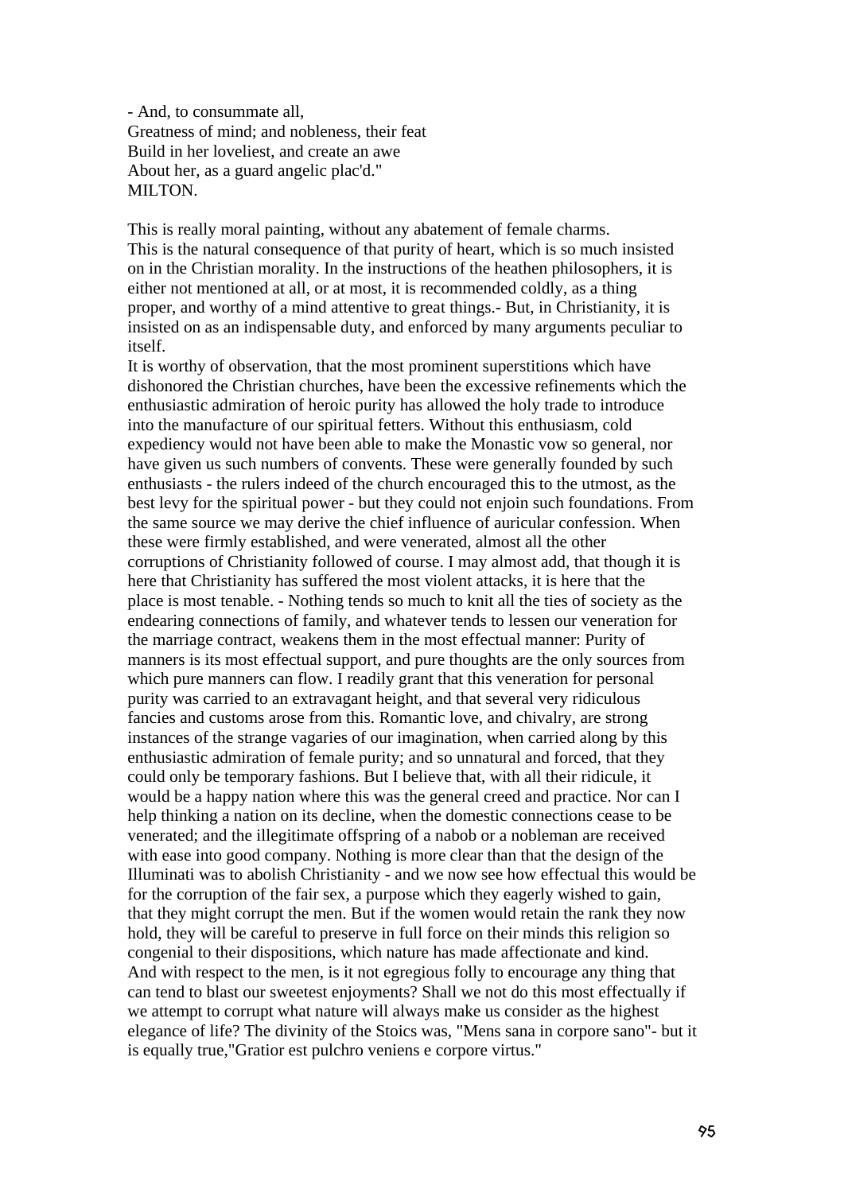- And, to consummate all,
Greatness of mind; and nobleness, their feat
Build in her loveliest, and create an awe
About her, as a guard angelic plac'd."
MILTON.

This is really moral painting, without any abatement of female charms.
This is the natural consequence of that purity of heart, which is so much insisted on in the Christian morality. In the instructions of the heathen philosophers, it is either not mentioned at all, or at most, it is recommended coldly, as a thing proper, and worthy of a mind attentive to great things.- But, in Christianity, it is insisted on as an indispensable duty, and enforced by many arguments peculiar to itself.

It is worthy of observation, that the most prominent superstitions which have dishonored the Christian churches, have been the excessive refinements which the enthusiastic admiration of heroic purity has allowed the holy trade to introduce into the manufacture of our spiritual fetters. Without this enthusiasm, cold expediency would not have been able to make the Monastic vow so general, nor have given us such numbers of convents. These were generally founded by such enthusiasts - the rulers indeed of the church encouraged this to the utmost, as the best levy for the spiritual power - but they could not enjoin such foundations. From the same source we may derive the chief influence of auricular confession. When these were firmly established, and were venerated, almost all the other corruptions of Christianity followed of course. I may almost add, that though it is here that Christianity has suffered the most violent attacks, it is here that the place is most tenable. - Nothing tends so much to knit all the ties of society as the endearing connections of family, and whatever tends to lessen our veneration for the marriage contract, weakens them in the most effectual manner: Purity of manners is its most effectual support, and pure thoughts are the only sources from which pure manners can flow. I readily grant that this veneration for personal purity was carried to an extravagant height, and that several very ridiculous fancies and customs arose from this. Romantic love, and chivalry, are strong instances of the strange vagaries of our imagination, when carried along by this enthusiastic admiration of female purity; and so unnatural and forced, that they could only be temporary fashions. But I believe that, with all their ridicule, it would be a happy nation where this was the general creed and practice. Nor can I help thinking a nation on its decline, when the domestic connections cease to be venerated; and the illegitimate offspring of a nabob or a nobleman are received with ease into good company. Nothing is more clear than that the design of the Illuminati was to abolish Christianity - and we now see how effectual this would be for the corruption of the fair sex, a purpose which they eagerly wished to gain, that they might corrupt the men. But if the women would retain the rank they now hold, they will be careful to preserve in full force on their minds this religion so congenial to their dispositions, which nature has made affectionate and kind.
And with respect to the men, is it not egregious folly to encourage any thing that can tend to blast our sweetest enjoyments? Shall we not do this most effectually if we attempt to corrupt what nature will always make us consider as the highest elegance of life? The divinity of the Stoics was, "Mens sana in corpore sano"- but it is equally true,"Gratior est pulchro veniens e corpore virtus."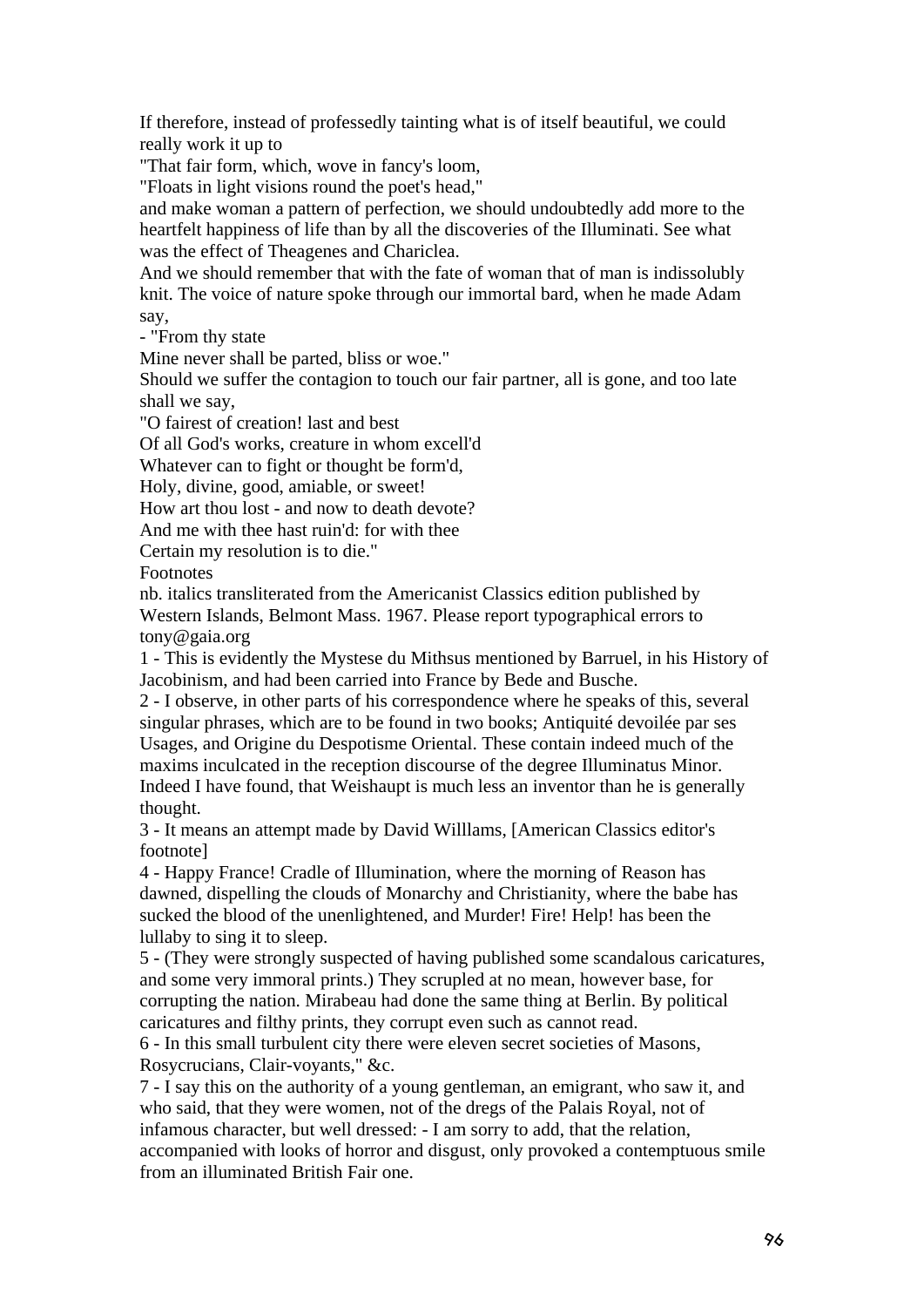If therefore, instead of professedly tainting what is of itself beautiful, we could really work it up to

"That fair form, which, wove in fancy's loom,
"Floats in light visions round the poet's head,"

and make woman a pattern of perfection, we should undoubtedly add more to the heartfelt happiness of life than by all the discoveries of the Illuminati. See what was the effect of Theagenes and Chariclea.

And we should remember that with the fate of woman that of man is indissolubly knit. The voice of nature spoke through our immortal bard, when he made Adam say,

- "From thy state
Mine never shall be parted, bliss or woe."

Should we suffer the contagion to touch our fair partner, all is gone, and too late shall we say,

"O fairest of creation! last and best
Of all God's works, creature in whom excell'd
Whatever can to fight or thought be form'd,
Holy, divine, good, amiable, or sweet!
How art thou lost - and now to death devote?
And me with thee hast ruin'd: for with thee
Certain my resolution is to die."

Footnotes

nb. italics transliterated from the Americanist Classics edition published by Western Islands, Belmont Mass. 1967. Please report typographical errors to tony@gaia.org

1 - This is evidently the Mystese du Mithsus mentioned by Barruel, in his History of Jacobinism, and had been carried into France by Bede and Busche.

2 - I observe, in other parts of his correspondence where he speaks of this, several singular phrases, which are to be found in two books; Antiquité devoilée par ses Usages, and Origine du Despotisme Oriental. These contain indeed much of the maxims inculcated in the reception discourse of the degree Illuminatus Minor. Indeed I have found, that Weishaupt is much less an inventor than he is generally thought.

3 - It means an attempt made by David Willlams, [American Classics editor's footnote]

4 - Happy France! Cradle of Illumination, where the morning of Reason has dawned, dispelling the clouds of Monarchy and Christianity, where the babe has sucked the blood of the unenlightened, and Murder! Fire! Help! has been the lullaby to sing it to sleep.

5 - (They were strongly suspected of having published some scandalous caricatures, and some very immoral prints.) They scrupled at no mean, however base, for corrupting the nation. Mirabeau had done the same thing at Berlin. By political caricatures and filthy prints, they corrupt even such as cannot read.

6 - In this small turbulent city there were eleven secret societies of Masons, Rosycrucians, Clair-voyants," &c.

7 - I say this on the authority of a young gentleman, an emigrant, who saw it, and who said, that they were women, not of the dregs of the Palais Royal, not of infamous character, but well dressed: - I am sorry to add, that the relation, accompanied with looks of horror and disgust, only provoked a contemptuous smile from an illuminated British Fair one.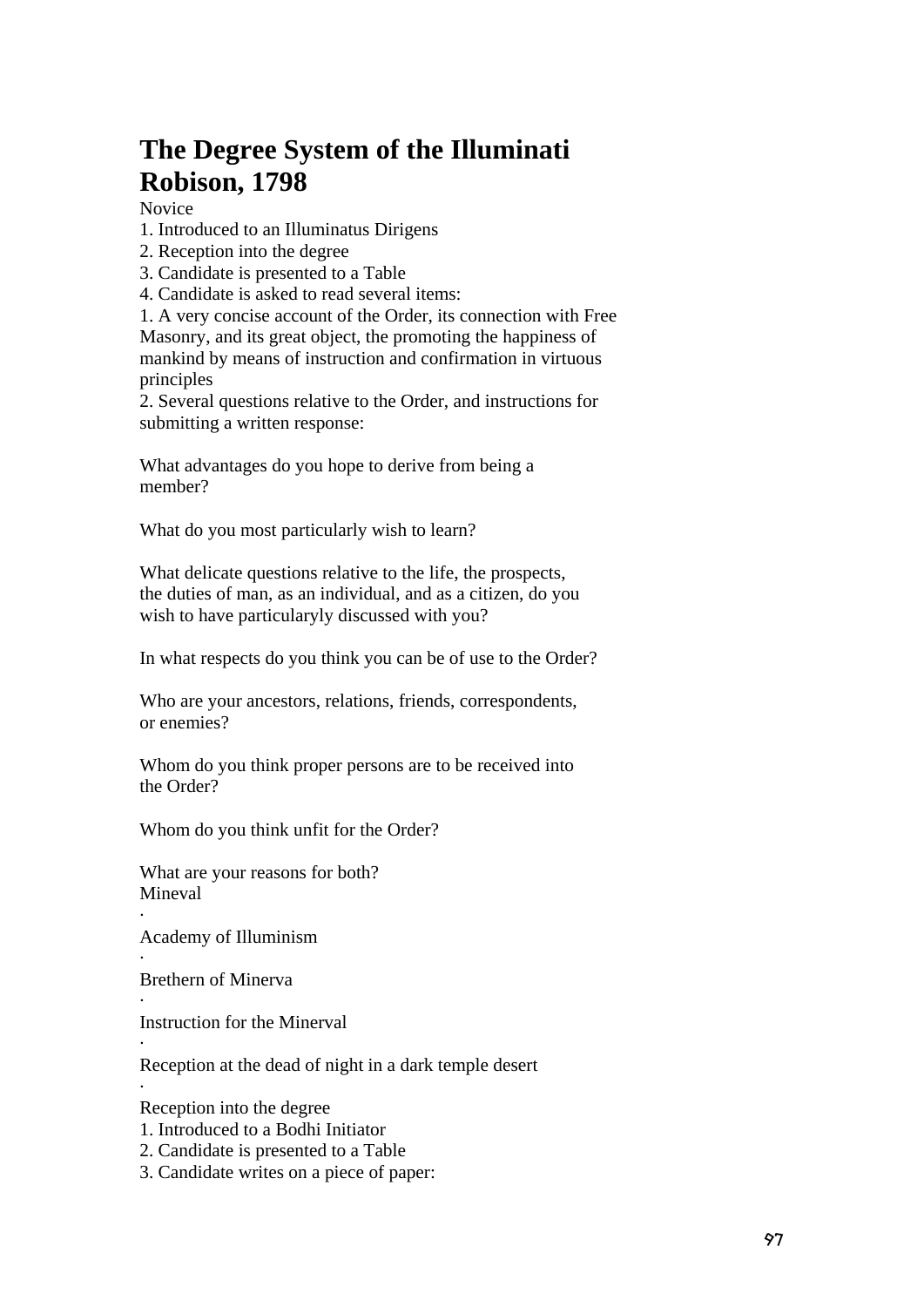# The Degree System of the Illuminati Robison, 1798

Novice

1. Introduced to an Illuminatus Dirigens
2. Reception into the degree
3. Candidate is presented to a Table
4. Candidate is asked to read several items:

1. A very concise account of the Order, its connection with Free Masonry, and its great object, the promoting the happiness of mankind by means of instruction and confirmation in virtuous principles
2. Several questions relative to the Order, and instructions for submitting a written response:

What advantages do you hope to derive from being a member?

What do you most particularly wish to learn?

What delicate questions relative to the life, the prospects, the duties of man, as an individual, and as a citizen, do you wish to have particularyly discussed with you?

In what respects do you think you can be of use to the Order?

Who are your ancestors, relations, friends, correspondents, or enemies?

Whom do you think proper persons are to be received into the Order?

Whom do you think unfit for the Order?

What are your reasons for both?

Mineval

- Academy of Illuminism
- Brethern of Minerva
- Instruction for the Mineval
- Reception at the dead of night in a dark temple desert
- Reception into the degree

1. Introduced to a Bodhi Initiator
2. Candidate is presented to a Table
3. Candidate writes on a piece of paper: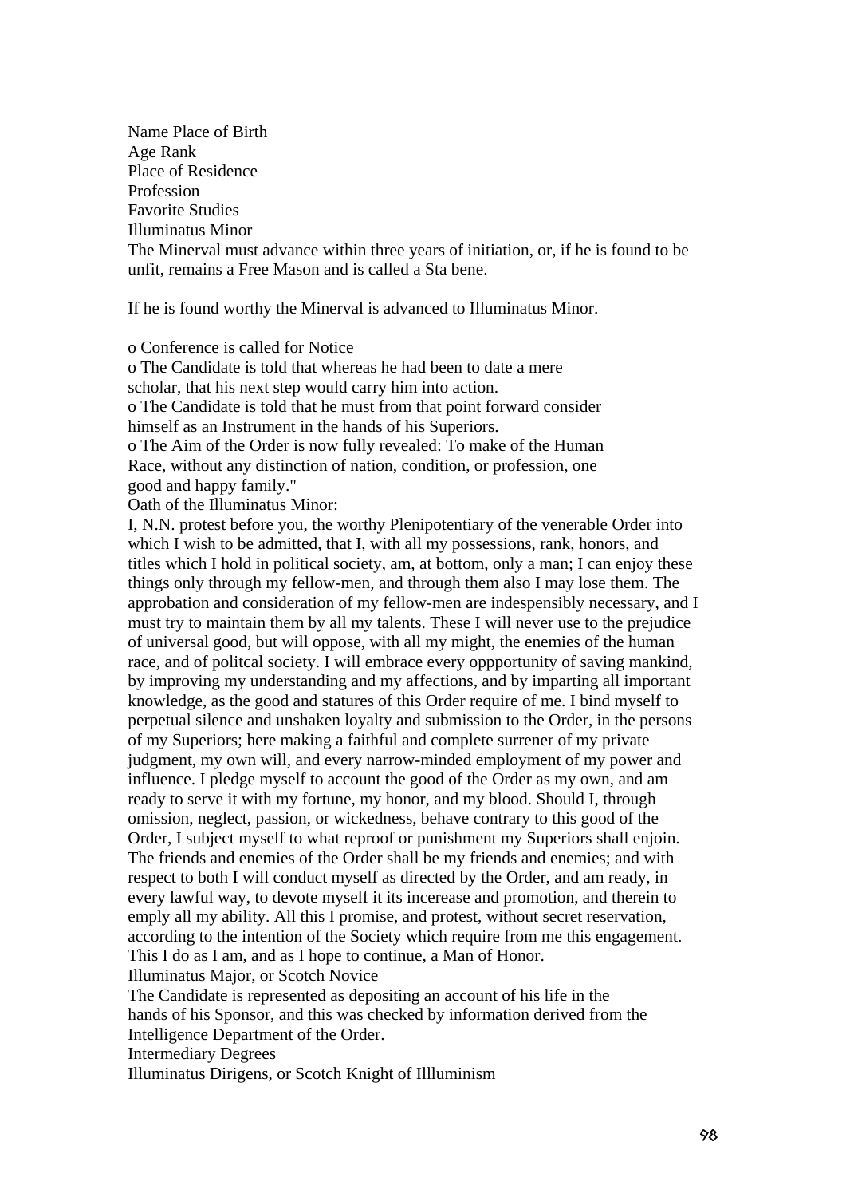Name Place of Birth
Age Rank
Place of Residence
Profession
Favorite Studies
Illuminatus Minor
The Minerval must advance within three years of initiation, or, if he is found to be unfit, remains a Free Mason and is called a Sta bene.

If he is found worthy the Minerval is advanced to Illuminatus Minor.

o Conference is called for Notice
o The Candidate is told that whereas he had been to date a mere scholar, that his next step would carry him into action.
o The Candidate is told that he must from that point forward consider himself as an Instrument in the hands of his Superiors.
o The Aim of the Order is now fully revealed: To make of the Human Race, without any distinction of nation, condition, or profession, one good and happy family."
Oath of the Illuminatus Minor:
I, N.N. protest before you, the worthy Plenipotentiary of the venerable Order into which I wish to be admitted, that I, with all my possessions, rank, honors, and titles which I hold in political society, am, at bottom, only a man; I can enjoy these things only through my fellow-men, and through them also I may lose them. The approbation and consideration of my fellow-men are indespensibly necessary, and I must try to maintain them by all my talents. These I will never use to the prejudice of universal good, but will oppose, with all my might, the enemies of the human race, and of politcal society. I will embrace every oppportunity of saving mankind, by improving my understanding and my affections, and by imparting all important knowledge, as the good and statures of this Order require of me. I bind myself to perpetual silence and unshaken loyalty and submission to the Order, in the persons of my Superiors; here making a faithful and complete surrener of my private judgment, my own will, and every narrow-minded employment of my power and influence. I pledge myself to account the good of the Order as my own, and am ready to serve it with my fortune, my honor, and my blood. Should I, through omission, neglect, passion, or wickedness, behave contrary to this good of the Order, I subject myself to what reproof or punishment my Superiors shall enjoin. The friends and enemies of the Order shall be my friends and enemies; and with respect to both I will conduct myself as directed by the Order, and am ready, in every lawful way, to devote myself it its incerease and promotion, and therein to emply all my ability. All this I promise, and protest, without secret reservation, according to the intention of the Society which require from me this engagement. This I do as I am, and as I hope to continue, a Man of Honor.
Illuminatus Major, or Scotch Novice
The Candidate is represented as depositing an account of his life in the hands of his Sponsor, and this was checked by information derived from the Intelligence Department of the Order.
Intermediary Degrees
Illuminatus Dirigens, or Scotch Knight of Illluminism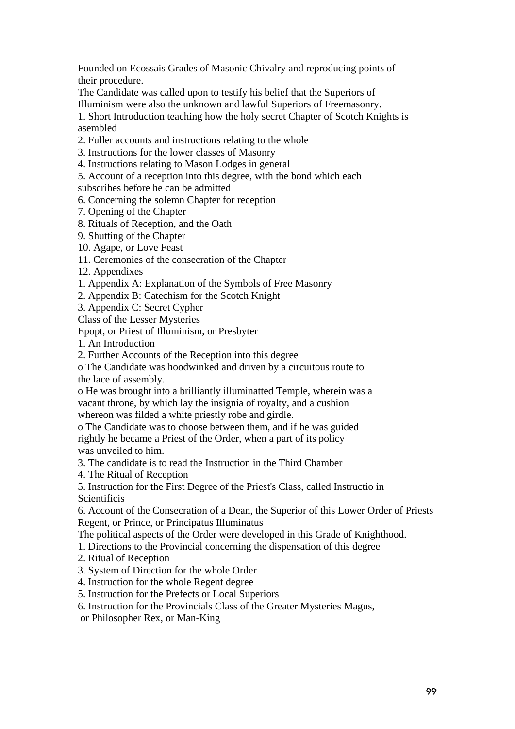Founded on Ecossais Grades of Masonic Chivalry and reproducing points of their procedure.

The Candidate was called upon to testify his belief that the Superiors of Illuminism were also the unknown and lawful Superiors of Freemasonry.

1. Short Introduction teaching how the holy secret Chapter of Scotch Knights is asembled
2. Fuller accounts and instructions relating to the whole
3. Instructions for the lower classes of Masonry
4. Instructions relating to Mason Lodges in general
5. Account of a reception into this degree, with the bond which each subscribes before he can be admitted
6. Concerning the solemn Chapter for reception
7. Opening of the Chapter
8. Rituals of Reception, and the Oath
9. Shutting of the Chapter
10. Agape, or Love Feast
11. Ceremonies of the consecration of the Chapter
12. Appendixes
    1. Appendix A: Explanation of the Symbols of Free Masonry
    2. Appendix B: Catechism for the Scotch Knight
    3. Appendix C: Secret Cypher

Class of the Lesser Mysteries

Epopt, or Priest of Illuminism, or Presbyter

1. An Introduction
2. Further Accounts of the Reception into this degree
    - The Candidate was hoodwinked and driven by a circuitous route to the lace of assembly.
    - He was brought into a brilliantly illuminatted Temple, wherein was a vacant throne, by which lay the insignia of royalty, and a cushion whereon was filded a white priestly robe and girdle.
    - The Candidate was to choose between them, and if he was guided rightly he became a Priest of the Order, when a part of its policy was unveiled to him.
3. The candidate is to read the Instruction in the Third Chamber
4. The Ritual of Reception
5. Instruction for the First Degree of the Priest's Class, called Instructio in Scientificis
6. Account of the Consecration of a Dean, the Superior of this Lower Order of Priests

Regent, or Prince, or Principatus Illuminatus

The political aspects of the Order were developed in this Grade of Knighthood.

1. Directions to the Provincial concerning the dispensation of this degree
2. Ritual of Reception
3. System of Direction for the whole Order
4. Instruction for the whole Regent degree
5. Instruction for the Prefects or Local Superiors
6. Instruction for the Provincials Class of the Greater Mysteries Magus, or Philosopher Rex, or Man-King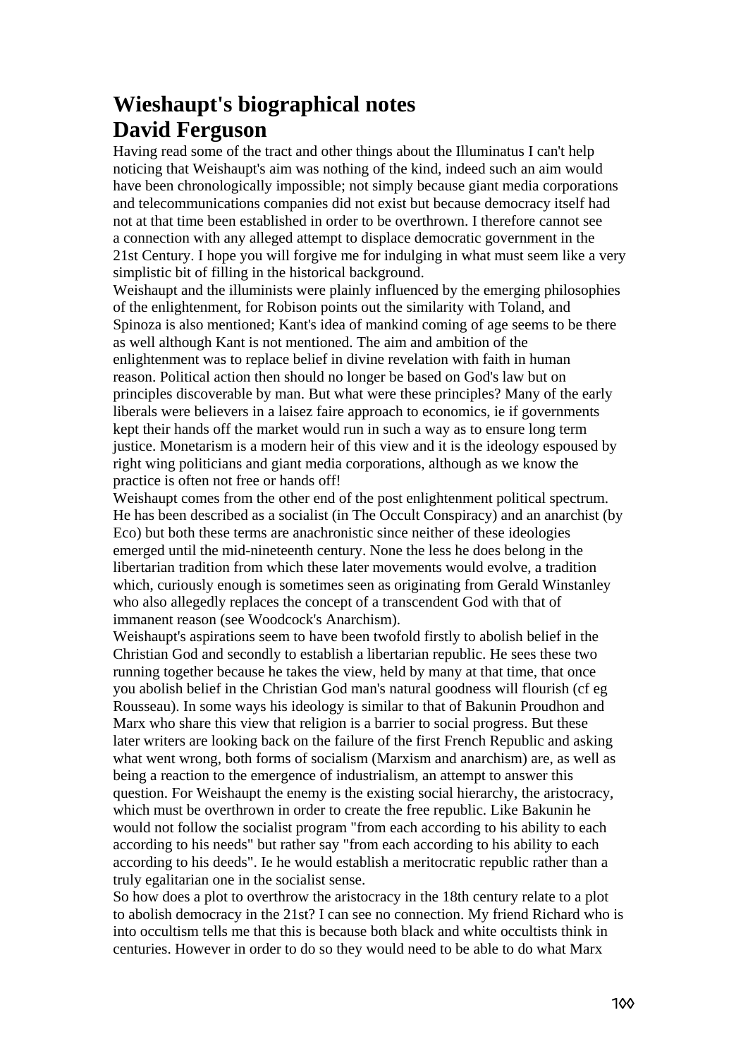# Wieshaupt's biographical notes
# David Ferguson

Having read some of the tract and other things about the Illuminatus I can't help noticing that Weishaupt's aim was nothing of the kind, indeed such an aim would have been chronologically impossible; not simply because giant media corporations and telecommunications companies did not exist but because democracy itself had not at that time been established in order to be overthrown. I therefore cannot see a connection with any alleged attempt to displace democratic government in the 21st Century. I hope you will forgive me for indulging in what must seem like a very simplistic bit of filling in the historical background.

Weishaupt and the illuminists were plainly influenced by the emerging philosophies of the enlightenment, for Robison points out the similarity with Toland, and Spinoza is also mentioned; Kant's idea of mankind coming of age seems to be there as well although Kant is not mentioned. The aim and ambition of the enlightenment was to replace belief in divine revelation with faith in human reason. Political action then should no longer be based on God's law but on principles discoverable by man. But what were these principles? Many of the early liberals were believers in a laisez faire approach to economics, ie if governments kept their hands off the market would run in such a way as to ensure long term justice. Monetarism is a modern heir of this view and it is the ideology espoused by right wing politicians and giant media corporations, although as we know the practice is often not free or hands off!

Weishaupt comes from the other end of the post enlightenment political spectrum. He has been described as a socialist (in The Occult Conspiracy) and an anarchist (by Eco) but both these terms are anachronistic since neither of these ideologies emerged until the mid-nineteenth century. None the less he does belong in the libertarian tradition from which these later movements would evolve, a tradition which, curiously enough is sometimes seen as originating from Gerald Winstanley who also allegedly replaces the concept of a transcendent God with that of immanent reason (see Woodcock's Anarchism).

Weishaupt's aspirations seem to have been twofold firstly to abolish belief in the Christian God and secondly to establish a libertarian republic. He sees these two running together because he takes the view, held by many at that time, that once you abolish belief in the Christian God man's natural goodness will flourish (cf eg Rousseau). In some ways his ideology is similar to that of Bakunin Proudhon and Marx who share this view that religion is a barrier to social progress. But these later writers are looking back on the failure of the first French Republic and asking what went wrong, both forms of socialism (Marxism and anarchism) are, as well as being a reaction to the emergence of industrialism, an attempt to answer this question. For Weishaupt the enemy is the existing social hierarchy, the aristocracy, which must be overthrown in order to create the free republic. Like Bakunin he would not follow the socialist program "from each according to his ability to each according to his needs" but rather say "from each according to his ability to each according to his deeds". Ie he would establish a meritocratic republic rather than a truly egalitarian one in the socialist sense.

So how does a plot to overthrow the aristocracy in the 18th century relate to a plot to abolish democracy in the 21st? I can see no connection. My friend Richard who is into occultism tells me that this is because both black and white occultists think in centuries. However in order to do so they would need to be able to do what Marx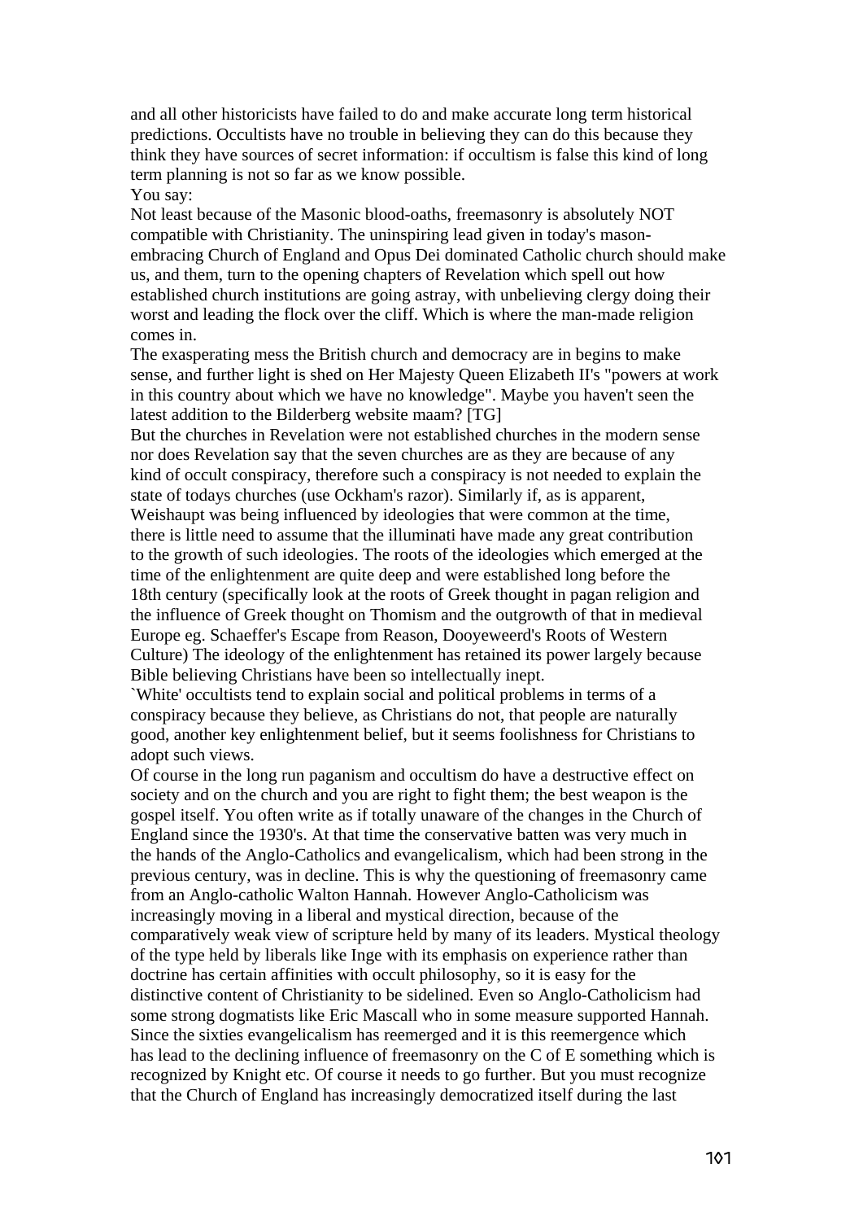and all other historicists have failed to do and make accurate long term historical predictions. Occultists have no trouble in believing they can do this because they think they have sources of secret information: if occultism is false this kind of long term planning is not so far as we know possible.

You say:

Not least because of the Masonic blood-oaths, freemasonry is absolutely NOT compatible with Christianity. The uninspiring lead given in today's mason-embracing Church of England and Opus Dei dominated Catholic church should make us, and them, turn to the opening chapters of Revelation which spell out how established church institutions are going astray, with unbelieving clergy doing their worst and leading the flock over the cliff. Which is where the man-made religion comes in.

The exasperating mess the British church and democracy are in begins to make sense, and further light is shed on Her Majesty Queen Elizabeth II's "powers at work in this country about which we have no knowledge". Maybe you haven't seen the latest addition to the Bilderberg website maam? [TG]

But the churches in Revelation were not established churches in the modern sense nor does Revelation say that the seven churches are as they are because of any kind of occult conspiracy, therefore such a conspiracy is not needed to explain the state of todays churches (use Ockham's razor). Similarly if, as is apparent, Weishaupt was being influenced by ideologies that were common at the time, there is little need to assume that the illuminati have made any great contribution to the growth of such ideologies. The roots of the ideologies which emerged at the time of the enlightenment are quite deep and were established long before the 18th century (specifically look at the roots of Greek thought in pagan religion and the influence of Greek thought on Thomism and the outgrowth of that in medieval Europe eg. Schaeffer's Escape from Reason, Dooyeweerd's Roots of Western Culture) The ideology of the enlightenment has retained its power largely because Bible believing Christians have been so intellectually inept.

`White' occultists tend to explain social and political problems in terms of a conspiracy because they believe, as Christians do not, that people are naturally good, another key enlightenment belief, but it seems foolishness for Christians to adopt such views.

Of course in the long run paganism and occultism do have a destructive effect on society and on the church and you are right to fight them; the best weapon is the gospel itself. You often write as if totally unaware of the changes in the Church of England since the 1930's. At that time the conservative batten was very much in the hands of the Anglo-Catholics and evangelicalism, which had been strong in the previous century, was in decline. This is why the questioning of freemasonry came from an Anglo-catholic Walton Hannah. However Anglo-Catholicism was increasingly moving in a liberal and mystical direction, because of the comparatively weak view of scripture held by many of its leaders. Mystical theology of the type held by liberals like Inge with its emphasis on experience rather than doctrine has certain affinities with occult philosophy, so it is easy for the distinctive content of Christianity to be sidelined. Even so Anglo-Catholicism had some strong dogmatists like Eric Mascall who in some measure supported Hannah. Since the sixties evangelicalism has reemerged and it is this reemergence which has lead to the declining influence of freemasonry on the C of E something which is recognized by Knight etc. Of course it needs to go further. But you must recognize that the Church of England has increasingly democratized itself during the last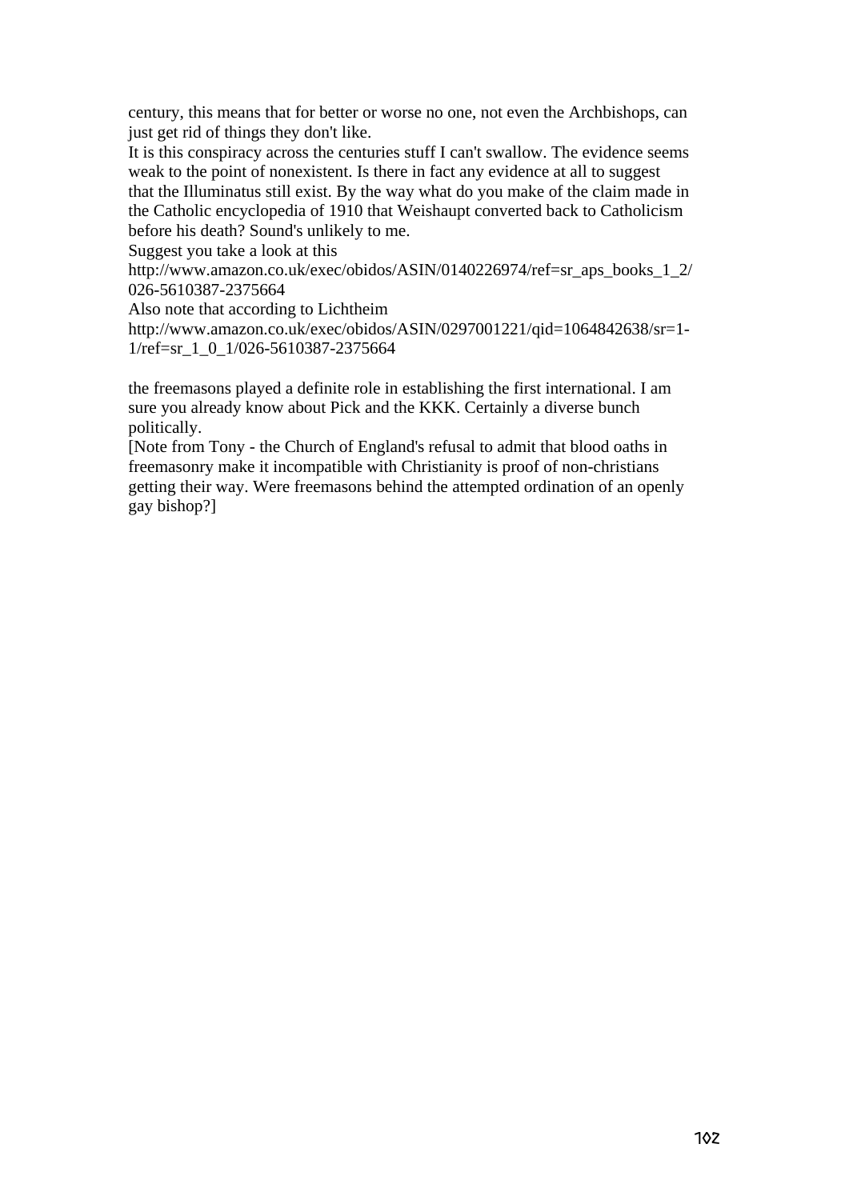century, this means that for better or worse no one, not even the Archbishops, can just get rid of things they don't like.

It is this conspiracy across the centuries stuff I can't swallow. The evidence seems weak to the point of nonexistent. Is there in fact any evidence at all to suggest that the Illuminatus still exist. By the way what do you make of the claim made in the Catholic encyclopedia of 1910 that Weishaupt converted back to Catholicism before his death? Sound's unlikely to me.

Suggest you take a look at this

http://www.amazon.co.uk/exec/obidos/ASIN/0140226974/ref=sr_aps_books_1_2/026-5610387-2375664

Also note that according to Lichtheim

http://www.amazon.co.uk/exec/obidos/ASIN/0297001221/qid=1064842638/sr=1-1/ref=sr_1_0_1/026-5610387-2375664

the freemasons played a definite role in establishing the first international. I am sure you already know about Pick and the KKK. Certainly a diverse bunch politically.

[Note from Tony - the Church of England's refusal to admit that blood oaths in freemasonry make it incompatible with Christianity is proof of non-christians getting their way. Were freemasons behind the attempted ordination of an openly gay bishop?]